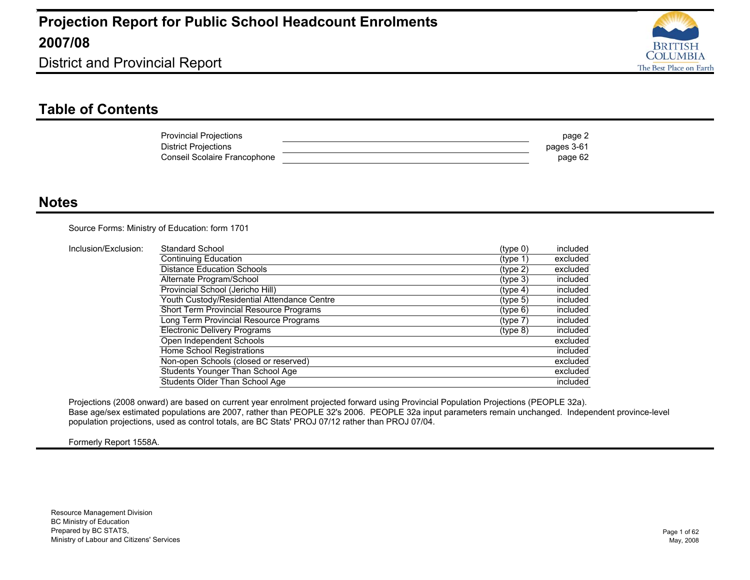# Projection Report for Public School Headcount Enrolments 2007/08

District and Provincial Report

## Table of Contents

| | |
|---|---|
| Provincial Projections | page 2 |
| District Projections | pages 3-61 |
| Conseil Scolaire Francophone | page 62 |

## Notes

Source Forms: Ministry of Education: form 1701

Inclusion/Exclusion:

| | | |
|---|---|---|
| Standard School | (type 0) | included |
| Continuing Education | (type 1) | excluded |
| Distance Education Schools | (type 2) | excluded |
| Alternate Program/School | (type 3) | included |
| Provincial School (Jericho Hill) | (type 4) | included |
| Youth Custody/Residential Attendance Centre | (type 5) | included |
| Short Term Provincial Resource Programs | (type 6) | included |
| Long Term Provincial Resource Programs | (type 7) | included |
| Electronic Delivery Programs | (type 8) | included |
| Open Independent Schools | | excluded |
| Home School Registrations | | included |
| Non-open Schools (closed or reserved) | | excluded |
| Students Younger Than School Age | | excluded |
| Students Older Than School Age | | included |

Projections (2008 onward) are based on current year enrolment projected forward using Provincial Population Projections (PEOPLE 32a). Base age/sex estimated populations are 2007, rather than PEOPLE 32's 2006. PEOPLE 32a input parameters remain unchanged. Independent province-level population projections, used as control totals, are BC Stats' PROJ 07/12 rather than PROJ 07/04.

Formerly Report 1558A.

Resource Management Division
BC Ministry of Education
Prepared by BC STATS,
Ministry of Labour and Citizens' Services

May, 2008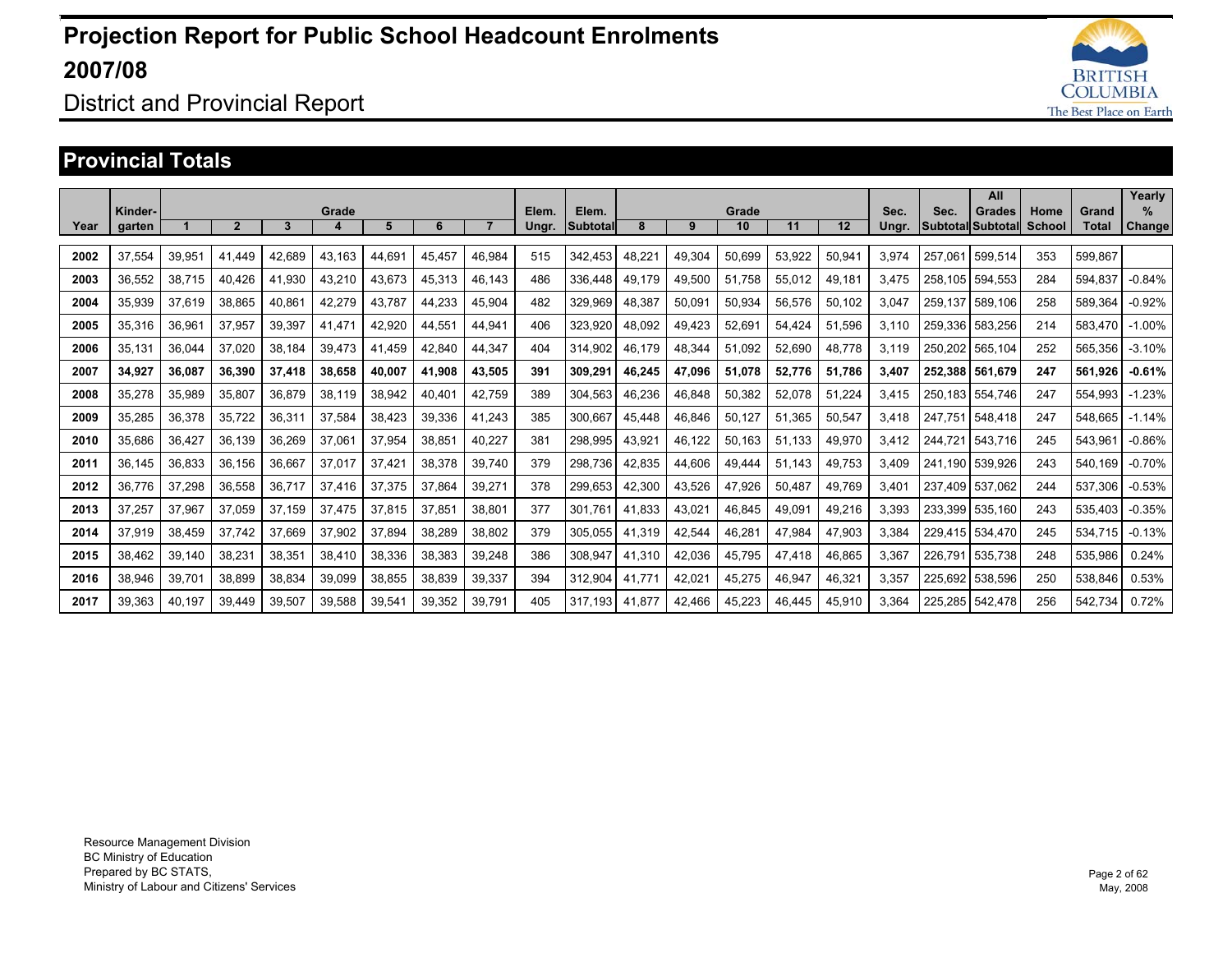# Projection Report for Public School Headcount Enrolments 2007/08

District and Provincial Report

## Provincial Totals

| Year | Kinder-garten | Grade 1 | 2 | 3 | 4 | 5 | 6 | 7 | Elem. Ungr. | Elem. Subtotal | Grade 8 | 9 | 10 | 11 | 12 | Sec. Ungr. | Sec. Subtotal | All Grades Subtotal | Home School | Grand Total | Yearly % Change |
|---|---|---|---|---|---|---|---|---|---|---|---|---|---|---|---|---|---|---|---|---|---|
| 2002 | 37,554 | 39,951 | 41,449 | 42,689 | 43,163 | 44,691 | 45,457 | 46,984 | 515 | 342,453 | 48,221 | 49,304 | 50,699 | 53,922 | 50,941 | 3,974 | 257,061 | 599,514 | 353 | 599,867 | |
| 2003 | 36,552 | 38,715 | 40,426 | 41,930 | 43,210 | 43,673 | 45,313 | 46,143 | 486 | 336,448 | 49,179 | 49,500 | 51,758 | 55,012 | 49,181 | 3,475 | 258,105 | 594,553 | 284 | 594,837 | -0.84% |
| 2004 | 35,939 | 37,619 | 38,865 | 40,861 | 42,279 | 43,787 | 44,233 | 45,904 | 482 | 329,969 | 48,387 | 50,091 | 50,934 | 56,576 | 50,102 | 3,047 | 259,137 | 589,106 | 258 | 589,364 | -0.92% |
| 2005 | 35,316 | 36,961 | 37,957 | 39,397 | 41,471 | 42,920 | 44,551 | 44,941 | 406 | 323,920 | 48,092 | 49,423 | 52,691 | 54,424 | 51,596 | 3,110 | 259,336 | 583,256 | 214 | 583,470 | -1.00% |
| 2006 | 35,131 | 36,044 | 37,020 | 38,184 | 39,473 | 41,459 | 42,840 | 44,347 | 404 | 314,902 | 46,179 | 48,344 | 51,092 | 52,690 | 48,778 | 3,119 | 250,202 | 565,104 | 252 | 565,356 | -3.10% |
| **2007** | **34,927** | **36,087** | **36,390** | **37,418** | **38,658** | **40,007** | **41,908** | **43,505** | **391** | **309,291** | **46,245** | **47,096** | **51,078** | **52,776** | **51,786** | **3,407** | **252,388** | **561,679** | **247** | **561,926** | **-0.61%** |
| 2008 | 35,278 | 35,989 | 35,807 | 36,879 | 38,119 | 38,942 | 40,401 | 42,759 | 389 | 304,563 | 46,236 | 46,848 | 50,382 | 52,078 | 51,224 | 3,415 | 250,183 | 554,746 | 247 | 554,993 | -1.23% |
| 2009 | 35,285 | 36,378 | 35,722 | 36,311 | 37,584 | 38,423 | 39,336 | 41,243 | 385 | 300,667 | 45,448 | 46,846 | 50,127 | 51,365 | 50,547 | 3,418 | 247,751 | 548,418 | 247 | 548,665 | -1.14% |
| 2010 | 35,686 | 36,427 | 36,139 | 36,269 | 37,061 | 37,954 | 38,851 | 40,227 | 381 | 298,995 | 43,921 | 46,122 | 50,163 | 51,133 | 49,970 | 3,412 | 244,721 | 543,716 | 245 | 543,961 | -0.86% |
| 2011 | 36,145 | 36,833 | 36,156 | 36,667 | 37,017 | 37,421 | 38,378 | 39,740 | 379 | 298,736 | 42,835 | 44,606 | 49,444 | 51,143 | 49,753 | 3,409 | 241,190 | 539,926 | 243 | 540,169 | -0.70% |
| 2012 | 36,776 | 37,298 | 36,558 | 36,717 | 37,416 | 37,375 | 37,864 | 39,271 | 378 | 299,653 | 42,300 | 43,526 | 47,926 | 50,487 | 49,769 | 3,401 | 237,409 | 537,062 | 244 | 537,306 | -0.53% |
| 2013 | 37,257 | 37,967 | 37,059 | 37,159 | 37,475 | 37,815 | 37,851 | 38,801 | 377 | 301,761 | 41,833 | 43,021 | 46,845 | 49,091 | 49,216 | 3,393 | 233,399 | 535,160 | 243 | 535,403 | -0.35% |
| 2014 | 37,919 | 38,459 | 37,742 | 37,669 | 37,902 | 37,894 | 38,289 | 38,802 | 379 | 305,055 | 41,319 | 42,544 | 46,281 | 47,984 | 47,903 | 3,384 | 229,415 | 534,470 | 245 | 534,715 | -0.13% |
| 2015 | 38,462 | 39,140 | 38,231 | 38,351 | 38,410 | 38,336 | 38,383 | 39,248 | 386 | 308,947 | 41,310 | 42,036 | 45,795 | 47,418 | 46,865 | 3,367 | 226,791 | 535,738 | 248 | 535,986 | 0.24% |
| 2016 | 38,946 | 39,701 | 38,899 | 38,834 | 39,099 | 38,855 | 38,839 | 39,337 | 394 | 312,904 | 41,771 | 42,021 | 45,275 | 46,947 | 46,321 | 3,357 | 225,692 | 538,596 | 250 | 538,846 | 0.53% |
| 2017 | 39,363 | 40,197 | 39,449 | 39,507 | 39,588 | 39,541 | 39,352 | 39,791 | 405 | 317,193 | 41,877 | 42,466 | 45,223 | 46,445 | 45,910 | 3,364 | 225,285 | 542,478 | 256 | 542,734 | 0.72% |

Resource Management Division
BC Ministry of Education
Prepared by BC STATS,
Ministry of Labour and Citizens' Services

May, 2008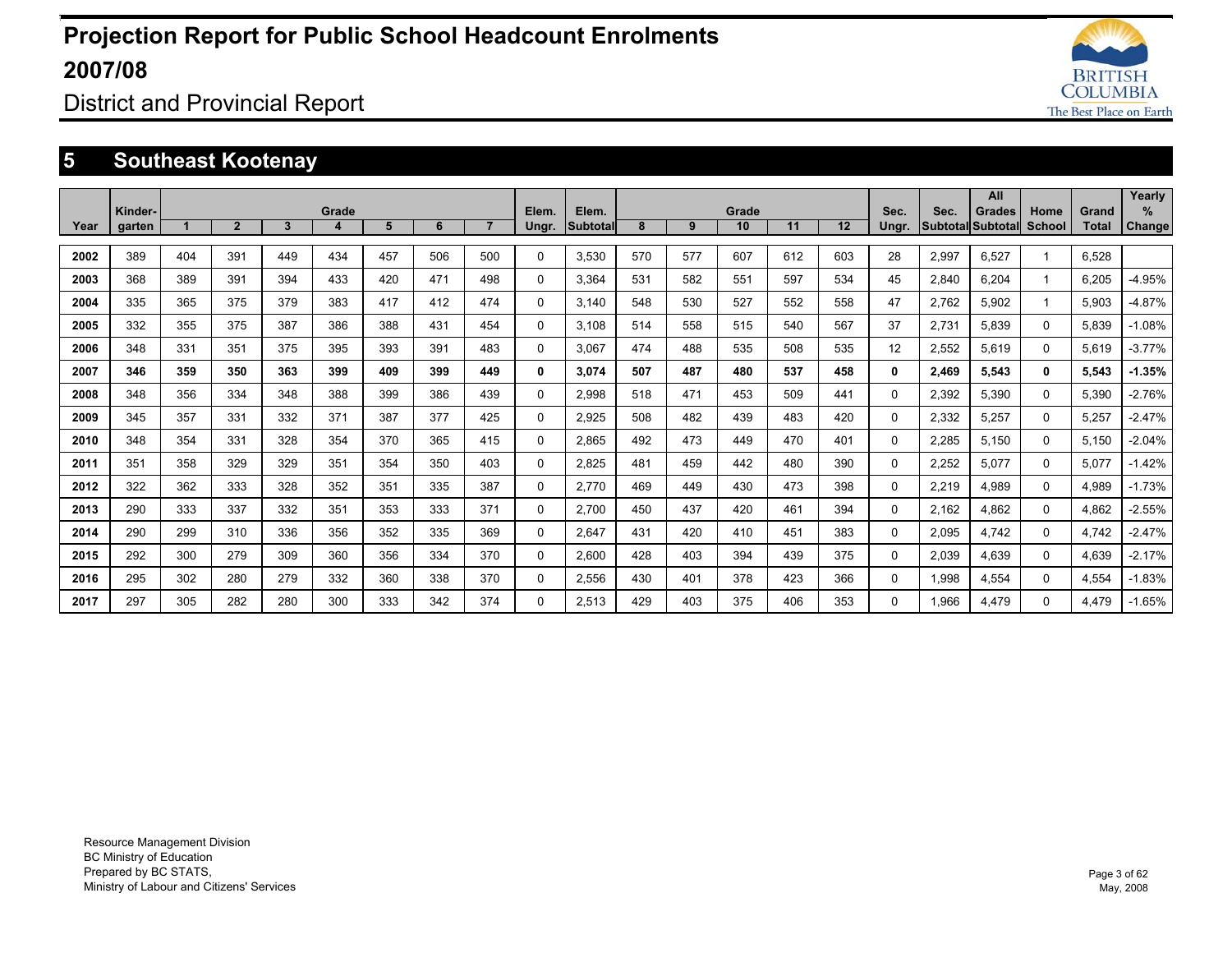# Projection Report for Public School Headcount Enrolments 2007/08

## District and Provincial Report

## 5 Southeast Kootenay

| Year | Kinder-garten | Grade 1 | 2 | 3 | 4 | 5 | 6 | 7 | Elem. Ungr. | Elem. Subtotal | Grade 8 | 9 | 10 | 11 | 12 | Sec. Ungr. | Sec. Subtotal | All Grades Subtotal | Home School | Grand Total | Yearly % Change |
|---|---|---|---|---|---|---|---|---|---|---|---|---|---|---|---|---|---|---|---|---|---|
| **2002** | 389 | 404 | 391 | 449 | 434 | 457 | 506 | 500 | 0 | 3,530 | 570 | 577 | 607 | 612 | 603 | 28 | 2,997 | 6,527 | 1 | 6,528 | |
| **2003** | 368 | 389 | 391 | 394 | 433 | 420 | 471 | 498 | 0 | 3,364 | 531 | 582 | 551 | 597 | 534 | 45 | 2,840 | 6,204 | 1 | 6,205 | -4.95% |
| **2004** | 335 | 365 | 375 | 379 | 383 | 417 | 412 | 474 | 0 | 3,140 | 548 | 530 | 527 | 552 | 558 | 47 | 2,762 | 5,902 | 1 | 5,903 | -4.87% |
| **2005** | 332 | 355 | 375 | 387 | 386 | 388 | 431 | 454 | 0 | 3,108 | 514 | 558 | 515 | 540 | 567 | 37 | 2,731 | 5,839 | 0 | 5,839 | -1.08% |
| **2006** | 348 | 331 | 351 | 375 | 395 | 393 | 391 | 483 | 0 | 3,067 | 474 | 488 | 535 | 508 | 535 | 12 | 2,552 | 5,619 | 0 | 5,619 | -3.77% |
| **2007** | **346** | **359** | **350** | **363** | **399** | **409** | **399** | **449** | **0** | **3,074** | **507** | **487** | **480** | **537** | **458** | **0** | **2,469** | **5,543** | **0** | **5,543** | **-1.35%** |
| **2008** | 348 | 356 | 334 | 348 | 388 | 399 | 386 | 439 | 0 | 2,998 | 518 | 471 | 453 | 509 | 441 | 0 | 2,392 | 5,390 | 0 | 5,390 | -2.76% |
| **2009** | 345 | 357 | 331 | 332 | 371 | 387 | 377 | 425 | 0 | 2,925 | 508 | 482 | 439 | 483 | 420 | 0 | 2,332 | 5,257 | 0 | 5,257 | -2.47% |
| **2010** | 348 | 354 | 331 | 328 | 354 | 370 | 365 | 415 | 0 | 2,865 | 492 | 473 | 449 | 470 | 401 | 0 | 2,285 | 5,150 | 0 | 5,150 | -2.04% |
| **2011** | 351 | 358 | 329 | 329 | 351 | 354 | 350 | 403 | 0 | 2,825 | 481 | 459 | 442 | 480 | 390 | 0 | 2,252 | 5,077 | 0 | 5,077 | -1.42% |
| **2012** | 322 | 362 | 333 | 328 | 352 | 351 | 335 | 387 | 0 | 2,770 | 469 | 449 | 430 | 473 | 398 | 0 | 2,219 | 4,989 | 0 | 4,989 | -1.73% |
| **2013** | 290 | 333 | 337 | 332 | 351 | 353 | 333 | 371 | 0 | 2,700 | 450 | 437 | 420 | 461 | 394 | 0 | 2,162 | 4,862 | 0 | 4,862 | -2.55% |
| **2014** | 290 | 299 | 310 | 336 | 356 | 352 | 335 | 369 | 0 | 2,647 | 431 | 420 | 410 | 451 | 383 | 0 | 2,095 | 4,742 | 0 | 4,742 | -2.47% |
| **2015** | 292 | 300 | 279 | 309 | 360 | 356 | 334 | 370 | 0 | 2,600 | 428 | 403 | 394 | 439 | 375 | 0 | 2,039 | 4,639 | 0 | 4,639 | -2.17% |
| **2016** | 295 | 302 | 280 | 279 | 332 | 360 | 338 | 370 | 0 | 2,556 | 430 | 401 | 378 | 423 | 366 | 0 | 1,998 | 4,554 | 0 | 4,554 | -1.83% |
| **2017** | 297 | 305 | 282 | 280 | 300 | 333 | 342 | 374 | 0 | 2,513 | 429 | 403 | 375 | 406 | 353 | 0 | 1,966 | 4,479 | 0 | 4,479 | -1.65% |

Resource Management Division
BC Ministry of Education
Prepared by BC STATS,
Ministry of Labour and Citizens' Services

May, 2008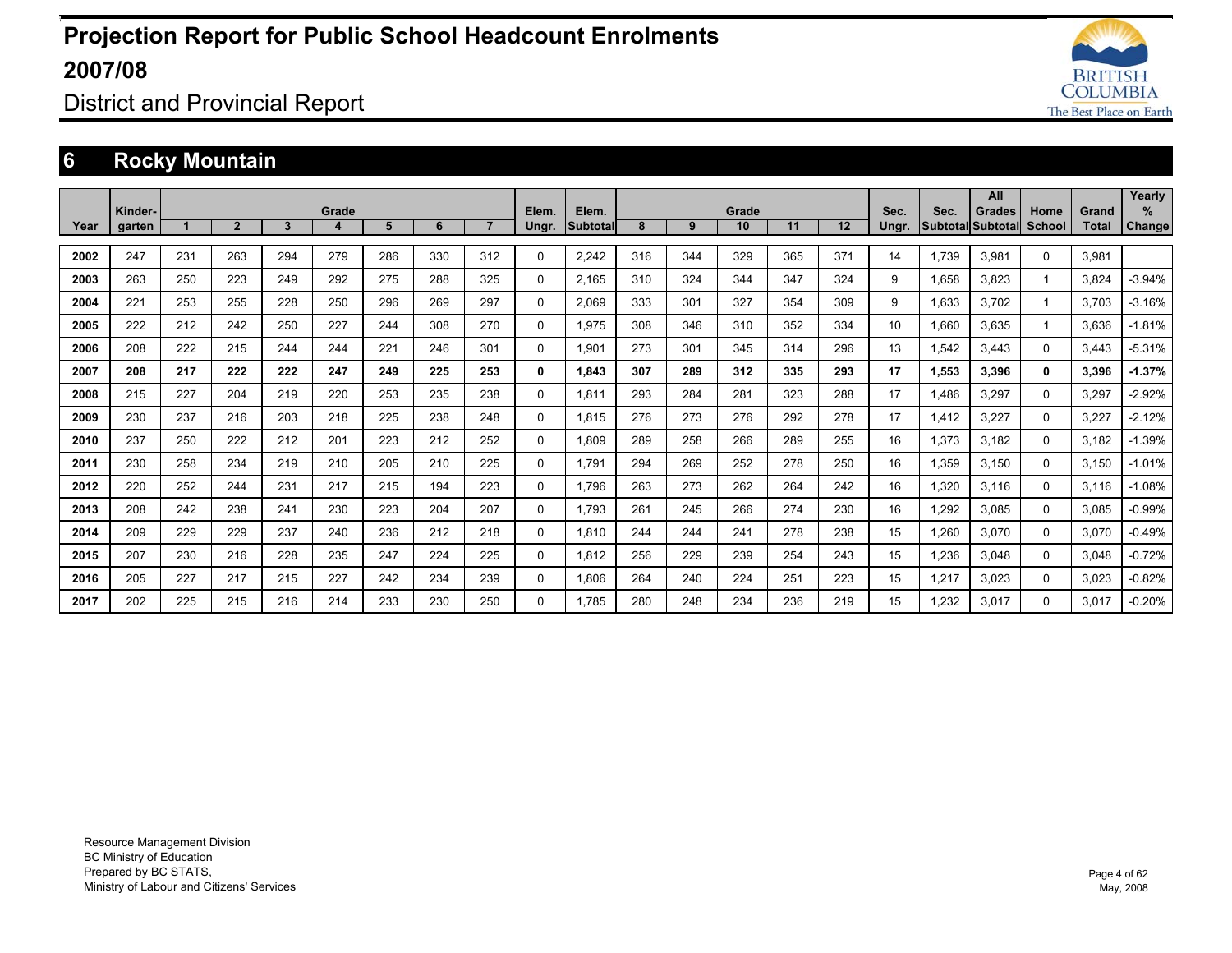# Projection Report for Public School Headcount Enrolments 2007/08

## District and Provincial Report

## 6 Rocky Mountain

| Year | Kinder-garten | Grade 1 | 2 | 3 | 4 | 5 | 6 | 7 | Elem. Ungr. | Elem. Subtotal | Grade 8 | 9 | 10 | 11 | 12 | Sec. Ungr. | Sec. Subtotal | All Grades Subtotal | Home School | Grand Total | Yearly % Change |
|---|---|---|---|---|---|---|---|---|---|---|---|---|---|---|---|---|---|---|---|---|---|
| **2002** | 247 | 231 | 263 | 294 | 279 | 286 | 330 | 312 | 0 | 2,242 | 316 | 344 | 329 | 365 | 371 | 14 | 1,739 | 3,981 | 0 | 3,981 | |
| **2003** | 263 | 250 | 223 | 249 | 292 | 275 | 288 | 325 | 0 | 2,165 | 310 | 324 | 344 | 347 | 324 | 9 | 1,658 | 3,823 | 1 | 3,824 | -3.94% |
| **2004** | 221 | 253 | 255 | 228 | 250 | 296 | 269 | 297 | 0 | 2,069 | 333 | 301 | 327 | 354 | 309 | 9 | 1,633 | 3,702 | 1 | 3,703 | -3.16% |
| **2005** | 222 | 212 | 242 | 250 | 227 | 244 | 308 | 270 | 0 | 1,975 | 308 | 346 | 310 | 352 | 334 | 10 | 1,660 | 3,635 | 1 | 3,636 | -1.81% |
| **2006** | 208 | 222 | 215 | 244 | 244 | 221 | 246 | 301 | 0 | 1,901 | 273 | 301 | 345 | 314 | 296 | 13 | 1,542 | 3,443 | 0 | 3,443 | -5.31% |
| **2007** | **208** | **217** | **222** | **222** | **247** | **249** | **225** | **253** | **0** | **1,843** | **307** | **289** | **312** | **335** | **293** | **17** | **1,553** | **3,396** | **0** | **3,396** | **-1.37%** |
| **2008** | 215 | 227 | 204 | 219 | 220 | 253 | 235 | 238 | 0 | 1,811 | 293 | 284 | 281 | 323 | 288 | 17 | 1,486 | 3,297 | 0 | 3,297 | -2.92% |
| **2009** | 230 | 237 | 216 | 203 | 218 | 225 | 238 | 248 | 0 | 1,815 | 276 | 273 | 276 | 292 | 278 | 17 | 1,412 | 3,227 | 0 | 3,227 | -2.12% |
| **2010** | 237 | 250 | 222 | 212 | 201 | 223 | 212 | 252 | 0 | 1,809 | 289 | 258 | 266 | 289 | 255 | 16 | 1,373 | 3,182 | 0 | 3,182 | -1.39% |
| **2011** | 230 | 258 | 234 | 219 | 210 | 205 | 210 | 225 | 0 | 1,791 | 294 | 269 | 252 | 278 | 250 | 16 | 1,359 | 3,150 | 0 | 3,150 | -1.01% |
| **2012** | 220 | 252 | 244 | 231 | 217 | 215 | 194 | 223 | 0 | 1,796 | 263 | 273 | 262 | 264 | 242 | 16 | 1,320 | 3,116 | 0 | 3,116 | -1.08% |
| **2013** | 208 | 242 | 238 | 241 | 230 | 223 | 204 | 207 | 0 | 1,793 | 261 | 245 | 266 | 274 | 230 | 16 | 1,292 | 3,085 | 0 | 3,085 | -0.99% |
| **2014** | 209 | 229 | 229 | 237 | 240 | 236 | 212 | 218 | 0 | 1,810 | 244 | 244 | 241 | 278 | 238 | 15 | 1,260 | 3,070 | 0 | 3,070 | -0.49% |
| **2015** | 207 | 230 | 216 | 228 | 235 | 247 | 224 | 225 | 0 | 1,812 | 256 | 229 | 239 | 254 | 243 | 15 | 1,236 | 3,048 | 0 | 3,048 | -0.72% |
| **2016** | 205 | 227 | 217 | 215 | 227 | 242 | 234 | 239 | 0 | 1,806 | 264 | 240 | 224 | 251 | 223 | 15 | 1,217 | 3,023 | 0 | 3,023 | -0.82% |
| **2017** | 202 | 225 | 215 | 216 | 214 | 233 | 230 | 250 | 0 | 1,785 | 280 | 248 | 234 | 236 | 219 | 15 | 1,232 | 3,017 | 0 | 3,017 | -0.20% |

Resource Management Division
BC Ministry of Education
Prepared by BC STATS,
Ministry of Labour and Citizens' Services

May, 2008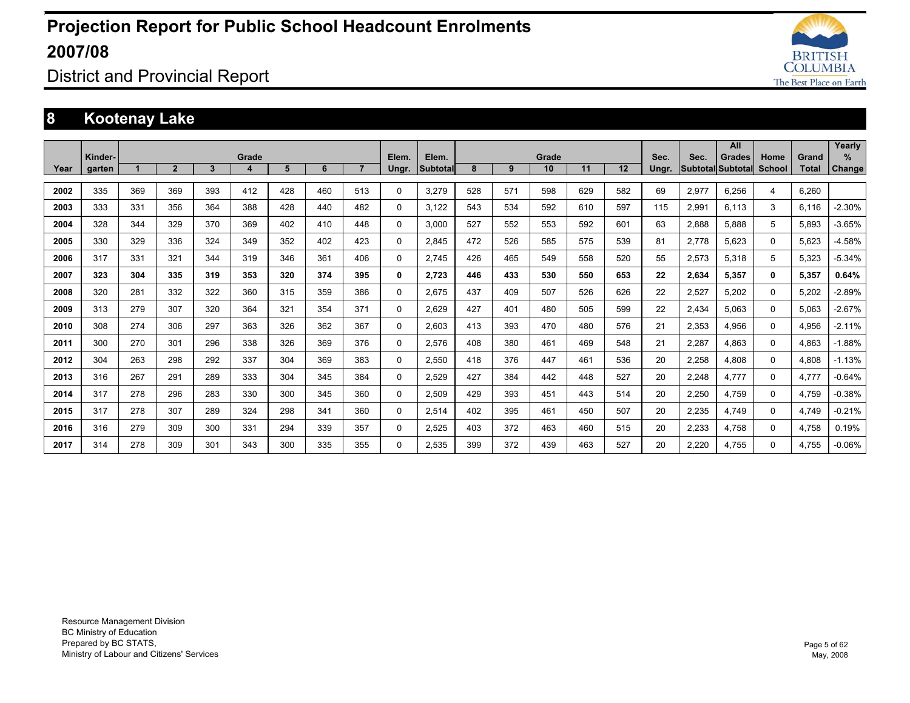# Projection Report for Public School Headcount Enrolments 2007/08

District and Provincial Report

## 8 Kootenay Lake

| Year | Kinder-garten | Grade 1 | 2 | 3 | 4 | 5 | 6 | 7 | Elem. Ungr. | Elem. Subtotal | Grade 8 | 9 | 10 | 11 | 12 | Sec. Ungr. | Sec. Subtotal | All Grades Subtotal | Home School | Grand Total | Yearly % Change |
|---|---|---|---|---|---|---|---|---|---|---|---|---|---|---|---|---|---|---|---|---|---|
| 2002 | 335 | 369 | 369 | 393 | 412 | 428 | 460 | 513 | 0 | 3,279 | 528 | 571 | 598 | 629 | 582 | 69 | 2,977 | 6,256 | 4 | 6,260 | |
| 2003 | 333 | 331 | 356 | 364 | 388 | 428 | 440 | 482 | 0 | 3,122 | 543 | 534 | 592 | 610 | 597 | 115 | 2,991 | 6,113 | 3 | 6,116 | -2.30% |
| 2004 | 328 | 344 | 329 | 370 | 369 | 402 | 410 | 448 | 0 | 3,000 | 527 | 552 | 553 | 592 | 601 | 63 | 2,888 | 5,888 | 5 | 5,893 | -3.65% |
| 2005 | 330 | 329 | 336 | 324 | 349 | 352 | 402 | 423 | 0 | 2,845 | 472 | 526 | 585 | 575 | 539 | 81 | 2,778 | 5,623 | 0 | 5,623 | -4.58% |
| 2006 | 317 | 331 | 321 | 344 | 319 | 346 | 361 | 406 | 0 | 2,745 | 426 | 465 | 549 | 558 | 520 | 55 | 2,573 | 5,318 | 5 | 5,323 | -5.34% |
| **2007** | **323** | **304** | **335** | **319** | **353** | **320** | **374** | **395** | **0** | **2,723** | **446** | **433** | **530** | **550** | **653** | **22** | **2,634** | **5,357** | **0** | **5,357** | **0.64%** |
| 2008 | 320 | 281 | 332 | 322 | 360 | 315 | 359 | 386 | 0 | 2,675 | 437 | 409 | 507 | 526 | 626 | 22 | 2,527 | 5,202 | 0 | 5,202 | -2.89% |
| 2009 | 313 | 279 | 307 | 320 | 364 | 321 | 354 | 371 | 0 | 2,629 | 427 | 401 | 480 | 505 | 599 | 22 | 2,434 | 5,063 | 0 | 5,063 | -2.67% |
| 2010 | 308 | 274 | 306 | 297 | 363 | 326 | 362 | 367 | 0 | 2,603 | 413 | 393 | 470 | 480 | 576 | 21 | 2,353 | 4,956 | 0 | 4,956 | -2.11% |
| 2011 | 300 | 270 | 301 | 296 | 338 | 326 | 369 | 376 | 0 | 2,576 | 408 | 380 | 461 | 469 | 548 | 21 | 2,287 | 4,863 | 0 | 4,863 | -1.88% |
| 2012 | 304 | 263 | 298 | 292 | 337 | 304 | 369 | 383 | 0 | 2,550 | 418 | 376 | 447 | 461 | 536 | 20 | 2,258 | 4,808 | 0 | 4,808 | -1.13% |
| 2013 | 316 | 267 | 291 | 289 | 333 | 304 | 345 | 384 | 0 | 2,529 | 427 | 384 | 442 | 448 | 527 | 20 | 2,248 | 4,777 | 0 | 4,777 | -0.64% |
| 2014 | 317 | 278 | 296 | 283 | 330 | 300 | 345 | 360 | 0 | 2,509 | 429 | 393 | 451 | 443 | 514 | 20 | 2,250 | 4,759 | 0 | 4,759 | -0.38% |
| 2015 | 317 | 278 | 307 | 289 | 324 | 298 | 341 | 360 | 0 | 2,514 | 402 | 395 | 461 | 450 | 507 | 20 | 2,235 | 4,749 | 0 | 4,749 | -0.21% |
| 2016 | 316 | 279 | 309 | 300 | 331 | 294 | 339 | 357 | 0 | 2,525 | 403 | 372 | 463 | 460 | 515 | 20 | 2,233 | 4,758 | 0 | 4,758 | 0.19% |
| 2017 | 314 | 278 | 309 | 301 | 343 | 300 | 335 | 355 | 0 | 2,535 | 399 | 372 | 439 | 463 | 527 | 20 | 2,220 | 4,755 | 0 | 4,755 | -0.06% |

Resource Management Division
BC Ministry of Education
Prepared by BC STATS,
Ministry of Labour and Citizens' Services

May, 2008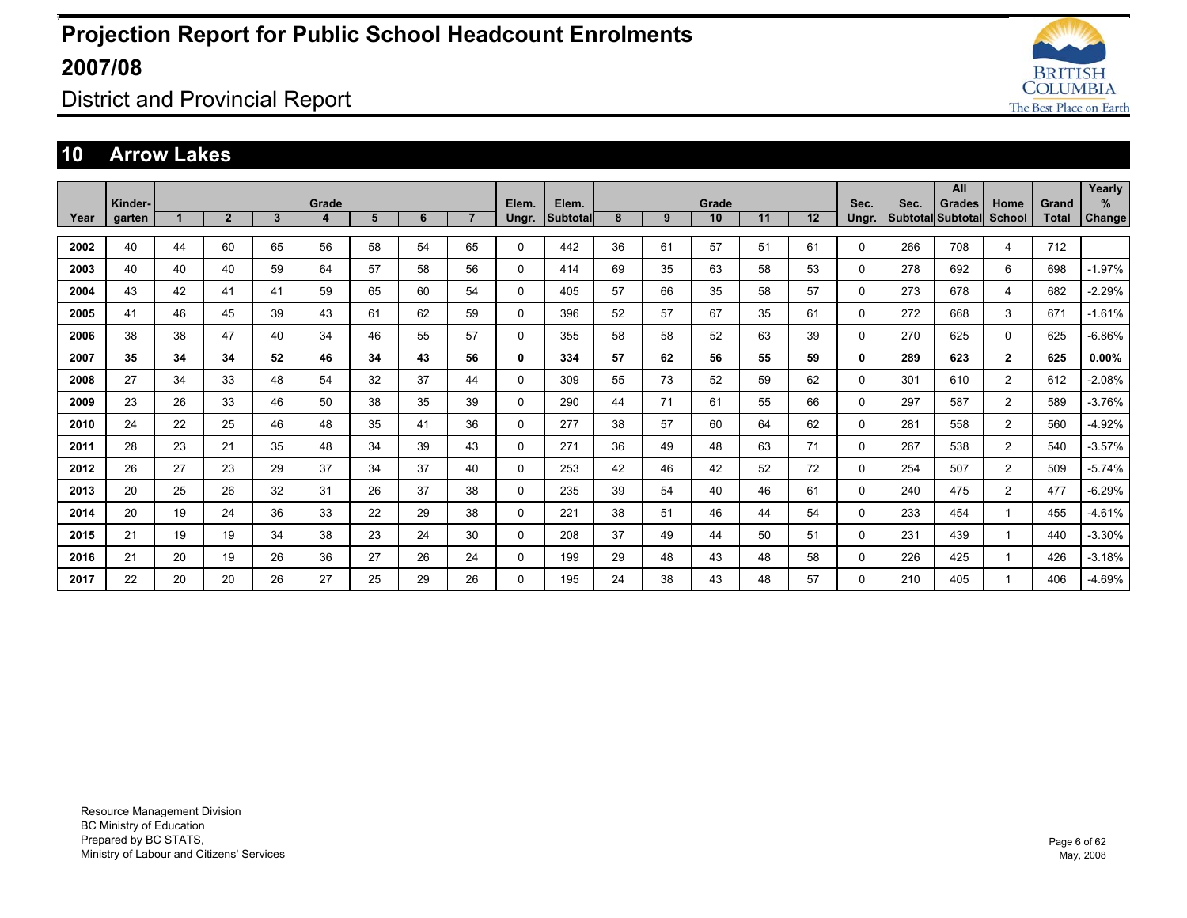# Projection Report for Public School Headcount Enrolments 2007/08

District and Provincial Report

## 10 Arrow Lakes

| Year | Kinder-garten | Grade 1 | 2 | 3 | 4 | 5 | 6 | 7 | Elem. Ungr. | Elem. Subtotal | Grade 8 | 9 | 10 | 11 | 12 | Sec. Ungr. | Sec. Subtotal | All Grades Subtotal | Home School | Grand Total | Yearly % Change |
|---|---|---|---|---|---|---|---|---|---|---|---|---|---|---|---|---|---|---|---|---|---|
| **2002** | 40 | 44 | 60 | 65 | 56 | 58 | 54 | 65 | 0 | 442 | 36 | 61 | 57 | 51 | 61 | 0 | 266 | 708 | 4 | 712 | |
| **2003** | 40 | 40 | 40 | 59 | 64 | 57 | 58 | 56 | 0 | 414 | 69 | 35 | 63 | 58 | 53 | 0 | 278 | 692 | 6 | 698 | -1.97% |
| **2004** | 43 | 42 | 41 | 41 | 59 | 65 | 60 | 54 | 0 | 405 | 57 | 66 | 35 | 58 | 57 | 0 | 273 | 678 | 4 | 682 | -2.29% |
| **2005** | 41 | 46 | 45 | 39 | 43 | 61 | 62 | 59 | 0 | 396 | 52 | 57 | 67 | 35 | 61 | 0 | 272 | 668 | 3 | 671 | -1.61% |
| **2006** | 38 | 38 | 47 | 40 | 34 | 46 | 55 | 57 | 0 | 355 | 58 | 58 | 52 | 63 | 39 | 0 | 270 | 625 | 0 | 625 | -6.86% |
| **2007** | **35** | **34** | **34** | **52** | **46** | **34** | **43** | **56** | **0** | **334** | **57** | **62** | **56** | **55** | **59** | **0** | **289** | **623** | **2** | **625** | **0.00%** |
| **2008** | 27 | 34 | 33 | 48 | 54 | 32 | 37 | 44 | 0 | 309 | 55 | 73 | 52 | 59 | 62 | 0 | 301 | 610 | 2 | 612 | -2.08% |
| **2009** | 23 | 26 | 33 | 46 | 50 | 38 | 35 | 39 | 0 | 290 | 44 | 71 | 61 | 55 | 66 | 0 | 297 | 587 | 2 | 589 | -3.76% |
| **2010** | 24 | 22 | 25 | 46 | 48 | 35 | 41 | 36 | 0 | 277 | 38 | 57 | 60 | 64 | 62 | 0 | 281 | 558 | 2 | 560 | -4.92% |
| **2011** | 28 | 23 | 21 | 35 | 48 | 34 | 39 | 43 | 0 | 271 | 36 | 49 | 48 | 63 | 71 | 0 | 267 | 538 | 2 | 540 | -3.57% |
| **2012** | 26 | 27 | 23 | 29 | 37 | 34 | 37 | 40 | 0 | 253 | 42 | 46 | 42 | 52 | 72 | 0 | 254 | 507 | 2 | 509 | -5.74% |
| **2013** | 20 | 25 | 26 | 32 | 31 | 26 | 37 | 38 | 0 | 235 | 39 | 54 | 40 | 46 | 61 | 0 | 240 | 475 | 2 | 477 | -6.29% |
| **2014** | 20 | 19 | 24 | 36 | 33 | 22 | 29 | 38 | 0 | 221 | 38 | 51 | 46 | 44 | 54 | 0 | 233 | 454 | 1 | 455 | -4.61% |
| **2015** | 21 | 19 | 19 | 34 | 38 | 23 | 24 | 30 | 0 | 208 | 37 | 49 | 44 | 50 | 51 | 0 | 231 | 439 | 1 | 440 | -3.30% |
| **2016** | 21 | 20 | 19 | 26 | 36 | 27 | 26 | 24 | 0 | 199 | 29 | 48 | 43 | 48 | 58 | 0 | 226 | 425 | 1 | 426 | -3.18% |
| **2017** | 22 | 20 | 20 | 26 | 27 | 25 | 29 | 26 | 0 | 195 | 24 | 38 | 43 | 48 | 57 | 0 | 210 | 405 | 1 | 406 | -4.69% |

Resource Management Division
BC Ministry of Education
Prepared by BC STATS,
Ministry of Labour and Citizens' Services

May, 2008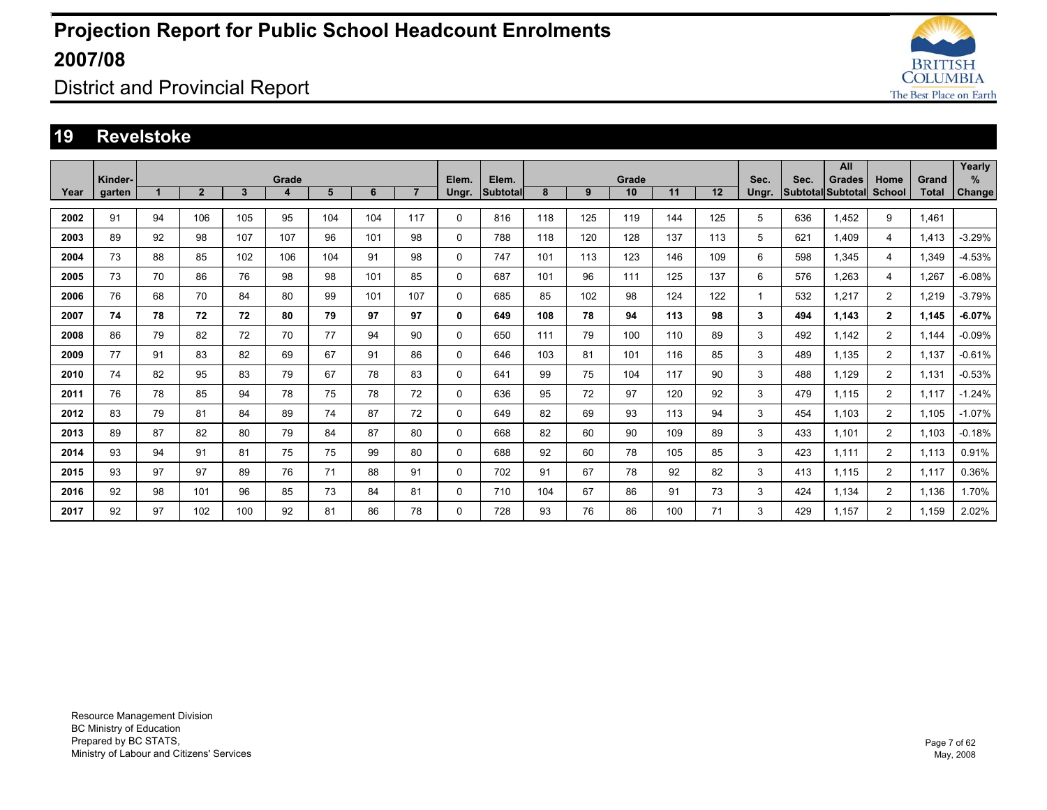# Projection Report for Public School Headcount Enrolments 2007/08

District and Provincial Report

## 19 Revelstoke

| Year | Kinder-garten | Grade 1 | 2 | 3 | 4 | 5 | 6 | 7 | Elem. Ungr. | Elem. Subtotal | Grade 8 | 9 | 10 | 11 | 12 | Sec. Ungr. | Sec. Subtotal | All Grades Subtotal | Home School | Grand Total | Yearly % Change |
|---|---|---|---|---|---|---|---|---|---|---|---|---|---|---|---|---|---|---|---|---|---|
| 2002 | 91 | 94 | 106 | 105 | 95 | 104 | 104 | 117 | 0 | 816 | 118 | 125 | 119 | 144 | 125 | 5 | 636 | 1,452 | 9 | 1,461 | |
| 2003 | 89 | 92 | 98 | 107 | 107 | 96 | 101 | 98 | 0 | 788 | 118 | 120 | 128 | 137 | 113 | 5 | 621 | 1,409 | 4 | 1,413 | -3.29% |
| 2004 | 73 | 88 | 85 | 102 | 106 | 104 | 91 | 98 | 0 | 747 | 101 | 113 | 123 | 146 | 109 | 6 | 598 | 1,345 | 4 | 1,349 | -4.53% |
| 2005 | 73 | 70 | 86 | 76 | 98 | 98 | 101 | 85 | 0 | 687 | 101 | 96 | 111 | 125 | 137 | 6 | 576 | 1,263 | 4 | 1,267 | -6.08% |
| 2006 | 76 | 68 | 70 | 84 | 80 | 99 | 101 | 107 | 0 | 685 | 85 | 102 | 98 | 124 | 122 | 1 | 532 | 1,217 | 2 | 1,219 | -3.79% |
| **2007** | **74** | **78** | **72** | **72** | **80** | **79** | **97** | **97** | **0** | **649** | **108** | **78** | **94** | **113** | **98** | **3** | **494** | **1,143** | **2** | **1,145** | **-6.07%** |
| 2008 | 86 | 79 | 82 | 72 | 70 | 77 | 94 | 90 | 0 | 650 | 111 | 79 | 100 | 110 | 89 | 3 | 492 | 1,142 | 2 | 1,144 | -0.09% |
| 2009 | 77 | 91 | 83 | 82 | 69 | 67 | 91 | 86 | 0 | 646 | 103 | 81 | 101 | 116 | 85 | 3 | 489 | 1,135 | 2 | 1,137 | -0.61% |
| 2010 | 74 | 82 | 95 | 83 | 79 | 67 | 78 | 83 | 0 | 641 | 99 | 75 | 104 | 117 | 90 | 3 | 488 | 1,129 | 2 | 1,131 | -0.53% |
| 2011 | 76 | 78 | 85 | 94 | 78 | 75 | 78 | 72 | 0 | 636 | 95 | 72 | 97 | 120 | 92 | 3 | 479 | 1,115 | 2 | 1,117 | -1.24% |
| 2012 | 83 | 79 | 81 | 84 | 89 | 74 | 87 | 72 | 0 | 649 | 82 | 69 | 93 | 113 | 94 | 3 | 454 | 1,103 | 2 | 1,105 | -1.07% |
| 2013 | 89 | 87 | 82 | 80 | 79 | 84 | 87 | 80 | 0 | 668 | 82 | 60 | 90 | 109 | 89 | 3 | 433 | 1,101 | 2 | 1,103 | -0.18% |
| 2014 | 93 | 94 | 91 | 81 | 75 | 75 | 99 | 80 | 0 | 688 | 92 | 60 | 78 | 105 | 85 | 3 | 423 | 1,111 | 2 | 1,113 | 0.91% |
| 2015 | 93 | 97 | 97 | 89 | 76 | 71 | 88 | 91 | 0 | 702 | 91 | 67 | 78 | 92 | 82 | 3 | 413 | 1,115 | 2 | 1,117 | 0.36% |
| 2016 | 92 | 98 | 101 | 96 | 85 | 73 | 84 | 81 | 0 | 710 | 104 | 67 | 86 | 91 | 73 | 3 | 424 | 1,134 | 2 | 1,136 | 1.70% |
| 2017 | 92 | 97 | 102 | 100 | 92 | 81 | 86 | 78 | 0 | 728 | 93 | 76 | 86 | 100 | 71 | 3 | 429 | 1,157 | 2 | 1,159 | 2.02% |

Resource Management Division
BC Ministry of Education
Prepared by BC STATS,
Ministry of Labour and Citizens' Services

May, 2008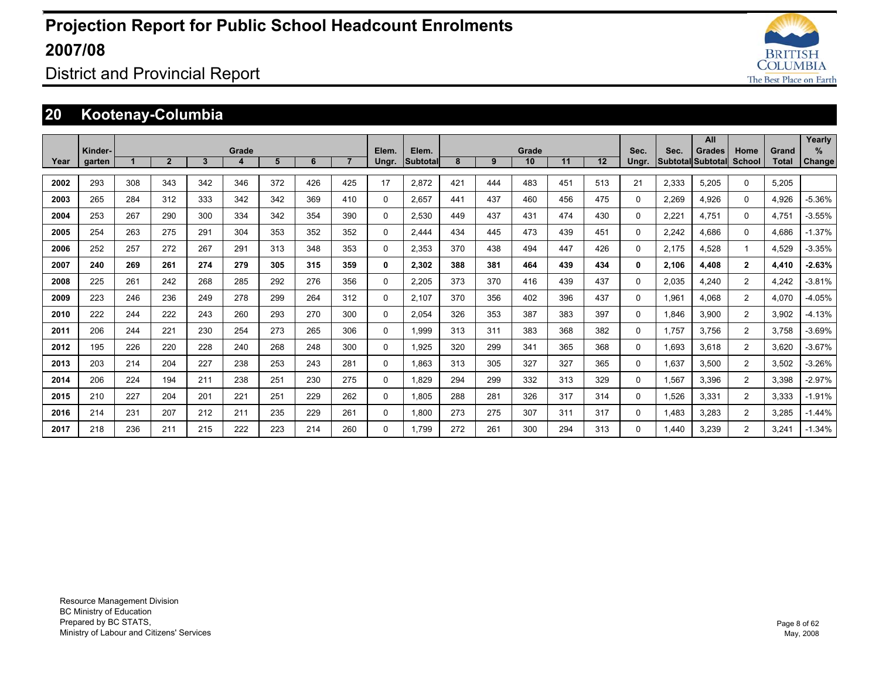# Projection Report for Public School Headcount Enrolments 2007/08

District and Provincial Report

## 20 Kootenay-Columbia

| Year | Kinder-garten | Grade 1 | 2 | 3 | 4 | 5 | 6 | 7 | Elem. Ungr. | Elem. Subtotal | Grade 8 | 9 | 10 | 11 | 12 | Sec. Ungr. | Sec. Subtotal | All Grades Subtotal | Home School | Grand Total | Yearly % Change |
|---|---|---|---|---|---|---|---|---|---|---|---|---|---|---|---|---|---|---|---|---|---|
| 2002 | 293 | 308 | 343 | 342 | 346 | 372 | 426 | 425 | 17 | 2,872 | 421 | 444 | 483 | 451 | 513 | 21 | 2,333 | 5,205 | 0 | 5,205 | |
| 2003 | 265 | 284 | 312 | 333 | 342 | 342 | 369 | 410 | 0 | 2,657 | 441 | 437 | 460 | 456 | 475 | 0 | 2,269 | 4,926 | 0 | 4,926 | -5.36% |
| 2004 | 253 | 267 | 290 | 300 | 334 | 342 | 354 | 390 | 0 | 2,530 | 449 | 437 | 431 | 474 | 430 | 0 | 2,221 | 4,751 | 0 | 4,751 | -3.55% |
| 2005 | 254 | 263 | 275 | 291 | 304 | 353 | 352 | 352 | 0 | 2,444 | 434 | 445 | 473 | 439 | 451 | 0 | 2,242 | 4,686 | 0 | 4,686 | -1.37% |
| 2006 | 252 | 257 | 272 | 267 | 291 | 313 | 348 | 353 | 0 | 2,353 | 370 | 438 | 494 | 447 | 426 | 0 | 2,175 | 4,528 | 1 | 4,529 | -3.35% |
| **2007** | **240** | **269** | **261** | **274** | **279** | **305** | **315** | **359** | **0** | **2,302** | **388** | **381** | **464** | **439** | **434** | **0** | **2,106** | **4,408** | **2** | **4,410** | **-2.63%** |
| 2008 | 225 | 261 | 242 | 268 | 285 | 292 | 276 | 356 | 0 | 2,205 | 373 | 370 | 416 | 439 | 437 | 0 | 2,035 | 4,240 | 2 | 4,242 | -3.81% |
| 2009 | 223 | 246 | 236 | 249 | 278 | 299 | 264 | 312 | 0 | 2,107 | 370 | 356 | 402 | 396 | 437 | 0 | 1,961 | 4,068 | 2 | 4,070 | -4.05% |
| 2010 | 222 | 244 | 222 | 243 | 260 | 293 | 270 | 300 | 0 | 2,054 | 326 | 353 | 387 | 383 | 397 | 0 | 1,846 | 3,900 | 2 | 3,902 | -4.13% |
| 2011 | 206 | 244 | 221 | 230 | 254 | 273 | 265 | 306 | 0 | 1,999 | 313 | 311 | 383 | 368 | 382 | 0 | 1,757 | 3,756 | 2 | 3,758 | -3.69% |
| 2012 | 195 | 226 | 220 | 228 | 240 | 268 | 248 | 300 | 0 | 1,925 | 320 | 299 | 341 | 365 | 368 | 0 | 1,693 | 3,618 | 2 | 3,620 | -3.67% |
| 2013 | 203 | 214 | 204 | 227 | 238 | 253 | 243 | 281 | 0 | 1,863 | 313 | 305 | 327 | 327 | 365 | 0 | 1,637 | 3,500 | 2 | 3,502 | -3.26% |
| 2014 | 206 | 224 | 194 | 211 | 238 | 251 | 230 | 275 | 0 | 1,829 | 294 | 299 | 332 | 313 | 329 | 0 | 1,567 | 3,396 | 2 | 3,398 | -2.97% |
| 2015 | 210 | 227 | 204 | 201 | 221 | 251 | 229 | 262 | 0 | 1,805 | 288 | 281 | 326 | 317 | 314 | 0 | 1,526 | 3,331 | 2 | 3,333 | -1.91% |
| 2016 | 214 | 231 | 207 | 212 | 211 | 235 | 229 | 261 | 0 | 1,800 | 273 | 275 | 307 | 311 | 317 | 0 | 1,483 | 3,283 | 2 | 3,285 | -1.44% |
| 2017 | 218 | 236 | 211 | 215 | 222 | 223 | 214 | 260 | 0 | 1,799 | 272 | 261 | 300 | 294 | 313 | 0 | 1,440 | 3,239 | 2 | 3,241 | -1.34% |

Resource Management Division
BC Ministry of Education
Prepared by BC STATS,
Ministry of Labour and Citizens' Services

May, 2008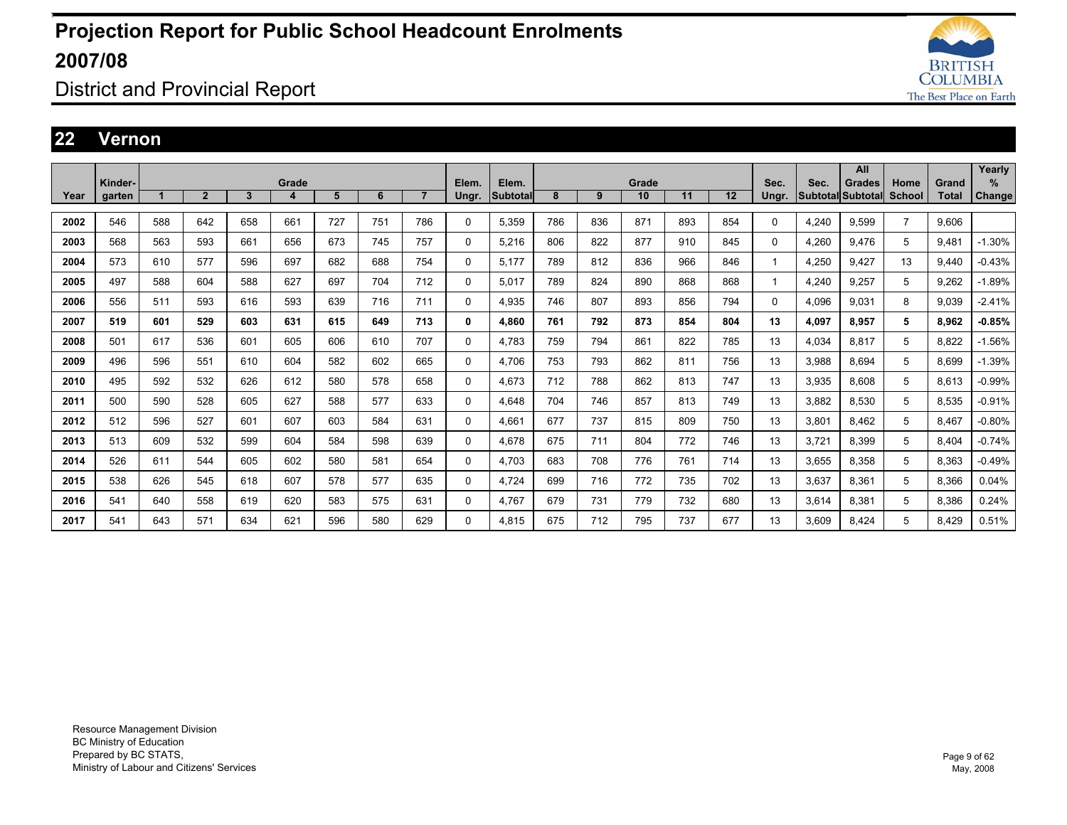# Projection Report for Public School Headcount Enrolments 2007/08

## District and Provincial Report

## 22 Vernon

| Year | Kinder-garten | Grade 1 | 2 | 3 | 4 | 5 | 6 | 7 | Elem. Ungr. | Elem. Subtotal | Grade 8 | 9 | 10 | 11 | 12 | Sec. Ungr. | Sec. Subtotal | All Grades Subtotal | Home School | Grand Total | Yearly % Change |
|---|---|---|---|---|---|---|---|---|---|---|---|---|---|---|---|---|---|---|---|---|---|
| 2002 | 546 | 588 | 642 | 658 | 661 | 727 | 751 | 786 | 0 | 5,359 | 786 | 836 | 871 | 893 | 854 | 0 | 4,240 | 9,599 | 7 | 9,606 | |
| 2003 | 568 | 563 | 593 | 661 | 656 | 673 | 745 | 757 | 0 | 5,216 | 806 | 822 | 877 | 910 | 845 | 0 | 4,260 | 9,476 | 5 | 9,481 | -1.30% |
| 2004 | 573 | 610 | 577 | 596 | 697 | 682 | 688 | 754 | 0 | 5,177 | 789 | 812 | 836 | 966 | 846 | 1 | 4,250 | 9,427 | 13 | 9,440 | -0.43% |
| 2005 | 497 | 588 | 604 | 588 | 627 | 697 | 704 | 712 | 0 | 5,017 | 789 | 824 | 890 | 868 | 868 | 1 | 4,240 | 9,257 | 5 | 9,262 | -1.89% |
| 2006 | 556 | 511 | 593 | 616 | 593 | 639 | 716 | 711 | 0 | 4,935 | 746 | 807 | 893 | 856 | 794 | 0 | 4,096 | 9,031 | 8 | 9,039 | -2.41% |
| **2007** | **519** | **601** | **529** | **603** | **631** | **615** | **649** | **713** | **0** | **4,860** | **761** | **792** | **873** | **854** | **804** | **13** | **4,097** | **8,957** | **5** | **8,962** | **-0.85%** |
| 2008 | 501 | 617 | 536 | 601 | 605 | 606 | 610 | 707 | 0 | 4,783 | 759 | 794 | 861 | 822 | 785 | 13 | 4,034 | 8,817 | 5 | 8,822 | -1.56% |
| 2009 | 496 | 596 | 551 | 610 | 604 | 582 | 602 | 665 | 0 | 4,706 | 753 | 793 | 862 | 811 | 756 | 13 | 3,988 | 8,694 | 5 | 8,699 | -1.39% |
| 2010 | 495 | 592 | 532 | 626 | 612 | 580 | 578 | 658 | 0 | 4,673 | 712 | 788 | 862 | 813 | 747 | 13 | 3,935 | 8,608 | 5 | 8,613 | -0.99% |
| 2011 | 500 | 590 | 528 | 605 | 627 | 588 | 577 | 633 | 0 | 4,648 | 704 | 746 | 857 | 813 | 749 | 13 | 3,882 | 8,530 | 5 | 8,535 | -0.91% |
| 2012 | 512 | 596 | 527 | 601 | 607 | 603 | 584 | 631 | 0 | 4,661 | 677 | 737 | 815 | 809 | 750 | 13 | 3,801 | 8,462 | 5 | 8,467 | -0.80% |
| 2013 | 513 | 609 | 532 | 599 | 604 | 584 | 598 | 639 | 0 | 4,678 | 675 | 711 | 804 | 772 | 746 | 13 | 3,721 | 8,399 | 5 | 8,404 | -0.74% |
| 2014 | 526 | 611 | 544 | 605 | 602 | 580 | 581 | 654 | 0 | 4,703 | 683 | 708 | 776 | 761 | 714 | 13 | 3,655 | 8,358 | 5 | 8,363 | -0.49% |
| 2015 | 538 | 626 | 545 | 618 | 607 | 578 | 577 | 635 | 0 | 4,724 | 699 | 716 | 772 | 735 | 702 | 13 | 3,637 | 8,361 | 5 | 8,366 | 0.04% |
| 2016 | 541 | 640 | 558 | 619 | 620 | 583 | 575 | 631 | 0 | 4,767 | 679 | 731 | 779 | 732 | 680 | 13 | 3,614 | 8,381 | 5 | 8,386 | 0.24% |
| 2017 | 541 | 643 | 571 | 634 | 621 | 596 | 580 | 629 | 0 | 4,815 | 675 | 712 | 795 | 737 | 677 | 13 | 3,609 | 8,424 | 5 | 8,429 | 0.51% |

Resource Management Division
BC Ministry of Education
Prepared by BC STATS,
Ministry of Labour and Citizens' Services

May, 2008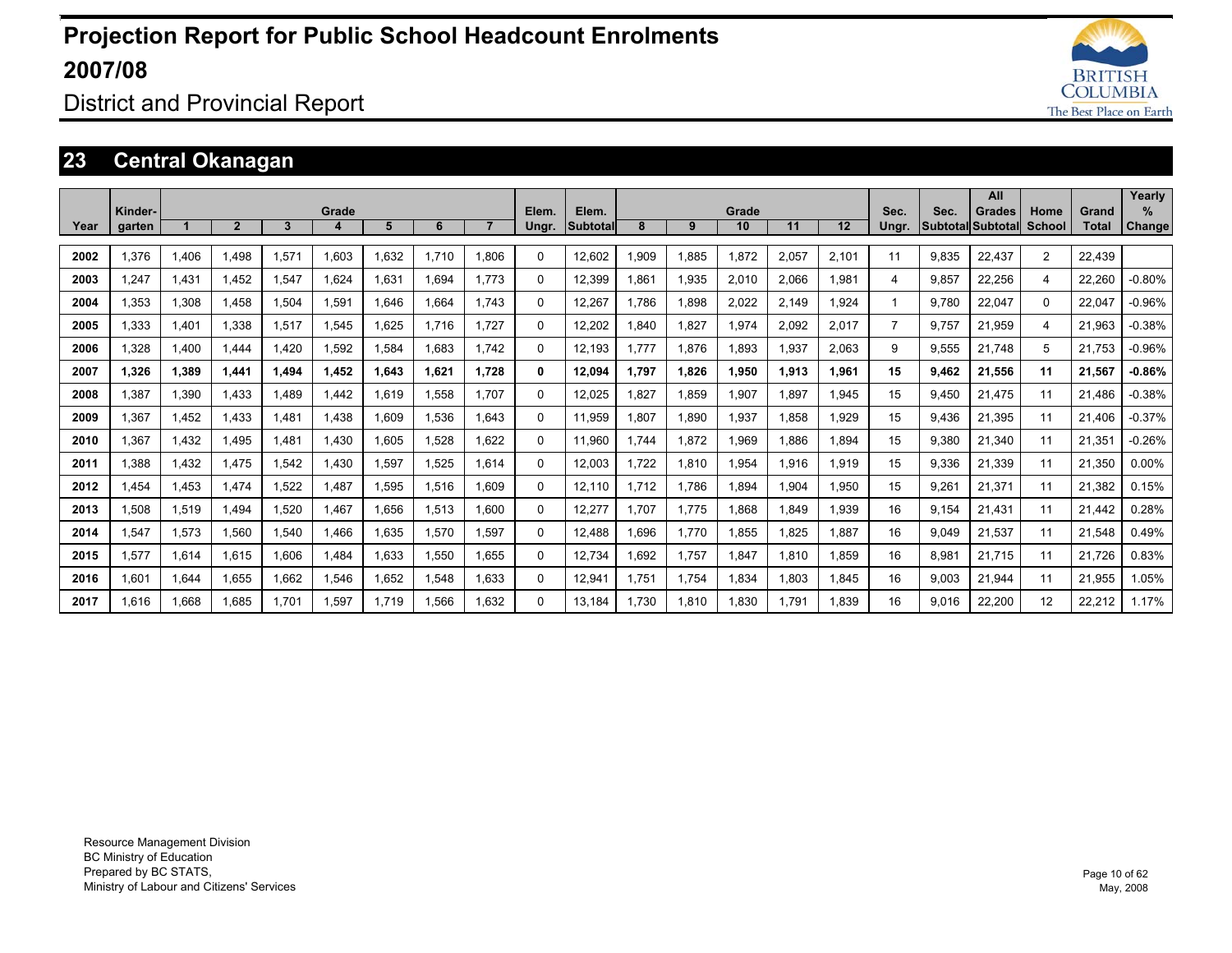# Projection Report for Public School Headcount Enrolments 2007/08

## District and Provincial Report

## 23 Central Okanagan

| Year | Kinder-garten | Grade 1 | 2 | 3 | 4 | 5 | 6 | 7 | Elem. Ungr. | Elem. Subtotal | Grade 8 | 9 | 10 | 11 | 12 | Sec. Ungr. | Sec. Subtotal | All Grades Subtotal | Home School | Grand Total | Yearly % Change |
|---|---|---|---|---|---|---|---|---|---|---|---|---|---|---|---|---|---|---|---|---|---|
| 2002 | 1,376 | 1,406 | 1,498 | 1,571 | 1,603 | 1,632 | 1,710 | 1,806 | 0 | 12,602 | 1,909 | 1,885 | 1,872 | 2,057 | 2,101 | 11 | 9,835 | 22,437 | 2 | 22,439 | |
| 2003 | 1,247 | 1,431 | 1,452 | 1,547 | 1,624 | 1,631 | 1,694 | 1,773 | 0 | 12,399 | 1,861 | 1,935 | 2,010 | 2,066 | 1,981 | 4 | 9,857 | 22,256 | 4 | 22,260 | -0.80% |
| 2004 | 1,353 | 1,308 | 1,458 | 1,504 | 1,591 | 1,646 | 1,664 | 1,743 | 0 | 12,267 | 1,786 | 1,898 | 2,022 | 2,149 | 1,924 | 1 | 9,780 | 22,047 | 0 | 22,047 | -0.96% |
| 2005 | 1,333 | 1,401 | 1,338 | 1,517 | 1,545 | 1,625 | 1,716 | 1,727 | 0 | 12,202 | 1,840 | 1,827 | 1,974 | 2,092 | 2,017 | 7 | 9,757 | 21,959 | 4 | 21,963 | -0.38% |
| 2006 | 1,328 | 1,400 | 1,444 | 1,420 | 1,592 | 1,584 | 1,683 | 1,742 | 0 | 12,193 | 1,777 | 1,876 | 1,893 | 1,937 | 2,063 | 9 | 9,555 | 21,748 | 5 | 21,753 | -0.96% |
| **2007** | **1,326** | **1,389** | **1,441** | **1,494** | **1,452** | **1,643** | **1,621** | **1,728** | **0** | **12,094** | **1,797** | **1,826** | **1,950** | **1,913** | **1,961** | **15** | **9,462** | **21,556** | **11** | **21,567** | **-0.86%** |
| 2008 | 1,387 | 1,390 | 1,433 | 1,489 | 1,442 | 1,619 | 1,558 | 1,707 | 0 | 12,025 | 1,827 | 1,859 | 1,907 | 1,897 | 1,945 | 15 | 9,450 | 21,475 | 11 | 21,486 | -0.38% |
| 2009 | 1,367 | 1,452 | 1,433 | 1,481 | 1,438 | 1,609 | 1,536 | 1,643 | 0 | 11,959 | 1,807 | 1,890 | 1,937 | 1,858 | 1,929 | 15 | 9,436 | 21,395 | 11 | 21,406 | -0.37% |
| 2010 | 1,367 | 1,432 | 1,495 | 1,481 | 1,430 | 1,605 | 1,528 | 1,622 | 0 | 11,960 | 1,744 | 1,872 | 1,969 | 1,886 | 1,894 | 15 | 9,380 | 21,340 | 11 | 21,351 | -0.26% |
| 2011 | 1,388 | 1,432 | 1,475 | 1,542 | 1,430 | 1,597 | 1,525 | 1,614 | 0 | 12,003 | 1,722 | 1,810 | 1,954 | 1,916 | 1,919 | 15 | 9,336 | 21,339 | 11 | 21,350 | 0.00% |
| 2012 | 1,454 | 1,453 | 1,474 | 1,522 | 1,487 | 1,595 | 1,516 | 1,609 | 0 | 12,110 | 1,712 | 1,786 | 1,894 | 1,904 | 1,950 | 15 | 9,261 | 21,371 | 11 | 21,382 | 0.15% |
| 2013 | 1,508 | 1,519 | 1,494 | 1,520 | 1,467 | 1,656 | 1,513 | 1,600 | 0 | 12,277 | 1,707 | 1,775 | 1,868 | 1,849 | 1,939 | 16 | 9,154 | 21,431 | 11 | 21,442 | 0.28% |
| 2014 | 1,547 | 1,573 | 1,560 | 1,540 | 1,466 | 1,635 | 1,570 | 1,597 | 0 | 12,488 | 1,696 | 1,770 | 1,855 | 1,825 | 1,887 | 16 | 9,049 | 21,537 | 11 | 21,548 | 0.49% |
| 2015 | 1,577 | 1,614 | 1,615 | 1,606 | 1,484 | 1,633 | 1,550 | 1,655 | 0 | 12,734 | 1,692 | 1,757 | 1,847 | 1,810 | 1,859 | 16 | 8,981 | 21,715 | 11 | 21,726 | 0.83% |
| 2016 | 1,601 | 1,644 | 1,655 | 1,662 | 1,546 | 1,652 | 1,548 | 1,633 | 0 | 12,941 | 1,751 | 1,754 | 1,834 | 1,803 | 1,845 | 16 | 9,003 | 21,944 | 11 | 21,955 | 1.05% |
| 2017 | 1,616 | 1,668 | 1,685 | 1,701 | 1,597 | 1,719 | 1,566 | 1,632 | 0 | 13,184 | 1,730 | 1,810 | 1,830 | 1,791 | 1,839 | 16 | 9,016 | 22,200 | 12 | 22,212 | 1.17% |

Resource Management Division
BC Ministry of Education
Prepared by BC STATS,
Ministry of Labour and Citizens' Services

May, 2008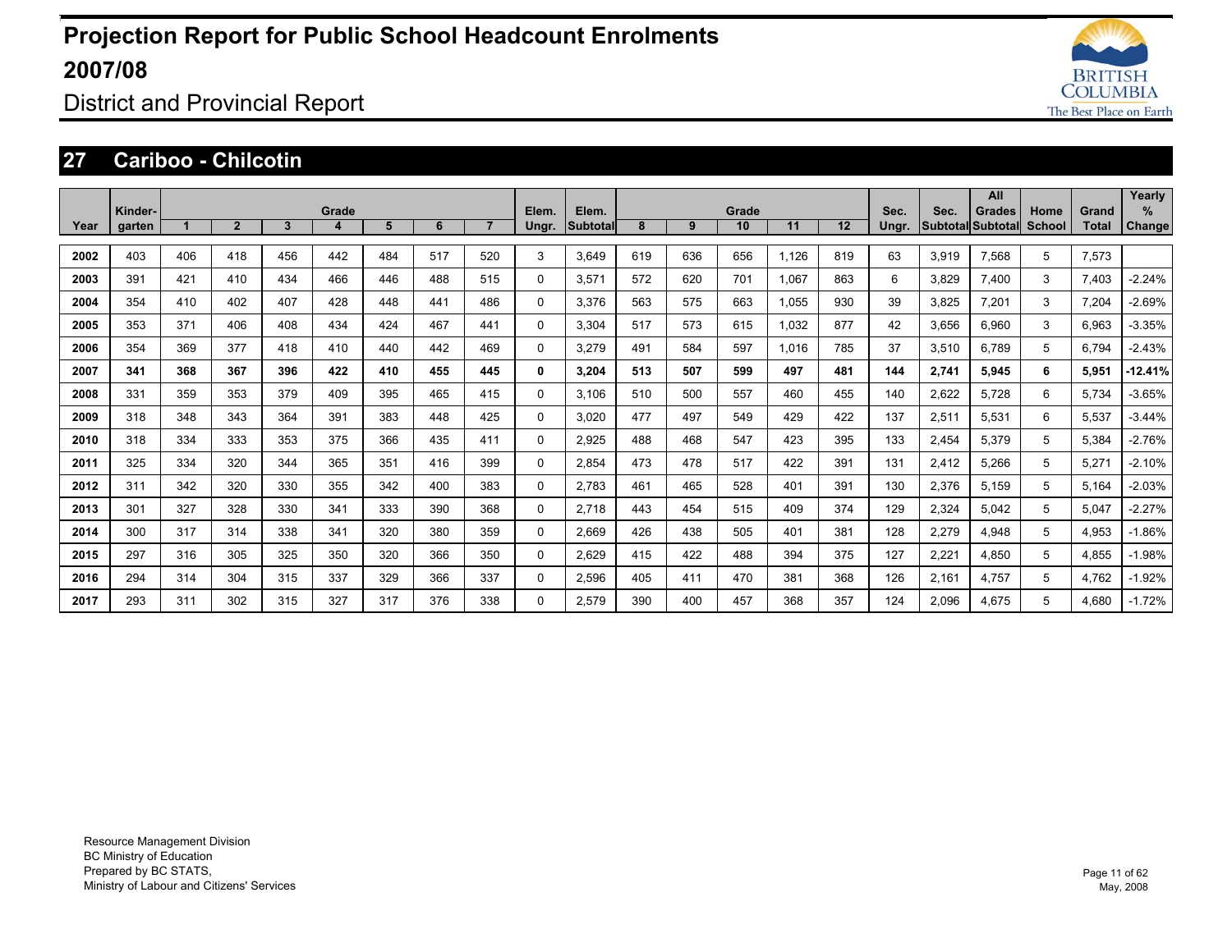# Projection Report for Public School Headcount Enrolments 2007/08

District and Provincial Report

## 27 Cariboo - Chilcotin

| Year | Kinder-garten | Grade 1 | 2 | 3 | 4 | 5 | 6 | 7 | Elem. Ungr. | Elem. Subtotal | Grade 8 | 9 | 10 | 11 | 12 | Sec. Ungr. | Sec. Subtotal | All Grades Subtotal | Home School | Grand Total | Yearly % Change |
|---|---|---|---|---|---|---|---|---|---|---|---|---|---|---|---|---|---|---|---|---|---|
| **2002** | 403 | 406 | 418 | 456 | 442 | 484 | 517 | 520 | 3 | 3,649 | 619 | 636 | 656 | 1,126 | 819 | 63 | 3,919 | 7,568 | 5 | 7,573 | |
| **2003** | 391 | 421 | 410 | 434 | 466 | 446 | 488 | 515 | 0 | 3,571 | 572 | 620 | 701 | 1,067 | 863 | 6 | 3,829 | 7,400 | 3 | 7,403 | -2.24% |
| **2004** | 354 | 410 | 402 | 407 | 428 | 448 | 441 | 486 | 0 | 3,376 | 563 | 575 | 663 | 1,055 | 930 | 39 | 3,825 | 7,201 | 3 | 7,204 | -2.69% |
| **2005** | 353 | 371 | 406 | 408 | 434 | 424 | 467 | 441 | 0 | 3,304 | 517 | 573 | 615 | 1,032 | 877 | 42 | 3,656 | 6,960 | 3 | 6,963 | -3.35% |
| **2006** | 354 | 369 | 377 | 418 | 410 | 440 | 442 | 469 | 0 | 3,279 | 491 | 584 | 597 | 1,016 | 785 | 37 | 3,510 | 6,789 | 5 | 6,794 | -2.43% |
| **2007** | **341** | **368** | **367** | **396** | **422** | **410** | **455** | **445** | **0** | **3,204** | **513** | **507** | **599** | **497** | **481** | **144** | **2,741** | **5,945** | **6** | **5,951** | **-12.41%** |
| **2008** | 331 | 359 | 353 | 379 | 409 | 395 | 465 | 415 | 0 | 3,106 | 510 | 500 | 557 | 460 | 455 | 140 | 2,622 | 5,728 | 6 | 5,734 | -3.65% |
| **2009** | 318 | 348 | 343 | 364 | 391 | 383 | 448 | 425 | 0 | 3,020 | 477 | 497 | 549 | 429 | 422 | 137 | 2,511 | 5,531 | 6 | 5,537 | -3.44% |
| **2010** | 318 | 334 | 333 | 353 | 375 | 366 | 435 | 411 | 0 | 2,925 | 488 | 468 | 547 | 423 | 395 | 133 | 2,454 | 5,379 | 5 | 5,384 | -2.76% |
| **2011** | 325 | 334 | 320 | 344 | 365 | 351 | 416 | 399 | 0 | 2,854 | 473 | 478 | 517 | 422 | 391 | 131 | 2,412 | 5,266 | 5 | 5,271 | -2.10% |
| **2012** | 311 | 342 | 320 | 330 | 355 | 342 | 400 | 383 | 0 | 2,783 | 461 | 465 | 528 | 401 | 391 | 130 | 2,376 | 5,159 | 5 | 5,164 | -2.03% |
| **2013** | 301 | 327 | 328 | 330 | 341 | 333 | 390 | 368 | 0 | 2,718 | 443 | 454 | 515 | 409 | 374 | 129 | 2,324 | 5,042 | 5 | 5,047 | -2.27% |
| **2014** | 300 | 317 | 314 | 338 | 341 | 320 | 380 | 359 | 0 | 2,669 | 426 | 438 | 505 | 401 | 381 | 128 | 2,279 | 4,948 | 5 | 4,953 | -1.86% |
| **2015** | 297 | 316 | 305 | 325 | 350 | 320 | 366 | 350 | 0 | 2,629 | 415 | 422 | 488 | 394 | 375 | 127 | 2,221 | 4,850 | 5 | 4,855 | -1.98% |
| **2016** | 294 | 314 | 304 | 315 | 337 | 329 | 366 | 337 | 0 | 2,596 | 405 | 411 | 470 | 381 | 368 | 126 | 2,161 | 4,757 | 5 | 4,762 | -1.92% |
| **2017** | 293 | 311 | 302 | 315 | 327 | 317 | 376 | 338 | 0 | 2,579 | 390 | 400 | 457 | 368 | 357 | 124 | 2,096 | 4,675 | 5 | 4,680 | -1.72% |

Resource Management Division
BC Ministry of Education
Prepared by BC STATS,
Ministry of Labour and Citizens' Services

May, 2008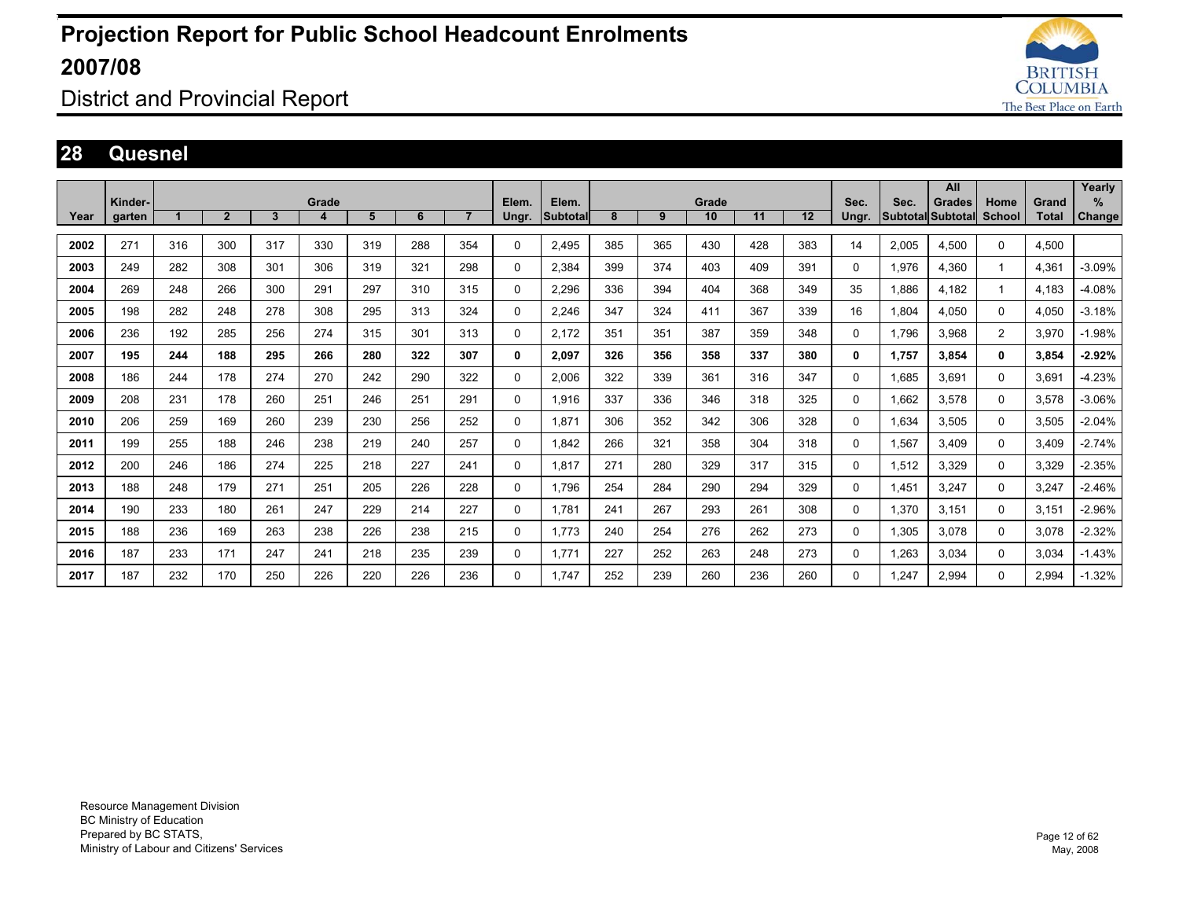# Projection Report for Public School Headcount Enrolments 2007/08

## District and Provincial Report

## 28 Quesnel

| Year | Kinder-garten | Grade 1 | 2 | 3 | 4 | 5 | 6 | 7 | Elem. Ungr. | Elem. Subtotal | Grade 8 | 9 | 10 | 11 | 12 | Sec. Ungr. | Sec. Subtotal | All Grades Subtotal | Home School | Grand Total | Yearly % Change |
|---|---|---|---|---|---|---|---|---|---|---|---|---|---|---|---|---|---|---|---|---|---|
| **2002** | 271 | 316 | 300 | 317 | 330 | 319 | 288 | 354 | 0 | 2,495 | 385 | 365 | 430 | 428 | 383 | 14 | 2,005 | 4,500 | 0 | 4,500 | |
| **2003** | 249 | 282 | 308 | 301 | 306 | 319 | 321 | 298 | 0 | 2,384 | 399 | 374 | 403 | 409 | 391 | 0 | 1,976 | 4,360 | 1 | 4,361 | -3.09% |
| **2004** | 269 | 248 | 266 | 300 | 291 | 297 | 310 | 315 | 0 | 2,296 | 336 | 394 | 404 | 368 | 349 | 35 | 1,886 | 4,182 | 1 | 4,183 | -4.08% |
| **2005** | 198 | 282 | 248 | 278 | 308 | 295 | 313 | 324 | 0 | 2,246 | 347 | 324 | 411 | 367 | 339 | 16 | 1,804 | 4,050 | 0 | 4,050 | -3.18% |
| **2006** | 236 | 192 | 285 | 256 | 274 | 315 | 301 | 313 | 0 | 2,172 | 351 | 351 | 387 | 359 | 348 | 0 | 1,796 | 3,968 | 2 | 3,970 | -1.98% |
| **2007** | **195** | **244** | **188** | **295** | **266** | **280** | **322** | **307** | **0** | **2,097** | **326** | **356** | **358** | **337** | **380** | **0** | **1,757** | **3,854** | **0** | **3,854** | **-2.92%** |
| **2008** | 186 | 244 | 178 | 274 | 270 | 242 | 290 | 322 | 0 | 2,006 | 322 | 339 | 361 | 316 | 347 | 0 | 1,685 | 3,691 | 0 | 3,691 | -4.23% |
| **2009** | 208 | 231 | 178 | 260 | 251 | 246 | 251 | 291 | 0 | 1,916 | 337 | 336 | 346 | 318 | 325 | 0 | 1,662 | 3,578 | 0 | 3,578 | -3.06% |
| **2010** | 206 | 259 | 169 | 260 | 239 | 230 | 256 | 252 | 0 | 1,871 | 306 | 352 | 342 | 306 | 328 | 0 | 1,634 | 3,505 | 0 | 3,505 | -2.04% |
| **2011** | 199 | 255 | 188 | 246 | 238 | 219 | 240 | 257 | 0 | 1,842 | 266 | 321 | 358 | 304 | 318 | 0 | 1,567 | 3,409 | 0 | 3,409 | -2.74% |
| **2012** | 200 | 246 | 186 | 274 | 225 | 218 | 227 | 241 | 0 | 1,817 | 271 | 280 | 329 | 317 | 315 | 0 | 1,512 | 3,329 | 0 | 3,329 | -2.35% |
| **2013** | 188 | 248 | 179 | 271 | 251 | 205 | 226 | 228 | 0 | 1,796 | 254 | 284 | 290 | 294 | 329 | 0 | 1,451 | 3,247 | 0 | 3,247 | -2.46% |
| **2014** | 190 | 233 | 180 | 261 | 247 | 229 | 214 | 227 | 0 | 1,781 | 241 | 267 | 293 | 261 | 308 | 0 | 1,370 | 3,151 | 0 | 3,151 | -2.96% |
| **2015** | 188 | 236 | 169 | 263 | 238 | 226 | 238 | 215 | 0 | 1,773 | 240 | 254 | 276 | 262 | 273 | 0 | 1,305 | 3,078 | 0 | 3,078 | -2.32% |
| **2016** | 187 | 233 | 171 | 247 | 241 | 218 | 235 | 239 | 0 | 1,771 | 227 | 252 | 263 | 248 | 273 | 0 | 1,263 | 3,034 | 0 | 3,034 | -1.43% |
| **2017** | 187 | 232 | 170 | 250 | 226 | 220 | 226 | 236 | 0 | 1,747 | 252 | 239 | 260 | 236 | 260 | 0 | 1,247 | 2,994 | 0 | 2,994 | -1.32% |

Resource Management Division
BC Ministry of Education
Prepared by BC STATS,
Ministry of Labour and Citizens' Services

May, 2008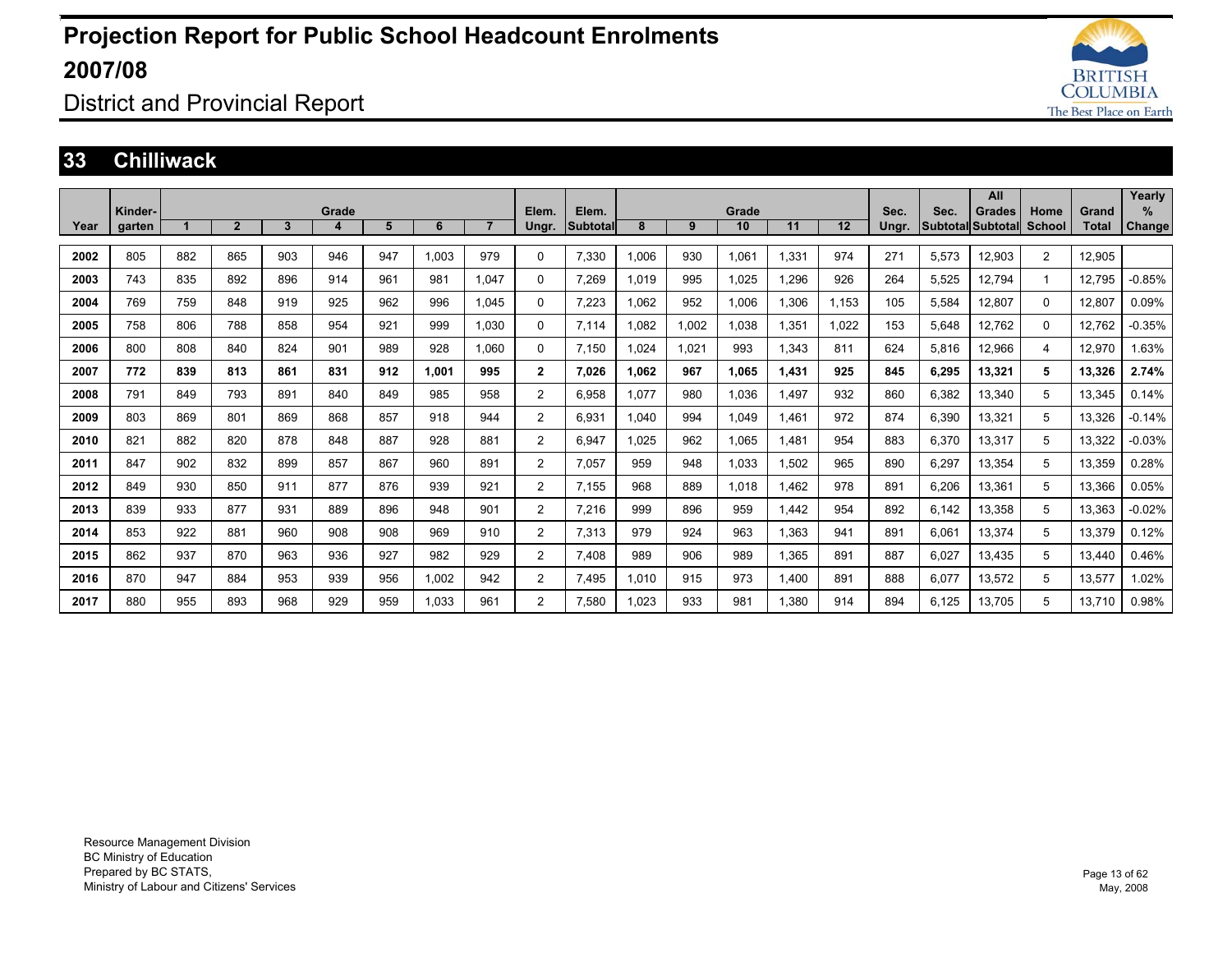# Projection Report for Public School Headcount Enrolments 2007/08

District and Provincial Report

## 33 Chilliwack

| Year | Kinder-garten | Grade 1 | 2 | 3 | 4 | 5 | 6 | 7 | Elem. Ungr. | Elem. Subtotal | Grade 8 | 9 | 10 | 11 | 12 | Sec. Ungr. | Sec. Subtotal | All Grades Subtotal | Home School | Grand Total | Yearly % Change |
|---|---|---|---|---|---|---|---|---|---|---|---|---|---|---|---|---|---|---|---|---|---|
| 2002 | 805 | 882 | 865 | 903 | 946 | 947 | 1,003 | 979 | 0 | 7,330 | 1,006 | 930 | 1,061 | 1,331 | 974 | 271 | 5,573 | 12,903 | 2 | 12,905 | |
| 2003 | 743 | 835 | 892 | 896 | 914 | 961 | 981 | 1,047 | 0 | 7,269 | 1,019 | 995 | 1,025 | 1,296 | 926 | 264 | 5,525 | 12,794 | 1 | 12,795 | -0.85% |
| 2004 | 769 | 759 | 848 | 919 | 925 | 962 | 996 | 1,045 | 0 | 7,223 | 1,062 | 952 | 1,006 | 1,306 | 1,153 | 105 | 5,584 | 12,807 | 0 | 12,807 | 0.09% |
| 2005 | 758 | 806 | 788 | 858 | 954 | 921 | 999 | 1,030 | 0 | 7,114 | 1,082 | 1,002 | 1,038 | 1,351 | 1,022 | 153 | 5,648 | 12,762 | 0 | 12,762 | -0.35% |
| 2006 | 800 | 808 | 840 | 824 | 901 | 989 | 928 | 1,060 | 0 | 7,150 | 1,024 | 1,021 | 993 | 1,343 | 811 | 624 | 5,816 | 12,966 | 4 | 12,970 | 1.63% |
| **2007** | **772** | **839** | **813** | **861** | **831** | **912** | **1,001** | **995** | **2** | **7,026** | **1,062** | **967** | **1,065** | **1,431** | **925** | **845** | **6,295** | **13,321** | **5** | **13,326** | **2.74%** |
| 2008 | 791 | 849 | 793 | 891 | 840 | 849 | 985 | 958 | 2 | 6,958 | 1,077 | 980 | 1,036 | 1,497 | 932 | 860 | 6,382 | 13,340 | 5 | 13,345 | 0.14% |
| 2009 | 803 | 869 | 801 | 869 | 868 | 857 | 918 | 944 | 2 | 6,931 | 1,040 | 994 | 1,049 | 1,461 | 972 | 874 | 6,390 | 13,321 | 5 | 13,326 | -0.14% |
| 2010 | 821 | 882 | 820 | 878 | 848 | 887 | 928 | 881 | 2 | 6,947 | 1,025 | 962 | 1,065 | 1,481 | 954 | 883 | 6,370 | 13,317 | 5 | 13,322 | -0.03% |
| 2011 | 847 | 902 | 832 | 899 | 857 | 867 | 960 | 891 | 2 | 7,057 | 959 | 948 | 1,033 | 1,502 | 965 | 890 | 6,297 | 13,354 | 5 | 13,359 | 0.28% |
| 2012 | 849 | 930 | 850 | 911 | 877 | 876 | 939 | 921 | 2 | 7,155 | 968 | 889 | 1,018 | 1,462 | 978 | 891 | 6,206 | 13,361 | 5 | 13,366 | 0.05% |
| 2013 | 839 | 933 | 877 | 931 | 889 | 896 | 948 | 901 | 2 | 7,216 | 999 | 896 | 959 | 1,442 | 954 | 892 | 6,142 | 13,358 | 5 | 13,363 | -0.02% |
| 2014 | 853 | 922 | 881 | 960 | 908 | 908 | 969 | 910 | 2 | 7,313 | 979 | 924 | 963 | 1,363 | 941 | 891 | 6,061 | 13,374 | 5 | 13,379 | 0.12% |
| 2015 | 862 | 937 | 870 | 963 | 936 | 927 | 982 | 929 | 2 | 7,408 | 989 | 906 | 989 | 1,365 | 891 | 887 | 6,027 | 13,435 | 5 | 13,440 | 0.46% |
| 2016 | 870 | 947 | 884 | 953 | 939 | 956 | 1,002 | 942 | 2 | 7,495 | 1,010 | 915 | 973 | 1,400 | 891 | 888 | 6,077 | 13,572 | 5 | 13,577 | 1.02% |
| 2017 | 880 | 955 | 893 | 968 | 929 | 959 | 1,033 | 961 | 2 | 7,580 | 1,023 | 933 | 981 | 1,380 | 914 | 894 | 6,125 | 13,705 | 5 | 13,710 | 0.98% |

Resource Management Division
BC Ministry of Education
Prepared by BC STATS,
Ministry of Labour and Citizens' Services

May, 2008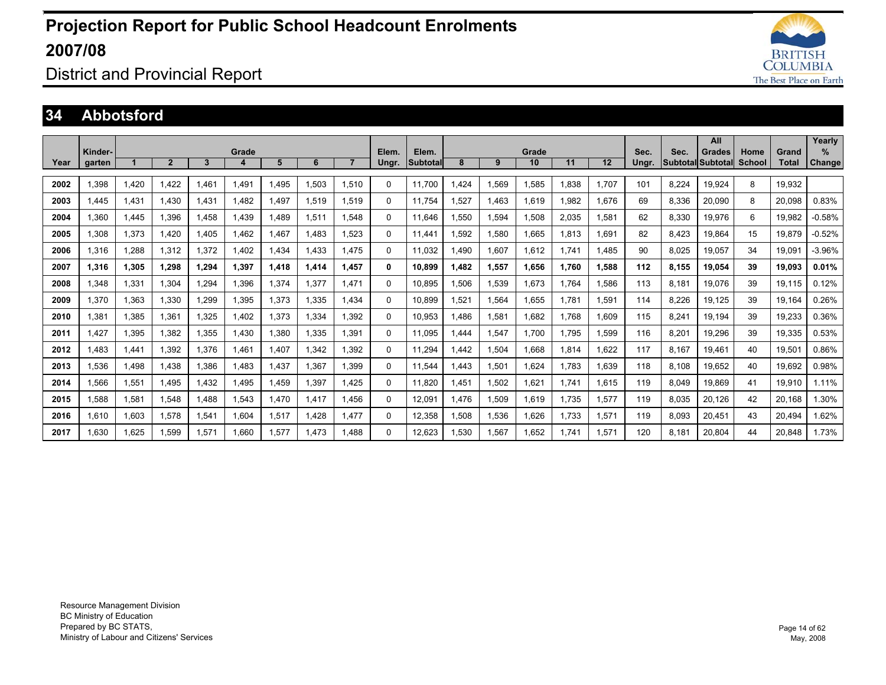# Projection Report for Public School Headcount Enrolments 2007/08

## District and Provincial Report

## 34 Abbotsford

| Year | Kinder-garten | 1 | 2 | 3 | 4 | 5 | 6 | 7 | Elem. Ungr. | Elem. Subtotal | 8 | 9 | 10 | 11 | 12 | Sec. Ungr. | Sec. Subtotal | All Grades Subtotal | Home School | Grand Total | Yearly % Change |
|---|---|---|---|---|---|---|---|---|---|---|---|---|---|---|---|---|---|---|---|---|---|
| 2002 | 1,398 | 1,420 | 1,422 | 1,461 | 1,491 | 1,495 | 1,503 | 1,510 | 0 | 11,700 | 1,424 | 1,569 | 1,585 | 1,838 | 1,707 | 101 | 8,224 | 19,924 | 8 | 19,932 | |
| 2003 | 1,445 | 1,431 | 1,430 | 1,431 | 1,482 | 1,497 | 1,519 | 1,519 | 0 | 11,754 | 1,527 | 1,463 | 1,619 | 1,982 | 1,676 | 69 | 8,336 | 20,090 | 8 | 20,098 | 0.83% |
| 2004 | 1,360 | 1,445 | 1,396 | 1,458 | 1,439 | 1,489 | 1,511 | 1,548 | 0 | 11,646 | 1,550 | 1,594 | 1,508 | 2,035 | 1,581 | 62 | 8,330 | 19,976 | 6 | 19,982 | -0.58% |
| 2005 | 1,308 | 1,373 | 1,420 | 1,405 | 1,462 | 1,467 | 1,483 | 1,523 | 0 | 11,441 | 1,592 | 1,580 | 1,665 | 1,813 | 1,691 | 82 | 8,423 | 19,864 | 15 | 19,879 | -0.52% |
| 2006 | 1,316 | 1,288 | 1,312 | 1,372 | 1,402 | 1,434 | 1,433 | 1,475 | 0 | 11,032 | 1,490 | 1,607 | 1,612 | 1,741 | 1,485 | 90 | 8,025 | 19,057 | 34 | 19,091 | -3.96% |
| **2007** | **1,316** | **1,305** | **1,298** | **1,294** | **1,397** | **1,418** | **1,414** | **1,457** | **0** | **10,899** | **1,482** | **1,557** | **1,656** | **1,760** | **1,588** | **112** | **8,155** | **19,054** | **39** | **19,093** | **0.01%** |
| 2008 | 1,348 | 1,331 | 1,304 | 1,294 | 1,396 | 1,374 | 1,377 | 1,471 | 0 | 10,895 | 1,506 | 1,539 | 1,673 | 1,764 | 1,586 | 113 | 8,181 | 19,076 | 39 | 19,115 | 0.12% |
| 2009 | 1,370 | 1,363 | 1,330 | 1,299 | 1,395 | 1,373 | 1,335 | 1,434 | 0 | 10,899 | 1,521 | 1,564 | 1,655 | 1,781 | 1,591 | 114 | 8,226 | 19,125 | 39 | 19,164 | 0.26% |
| 2010 | 1,381 | 1,385 | 1,361 | 1,325 | 1,402 | 1,373 | 1,334 | 1,392 | 0 | 10,953 | 1,486 | 1,581 | 1,682 | 1,768 | 1,609 | 115 | 8,241 | 19,194 | 39 | 19,233 | 0.36% |
| 2011 | 1,427 | 1,395 | 1,382 | 1,355 | 1,430 | 1,380 | 1,335 | 1,391 | 0 | 11,095 | 1,444 | 1,547 | 1,700 | 1,795 | 1,599 | 116 | 8,201 | 19,296 | 39 | 19,335 | 0.53% |
| 2012 | 1,483 | 1,441 | 1,392 | 1,376 | 1,461 | 1,407 | 1,342 | 1,392 | 0 | 11,294 | 1,442 | 1,504 | 1,668 | 1,814 | 1,622 | 117 | 8,167 | 19,461 | 40 | 19,501 | 0.86% |
| 2013 | 1,536 | 1,498 | 1,438 | 1,386 | 1,483 | 1,437 | 1,367 | 1,399 | 0 | 11,544 | 1,443 | 1,501 | 1,624 | 1,783 | 1,639 | 118 | 8,108 | 19,652 | 40 | 19,692 | 0.98% |
| 2014 | 1,566 | 1,551 | 1,495 | 1,432 | 1,495 | 1,459 | 1,397 | 1,425 | 0 | 11,820 | 1,451 | 1,502 | 1,621 | 1,741 | 1,615 | 119 | 8,049 | 19,869 | 41 | 19,910 | 1.11% |
| 2015 | 1,588 | 1,581 | 1,548 | 1,488 | 1,543 | 1,470 | 1,417 | 1,456 | 0 | 12,091 | 1,476 | 1,509 | 1,619 | 1,735 | 1,577 | 119 | 8,035 | 20,126 | 42 | 20,168 | 1.30% |
| 2016 | 1,610 | 1,603 | 1,578 | 1,541 | 1,604 | 1,517 | 1,428 | 1,477 | 0 | 12,358 | 1,508 | 1,536 | 1,626 | 1,733 | 1,571 | 119 | 8,093 | 20,451 | 43 | 20,494 | 1.62% |
| 2017 | 1,630 | 1,625 | 1,599 | 1,571 | 1,660 | 1,577 | 1,473 | 1,488 | 0 | 12,623 | 1,530 | 1,567 | 1,652 | 1,741 | 1,571 | 120 | 8,181 | 20,804 | 44 | 20,848 | 1.73% |

Resource Management Division
BC Ministry of Education
Prepared by BC STATS,
Ministry of Labour and Citizens' Services

May, 2008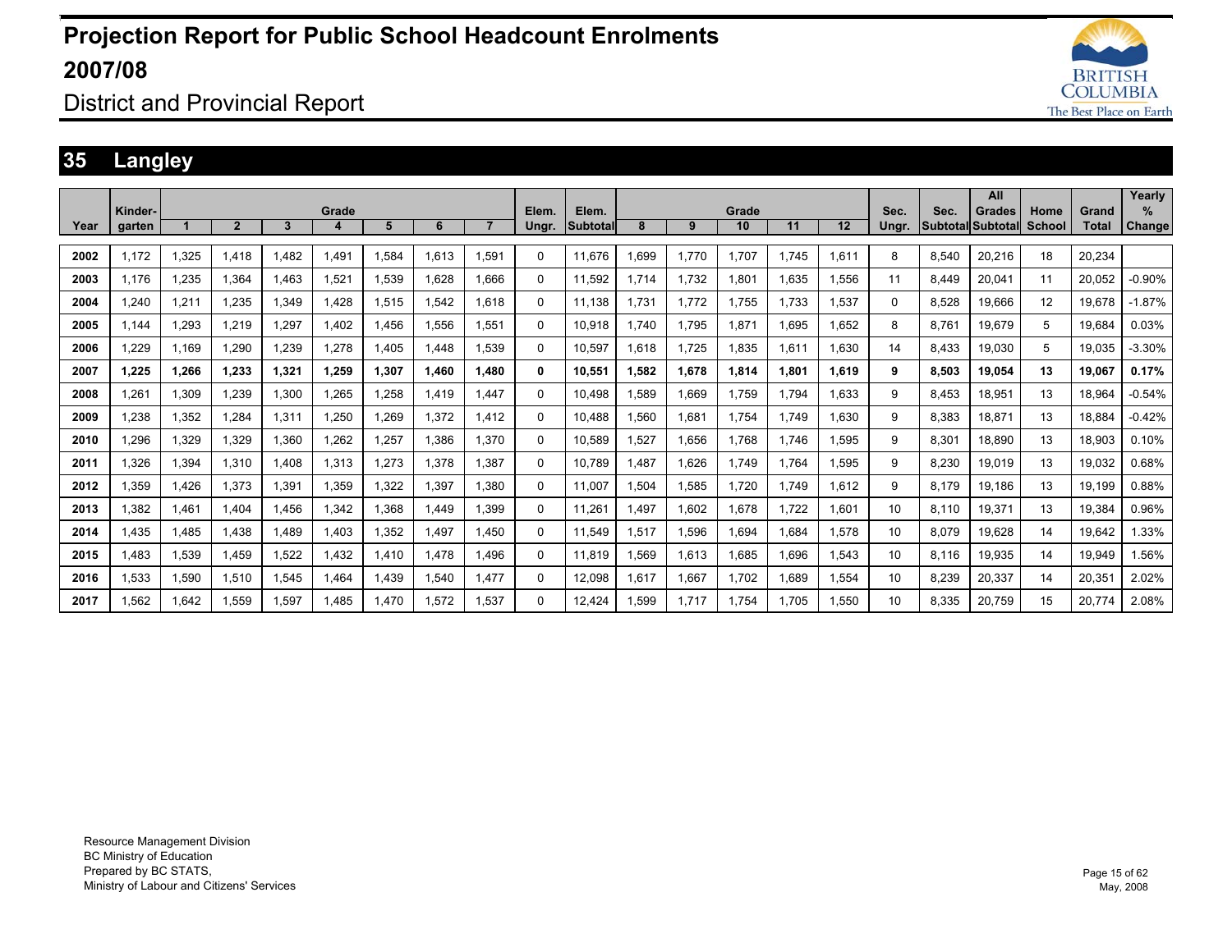# Projection Report for Public School Headcount Enrolments 2007/08

## District and Provincial Report

## 35 Langley

| Year | Kinder-garten | Grade 1 | Grade 2 | Grade 3 | Grade 4 | Grade 5 | Grade 6 | Grade 7 | Elem. Ungr. | Elem. Subtotal | Grade 8 | Grade 9 | Grade 10 | Grade 11 | Grade 12 | Sec. Ungr. | Sec. Subtotal | All Grades Subtotal | Home School | Grand Total | Yearly % Change |
|---|---|---|---|---|---|---|---|---|---|---|---|---|---|---|---|---|---|---|---|---|---|
| 2002 | 1,172 | 1,325 | 1,418 | 1,482 | 1,491 | 1,584 | 1,613 | 1,591 | 0 | 11,676 | 1,699 | 1,770 | 1,707 | 1,745 | 1,611 | 8 | 8,540 | 20,216 | 18 | 20,234 | |
| 2003 | 1,176 | 1,235 | 1,364 | 1,463 | 1,521 | 1,539 | 1,628 | 1,666 | 0 | 11,592 | 1,714 | 1,732 | 1,801 | 1,635 | 1,556 | 11 | 8,449 | 20,041 | 11 | 20,052 | -0.90% |
| 2004 | 1,240 | 1,211 | 1,235 | 1,349 | 1,428 | 1,515 | 1,542 | 1,618 | 0 | 11,138 | 1,731 | 1,772 | 1,755 | 1,733 | 1,537 | 0 | 8,528 | 19,666 | 12 | 19,678 | -1.87% |
| 2005 | 1,144 | 1,293 | 1,219 | 1,297 | 1,402 | 1,456 | 1,556 | 1,551 | 0 | 10,918 | 1,740 | 1,795 | 1,871 | 1,695 | 1,652 | 8 | 8,761 | 19,679 | 5 | 19,684 | 0.03% |
| 2006 | 1,229 | 1,169 | 1,290 | 1,239 | 1,278 | 1,405 | 1,448 | 1,539 | 0 | 10,597 | 1,618 | 1,725 | 1,835 | 1,611 | 1,630 | 14 | 8,433 | 19,030 | 5 | 19,035 | -3.30% |
| **2007** | **1,225** | **1,266** | **1,233** | **1,321** | **1,259** | **1,307** | **1,460** | **1,480** | **0** | **10,551** | **1,582** | **1,678** | **1,814** | **1,801** | **1,619** | **9** | **8,503** | **19,054** | **13** | **19,067** | **0.17%** |
| 2008 | 1,261 | 1,309 | 1,239 | 1,300 | 1,265 | 1,258 | 1,419 | 1,447 | 0 | 10,498 | 1,589 | 1,669 | 1,759 | 1,794 | 1,633 | 9 | 8,453 | 18,951 | 13 | 18,964 | -0.54% |
| 2009 | 1,238 | 1,352 | 1,284 | 1,311 | 1,250 | 1,269 | 1,372 | 1,412 | 0 | 10,488 | 1,560 | 1,681 | 1,754 | 1,749 | 1,630 | 9 | 8,383 | 18,871 | 13 | 18,884 | -0.42% |
| 2010 | 1,296 | 1,329 | 1,329 | 1,360 | 1,262 | 1,257 | 1,386 | 1,370 | 0 | 10,589 | 1,527 | 1,656 | 1,768 | 1,746 | 1,595 | 9 | 8,301 | 18,890 | 13 | 18,903 | 0.10% |
| 2011 | 1,326 | 1,394 | 1,310 | 1,408 | 1,313 | 1,273 | 1,378 | 1,387 | 0 | 10,789 | 1,487 | 1,626 | 1,749 | 1,764 | 1,595 | 9 | 8,230 | 19,019 | 13 | 19,032 | 0.68% |
| 2012 | 1,359 | 1,426 | 1,373 | 1,391 | 1,359 | 1,322 | 1,397 | 1,380 | 0 | 11,007 | 1,504 | 1,585 | 1,720 | 1,749 | 1,612 | 9 | 8,179 | 19,186 | 13 | 19,199 | 0.88% |
| 2013 | 1,382 | 1,461 | 1,404 | 1,456 | 1,342 | 1,368 | 1,449 | 1,399 | 0 | 11,261 | 1,497 | 1,602 | 1,678 | 1,722 | 1,601 | 10 | 8,110 | 19,371 | 13 | 19,384 | 0.96% |
| 2014 | 1,435 | 1,485 | 1,438 | 1,489 | 1,403 | 1,352 | 1,497 | 1,450 | 0 | 11,549 | 1,517 | 1,596 | 1,694 | 1,684 | 1,578 | 10 | 8,079 | 19,628 | 14 | 19,642 | 1.33% |
| 2015 | 1,483 | 1,539 | 1,459 | 1,522 | 1,432 | 1,410 | 1,478 | 1,496 | 0 | 11,819 | 1,569 | 1,613 | 1,685 | 1,696 | 1,543 | 10 | 8,116 | 19,935 | 14 | 19,949 | 1.56% |
| 2016 | 1,533 | 1,590 | 1,510 | 1,545 | 1,464 | 1,439 | 1,540 | 1,477 | 0 | 12,098 | 1,617 | 1,667 | 1,702 | 1,689 | 1,554 | 10 | 8,239 | 20,337 | 14 | 20,351 | 2.02% |
| 2017 | 1,562 | 1,642 | 1,559 | 1,597 | 1,485 | 1,470 | 1,572 | 1,537 | 0 | 12,424 | 1,599 | 1,717 | 1,754 | 1,705 | 1,550 | 10 | 8,335 | 20,759 | 15 | 20,774 | 2.08% |

Resource Management Division
BC Ministry of Education
Prepared by BC STATS,
Ministry of Labour and Citizens' Services

May, 2008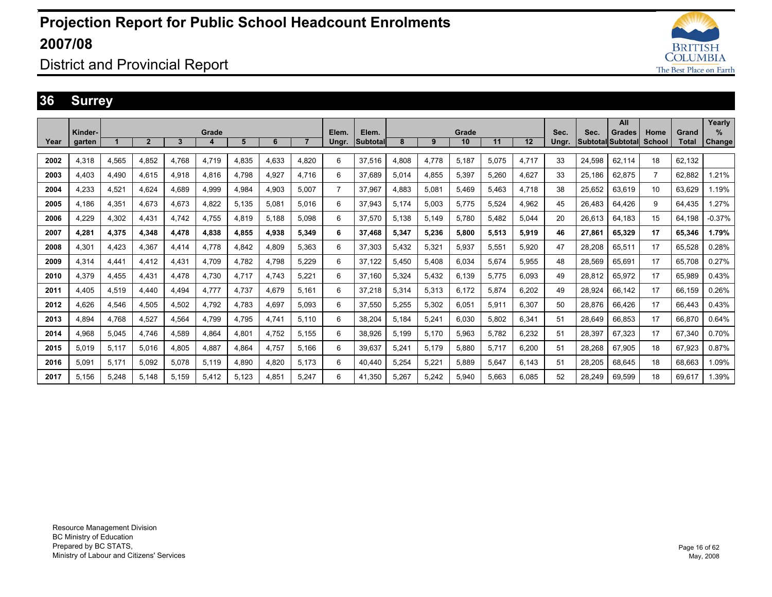# Projection Report for Public School Headcount Enrolments 2007/08

## District and Provincial Report

## 36 Surrey

| Year | Kinder-garten | Grade 1 | 2 | 3 | 4 | 5 | 6 | 7 | Elem. Ungr. | Elem. Subtotal | Grade 8 | 9 | 10 | 11 | 12 | Sec. Ungr. | Sec. Subtotal | All Grades Subtotal | Home School | Grand Total | Yearly % Change |
|---|---|---|---|---|---|---|---|---|---|---|---|---|---|---|---|---|---|---|---|---|---|
| 2002 | 4,318 | 4,565 | 4,852 | 4,768 | 4,719 | 4,835 | 4,633 | 4,820 | 6 | 37,516 | 4,808 | 4,778 | 5,187 | 5,075 | 4,717 | 33 | 24,598 | 62,114 | 18 | 62,132 | |
| 2003 | 4,403 | 4,490 | 4,615 | 4,918 | 4,816 | 4,798 | 4,927 | 4,716 | 6 | 37,689 | 5,014 | 4,855 | 5,397 | 5,260 | 4,627 | 33 | 25,186 | 62,875 | 7 | 62,882 | 1.21% |
| 2004 | 4,233 | 4,521 | 4,624 | 4,689 | 4,999 | 4,984 | 4,903 | 5,007 | 7 | 37,967 | 4,883 | 5,081 | 5,469 | 5,463 | 4,718 | 38 | 25,652 | 63,619 | 10 | 63,629 | 1.19% |
| 2005 | 4,186 | 4,351 | 4,673 | 4,673 | 4,822 | 5,135 | 5,081 | 5,016 | 6 | 37,943 | 5,174 | 5,003 | 5,775 | 5,524 | 4,962 | 45 | 26,483 | 64,426 | 9 | 64,435 | 1.27% |
| 2006 | 4,229 | 4,302 | 4,431 | 4,742 | 4,755 | 4,819 | 5,188 | 5,098 | 6 | 37,570 | 5,138 | 5,149 | 5,780 | 5,482 | 5,044 | 20 | 26,613 | 64,183 | 15 | 64,198 | -0.37% |
| **2007** | **4,281** | **4,375** | **4,348** | **4,478** | **4,838** | **4,855** | **4,938** | **5,349** | **6** | **37,468** | **5,347** | **5,236** | **5,800** | **5,513** | **5,919** | **46** | **27,861** | **65,329** | **17** | **65,346** | **1.79%** |
| 2008 | 4,301 | 4,423 | 4,367 | 4,414 | 4,778 | 4,842 | 4,809 | 5,363 | 6 | 37,303 | 5,432 | 5,321 | 5,937 | 5,551 | 5,920 | 47 | 28,208 | 65,511 | 17 | 65,528 | 0.28% |
| 2009 | 4,314 | 4,441 | 4,412 | 4,431 | 4,709 | 4,782 | 4,798 | 5,229 | 6 | 37,122 | 5,450 | 5,408 | 6,034 | 5,674 | 5,955 | 48 | 28,569 | 65,691 | 17 | 65,708 | 0.27% |
| 2010 | 4,379 | 4,455 | 4,431 | 4,478 | 4,730 | 4,717 | 4,743 | 5,221 | 6 | 37,160 | 5,324 | 5,432 | 6,139 | 5,775 | 6,093 | 49 | 28,812 | 65,972 | 17 | 65,989 | 0.43% |
| 2011 | 4,405 | 4,519 | 4,440 | 4,494 | 4,777 | 4,737 | 4,679 | 5,161 | 6 | 37,218 | 5,314 | 5,313 | 6,172 | 5,874 | 6,202 | 49 | 28,924 | 66,142 | 17 | 66,159 | 0.26% |
| 2012 | 4,626 | 4,546 | 4,505 | 4,502 | 4,792 | 4,783 | 4,697 | 5,093 | 6 | 37,550 | 5,255 | 5,302 | 6,051 | 5,911 | 6,307 | 50 | 28,876 | 66,426 | 17 | 66,443 | 0.43% |
| 2013 | 4,894 | 4,768 | 4,527 | 4,564 | 4,799 | 4,795 | 4,741 | 5,110 | 6 | 38,204 | 5,184 | 5,241 | 6,030 | 5,802 | 6,341 | 51 | 28,649 | 66,853 | 17 | 66,870 | 0.64% |
| 2014 | 4,968 | 5,045 | 4,746 | 4,589 | 4,864 | 4,801 | 4,752 | 5,155 | 6 | 38,926 | 5,199 | 5,170 | 5,963 | 5,782 | 6,232 | 51 | 28,397 | 67,323 | 17 | 67,340 | 0.70% |
| 2015 | 5,019 | 5,117 | 5,016 | 4,805 | 4,887 | 4,864 | 4,757 | 5,166 | 6 | 39,637 | 5,241 | 5,179 | 5,880 | 5,717 | 6,200 | 51 | 28,268 | 67,905 | 18 | 67,923 | 0.87% |
| 2016 | 5,091 | 5,171 | 5,092 | 5,078 | 5,119 | 4,890 | 4,820 | 5,173 | 6 | 40,440 | 5,254 | 5,221 | 5,889 | 5,647 | 6,143 | 51 | 28,205 | 68,645 | 18 | 68,663 | 1.09% |
| 2017 | 5,156 | 5,248 | 5,148 | 5,159 | 5,412 | 5,123 | 4,851 | 5,247 | 6 | 41,350 | 5,267 | 5,242 | 5,940 | 5,663 | 6,085 | 52 | 28,249 | 69,599 | 18 | 69,617 | 1.39% |

Resource Management Division
BC Ministry of Education
Prepared by BC STATS,
Ministry of Labour and Citizens' Services

May, 2008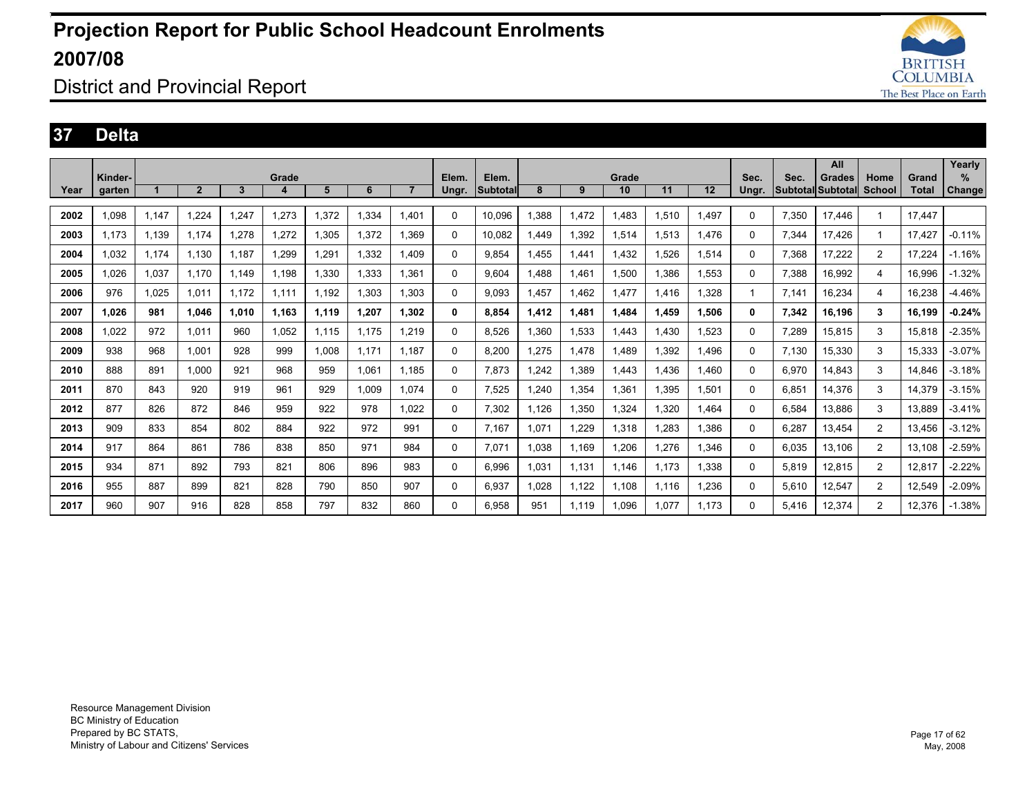# Projection Report for Public School Headcount Enrolments 2007/08

## District and Provincial Report

## 37 Delta

| Year | Kinder-garten | Grade 1 | 2 | 3 | 4 | 5 | 6 | 7 | Elem. Ungr. | Elem. Subtotal | Grade 8 | 9 | 10 | 11 | 12 | Sec. Ungr. | Sec. Subtotal | All Grades Subtotal | Home School | Grand Total | Yearly % Change |
|---|---|---|---|---|---|---|---|---|---|---|---|---|---|---|---|---|---|---|---|---|---|
| 2002 | 1,098 | 1,147 | 1,224 | 1,247 | 1,273 | 1,372 | 1,334 | 1,401 | 0 | 10,096 | 1,388 | 1,472 | 1,483 | 1,510 | 1,497 | 0 | 7,350 | 17,446 | 1 | 17,447 | |
| 2003 | 1,173 | 1,139 | 1,174 | 1,278 | 1,272 | 1,305 | 1,372 | 1,369 | 0 | 10,082 | 1,449 | 1,392 | 1,514 | 1,513 | 1,476 | 0 | 7,344 | 17,426 | 1 | 17,427 | -0.11% |
| 2004 | 1,032 | 1,174 | 1,130 | 1,187 | 1,299 | 1,291 | 1,332 | 1,409 | 0 | 9,854 | 1,455 | 1,441 | 1,432 | 1,526 | 1,514 | 0 | 7,368 | 17,222 | 2 | 17,224 | -1.16% |
| 2005 | 1,026 | 1,037 | 1,170 | 1,149 | 1,198 | 1,330 | 1,333 | 1,361 | 0 | 9,604 | 1,488 | 1,461 | 1,500 | 1,386 | 1,553 | 0 | 7,388 | 16,992 | 4 | 16,996 | -1.32% |
| 2006 | 976 | 1,025 | 1,011 | 1,172 | 1,111 | 1,192 | 1,303 | 1,303 | 0 | 9,093 | 1,457 | 1,462 | 1,477 | 1,416 | 1,328 | 1 | 7,141 | 16,234 | 4 | 16,238 | -4.46% |
| **2007** | **1,026** | **981** | **1,046** | **1,010** | **1,163** | **1,119** | **1,207** | **1,302** | **0** | **8,854** | **1,412** | **1,481** | **1,484** | **1,459** | **1,506** | **0** | **7,342** | **16,196** | **3** | **16,199** | **-0.24%** |
| 2008 | 1,022 | 972 | 1,011 | 960 | 1,052 | 1,115 | 1,175 | 1,219 | 0 | 8,526 | 1,360 | 1,533 | 1,443 | 1,430 | 1,523 | 0 | 7,289 | 15,815 | 3 | 15,818 | -2.35% |
| 2009 | 938 | 968 | 1,001 | 928 | 999 | 1,008 | 1,171 | 1,187 | 0 | 8,200 | 1,275 | 1,478 | 1,489 | 1,392 | 1,496 | 0 | 7,130 | 15,330 | 3 | 15,333 | -3.07% |
| 2010 | 888 | 891 | 1,000 | 921 | 968 | 959 | 1,061 | 1,185 | 0 | 7,873 | 1,242 | 1,389 | 1,443 | 1,436 | 1,460 | 0 | 6,970 | 14,843 | 3 | 14,846 | -3.18% |
| 2011 | 870 | 843 | 920 | 919 | 961 | 929 | 1,009 | 1,074 | 0 | 7,525 | 1,240 | 1,354 | 1,361 | 1,395 | 1,501 | 0 | 6,851 | 14,376 | 3 | 14,379 | -3.15% |
| 2012 | 877 | 826 | 872 | 846 | 959 | 922 | 978 | 1,022 | 0 | 7,302 | 1,126 | 1,350 | 1,324 | 1,320 | 1,464 | 0 | 6,584 | 13,886 | 3 | 13,889 | -3.41% |
| 2013 | 909 | 833 | 854 | 802 | 884 | 922 | 972 | 991 | 0 | 7,167 | 1,071 | 1,229 | 1,318 | 1,283 | 1,386 | 0 | 6,287 | 13,454 | 2 | 13,456 | -3.12% |
| 2014 | 917 | 864 | 861 | 786 | 838 | 850 | 971 | 984 | 0 | 7,071 | 1,038 | 1,169 | 1,206 | 1,276 | 1,346 | 0 | 6,035 | 13,106 | 2 | 13,108 | -2.59% |
| 2015 | 934 | 871 | 892 | 793 | 821 | 806 | 896 | 983 | 0 | 6,996 | 1,031 | 1,131 | 1,146 | 1,173 | 1,338 | 0 | 5,819 | 12,815 | 2 | 12,817 | -2.22% |
| 2016 | 955 | 887 | 899 | 821 | 828 | 790 | 850 | 907 | 0 | 6,937 | 1,028 | 1,122 | 1,108 | 1,116 | 1,236 | 0 | 5,610 | 12,547 | 2 | 12,549 | -2.09% |
| 2017 | 960 | 907 | 916 | 828 | 858 | 797 | 832 | 860 | 0 | 6,958 | 951 | 1,119 | 1,096 | 1,077 | 1,173 | 0 | 5,416 | 12,374 | 2 | 12,376 | -1.38% |

Resource Management Division
BC Ministry of Education
Prepared by BC STATS,
Ministry of Labour and Citizens' Services

May, 2008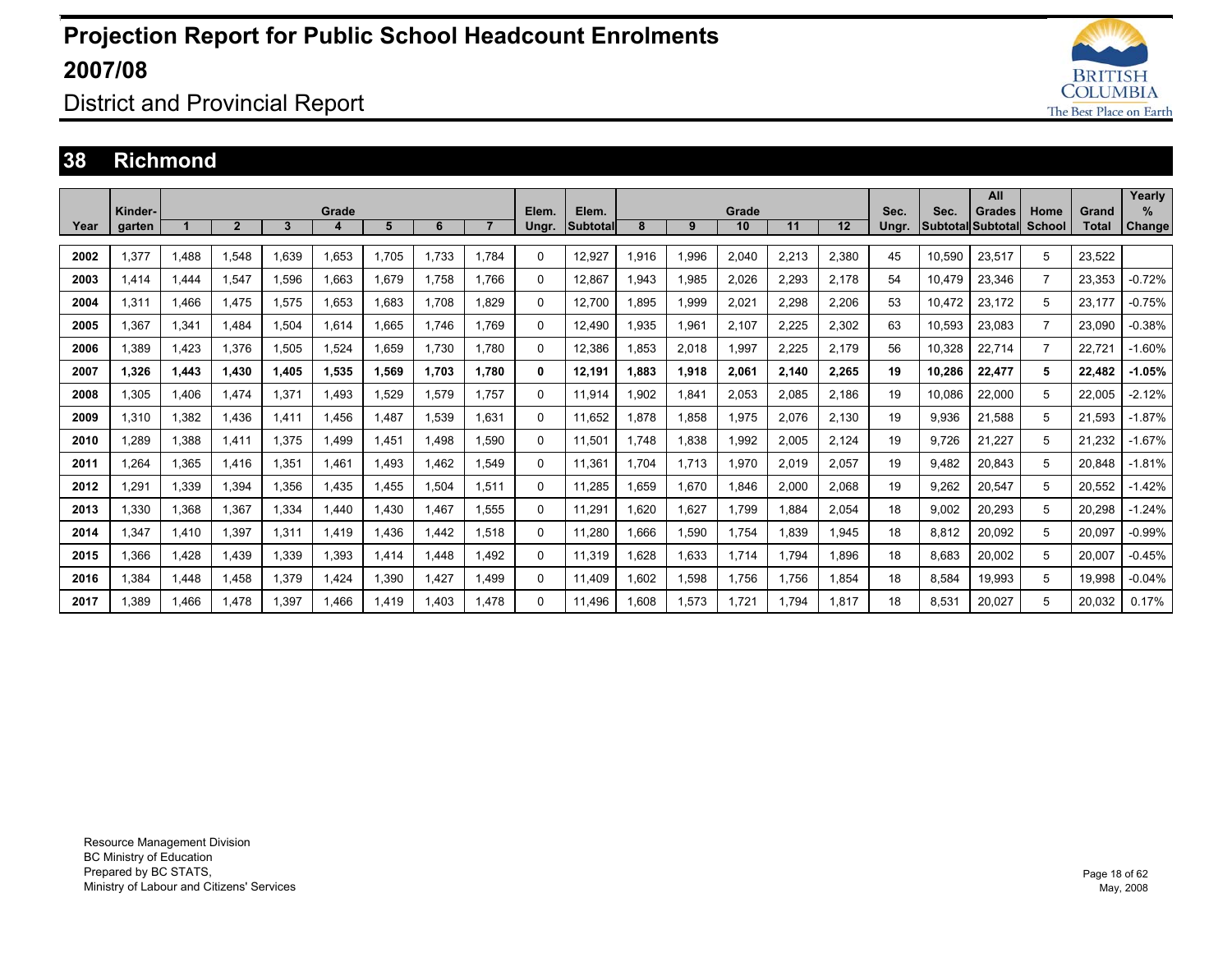# Projection Report for Public School Headcount Enrolments 2007/08

## District and Provincial Report

## 38 Richmond

| Year | Kinder-garten | Grade 1 | 2 | 3 | 4 | 5 | 6 | 7 | Elem. Ungr. | Elem. Subtotal | Grade 8 | 9 | 10 | 11 | 12 | Sec. Ungr. | Sec. Subtotal | All Grades Subtotal | Home School | Grand Total | Yearly % Change |
|---|---|---|---|---|---|---|---|---|---|---|---|---|---|---|---|---|---|---|---|---|---|
| 2002 | 1,377 | 1,488 | 1,548 | 1,639 | 1,653 | 1,705 | 1,733 | 1,784 | 0 | 12,927 | 1,916 | 1,996 | 2,040 | 2,213 | 2,380 | 45 | 10,590 | 23,517 | 5 | 23,522 | |
| 2003 | 1,414 | 1,444 | 1,547 | 1,596 | 1,663 | 1,679 | 1,758 | 1,766 | 0 | 12,867 | 1,943 | 1,985 | 2,026 | 2,293 | 2,178 | 54 | 10,479 | 23,346 | 7 | 23,353 | -0.72% |
| 2004 | 1,311 | 1,466 | 1,475 | 1,575 | 1,653 | 1,683 | 1,708 | 1,829 | 0 | 12,700 | 1,895 | 1,999 | 2,021 | 2,298 | 2,206 | 53 | 10,472 | 23,172 | 5 | 23,177 | -0.75% |
| 2005 | 1,367 | 1,341 | 1,484 | 1,504 | 1,614 | 1,665 | 1,746 | 1,769 | 0 | 12,490 | 1,935 | 1,961 | 2,107 | 2,225 | 2,302 | 63 | 10,593 | 23,083 | 7 | 23,090 | -0.38% |
| 2006 | 1,389 | 1,423 | 1,376 | 1,505 | 1,524 | 1,659 | 1,730 | 1,780 | 0 | 12,386 | 1,853 | 2,018 | 1,997 | 2,225 | 2,179 | 56 | 10,328 | 22,714 | 7 | 22,721 | -1.60% |
| **2007** | **1,326** | **1,443** | **1,430** | **1,405** | **1,535** | **1,569** | **1,703** | **1,780** | **0** | **12,191** | **1,883** | **1,918** | **2,061** | **2,140** | **2,265** | **19** | **10,286** | **22,477** | **5** | **22,482** | **-1.05%** |
| 2008 | 1,305 | 1,406 | 1,474 | 1,371 | 1,493 | 1,529 | 1,579 | 1,757 | 0 | 11,914 | 1,902 | 1,841 | 2,053 | 2,085 | 2,186 | 19 | 10,086 | 22,000 | 5 | 22,005 | -2.12% |
| 2009 | 1,310 | 1,382 | 1,436 | 1,411 | 1,456 | 1,487 | 1,539 | 1,631 | 0 | 11,652 | 1,878 | 1,858 | 1,975 | 2,076 | 2,130 | 19 | 9,936 | 21,588 | 5 | 21,593 | -1.87% |
| 2010 | 1,289 | 1,388 | 1,411 | 1,375 | 1,499 | 1,451 | 1,498 | 1,590 | 0 | 11,501 | 1,748 | 1,838 | 1,992 | 2,005 | 2,124 | 19 | 9,726 | 21,227 | 5 | 21,232 | -1.67% |
| 2011 | 1,264 | 1,365 | 1,416 | 1,351 | 1,461 | 1,493 | 1,462 | 1,549 | 0 | 11,361 | 1,704 | 1,713 | 1,970 | 2,019 | 2,057 | 19 | 9,482 | 20,843 | 5 | 20,848 | -1.81% |
| 2012 | 1,291 | 1,339 | 1,394 | 1,356 | 1,435 | 1,455 | 1,504 | 1,511 | 0 | 11,285 | 1,659 | 1,670 | 1,846 | 2,000 | 2,068 | 19 | 9,262 | 20,547 | 5 | 20,552 | -1.42% |
| 2013 | 1,330 | 1,368 | 1,367 | 1,334 | 1,440 | 1,430 | 1,467 | 1,555 | 0 | 11,291 | 1,620 | 1,627 | 1,799 | 1,884 | 2,054 | 18 | 9,002 | 20,293 | 5 | 20,298 | -1.24% |
| 2014 | 1,347 | 1,410 | 1,397 | 1,311 | 1,419 | 1,436 | 1,442 | 1,518 | 0 | 11,280 | 1,666 | 1,590 | 1,754 | 1,839 | 1,945 | 18 | 8,812 | 20,092 | 5 | 20,097 | -0.99% |
| 2015 | 1,366 | 1,428 | 1,439 | 1,339 | 1,393 | 1,414 | 1,448 | 1,492 | 0 | 11,319 | 1,628 | 1,633 | 1,714 | 1,794 | 1,896 | 18 | 8,683 | 20,002 | 5 | 20,007 | -0.45% |
| 2016 | 1,384 | 1,448 | 1,458 | 1,379 | 1,424 | 1,390 | 1,427 | 1,499 | 0 | 11,409 | 1,602 | 1,598 | 1,756 | 1,756 | 1,854 | 18 | 8,584 | 19,993 | 5 | 19,998 | -0.04% |
| 2017 | 1,389 | 1,466 | 1,478 | 1,397 | 1,466 | 1,419 | 1,403 | 1,478 | 0 | 11,496 | 1,608 | 1,573 | 1,721 | 1,794 | 1,817 | 18 | 8,531 | 20,027 | 5 | 20,032 | 0.17% |

Resource Management Division
BC Ministry of Education
Prepared by BC STATS,
Ministry of Labour and Citizens' Services

May, 2008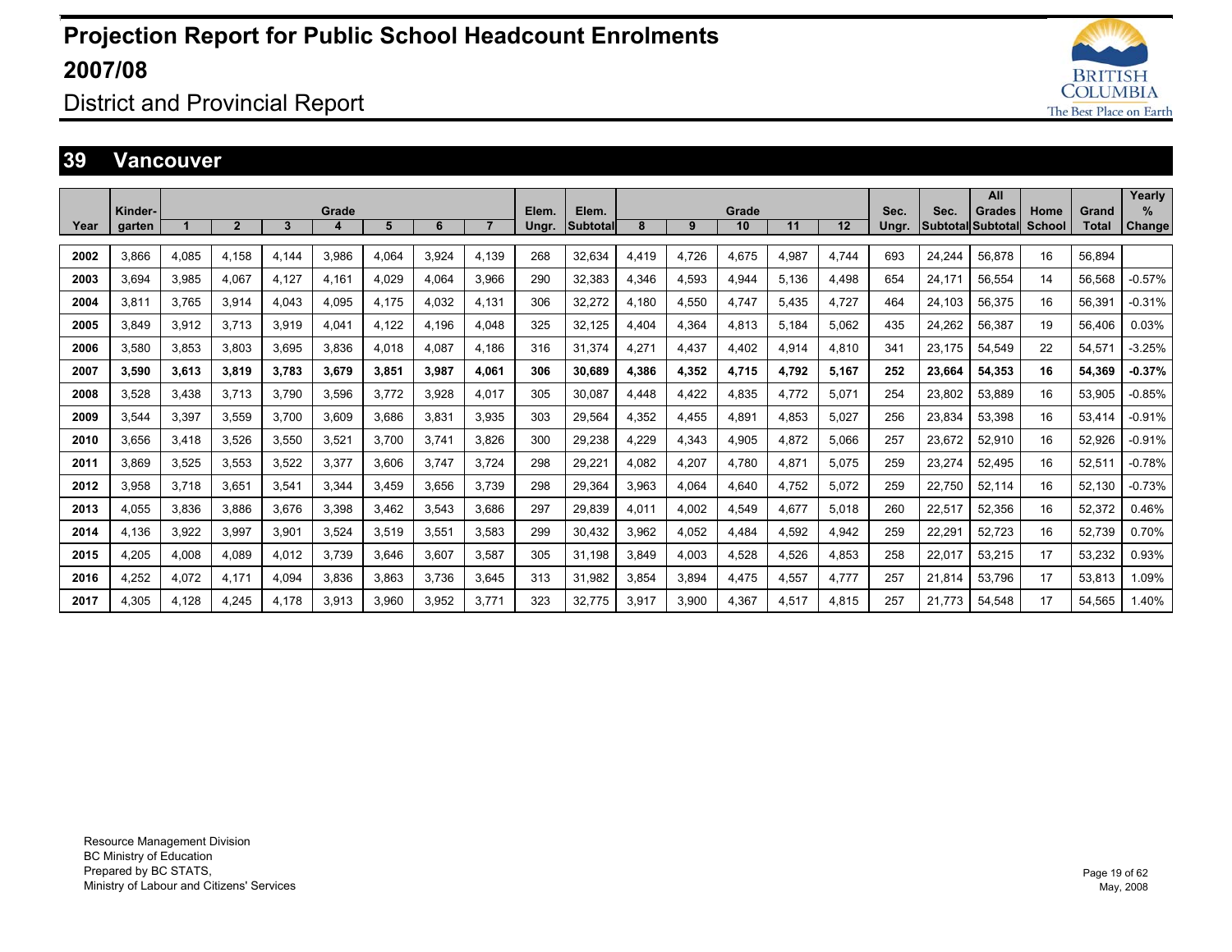# Projection Report for Public School Headcount Enrolments 2007/08

## District and Provincial Report

## 39 Vancouver

| Year | Kindergarten | Grade 1 | Grade 2 | Grade 3 | Grade 4 | Grade 5 | Grade 6 | Grade 7 | Elem. Ungr. | Elem. Subtotal | Grade 8 | Grade 9 | Grade 10 | Grade 11 | Grade 12 | Sec. Ungr. | Sec. Subtotal | All Grades Subtotal | Home School | Grand Total | Yearly % Change |
|---|---|---|---|---|---|---|---|---|---|---|---|---|---|---|---|---|---|---|---|---|---|
| 2002 | 3,866 | 4,085 | 4,158 | 4,144 | 3,986 | 4,064 | 3,924 | 4,139 | 268 | 32,634 | 4,419 | 4,726 | 4,675 | 4,987 | 4,744 | 693 | 24,244 | 56,878 | 16 | 56,894 | |
| 2003 | 3,694 | 3,985 | 4,067 | 4,127 | 4,161 | 4,029 | 4,064 | 3,966 | 290 | 32,383 | 4,346 | 4,593 | 4,944 | 5,136 | 4,498 | 654 | 24,171 | 56,554 | 14 | 56,568 | -0.57% |
| 2004 | 3,811 | 3,765 | 3,914 | 4,043 | 4,095 | 4,175 | 4,032 | 4,131 | 306 | 32,272 | 4,180 | 4,550 | 4,747 | 5,435 | 4,727 | 464 | 24,103 | 56,375 | 16 | 56,391 | -0.31% |
| 2005 | 3,849 | 3,912 | 3,713 | 3,919 | 4,041 | 4,122 | 4,196 | 4,048 | 325 | 32,125 | 4,404 | 4,364 | 4,813 | 5,184 | 5,062 | 435 | 24,262 | 56,387 | 19 | 56,406 | 0.03% |
| 2006 | 3,580 | 3,853 | 3,803 | 3,695 | 3,836 | 4,018 | 4,087 | 4,186 | 316 | 31,374 | 4,271 | 4,437 | 4,402 | 4,914 | 4,810 | 341 | 23,175 | 54,549 | 22 | 54,571 | -3.25% |
| **2007** | **3,590** | **3,613** | **3,819** | **3,783** | **3,679** | **3,851** | **3,987** | **4,061** | **306** | **30,689** | **4,386** | **4,352** | **4,715** | **4,792** | **5,167** | **252** | **23,664** | **54,353** | **16** | **54,369** | **-0.37%** |
| 2008 | 3,528 | 3,438 | 3,713 | 3,790 | 3,596 | 3,772 | 3,928 | 4,017 | 305 | 30,087 | 4,448 | 4,422 | 4,835 | 4,772 | 5,071 | 254 | 23,802 | 53,889 | 16 | 53,905 | -0.85% |
| 2009 | 3,544 | 3,397 | 3,559 | 3,700 | 3,609 | 3,686 | 3,831 | 3,935 | 303 | 29,564 | 4,352 | 4,455 | 4,891 | 4,853 | 5,027 | 256 | 23,834 | 53,398 | 16 | 53,414 | -0.91% |
| 2010 | 3,656 | 3,418 | 3,526 | 3,550 | 3,521 | 3,700 | 3,741 | 3,826 | 300 | 29,238 | 4,229 | 4,343 | 4,905 | 4,872 | 5,066 | 257 | 23,672 | 52,910 | 16 | 52,926 | -0.91% |
| 2011 | 3,869 | 3,525 | 3,553 | 3,522 | 3,377 | 3,606 | 3,747 | 3,724 | 298 | 29,221 | 4,082 | 4,207 | 4,780 | 4,871 | 5,075 | 259 | 23,274 | 52,495 | 16 | 52,511 | -0.78% |
| 2012 | 3,958 | 3,718 | 3,651 | 3,541 | 3,344 | 3,459 | 3,656 | 3,739 | 298 | 29,364 | 3,963 | 4,064 | 4,640 | 4,752 | 5,072 | 259 | 22,750 | 52,114 | 16 | 52,130 | -0.73% |
| 2013 | 4,055 | 3,836 | 3,886 | 3,676 | 3,398 | 3,462 | 3,543 | 3,686 | 297 | 29,839 | 4,011 | 4,002 | 4,549 | 4,677 | 5,018 | 260 | 22,517 | 52,356 | 16 | 52,372 | 0.46% |
| 2014 | 4,136 | 3,922 | 3,997 | 3,901 | 3,524 | 3,519 | 3,551 | 3,583 | 299 | 30,432 | 3,962 | 4,052 | 4,484 | 4,592 | 4,942 | 259 | 22,291 | 52,723 | 16 | 52,739 | 0.70% |
| 2015 | 4,205 | 4,008 | 4,089 | 4,012 | 3,739 | 3,646 | 3,607 | 3,587 | 305 | 31,198 | 3,849 | 4,003 | 4,528 | 4,526 | 4,853 | 258 | 22,017 | 53,215 | 17 | 53,232 | 0.93% |
| 2016 | 4,252 | 4,072 | 4,171 | 4,094 | 3,836 | 3,863 | 3,736 | 3,645 | 313 | 31,982 | 3,854 | 3,894 | 4,475 | 4,557 | 4,777 | 257 | 21,814 | 53,796 | 17 | 53,813 | 1.09% |
| 2017 | 4,305 | 4,128 | 4,245 | 4,178 | 3,913 | 3,960 | 3,952 | 3,771 | 323 | 32,775 | 3,917 | 3,900 | 4,367 | 4,517 | 4,815 | 257 | 21,773 | 54,548 | 17 | 54,565 | 1.40% |

Resource Management Division
BC Ministry of Education
Prepared by BC STATS,
Ministry of Labour and Citizens' Services

May, 2008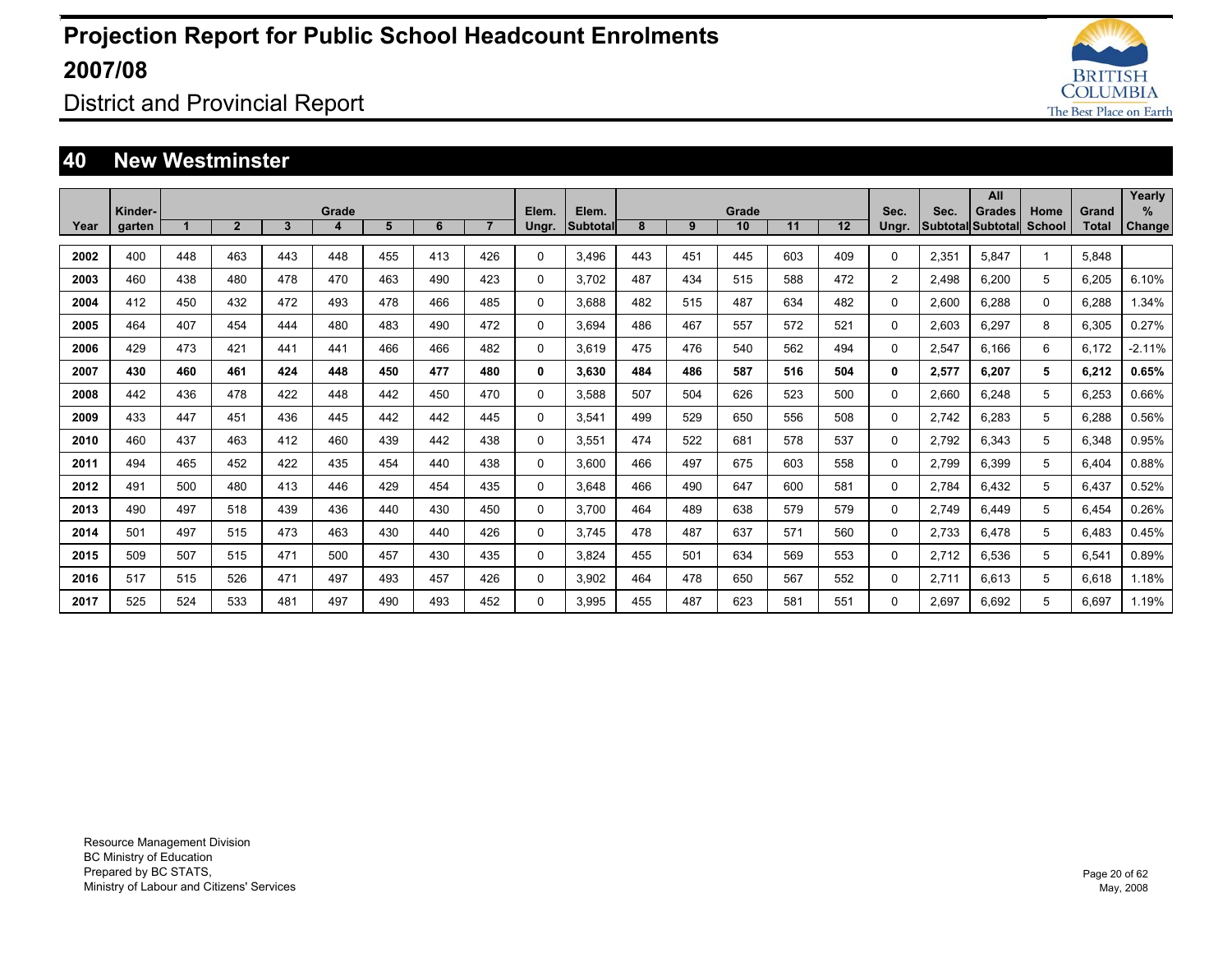# Projection Report for Public School Headcount Enrolments 2007/08

## District and Provincial Report

### 40 New Westminster

| Year | Kinder-garten | Grade 1 | 2 | 3 | 4 | 5 | 6 | 7 | Elem. Ungr. | Elem. Subtotal | Grade 8 | 9 | 10 | 11 | 12 | Sec. Ungr. | Sec. Subtotal | All Grades Subtotal | Home School | Grand Total | Yearly % Change |
|---|---|---|---|---|---|---|---|---|---|---|---|---|---|---|---|---|---|---|---|---|---|
| 2002 | 400 | 448 | 463 | 443 | 448 | 455 | 413 | 426 | 0 | 3,496 | 443 | 451 | 445 | 603 | 409 | 0 | 2,351 | 5,847 | 1 | 5,848 | |
| 2003 | 460 | 438 | 480 | 478 | 470 | 463 | 490 | 423 | 0 | 3,702 | 487 | 434 | 515 | 588 | 472 | 2 | 2,498 | 6,200 | 5 | 6,205 | 6.10% |
| 2004 | 412 | 450 | 432 | 472 | 493 | 478 | 466 | 485 | 0 | 3,688 | 482 | 515 | 487 | 634 | 482 | 0 | 2,600 | 6,288 | 0 | 6,288 | 1.34% |
| 2005 | 464 | 407 | 454 | 444 | 480 | 483 | 490 | 472 | 0 | 3,694 | 486 | 467 | 557 | 572 | 521 | 0 | 2,603 | 6,297 | 8 | 6,305 | 0.27% |
| 2006 | 429 | 473 | 421 | 441 | 441 | 466 | 466 | 482 | 0 | 3,619 | 475 | 476 | 540 | 562 | 494 | 0 | 2,547 | 6,166 | 6 | 6,172 | -2.11% |
| **2007** | **430** | **460** | **461** | **424** | **448** | **450** | **477** | **480** | **0** | **3,630** | **484** | **486** | **587** | **516** | **504** | **0** | **2,577** | **6,207** | **5** | **6,212** | **0.65%** |
| 2008 | 442 | 436 | 478 | 422 | 448 | 442 | 450 | 470 | 0 | 3,588 | 507 | 504 | 626 | 523 | 500 | 0 | 2,660 | 6,248 | 5 | 6,253 | 0.66% |
| 2009 | 433 | 447 | 451 | 436 | 445 | 442 | 442 | 445 | 0 | 3,541 | 499 | 529 | 650 | 556 | 508 | 0 | 2,742 | 6,283 | 5 | 6,288 | 0.56% |
| 2010 | 460 | 437 | 463 | 412 | 460 | 439 | 442 | 438 | 0 | 3,551 | 474 | 522 | 681 | 578 | 537 | 0 | 2,792 | 6,343 | 5 | 6,348 | 0.95% |
| 2011 | 494 | 465 | 452 | 422 | 435 | 454 | 440 | 438 | 0 | 3,600 | 466 | 497 | 675 | 603 | 558 | 0 | 2,799 | 6,399 | 5 | 6,404 | 0.88% |
| 2012 | 491 | 500 | 480 | 413 | 446 | 429 | 454 | 435 | 0 | 3,648 | 466 | 490 | 647 | 600 | 581 | 0 | 2,784 | 6,432 | 5 | 6,437 | 0.52% |
| 2013 | 490 | 497 | 518 | 439 | 436 | 440 | 430 | 450 | 0 | 3,700 | 464 | 489 | 638 | 579 | 579 | 0 | 2,749 | 6,449 | 5 | 6,454 | 0.26% |
| 2014 | 501 | 497 | 515 | 473 | 463 | 430 | 440 | 426 | 0 | 3,745 | 478 | 487 | 637 | 571 | 560 | 0 | 2,733 | 6,478 | 5 | 6,483 | 0.45% |
| 2015 | 509 | 507 | 515 | 471 | 500 | 457 | 430 | 435 | 0 | 3,824 | 455 | 501 | 634 | 569 | 553 | 0 | 2,712 | 6,536 | 5 | 6,541 | 0.89% |
| 2016 | 517 | 515 | 526 | 471 | 497 | 493 | 457 | 426 | 0 | 3,902 | 464 | 478 | 650 | 567 | 552 | 0 | 2,711 | 6,613 | 5 | 6,618 | 1.18% |
| 2017 | 525 | 524 | 533 | 481 | 497 | 490 | 493 | 452 | 0 | 3,995 | 455 | 487 | 623 | 581 | 551 | 0 | 2,697 | 6,692 | 5 | 6,697 | 1.19% |

Resource Management Division
BC Ministry of Education
Prepared by BC STATS,
Ministry of Labour and Citizens' Services

May, 2008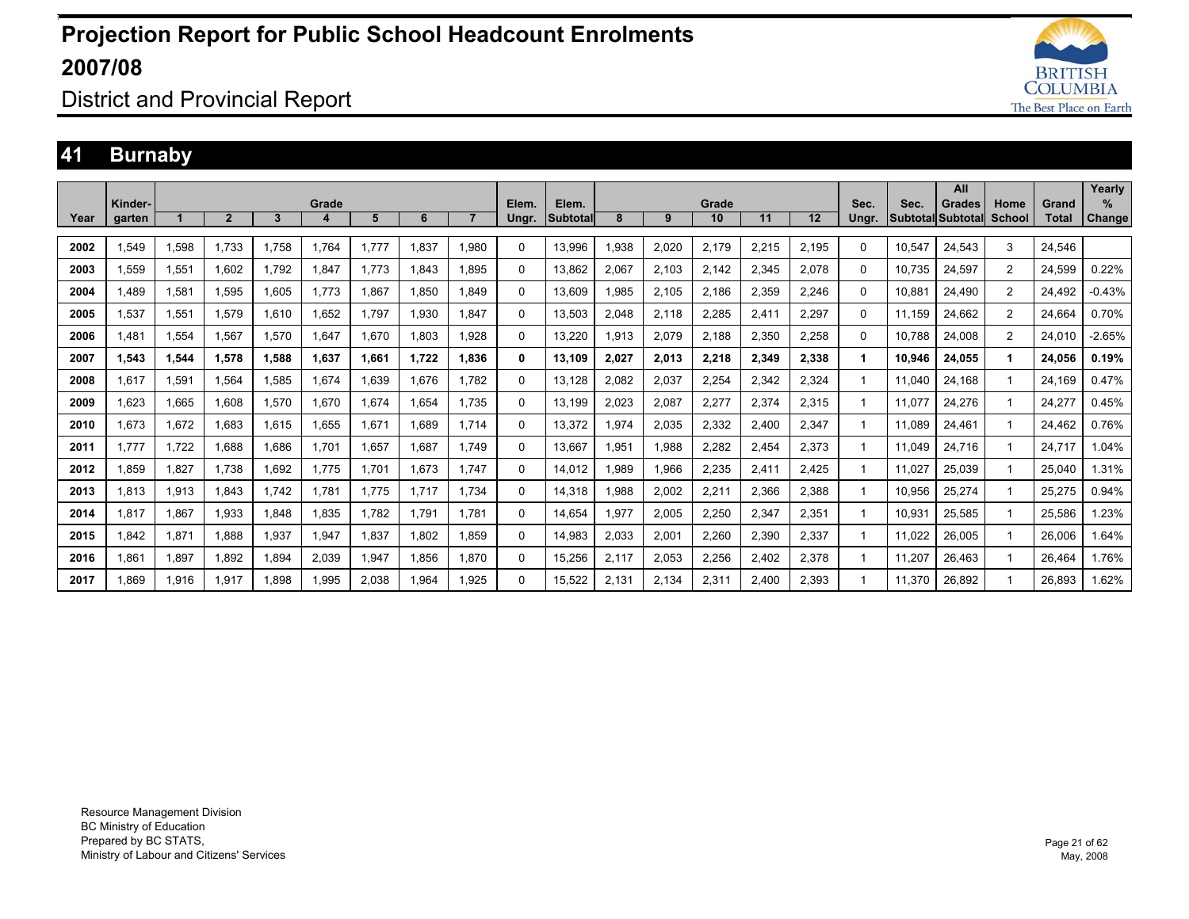# Projection Report for Public School Headcount Enrolments 2007/08

## District and Provincial Report

## 41 Burnaby

| Year | Kinder-garten | Grade 1 | 2 | 3 | 4 | 5 | 6 | 7 | Elem. Ungr. | Elem. Subtotal | Grade 8 | 9 | 10 | 11 | 12 | Sec. Ungr. | Sec. Subtotal | All Grades Subtotal | Home School | Grand Total | Yearly % Change |
|---|---|---|---|---|---|---|---|---|---|---|---|---|---|---|---|---|---|---|---|---|---|
| 2002 | 1,549 | 1,598 | 1,733 | 1,758 | 1,764 | 1,777 | 1,837 | 1,980 | 0 | 13,996 | 1,938 | 2,020 | 2,179 | 2,215 | 2,195 | 0 | 10,547 | 24,543 | 3 | 24,546 | |
| 2003 | 1,559 | 1,551 | 1,602 | 1,792 | 1,847 | 1,773 | 1,843 | 1,895 | 0 | 13,862 | 2,067 | 2,103 | 2,142 | 2,345 | 2,078 | 0 | 10,735 | 24,597 | 2 | 24,599 | 0.22% |
| 2004 | 1,489 | 1,581 | 1,595 | 1,605 | 1,773 | 1,867 | 1,850 | 1,849 | 0 | 13,609 | 1,985 | 2,105 | 2,186 | 2,359 | 2,246 | 0 | 10,881 | 24,490 | 2 | 24,492 | -0.43% |
| 2005 | 1,537 | 1,551 | 1,579 | 1,610 | 1,652 | 1,797 | 1,930 | 1,847 | 0 | 13,503 | 2,048 | 2,118 | 2,285 | 2,411 | 2,297 | 0 | 11,159 | 24,662 | 2 | 24,664 | 0.70% |
| 2006 | 1,481 | 1,554 | 1,567 | 1,570 | 1,647 | 1,670 | 1,803 | 1,928 | 0 | 13,220 | 1,913 | 2,079 | 2,188 | 2,350 | 2,258 | 0 | 10,788 | 24,008 | 2 | 24,010 | -2.65% |
| **2007** | **1,543** | **1,544** | **1,578** | **1,588** | **1,637** | **1,661** | **1,722** | **1,836** | **0** | **13,109** | **2,027** | **2,013** | **2,218** | **2,349** | **2,338** | **1** | **10,946** | **24,055** | **1** | **24,056** | **0.19%** |
| 2008 | 1,617 | 1,591 | 1,564 | 1,585 | 1,674 | 1,639 | 1,676 | 1,782 | 0 | 13,128 | 2,082 | 2,037 | 2,254 | 2,342 | 2,324 | 1 | 11,040 | 24,168 | 1 | 24,169 | 0.47% |
| 2009 | 1,623 | 1,665 | 1,608 | 1,570 | 1,670 | 1,674 | 1,654 | 1,735 | 0 | 13,199 | 2,023 | 2,087 | 2,277 | 2,374 | 2,315 | 1 | 11,077 | 24,276 | 1 | 24,277 | 0.45% |
| 2010 | 1,673 | 1,672 | 1,683 | 1,615 | 1,655 | 1,671 | 1,689 | 1,714 | 0 | 13,372 | 1,974 | 2,035 | 2,332 | 2,400 | 2,347 | 1 | 11,089 | 24,461 | 1 | 24,462 | 0.76% |
| 2011 | 1,777 | 1,722 | 1,688 | 1,686 | 1,701 | 1,657 | 1,687 | 1,749 | 0 | 13,667 | 1,951 | 1,988 | 2,282 | 2,454 | 2,373 | 1 | 11,049 | 24,716 | 1 | 24,717 | 1.04% |
| 2012 | 1,859 | 1,827 | 1,738 | 1,692 | 1,775 | 1,701 | 1,673 | 1,747 | 0 | 14,012 | 1,989 | 1,966 | 2,235 | 2,411 | 2,425 | 1 | 11,027 | 25,039 | 1 | 25,040 | 1.31% |
| 2013 | 1,813 | 1,913 | 1,843 | 1,742 | 1,781 | 1,775 | 1,717 | 1,734 | 0 | 14,318 | 1,988 | 2,002 | 2,211 | 2,366 | 2,388 | 1 | 10,956 | 25,274 | 1 | 25,275 | 0.94% |
| 2014 | 1,817 | 1,867 | 1,933 | 1,848 | 1,835 | 1,782 | 1,791 | 1,781 | 0 | 14,654 | 1,977 | 2,005 | 2,250 | 2,347 | 2,351 | 1 | 10,931 | 25,585 | 1 | 25,586 | 1.23% |
| 2015 | 1,842 | 1,871 | 1,888 | 1,937 | 1,947 | 1,837 | 1,802 | 1,859 | 0 | 14,983 | 2,033 | 2,001 | 2,260 | 2,390 | 2,337 | 1 | 11,022 | 26,005 | 1 | 26,006 | 1.64% |
| 2016 | 1,861 | 1,897 | 1,892 | 1,894 | 2,039 | 1,947 | 1,856 | 1,870 | 0 | 15,256 | 2,117 | 2,053 | 2,256 | 2,402 | 2,378 | 1 | 11,207 | 26,463 | 1 | 26,464 | 1.76% |
| 2017 | 1,869 | 1,916 | 1,917 | 1,898 | 1,995 | 2,038 | 1,964 | 1,925 | 0 | 15,522 | 2,131 | 2,134 | 2,311 | 2,400 | 2,393 | 1 | 11,370 | 26,892 | 1 | 26,893 | 1.62% |

Resource Management Division
BC Ministry of Education
Prepared by BC STATS,
Ministry of Labour and Citizens' Services

May, 2008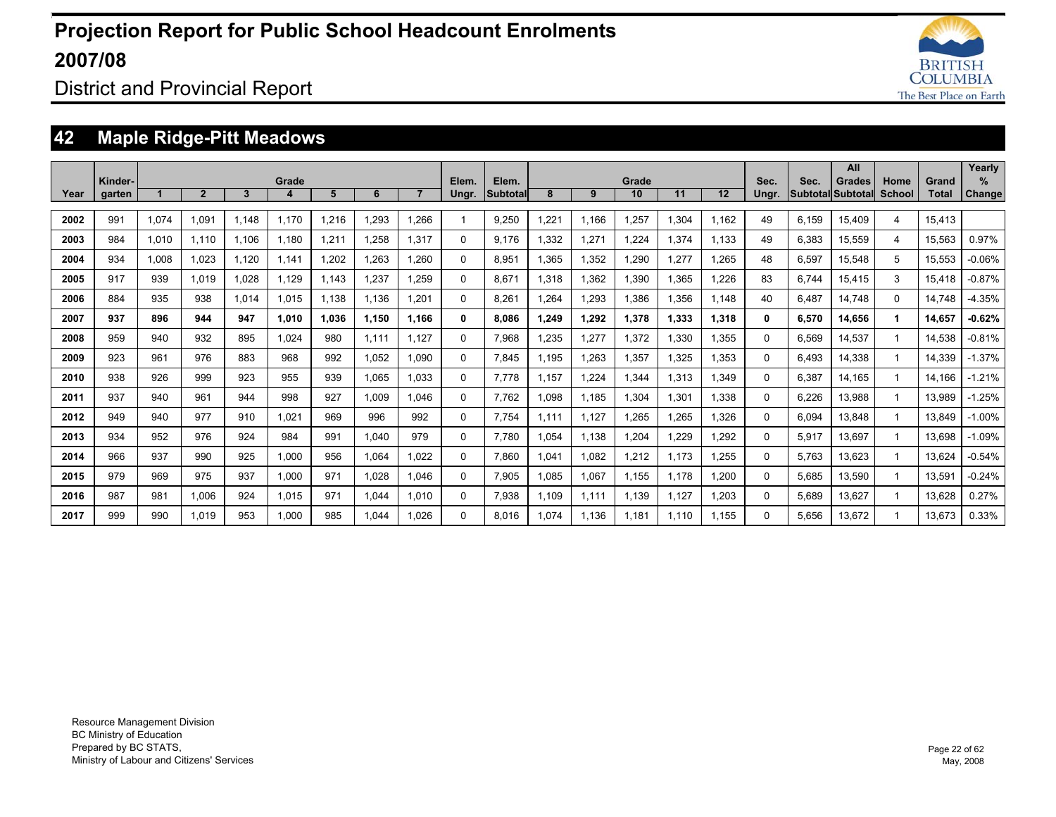# Projection Report for Public School Headcount Enrolments 2007/08

District and Provincial Report

## 42 Maple Ridge-Pitt Meadows

| Year | Kinder-garten | Grade 1 | Grade 2 | Grade 3 | Grade 4 | Grade 5 | Grade 6 | Grade 7 | Elem. Ungr. | Elem. Subtotal | Grade 8 | Grade 9 | Grade 10 | Grade 11 | Grade 12 | Sec. Ungr. | Sec. Subtotal | All Grades Subtotal | Home School | Grand Total | Yearly % Change |
|---|---|---|---|---|---|---|---|---|---|---|---|---|---|---|---|---|---|---|---|---|---|
| 2002 | 991 | 1,074 | 1,091 | 1,148 | 1,170 | 1,216 | 1,293 | 1,266 | 1 | 9,250 | 1,221 | 1,166 | 1,257 | 1,304 | 1,162 | 49 | 6,159 | 15,409 | 4 | 15,413 | |
| 2003 | 984 | 1,010 | 1,110 | 1,106 | 1,180 | 1,211 | 1,258 | 1,317 | 0 | 9,176 | 1,332 | 1,271 | 1,224 | 1,374 | 1,133 | 49 | 6,383 | 15,559 | 4 | 15,563 | 0.97% |
| 2004 | 934 | 1,008 | 1,023 | 1,120 | 1,141 | 1,202 | 1,263 | 1,260 | 0 | 8,951 | 1,365 | 1,352 | 1,290 | 1,277 | 1,265 | 48 | 6,597 | 15,548 | 5 | 15,553 | -0.06% |
| 2005 | 917 | 939 | 1,019 | 1,028 | 1,129 | 1,143 | 1,237 | 1,259 | 0 | 8,671 | 1,318 | 1,362 | 1,390 | 1,365 | 1,226 | 83 | 6,744 | 15,415 | 3 | 15,418 | -0.87% |
| 2006 | 884 | 935 | 938 | 1,014 | 1,015 | 1,138 | 1,136 | 1,201 | 0 | 8,261 | 1,264 | 1,293 | 1,386 | 1,356 | 1,148 | 40 | 6,487 | 14,748 | 0 | 14,748 | -4.35% |
| **2007** | **937** | **896** | **944** | **947** | **1,010** | **1,036** | **1,150** | **1,166** | **0** | **8,086** | **1,249** | **1,292** | **1,378** | **1,333** | **1,318** | **0** | **6,570** | **14,656** | **1** | **14,657** | **-0.62%** |
| 2008 | 959 | 940 | 932 | 895 | 1,024 | 980 | 1,111 | 1,127 | 0 | 7,968 | 1,235 | 1,277 | 1,372 | 1,330 | 1,355 | 0 | 6,569 | 14,537 | 1 | 14,538 | -0.81% |
| 2009 | 923 | 961 | 976 | 883 | 968 | 992 | 1,052 | 1,090 | 0 | 7,845 | 1,195 | 1,263 | 1,357 | 1,325 | 1,353 | 0 | 6,493 | 14,338 | 1 | 14,339 | -1.37% |
| 2010 | 938 | 926 | 999 | 923 | 955 | 939 | 1,065 | 1,033 | 0 | 7,778 | 1,157 | 1,224 | 1,344 | 1,313 | 1,349 | 0 | 6,387 | 14,165 | 1 | 14,166 | -1.21% |
| 2011 | 937 | 940 | 961 | 944 | 998 | 927 | 1,009 | 1,046 | 0 | 7,762 | 1,098 | 1,185 | 1,304 | 1,301 | 1,338 | 0 | 6,226 | 13,988 | 1 | 13,989 | -1.25% |
| 2012 | 949 | 940 | 977 | 910 | 1,021 | 969 | 996 | 992 | 0 | 7,754 | 1,111 | 1,127 | 1,265 | 1,265 | 1,326 | 0 | 6,094 | 13,848 | 1 | 13,849 | -1.00% |
| 2013 | 934 | 952 | 976 | 924 | 984 | 991 | 1,040 | 979 | 0 | 7,780 | 1,054 | 1,138 | 1,204 | 1,229 | 1,292 | 0 | 5,917 | 13,697 | 1 | 13,698 | -1.09% |
| 2014 | 966 | 937 | 990 | 925 | 1,000 | 956 | 1,064 | 1,022 | 0 | 7,860 | 1,041 | 1,082 | 1,212 | 1,173 | 1,255 | 0 | 5,763 | 13,623 | 1 | 13,624 | -0.54% |
| 2015 | 979 | 969 | 975 | 937 | 1,000 | 971 | 1,028 | 1,046 | 0 | 7,905 | 1,085 | 1,067 | 1,155 | 1,178 | 1,200 | 0 | 5,685 | 13,590 | 1 | 13,591 | -0.24% |
| 2016 | 987 | 981 | 1,006 | 924 | 1,015 | 971 | 1,044 | 1,010 | 0 | 7,938 | 1,109 | 1,111 | 1,139 | 1,127 | 1,203 | 0 | 5,689 | 13,627 | 1 | 13,628 | 0.27% |
| 2017 | 999 | 990 | 1,019 | 953 | 1,000 | 985 | 1,044 | 1,026 | 0 | 8,016 | 1,074 | 1,136 | 1,181 | 1,110 | 1,155 | 0 | 5,656 | 13,672 | 1 | 13,673 | 0.33% |

Resource Management Division
BC Ministry of Education
Prepared by BC STATS,
Ministry of Labour and Citizens' Services

May, 2008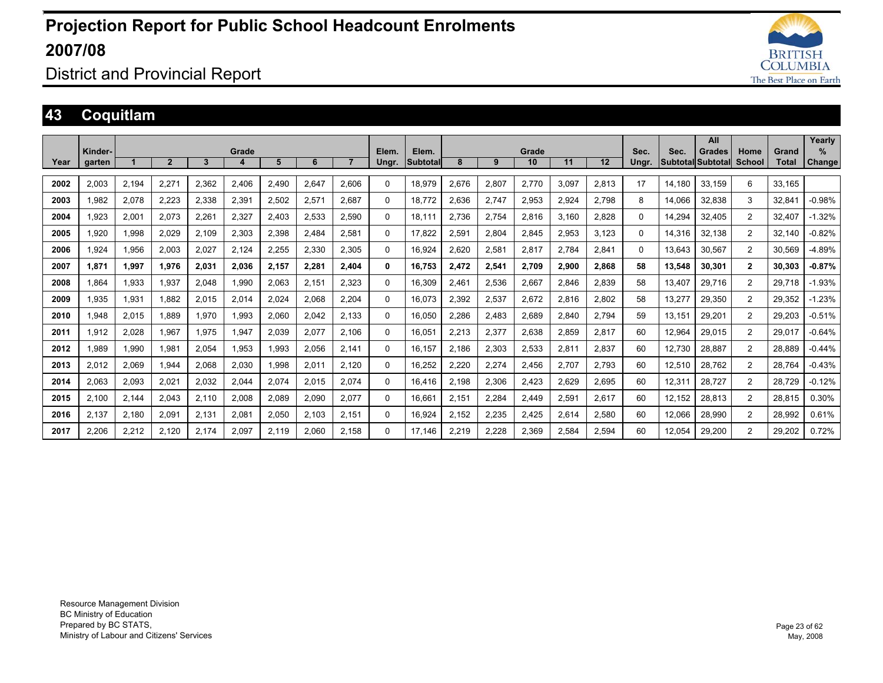# Projection Report for Public School Headcount Enrolments 2007/08

District and Provincial Report

## 43 Coquitlam

| Year | Kinder-garten | Grade 1 | 2 | 3 | 4 | 5 | 6 | 7 | Elem. Ungr. | Elem. Subtotal | Grade 8 | 9 | 10 | 11 | 12 | Sec. Ungr. | Sec. Subtotal | All Grades Subtotal | Home School | Grand Total | Yearly % Change |
|---|---|---|---|---|---|---|---|---|---|---|---|---|---|---|---|---|---|---|---|---|---|
| 2002 | 2,003 | 2,194 | 2,271 | 2,362 | 2,406 | 2,490 | 2,647 | 2,606 | 0 | 18,979 | 2,676 | 2,807 | 2,770 | 3,097 | 2,813 | 17 | 14,180 | 33,159 | 6 | 33,165 | |
| 2003 | 1,982 | 2,078 | 2,223 | 2,338 | 2,391 | 2,502 | 2,571 | 2,687 | 0 | 18,772 | 2,636 | 2,747 | 2,953 | 2,924 | 2,798 | 8 | 14,066 | 32,838 | 3 | 32,841 | -0.98% |
| 2004 | 1,923 | 2,001 | 2,073 | 2,261 | 2,327 | 2,403 | 2,533 | 2,590 | 0 | 18,111 | 2,736 | 2,754 | 2,816 | 3,160 | 2,828 | 0 | 14,294 | 32,405 | 2 | 32,407 | -1.32% |
| 2005 | 1,920 | 1,998 | 2,029 | 2,109 | 2,303 | 2,398 | 2,484 | 2,581 | 0 | 17,822 | 2,591 | 2,804 | 2,845 | 2,953 | 3,123 | 0 | 14,316 | 32,138 | 2 | 32,140 | -0.82% |
| 2006 | 1,924 | 1,956 | 2,003 | 2,027 | 2,124 | 2,255 | 2,330 | 2,305 | 0 | 16,924 | 2,620 | 2,581 | 2,817 | 2,784 | 2,841 | 0 | 13,643 | 30,567 | 2 | 30,569 | -4.89% |
| **2007** | **1,871** | **1,997** | **1,976** | **2,031** | **2,036** | **2,157** | **2,281** | **2,404** | **0** | **16,753** | **2,472** | **2,541** | **2,709** | **2,900** | **2,868** | **58** | **13,548** | **30,301** | **2** | **30,303** | **-0.87%** |
| 2008 | 1,864 | 1,933 | 1,937 | 2,048 | 1,990 | 2,063 | 2,151 | 2,323 | 0 | 16,309 | 2,461 | 2,536 | 2,667 | 2,846 | 2,839 | 58 | 13,407 | 29,716 | 2 | 29,718 | -1.93% |
| 2009 | 1,935 | 1,931 | 1,882 | 2,015 | 2,014 | 2,024 | 2,068 | 2,204 | 0 | 16,073 | 2,392 | 2,537 | 2,672 | 2,816 | 2,802 | 58 | 13,277 | 29,350 | 2 | 29,352 | -1.23% |
| 2010 | 1,948 | 2,015 | 1,889 | 1,970 | 1,993 | 2,060 | 2,042 | 2,133 | 0 | 16,050 | 2,286 | 2,483 | 2,689 | 2,840 | 2,794 | 59 | 13,151 | 29,201 | 2 | 29,203 | -0.51% |
| 2011 | 1,912 | 2,028 | 1,967 | 1,975 | 1,947 | 2,039 | 2,077 | 2,106 | 0 | 16,051 | 2,213 | 2,377 | 2,638 | 2,859 | 2,817 | 60 | 12,964 | 29,015 | 2 | 29,017 | -0.64% |
| 2012 | 1,989 | 1,990 | 1,981 | 2,054 | 1,953 | 1,993 | 2,056 | 2,141 | 0 | 16,157 | 2,186 | 2,303 | 2,533 | 2,811 | 2,837 | 60 | 12,730 | 28,887 | 2 | 28,889 | -0.44% |
| 2013 | 2,012 | 2,069 | 1,944 | 2,068 | 2,030 | 1,998 | 2,011 | 2,120 | 0 | 16,252 | 2,220 | 2,274 | 2,456 | 2,707 | 2,793 | 60 | 12,510 | 28,762 | 2 | 28,764 | -0.43% |
| 2014 | 2,063 | 2,093 | 2,021 | 2,032 | 2,044 | 2,074 | 2,015 | 2,074 | 0 | 16,416 | 2,198 | 2,306 | 2,423 | 2,629 | 2,695 | 60 | 12,311 | 28,727 | 2 | 28,729 | -0.12% |
| 2015 | 2,100 | 2,144 | 2,043 | 2,110 | 2,008 | 2,089 | 2,090 | 2,077 | 0 | 16,661 | 2,151 | 2,284 | 2,449 | 2,591 | 2,617 | 60 | 12,152 | 28,813 | 2 | 28,815 | 0.30% |
| 2016 | 2,137 | 2,180 | 2,091 | 2,131 | 2,081 | 2,050 | 2,103 | 2,151 | 0 | 16,924 | 2,152 | 2,235 | 2,425 | 2,614 | 2,580 | 60 | 12,066 | 28,990 | 2 | 28,992 | 0.61% |
| 2017 | 2,206 | 2,212 | 2,120 | 2,174 | 2,097 | 2,119 | 2,060 | 2,158 | 0 | 17,146 | 2,219 | 2,228 | 2,369 | 2,584 | 2,594 | 60 | 12,054 | 29,200 | 2 | 29,202 | 0.72% |

Resource Management Division
BC Ministry of Education
Prepared by BC STATS,
Ministry of Labour and Citizens' Services

May, 2008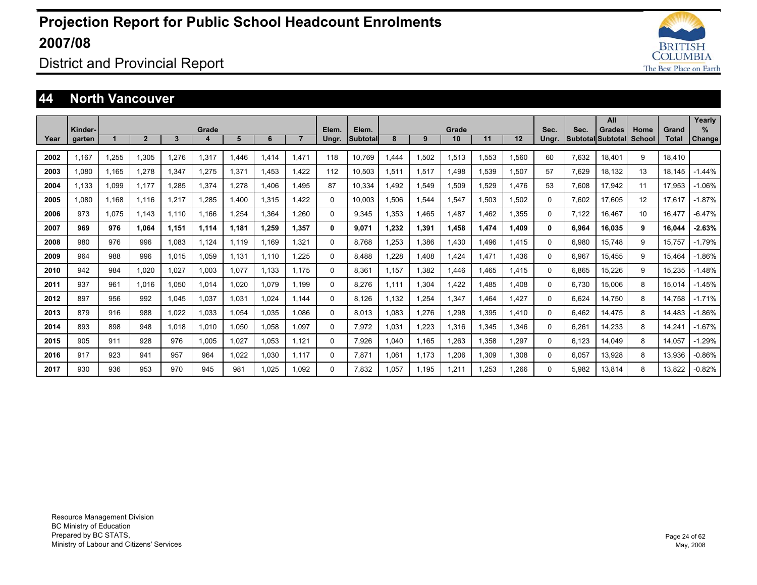# Projection Report for Public School Headcount Enrolments 2007/08

## District and Provincial Report

## 44 North Vancouver

| Year | Kinder-garten | Grade 1 | 2 | 3 | 4 | 5 | 6 | 7 | Elem. Ungr. | Elem. Subtotal | Grade 8 | 9 | 10 | 11 | 12 | Sec. Ungr. | Sec. Subtotal | All Grades Subtotal | Home School | Grand Total | Yearly % Change |
|---|---|---|---|---|---|---|---|---|---|---|---|---|---|---|---|---|---|---|---|---|---|
| 2002 | 1,167 | 1,255 | 1,305 | 1,276 | 1,317 | 1,446 | 1,414 | 1,471 | 118 | 10,769 | 1,444 | 1,502 | 1,513 | 1,553 | 1,560 | 60 | 7,632 | 18,401 | 9 | 18,410 | |
| 2003 | 1,080 | 1,165 | 1,278 | 1,347 | 1,275 | 1,371 | 1,453 | 1,422 | 112 | 10,503 | 1,511 | 1,517 | 1,498 | 1,539 | 1,507 | 57 | 7,629 | 18,132 | 13 | 18,145 | -1.44% |
| 2004 | 1,133 | 1,099 | 1,177 | 1,285 | 1,374 | 1,278 | 1,406 | 1,495 | 87 | 10,334 | 1,492 | 1,549 | 1,509 | 1,529 | 1,476 | 53 | 7,608 | 17,942 | 11 | 17,953 | -1.06% |
| 2005 | 1,080 | 1,168 | 1,116 | 1,217 | 1,285 | 1,400 | 1,315 | 1,422 | 0 | 10,003 | 1,506 | 1,544 | 1,547 | 1,503 | 1,502 | 0 | 7,602 | 17,605 | 12 | 17,617 | -1.87% |
| 2006 | 973 | 1,075 | 1,143 | 1,110 | 1,166 | 1,254 | 1,364 | 1,260 | 0 | 9,345 | 1,353 | 1,465 | 1,487 | 1,462 | 1,355 | 0 | 7,122 | 16,467 | 10 | 16,477 | -6.47% |
| **2007** | **969** | **976** | **1,064** | **1,151** | **1,114** | **1,181** | **1,259** | **1,357** | **0** | **9,071** | **1,232** | **1,391** | **1,458** | **1,474** | **1,409** | **0** | **6,964** | **16,035** | **9** | **16,044** | **-2.63%** |
| 2008 | 980 | 976 | 996 | 1,083 | 1,124 | 1,119 | 1,169 | 1,321 | 0 | 8,768 | 1,253 | 1,386 | 1,430 | 1,496 | 1,415 | 0 | 6,980 | 15,748 | 9 | 15,757 | -1.79% |
| 2009 | 964 | 988 | 996 | 1,015 | 1,059 | 1,131 | 1,110 | 1,225 | 0 | 8,488 | 1,228 | 1,408 | 1,424 | 1,471 | 1,436 | 0 | 6,967 | 15,455 | 9 | 15,464 | -1.86% |
| 2010 | 942 | 984 | 1,020 | 1,027 | 1,003 | 1,077 | 1,133 | 1,175 | 0 | 8,361 | 1,157 | 1,382 | 1,446 | 1,465 | 1,415 | 0 | 6,865 | 15,226 | 9 | 15,235 | -1.48% |
| 2011 | 937 | 961 | 1,016 | 1,050 | 1,014 | 1,020 | 1,079 | 1,199 | 0 | 8,276 | 1,111 | 1,304 | 1,422 | 1,485 | 1,408 | 0 | 6,730 | 15,006 | 8 | 15,014 | -1.45% |
| 2012 | 897 | 956 | 992 | 1,045 | 1,037 | 1,031 | 1,024 | 1,144 | 0 | 8,126 | 1,132 | 1,254 | 1,347 | 1,464 | 1,427 | 0 | 6,624 | 14,750 | 8 | 14,758 | -1.71% |
| 2013 | 879 | 916 | 988 | 1,022 | 1,033 | 1,054 | 1,035 | 1,086 | 0 | 8,013 | 1,083 | 1,276 | 1,298 | 1,395 | 1,410 | 0 | 6,462 | 14,475 | 8 | 14,483 | -1.86% |
| 2014 | 893 | 898 | 948 | 1,018 | 1,010 | 1,050 | 1,058 | 1,097 | 0 | 7,972 | 1,031 | 1,223 | 1,316 | 1,345 | 1,346 | 0 | 6,261 | 14,233 | 8 | 14,241 | -1.67% |
| 2015 | 905 | 911 | 928 | 976 | 1,005 | 1,027 | 1,053 | 1,121 | 0 | 7,926 | 1,040 | 1,165 | 1,263 | 1,358 | 1,297 | 0 | 6,123 | 14,049 | 8 | 14,057 | -1.29% |
| 2016 | 917 | 923 | 941 | 957 | 964 | 1,022 | 1,030 | 1,117 | 0 | 7,871 | 1,061 | 1,173 | 1,206 | 1,309 | 1,308 | 0 | 6,057 | 13,928 | 8 | 13,936 | -0.86% |
| 2017 | 930 | 936 | 953 | 970 | 945 | 981 | 1,025 | 1,092 | 0 | 7,832 | 1,057 | 1,195 | 1,211 | 1,253 | 1,266 | 0 | 5,982 | 13,814 | 8 | 13,822 | -0.82% |

Resource Management Division
BC Ministry of Education
Prepared by BC STATS,
Ministry of Labour and Citizens' Services

May, 2008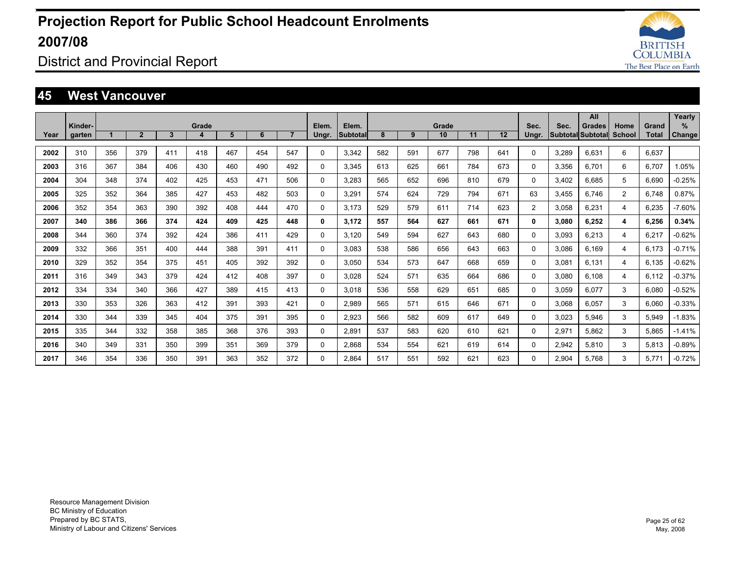# Projection Report for Public School Headcount Enrolments 2007/08

## District and Provincial Report

## 45 West Vancouver

| Year | Kinder-garten | Grade 1 | Grade 2 | Grade 3 | Grade 4 | Grade 5 | Grade 6 | Grade 7 | Elem. Ungr. | Elem. Subtotal | Grade 8 | Grade 9 | Grade 10 | Grade 11 | Grade 12 | Sec. Ungr. | Sec. Subtotal | All Grades Subtotal | Home School | Grand Total | Yearly % Change |
|---|---|---|---|---|---|---|---|---|---|---|---|---|---|---|---|---|---|---|---|---|---|
| **2002** | 310 | 356 | 379 | 411 | 418 | 467 | 454 | 547 | 0 | 3,342 | 582 | 591 | 677 | 798 | 641 | 0 | 3,289 | 6,631 | 6 | 6,637 | |
| **2003** | 316 | 367 | 384 | 406 | 430 | 460 | 490 | 492 | 0 | 3,345 | 613 | 625 | 661 | 784 | 673 | 0 | 3,356 | 6,701 | 6 | 6,707 | 1.05% |
| **2004** | 304 | 348 | 374 | 402 | 425 | 453 | 471 | 506 | 0 | 3,283 | 565 | 652 | 696 | 810 | 679 | 0 | 3,402 | 6,685 | 5 | 6,690 | -0.25% |
| **2005** | 325 | 352 | 364 | 385 | 427 | 453 | 482 | 503 | 0 | 3,291 | 574 | 624 | 729 | 794 | 671 | 63 | 3,455 | 6,746 | 2 | 6,748 | 0.87% |
| **2006** | 352 | 354 | 363 | 390 | 392 | 408 | 444 | 470 | 0 | 3,173 | 529 | 579 | 611 | 714 | 623 | 2 | 3,058 | 6,231 | 4 | 6,235 | -7.60% |
| **2007** | **340** | **386** | **366** | **374** | **424** | **409** | **425** | **448** | **0** | **3,172** | **557** | **564** | **627** | **661** | **671** | **0** | **3,080** | **6,252** | **4** | **6,256** | **0.34%** |
| **2008** | 344 | 360 | 374 | 392 | 424 | 386 | 411 | 429 | 0 | 3,120 | 549 | 594 | 627 | 643 | 680 | 0 | 3,093 | 6,213 | 4 | 6,217 | -0.62% |
| **2009** | 332 | 366 | 351 | 400 | 444 | 388 | 391 | 411 | 0 | 3,083 | 538 | 586 | 656 | 643 | 663 | 0 | 3,086 | 6,169 | 4 | 6,173 | -0.71% |
| **2010** | 329 | 352 | 354 | 375 | 451 | 405 | 392 | 392 | 0 | 3,050 | 534 | 573 | 647 | 668 | 659 | 0 | 3,081 | 6,131 | 4 | 6,135 | -0.62% |
| **2011** | 316 | 349 | 343 | 379 | 424 | 412 | 408 | 397 | 0 | 3,028 | 524 | 571 | 635 | 664 | 686 | 0 | 3,080 | 6,108 | 4 | 6,112 | -0.37% |
| **2012** | 334 | 334 | 340 | 366 | 427 | 389 | 415 | 413 | 0 | 3,018 | 536 | 558 | 629 | 651 | 685 | 0 | 3,059 | 6,077 | 3 | 6,080 | -0.52% |
| **2013** | 330 | 353 | 326 | 363 | 412 | 391 | 393 | 421 | 0 | 2,989 | 565 | 571 | 615 | 646 | 671 | 0 | 3,068 | 6,057 | 3 | 6,060 | -0.33% |
| **2014** | 330 | 344 | 339 | 345 | 404 | 375 | 391 | 395 | 0 | 2,923 | 566 | 582 | 609 | 617 | 649 | 0 | 3,023 | 5,946 | 3 | 5,949 | -1.83% |
| **2015** | 335 | 344 | 332 | 358 | 385 | 368 | 376 | 393 | 0 | 2,891 | 537 | 583 | 620 | 610 | 621 | 0 | 2,971 | 5,862 | 3 | 5,865 | -1.41% |
| **2016** | 340 | 349 | 331 | 350 | 399 | 351 | 369 | 379 | 0 | 2,868 | 534 | 554 | 621 | 619 | 614 | 0 | 2,942 | 5,810 | 3 | 5,813 | -0.89% |
| **2017** | 346 | 354 | 336 | 350 | 391 | 363 | 352 | 372 | 0 | 2,864 | 517 | 551 | 592 | 621 | 623 | 0 | 2,904 | 5,768 | 3 | 5,771 | -0.72% |

Resource Management Division
BC Ministry of Education
Prepared by BC STATS,
Ministry of Labour and Citizens' Services

May, 2008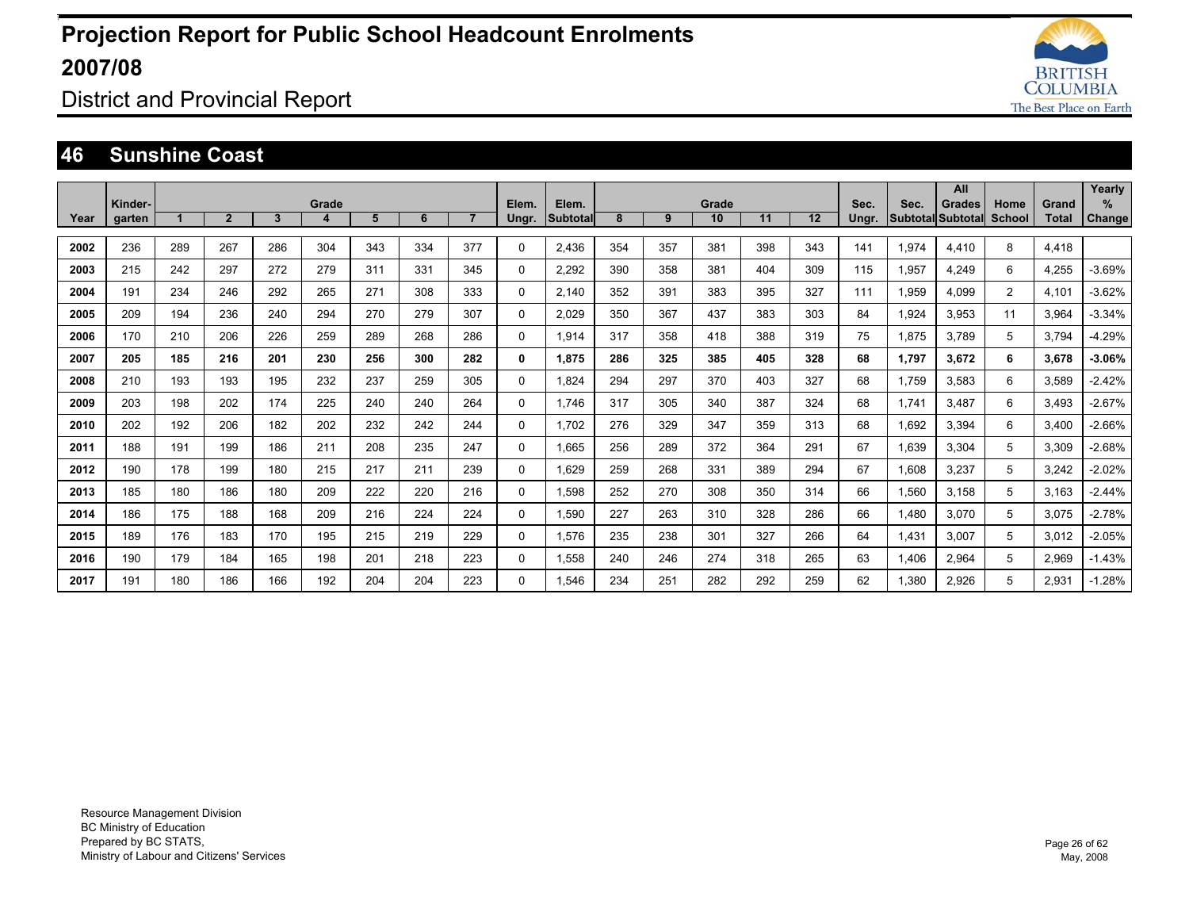# Projection Report for Public School Headcount Enrolments 2007/08

District and Provincial Report

## 46 Sunshine Coast

| Year | Kinder-garten | Grade 1 | Grade 2 | Grade 3 | Grade 4 | Grade 5 | Grade 6 | Grade 7 | Elem. Ungr. | Elem. Subtotal | Grade 8 | Grade 9 | Grade 10 | Grade 11 | Grade 12 | Sec. Ungr. | Sec. Subtotal | All Grades Subtotal | Home School | Grand Total | Yearly % Change |
|---|---|---|---|---|---|---|---|---|---|---|---|---|---|---|---|---|---|---|---|---|---|
| **2002** | 236 | 289 | 267 | 286 | 304 | 343 | 334 | 377 | 0 | 2,436 | 354 | 357 | 381 | 398 | 343 | 141 | 1,974 | 4,410 | 8 | 4,418 | |
| **2003** | 215 | 242 | 297 | 272 | 279 | 311 | 331 | 345 | 0 | 2,292 | 390 | 358 | 381 | 404 | 309 | 115 | 1,957 | 4,249 | 6 | 4,255 | -3.69% |
| **2004** | 191 | 234 | 246 | 292 | 265 | 271 | 308 | 333 | 0 | 2,140 | 352 | 391 | 383 | 395 | 327 | 111 | 1,959 | 4,099 | 2 | 4,101 | -3.62% |
| **2005** | 209 | 194 | 236 | 240 | 294 | 270 | 279 | 307 | 0 | 2,029 | 350 | 367 | 437 | 383 | 303 | 84 | 1,924 | 3,953 | 11 | 3,964 | -3.34% |
| **2006** | 170 | 210 | 206 | 226 | 259 | 289 | 268 | 286 | 0 | 1,914 | 317 | 358 | 418 | 388 | 319 | 75 | 1,875 | 3,789 | 5 | 3,794 | -4.29% |
| **2007** | **205** | **185** | **216** | **201** | **230** | **256** | **300** | **282** | **0** | **1,875** | **286** | **325** | **385** | **405** | **328** | **68** | **1,797** | **3,672** | **6** | **3,678** | **-3.06%** |
| **2008** | 210 | 193 | 193 | 195 | 232 | 237 | 259 | 305 | 0 | 1,824 | 294 | 297 | 370 | 403 | 327 | 68 | 1,759 | 3,583 | 6 | 3,589 | -2.42% |
| **2009** | 203 | 198 | 202 | 174 | 225 | 240 | 240 | 264 | 0 | 1,746 | 317 | 305 | 340 | 387 | 324 | 68 | 1,741 | 3,487 | 6 | 3,493 | -2.67% |
| **2010** | 202 | 192 | 206 | 182 | 202 | 232 | 242 | 244 | 0 | 1,702 | 276 | 329 | 347 | 359 | 313 | 68 | 1,692 | 3,394 | 6 | 3,400 | -2.66% |
| **2011** | 188 | 191 | 199 | 186 | 211 | 208 | 235 | 247 | 0 | 1,665 | 256 | 289 | 372 | 364 | 291 | 67 | 1,639 | 3,304 | 5 | 3,309 | -2.68% |
| **2012** | 190 | 178 | 199 | 180 | 215 | 217 | 211 | 239 | 0 | 1,629 | 259 | 268 | 331 | 389 | 294 | 67 | 1,608 | 3,237 | 5 | 3,242 | -2.02% |
| **2013** | 185 | 180 | 186 | 180 | 209 | 222 | 220 | 216 | 0 | 1,598 | 252 | 270 | 308 | 350 | 314 | 66 | 1,560 | 3,158 | 5 | 3,163 | -2.44% |
| **2014** | 186 | 175 | 188 | 168 | 209 | 216 | 224 | 224 | 0 | 1,590 | 227 | 263 | 310 | 328 | 286 | 66 | 1,480 | 3,070 | 5 | 3,075 | -2.78% |
| **2015** | 189 | 176 | 183 | 170 | 195 | 215 | 219 | 229 | 0 | 1,576 | 235 | 238 | 301 | 327 | 266 | 64 | 1,431 | 3,007 | 5 | 3,012 | -2.05% |
| **2016** | 190 | 179 | 184 | 165 | 198 | 201 | 218 | 223 | 0 | 1,558 | 240 | 246 | 274 | 318 | 265 | 63 | 1,406 | 2,964 | 5 | 2,969 | -1.43% |
| **2017** | 191 | 180 | 186 | 166 | 192 | 204 | 204 | 223 | 0 | 1,546 | 234 | 251 | 282 | 292 | 259 | 62 | 1,380 | 2,926 | 5 | 2,931 | -1.28% |

Resource Management Division
BC Ministry of Education
Prepared by BC STATS,
Ministry of Labour and Citizens' Services

May, 2008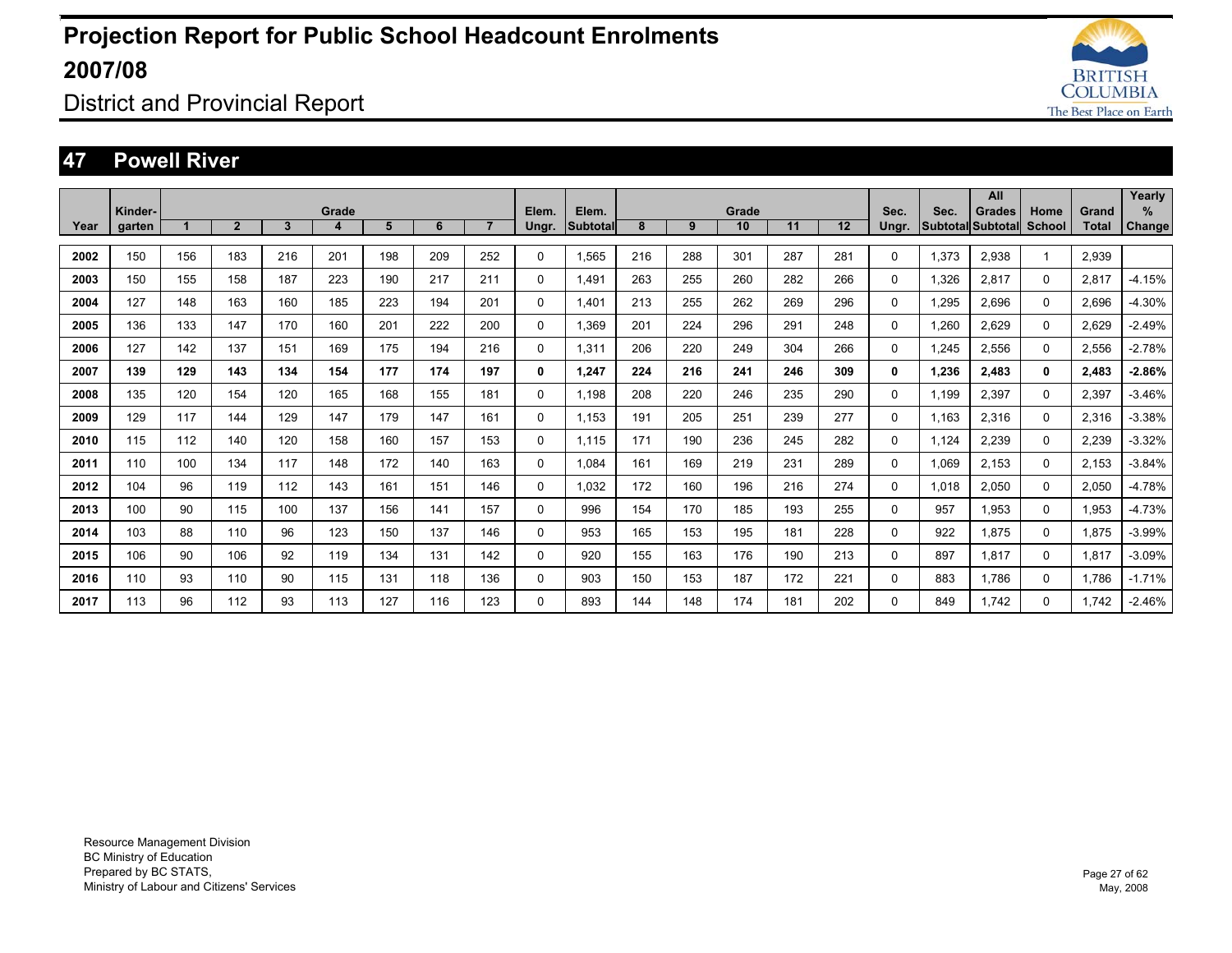# Projection Report for Public School Headcount Enrolments 2007/08

## District and Provincial Report

## 47 Powell River

| Year | Kinder-garten | Grade 1 | Grade 2 | Grade 3 | Grade 4 | Grade 5 | Grade 6 | Grade 7 | Elem. Ungr. | Elem. Subtotal | Grade 8 | Grade 9 | Grade 10 | Grade 11 | Grade 12 | Sec. Ungr. | Sec. Subtotal | All Grades Subtotal | Home School | Grand Total | Yearly % Change |
|---|---|---|---|---|---|---|---|---|---|---|---|---|---|---|---|---|---|---|---|---|---|
| **2002** | 150 | 156 | 183 | 216 | 201 | 198 | 209 | 252 | 0 | 1,565 | 216 | 288 | 301 | 287 | 281 | 0 | 1,373 | 2,938 | 1 | 2,939 | |
| **2003** | 150 | 155 | 158 | 187 | 223 | 190 | 217 | 211 | 0 | 1,491 | 263 | 255 | 260 | 282 | 266 | 0 | 1,326 | 2,817 | 0 | 2,817 | -4.15% |
| **2004** | 127 | 148 | 163 | 160 | 185 | 223 | 194 | 201 | 0 | 1,401 | 213 | 255 | 262 | 269 | 296 | 0 | 1,295 | 2,696 | 0 | 2,696 | -4.30% |
| **2005** | 136 | 133 | 147 | 170 | 160 | 201 | 222 | 200 | 0 | 1,369 | 201 | 224 | 296 | 291 | 248 | 0 | 1,260 | 2,629 | 0 | 2,629 | -2.49% |
| **2006** | 127 | 142 | 137 | 151 | 169 | 175 | 194 | 216 | 0 | 1,311 | 206 | 220 | 249 | 304 | 266 | 0 | 1,245 | 2,556 | 0 | 2,556 | -2.78% |
| **2007** | **139** | **129** | **143** | **134** | **154** | **177** | **174** | **197** | **0** | **1,247** | **224** | **216** | **241** | **246** | **309** | **0** | **1,236** | **2,483** | **0** | **2,483** | **-2.86%** |
| **2008** | 135 | 120 | 154 | 120 | 165 | 168 | 155 | 181 | 0 | 1,198 | 208 | 220 | 246 | 235 | 290 | 0 | 1,199 | 2,397 | 0 | 2,397 | -3.46% |
| **2009** | 129 | 117 | 144 | 129 | 147 | 179 | 147 | 161 | 0 | 1,153 | 191 | 205 | 251 | 239 | 277 | 0 | 1,163 | 2,316 | 0 | 2,316 | -3.38% |
| **2010** | 115 | 112 | 140 | 120 | 158 | 160 | 157 | 153 | 0 | 1,115 | 171 | 190 | 236 | 245 | 282 | 0 | 1,124 | 2,239 | 0 | 2,239 | -3.32% |
| **2011** | 110 | 100 | 134 | 117 | 148 | 172 | 140 | 163 | 0 | 1,084 | 161 | 169 | 219 | 231 | 289 | 0 | 1,069 | 2,153 | 0 | 2,153 | -3.84% |
| **2012** | 104 | 96 | 119 | 112 | 143 | 161 | 151 | 146 | 0 | 1,032 | 172 | 160 | 196 | 216 | 274 | 0 | 1,018 | 2,050 | 0 | 2,050 | -4.78% |
| **2013** | 100 | 90 | 115 | 100 | 137 | 156 | 141 | 157 | 0 | 996 | 154 | 170 | 185 | 193 | 255 | 0 | 957 | 1,953 | 0 | 1,953 | -4.73% |
| **2014** | 103 | 88 | 110 | 96 | 123 | 150 | 137 | 146 | 0 | 953 | 165 | 153 | 195 | 181 | 228 | 0 | 922 | 1,875 | 0 | 1,875 | -3.99% |
| **2015** | 106 | 90 | 106 | 92 | 119 | 134 | 131 | 142 | 0 | 920 | 155 | 163 | 176 | 190 | 213 | 0 | 897 | 1,817 | 0 | 1,817 | -3.09% |
| **2016** | 110 | 93 | 110 | 90 | 115 | 131 | 118 | 136 | 0 | 903 | 150 | 153 | 187 | 172 | 221 | 0 | 883 | 1,786 | 0 | 1,786 | -1.71% |
| **2017** | 113 | 96 | 112 | 93 | 113 | 127 | 116 | 123 | 0 | 893 | 144 | 148 | 174 | 181 | 202 | 0 | 849 | 1,742 | 0 | 1,742 | -2.46% |

Resource Management Division
BC Ministry of Education
Prepared by BC STATS,
Ministry of Labour and Citizens' Services

May, 2008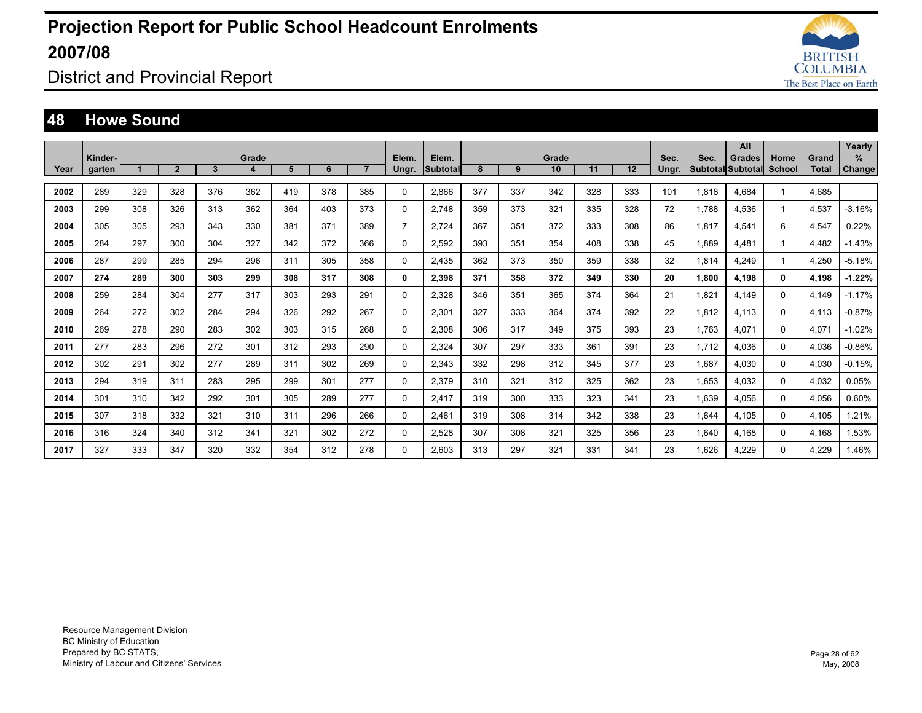# Projection Report for Public School Headcount Enrolments 2007/08

District and Provincial Report

## 48 Howe Sound

| Year | Kinder-garten | Grade 1 | 2 | 3 | 4 | 5 | 6 | 7 | Elem. Ungr. | Elem. Subtotal | Grade 8 | 9 | 10 | 11 | 12 | Sec. Ungr. | Sec. Subtotal | All Grades Subtotal | Home School | Grand Total | Yearly % Change |
|---|---|---|---|---|---|---|---|---|---|---|---|---|---|---|---|---|---|---|---|---|---|
| 2002 | 289 | 329 | 328 | 376 | 362 | 419 | 378 | 385 | 0 | 2,866 | 377 | 337 | 342 | 328 | 333 | 101 | 1,818 | 4,684 | 1 | 4,685 | |
| 2003 | 299 | 308 | 326 | 313 | 362 | 364 | 403 | 373 | 0 | 2,748 | 359 | 373 | 321 | 335 | 328 | 72 | 1,788 | 4,536 | 1 | 4,537 | -3.16% |
| 2004 | 305 | 305 | 293 | 343 | 330 | 381 | 371 | 389 | 7 | 2,724 | 367 | 351 | 372 | 333 | 308 | 86 | 1,817 | 4,541 | 6 | 4,547 | 0.22% |
| 2005 | 284 | 297 | 300 | 304 | 327 | 342 | 372 | 366 | 0 | 2,592 | 393 | 351 | 354 | 408 | 338 | 45 | 1,889 | 4,481 | 1 | 4,482 | -1.43% |
| 2006 | 287 | 299 | 285 | 294 | 296 | 311 | 305 | 358 | 0 | 2,435 | 362 | 373 | 350 | 359 | 338 | 32 | 1,814 | 4,249 | 1 | 4,250 | -5.18% |
| **2007** | **274** | **289** | **300** | **303** | **299** | **308** | **317** | **308** | **0** | **2,398** | **371** | **358** | **372** | **349** | **330** | **20** | **1,800** | **4,198** | **0** | **4,198** | **-1.22%** |
| 2008 | 259 | 284 | 304 | 277 | 317 | 303 | 293 | 291 | 0 | 2,328 | 346 | 351 | 365 | 374 | 364 | 21 | 1,821 | 4,149 | 0 | 4,149 | -1.17% |
| 2009 | 264 | 272 | 302 | 284 | 294 | 326 | 292 | 267 | 0 | 2,301 | 327 | 333 | 364 | 374 | 392 | 22 | 1,812 | 4,113 | 0 | 4,113 | -0.87% |
| 2010 | 269 | 278 | 290 | 283 | 302 | 303 | 315 | 268 | 0 | 2,308 | 306 | 317 | 349 | 375 | 393 | 23 | 1,763 | 4,071 | 0 | 4,071 | -1.02% |
| 2011 | 277 | 283 | 296 | 272 | 301 | 312 | 293 | 290 | 0 | 2,324 | 307 | 297 | 333 | 361 | 391 | 23 | 1,712 | 4,036 | 0 | 4,036 | -0.86% |
| 2012 | 302 | 291 | 302 | 277 | 289 | 311 | 302 | 269 | 0 | 2,343 | 332 | 298 | 312 | 345 | 377 | 23 | 1,687 | 4,030 | 0 | 4,030 | -0.15% |
| 2013 | 294 | 319 | 311 | 283 | 295 | 299 | 301 | 277 | 0 | 2,379 | 310 | 321 | 312 | 325 | 362 | 23 | 1,653 | 4,032 | 0 | 4,032 | 0.05% |
| 2014 | 301 | 310 | 342 | 292 | 301 | 305 | 289 | 277 | 0 | 2,417 | 319 | 300 | 333 | 323 | 341 | 23 | 1,639 | 4,056 | 0 | 4,056 | 0.60% |
| 2015 | 307 | 318 | 332 | 321 | 310 | 311 | 296 | 266 | 0 | 2,461 | 319 | 308 | 314 | 342 | 338 | 23 | 1,644 | 4,105 | 0 | 4,105 | 1.21% |
| 2016 | 316 | 324 | 340 | 312 | 341 | 321 | 302 | 272 | 0 | 2,528 | 307 | 308 | 321 | 325 | 356 | 23 | 1,640 | 4,168 | 0 | 4,168 | 1.53% |
| 2017 | 327 | 333 | 347 | 320 | 332 | 354 | 312 | 278 | 0 | 2,603 | 313 | 297 | 321 | 331 | 341 | 23 | 1,626 | 4,229 | 0 | 4,229 | 1.46% |

Resource Management Division
BC Ministry of Education
Prepared by BC STATS,
Ministry of Labour and Citizens' Services

May, 2008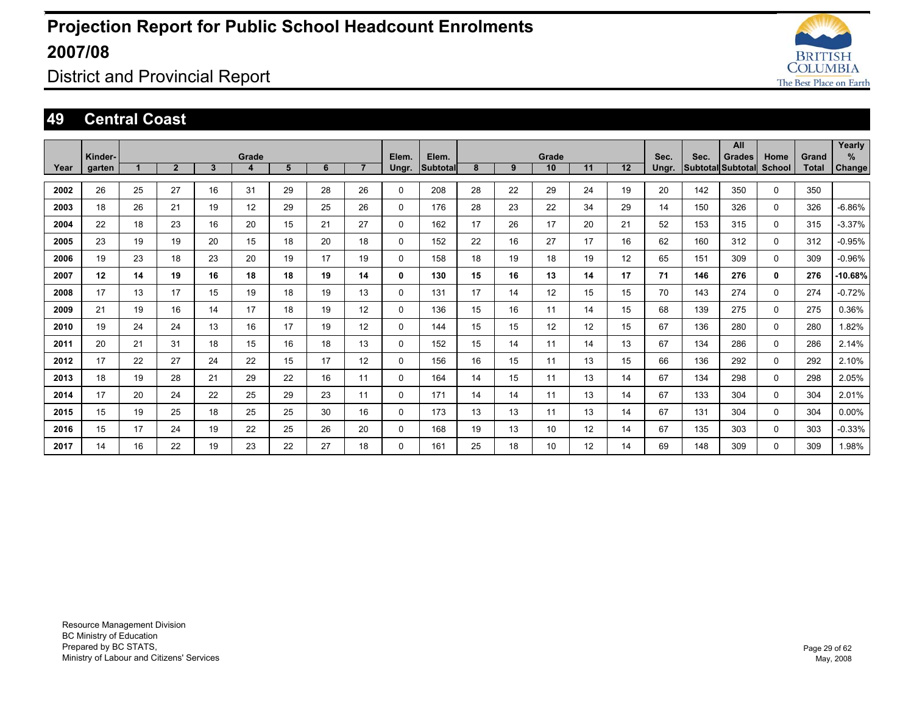# Projection Report for Public School Headcount Enrolments 2007/08

District and Provincial Report

## 49 Central Coast

| Year | Kinder-garten | Grade 1 | 2 | 3 | 4 | 5 | 6 | 7 | Elem. Ungr. | Elem. Subtotal | Grade 8 | 9 | 10 | 11 | 12 | Sec. Ungr. | Sec. Subtotal | All Grades Subtotal | Home School | Grand Total | Yearly % Change |
|---|---|---|---|---|---|---|---|---|---|---|---|---|---|---|---|---|---|---|---|---|---|
| **2002** | 26 | 25 | 27 | 16 | 31 | 29 | 28 | 26 | 0 | 208 | 28 | 22 | 29 | 24 | 19 | 20 | 142 | 350 | 0 | 350 | |
| **2003** | 18 | 26 | 21 | 19 | 12 | 29 | 25 | 26 | 0 | 176 | 28 | 23 | 22 | 34 | 29 | 14 | 150 | 326 | 0 | 326 | -6.86% |
| **2004** | 22 | 18 | 23 | 16 | 20 | 15 | 21 | 27 | 0 | 162 | 17 | 26 | 17 | 20 | 21 | 52 | 153 | 315 | 0 | 315 | -3.37% |
| **2005** | 23 | 19 | 19 | 20 | 15 | 18 | 20 | 18 | 0 | 152 | 22 | 16 | 27 | 17 | 16 | 62 | 160 | 312 | 0 | 312 | -0.95% |
| **2006** | 19 | 23 | 18 | 23 | 20 | 19 | 17 | 19 | 0 | 158 | 18 | 19 | 18 | 19 | 12 | 65 | 151 | 309 | 0 | 309 | -0.96% |
| **2007** | **12** | **14** | **19** | **16** | **18** | **18** | **19** | **14** | **0** | **130** | **15** | **16** | **13** | **14** | **17** | **71** | **146** | **276** | **0** | **276** | **-10.68%** |
| **2008** | 17 | 13 | 17 | 15 | 19 | 18 | 19 | 13 | 0 | 131 | 17 | 14 | 12 | 15 | 15 | 70 | 143 | 274 | 0 | 274 | -0.72% |
| **2009** | 21 | 19 | 16 | 14 | 17 | 18 | 19 | 12 | 0 | 136 | 15 | 16 | 11 | 14 | 15 | 68 | 139 | 275 | 0 | 275 | 0.36% |
| **2010** | 19 | 24 | 24 | 13 | 16 | 17 | 19 | 12 | 0 | 144 | 15 | 15 | 12 | 12 | 15 | 67 | 136 | 280 | 0 | 280 | 1.82% |
| **2011** | 20 | 21 | 31 | 18 | 15 | 16 | 18 | 13 | 0 | 152 | 15 | 14 | 11 | 14 | 13 | 67 | 134 | 286 | 0 | 286 | 2.14% |
| **2012** | 17 | 22 | 27 | 24 | 22 | 15 | 17 | 12 | 0 | 156 | 16 | 15 | 11 | 13 | 15 | 66 | 136 | 292 | 0 | 292 | 2.10% |
| **2013** | 18 | 19 | 28 | 21 | 29 | 22 | 16 | 11 | 0 | 164 | 14 | 15 | 11 | 13 | 14 | 67 | 134 | 298 | 0 | 298 | 2.05% |
| **2014** | 17 | 20 | 24 | 22 | 25 | 29 | 23 | 11 | 0 | 171 | 14 | 14 | 11 | 13 | 14 | 67 | 133 | 304 | 0 | 304 | 2.01% |
| **2015** | 15 | 19 | 25 | 18 | 25 | 25 | 30 | 16 | 0 | 173 | 13 | 13 | 11 | 13 | 14 | 67 | 131 | 304 | 0 | 304 | 0.00% |
| **2016** | 15 | 17 | 24 | 19 | 22 | 25 | 26 | 20 | 0 | 168 | 19 | 13 | 10 | 12 | 14 | 67 | 135 | 303 | 0 | 303 | -0.33% |
| **2017** | 14 | 16 | 22 | 19 | 23 | 22 | 27 | 18 | 0 | 161 | 25 | 18 | 10 | 12 | 14 | 69 | 148 | 309 | 0 | 309 | 1.98% |

Resource Management Division
BC Ministry of Education
Prepared by BC STATS,
Ministry of Labour and Citizens' Services

May, 2008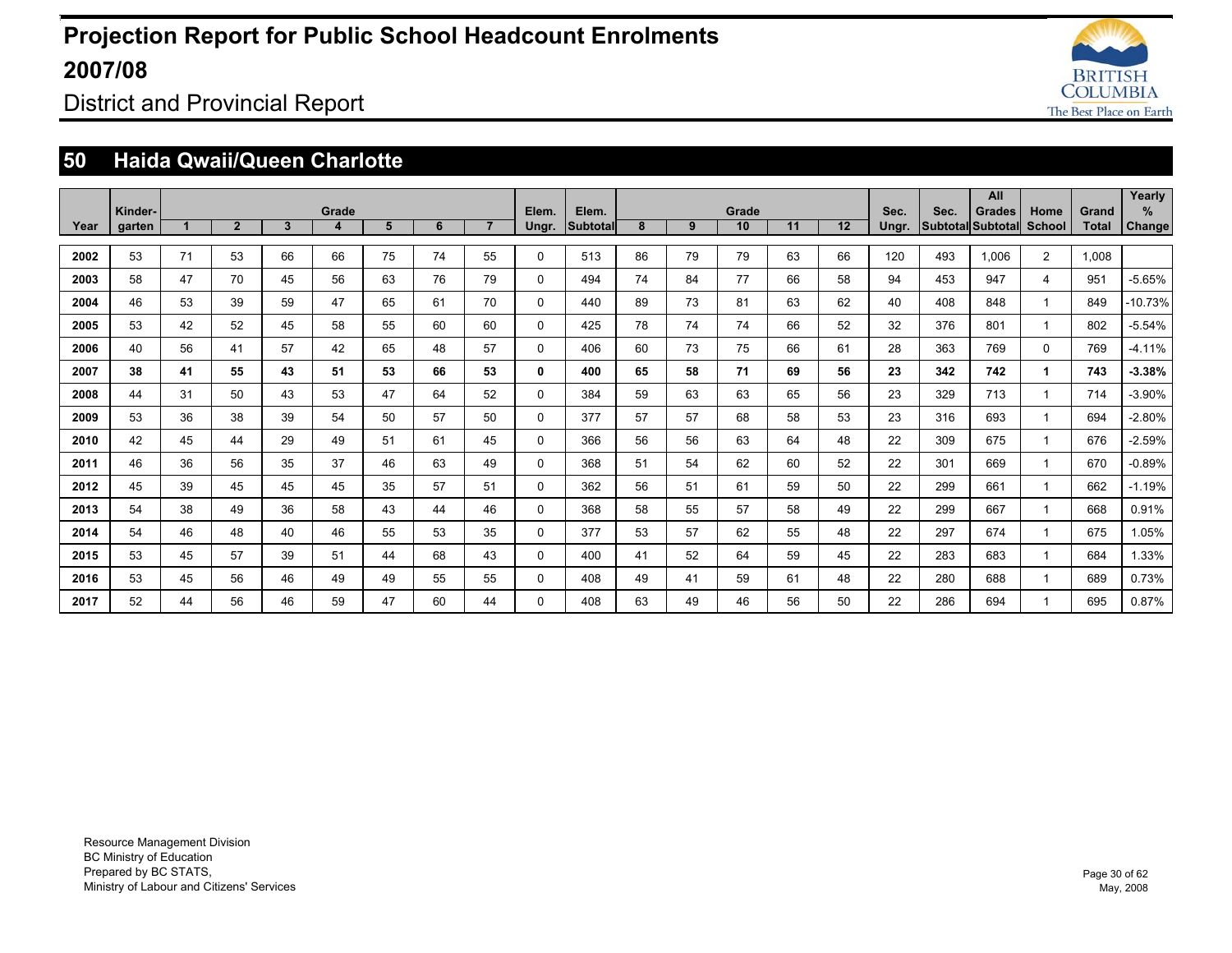# Projection Report for Public School Headcount Enrolments 2007/08

District and Provincial Report

## 50 Haida Qwaii/Queen Charlotte

| Year | Kinder-garten | Grade 1 | 2 | 3 | 4 | 5 | 6 | 7 | Elem. Ungr. | Elem. Subtotal | Grade 8 | 9 | 10 | 11 | 12 | Sec. Ungr. | Sec. Subtotal | All Grades Subtotal | Home School | Grand Total | Yearly % Change |
|---|---|---|---|---|---|---|---|---|---|---|---|---|---|---|---|---|---|---|---|---|---|
| **2002** | 53 | 71 | 53 | 66 | 66 | 75 | 74 | 55 | 0 | 513 | 86 | 79 | 79 | 63 | 66 | 120 | 493 | 1,006 | 2 | 1,008 | |
| **2003** | 58 | 47 | 70 | 45 | 56 | 63 | 76 | 79 | 0 | 494 | 74 | 84 | 77 | 66 | 58 | 94 | 453 | 947 | 4 | 951 | -5.65% |
| **2004** | 46 | 53 | 39 | 59 | 47 | 65 | 61 | 70 | 0 | 440 | 89 | 73 | 81 | 63 | 62 | 40 | 408 | 848 | 1 | 849 | -10.73% |
| **2005** | 53 | 42 | 52 | 45 | 58 | 55 | 60 | 60 | 0 | 425 | 78 | 74 | 74 | 66 | 52 | 32 | 376 | 801 | 1 | 802 | -5.54% |
| **2006** | 40 | 56 | 41 | 57 | 42 | 65 | 48 | 57 | 0 | 406 | 60 | 73 | 75 | 66 | 61 | 28 | 363 | 769 | 0 | 769 | -4.11% |
| **2007** | **38** | **41** | **55** | **43** | **51** | **53** | **66** | **53** | **0** | **400** | **65** | **58** | **71** | **69** | **56** | **23** | **342** | **742** | **1** | **743** | **-3.38%** |
| **2008** | 44 | 31 | 50 | 43 | 53 | 47 | 64 | 52 | 0 | 384 | 59 | 63 | 63 | 65 | 56 | 23 | 329 | 713 | 1 | 714 | -3.90% |
| **2009** | 53 | 36 | 38 | 39 | 54 | 50 | 57 | 50 | 0 | 377 | 57 | 57 | 68 | 58 | 53 | 23 | 316 | 693 | 1 | 694 | -2.80% |
| **2010** | 42 | 45 | 44 | 29 | 49 | 51 | 61 | 45 | 0 | 366 | 56 | 56 | 63 | 64 | 48 | 22 | 309 | 675 | 1 | 676 | -2.59% |
| **2011** | 46 | 36 | 56 | 35 | 37 | 46 | 63 | 49 | 0 | 368 | 51 | 54 | 62 | 60 | 52 | 22 | 301 | 669 | 1 | 670 | -0.89% |
| **2012** | 45 | 39 | 45 | 45 | 45 | 35 | 57 | 51 | 0 | 362 | 56 | 51 | 61 | 59 | 50 | 22 | 299 | 661 | 1 | 662 | -1.19% |
| **2013** | 54 | 38 | 49 | 36 | 58 | 43 | 44 | 46 | 0 | 368 | 58 | 55 | 57 | 58 | 49 | 22 | 299 | 667 | 1 | 668 | 0.91% |
| **2014** | 54 | 46 | 48 | 40 | 46 | 55 | 53 | 35 | 0 | 377 | 53 | 57 | 62 | 55 | 48 | 22 | 297 | 674 | 1 | 675 | 1.05% |
| **2015** | 53 | 45 | 57 | 39 | 51 | 44 | 68 | 43 | 0 | 400 | 41 | 52 | 64 | 59 | 45 | 22 | 283 | 683 | 1 | 684 | 1.33% |
| **2016** | 53 | 45 | 56 | 46 | 49 | 49 | 55 | 55 | 0 | 408 | 49 | 41 | 59 | 61 | 48 | 22 | 280 | 688 | 1 | 689 | 0.73% |
| **2017** | 52 | 44 | 56 | 46 | 59 | 47 | 60 | 44 | 0 | 408 | 63 | 49 | 46 | 56 | 50 | 22 | 286 | 694 | 1 | 695 | 0.87% |

Resource Management Division
BC Ministry of Education
Prepared by BC STATS,
Ministry of Labour and Citizens' Services

May, 2008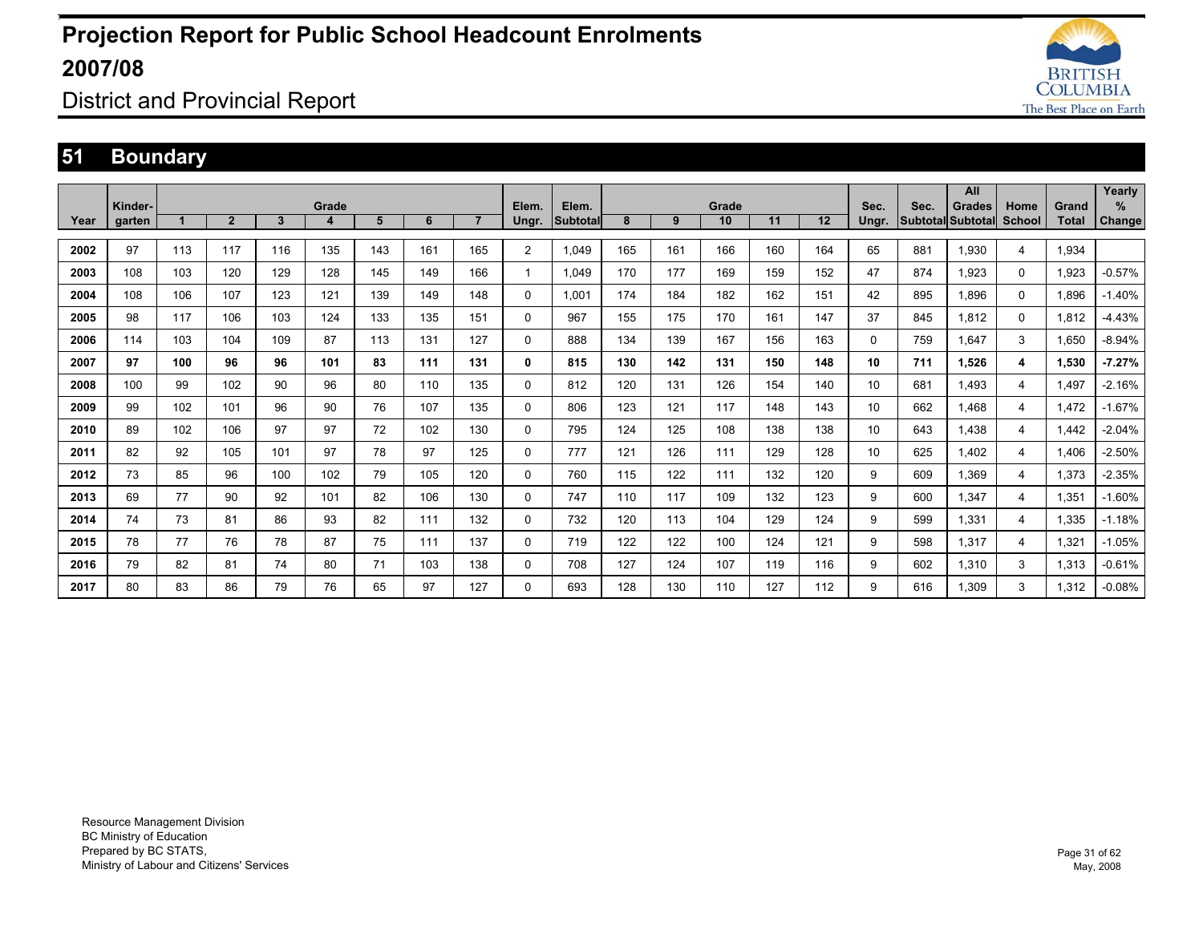# Projection Report for Public School Headcount Enrolments 2007/08

## District and Provincial Report

## 51 Boundary

| Year | Kinder-garten | Grade 1 | 2 | 3 | 4 | 5 | 6 | 7 | Elem. Ungr. | Elem. Subtotal | Grade 8 | 9 | 10 | 11 | 12 | Sec. Ungr. | Sec. Subtotal | All Grades Subtotal | Home School | Grand Total | Yearly % Change |
|---|---|---|---|---|---|---|---|---|---|---|---|---|---|---|---|---|---|---|---|---|---|
| 2002 | 97 | 113 | 117 | 116 | 135 | 143 | 161 | 165 | 2 | 1,049 | 165 | 161 | 166 | 160 | 164 | 65 | 881 | 1,930 | 4 | 1,934 | |
| 2003 | 108 | 103 | 120 | 129 | 128 | 145 | 149 | 166 | 1 | 1,049 | 170 | 177 | 169 | 159 | 152 | 47 | 874 | 1,923 | 0 | 1,923 | -0.57% |
| 2004 | 108 | 106 | 107 | 123 | 121 | 139 | 149 | 148 | 0 | 1,001 | 174 | 184 | 182 | 162 | 151 | 42 | 895 | 1,896 | 0 | 1,896 | -1.40% |
| 2005 | 98 | 117 | 106 | 103 | 124 | 133 | 135 | 151 | 0 | 967 | 155 | 175 | 170 | 161 | 147 | 37 | 845 | 1,812 | 0 | 1,812 | -4.43% |
| 2006 | 114 | 103 | 104 | 109 | 87 | 113 | 131 | 127 | 0 | 888 | 134 | 139 | 167 | 156 | 163 | 0 | 759 | 1,647 | 3 | 1,650 | -8.94% |
| **2007** | **97** | **100** | **96** | **96** | **101** | **83** | **111** | **131** | **0** | **815** | **130** | **142** | **131** | **150** | **148** | **10** | **711** | **1,526** | **4** | **1,530** | **-7.27%** |
| 2008 | 100 | 99 | 102 | 90 | 96 | 80 | 110 | 135 | 0 | 812 | 120 | 131 | 126 | 154 | 140 | 10 | 681 | 1,493 | 4 | 1,497 | -2.16% |
| 2009 | 99 | 102 | 101 | 96 | 90 | 76 | 107 | 135 | 0 | 806 | 123 | 121 | 117 | 148 | 143 | 10 | 662 | 1,468 | 4 | 1,472 | -1.67% |
| 2010 | 89 | 102 | 106 | 97 | 97 | 72 | 102 | 130 | 0 | 795 | 124 | 125 | 108 | 138 | 138 | 10 | 643 | 1,438 | 4 | 1,442 | -2.04% |
| 2011 | 82 | 92 | 105 | 101 | 97 | 78 | 97 | 125 | 0 | 777 | 121 | 126 | 111 | 129 | 128 | 10 | 625 | 1,402 | 4 | 1,406 | -2.50% |
| 2012 | 73 | 85 | 96 | 100 | 102 | 79 | 105 | 120 | 0 | 760 | 115 | 122 | 111 | 132 | 120 | 9 | 609 | 1,369 | 4 | 1,373 | -2.35% |
| 2013 | 69 | 77 | 90 | 92 | 101 | 82 | 106 | 130 | 0 | 747 | 110 | 117 | 109 | 132 | 123 | 9 | 600 | 1,347 | 4 | 1,351 | -1.60% |
| 2014 | 74 | 73 | 81 | 86 | 93 | 82 | 111 | 132 | 0 | 732 | 120 | 113 | 104 | 129 | 124 | 9 | 599 | 1,331 | 4 | 1,335 | -1.18% |
| 2015 | 78 | 77 | 76 | 78 | 87 | 75 | 111 | 137 | 0 | 719 | 122 | 122 | 100 | 124 | 121 | 9 | 598 | 1,317 | 4 | 1,321 | -1.05% |
| 2016 | 79 | 82 | 81 | 74 | 80 | 71 | 103 | 138 | 0 | 708 | 127 | 124 | 107 | 119 | 116 | 9 | 602 | 1,310 | 3 | 1,313 | -0.61% |
| 2017 | 80 | 83 | 86 | 79 | 76 | 65 | 97 | 127 | 0 | 693 | 128 | 130 | 110 | 127 | 112 | 9 | 616 | 1,309 | 3 | 1,312 | -0.08% |

Resource Management Division
BC Ministry of Education
Prepared by BC STATS,
Ministry of Labour and Citizens' Services

May, 2008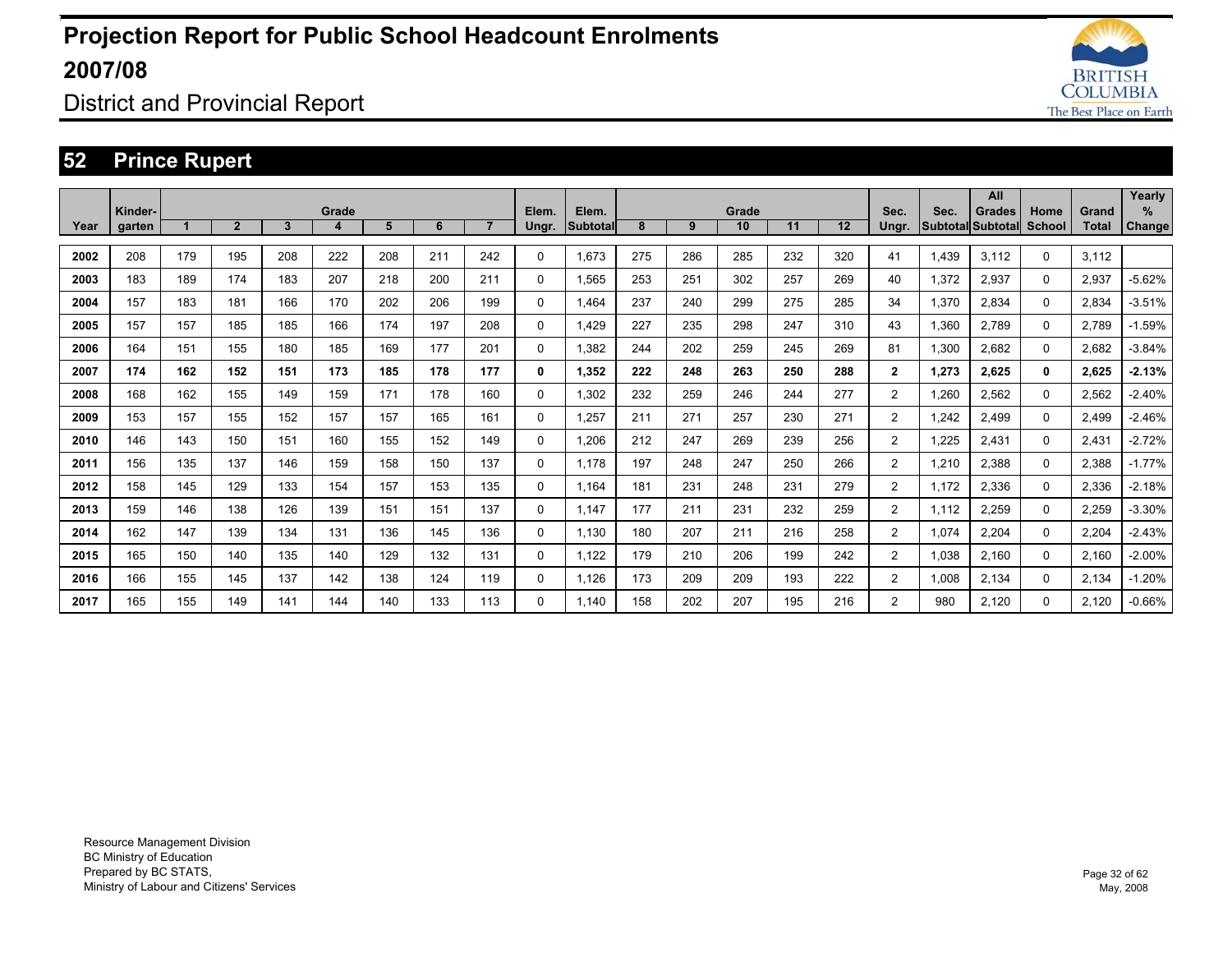# Projection Report for Public School Headcount Enrolments 2007/08

## District and Provincial Report

## 52 Prince Rupert

| Year | Kinder-garten | Grade 1 | 2 | 3 | 4 | 5 | 6 | 7 | Elem. Ungr. | Elem. Subtotal | Grade 8 | 9 | 10 | 11 | 12 | Sec. Ungr. | Sec. Subtotal | All Grades Subtotal | Home School | Grand Total | Yearly % Change |
|---|---|---|---|---|---|---|---|---|---|---|---|---|---|---|---|---|---|---|---|---|---|
| 2002 | 208 | 179 | 195 | 208 | 222 | 208 | 211 | 242 | 0 | 1,673 | 275 | 286 | 285 | 232 | 320 | 41 | 1,439 | 3,112 | 0 | 3,112 | |
| 2003 | 183 | 189 | 174 | 183 | 207 | 218 | 200 | 211 | 0 | 1,565 | 253 | 251 | 302 | 257 | 269 | 40 | 1,372 | 2,937 | 0 | 2,937 | -5.62% |
| 2004 | 157 | 183 | 181 | 166 | 170 | 202 | 206 | 199 | 0 | 1,464 | 237 | 240 | 299 | 275 | 285 | 34 | 1,370 | 2,834 | 0 | 2,834 | -3.51% |
| 2005 | 157 | 157 | 185 | 185 | 166 | 174 | 197 | 208 | 0 | 1,429 | 227 | 235 | 298 | 247 | 310 | 43 | 1,360 | 2,789 | 0 | 2,789 | -1.59% |
| 2006 | 164 | 151 | 155 | 180 | 185 | 169 | 177 | 201 | 0 | 1,382 | 244 | 202 | 259 | 245 | 269 | 81 | 1,300 | 2,682 | 0 | 2,682 | -3.84% |
| **2007** | **174** | **162** | **152** | **151** | **173** | **185** | **178** | **177** | **0** | **1,352** | **222** | **248** | **263** | **250** | **288** | **2** | **1,273** | **2,625** | **0** | **2,625** | **-2.13%** |
| 2008 | 168 | 162 | 155 | 149 | 159 | 171 | 178 | 160 | 0 | 1,302 | 232 | 259 | 246 | 244 | 277 | 2 | 1,260 | 2,562 | 0 | 2,562 | -2.40% |
| 2009 | 153 | 157 | 155 | 152 | 157 | 157 | 165 | 161 | 0 | 1,257 | 211 | 271 | 257 | 230 | 271 | 2 | 1,242 | 2,499 | 0 | 2,499 | -2.46% |
| 2010 | 146 | 143 | 150 | 151 | 160 | 155 | 152 | 149 | 0 | 1,206 | 212 | 247 | 269 | 239 | 256 | 2 | 1,225 | 2,431 | 0 | 2,431 | -2.72% |
| 2011 | 156 | 135 | 137 | 146 | 159 | 158 | 150 | 137 | 0 | 1,178 | 197 | 248 | 247 | 250 | 266 | 2 | 1,210 | 2,388 | 0 | 2,388 | -1.77% |
| 2012 | 158 | 145 | 129 | 133 | 154 | 157 | 153 | 135 | 0 | 1,164 | 181 | 231 | 248 | 231 | 279 | 2 | 1,172 | 2,336 | 0 | 2,336 | -2.18% |
| 2013 | 159 | 146 | 138 | 126 | 139 | 151 | 151 | 137 | 0 | 1,147 | 177 | 211 | 231 | 232 | 259 | 2 | 1,112 | 2,259 | 0 | 2,259 | -3.30% |
| 2014 | 162 | 147 | 139 | 134 | 131 | 136 | 145 | 136 | 0 | 1,130 | 180 | 207 | 211 | 216 | 258 | 2 | 1,074 | 2,204 | 0 | 2,204 | -2.43% |
| 2015 | 165 | 150 | 140 | 135 | 140 | 129 | 132 | 131 | 0 | 1,122 | 179 | 210 | 206 | 199 | 242 | 2 | 1,038 | 2,160 | 0 | 2,160 | -2.00% |
| 2016 | 166 | 155 | 145 | 137 | 142 | 138 | 124 | 119 | 0 | 1,126 | 173 | 209 | 209 | 193 | 222 | 2 | 1,008 | 2,134 | 0 | 2,134 | -1.20% |
| 2017 | 165 | 155 | 149 | 141 | 144 | 140 | 133 | 113 | 0 | 1,140 | 158 | 202 | 207 | 195 | 216 | 2 | 980 | 2,120 | 0 | 2,120 | -0.66% |

Resource Management Division
BC Ministry of Education
Prepared by BC STATS,
Ministry of Labour and Citizens' Services

May, 2008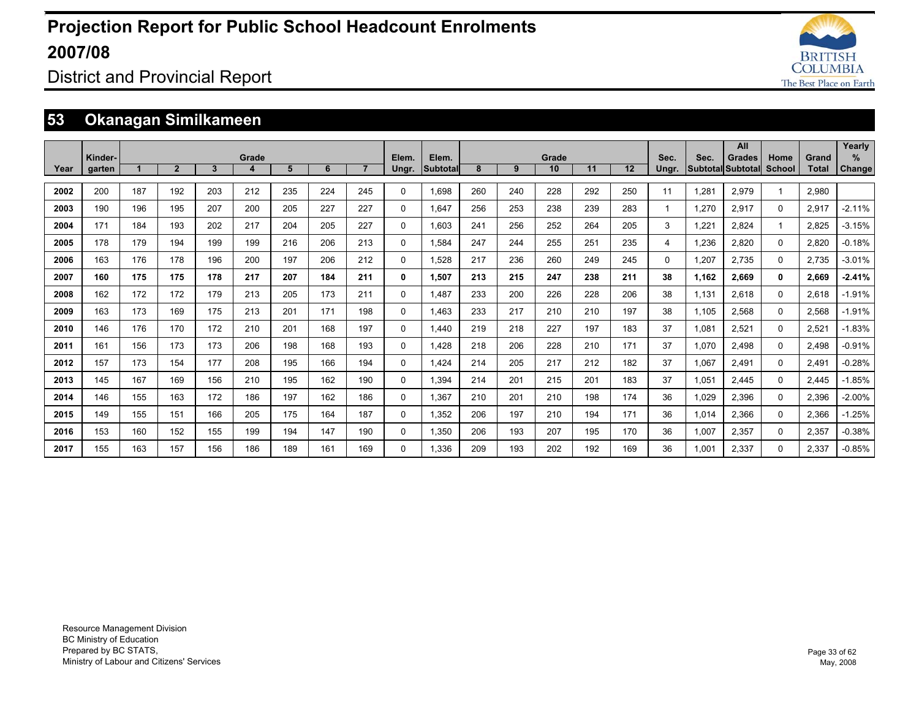# Projection Report for Public School Headcount Enrolments 2007/08

## District and Provincial Report

## 53 Okanagan Similkameen

| Year | Kinder-garten | Grade 1 | 2 | 3 | 4 | 5 | 6 | 7 | Elem. Ungr. | Elem. Subtotal | Grade 8 | 9 | 10 | 11 | 12 | Sec. Ungr. | Sec. Subtotal | All Grades Subtotal | Home School | Grand Total | Yearly % Change |
|---|---|---|---|---|---|---|---|---|---|---|---|---|---|---|---|---|---|---|---|---|---|
| 2002 | 200 | 187 | 192 | 203 | 212 | 235 | 224 | 245 | 0 | 1,698 | 260 | 240 | 228 | 292 | 250 | 11 | 1,281 | 2,979 | 1 | 2,980 | |
| 2003 | 190 | 196 | 195 | 207 | 200 | 205 | 227 | 227 | 0 | 1,647 | 256 | 253 | 238 | 239 | 283 | 1 | 1,270 | 2,917 | 0 | 2,917 | -2.11% |
| 2004 | 171 | 184 | 193 | 202 | 217 | 204 | 205 | 227 | 0 | 1,603 | 241 | 256 | 252 | 264 | 205 | 3 | 1,221 | 2,824 | 1 | 2,825 | -3.15% |
| 2005 | 178 | 179 | 194 | 199 | 199 | 216 | 206 | 213 | 0 | 1,584 | 247 | 244 | 255 | 251 | 235 | 4 | 1,236 | 2,820 | 0 | 2,820 | -0.18% |
| 2006 | 163 | 176 | 178 | 196 | 200 | 197 | 206 | 212 | 0 | 1,528 | 217 | 236 | 260 | 249 | 245 | 0 | 1,207 | 2,735 | 0 | 2,735 | -3.01% |
| **2007** | **160** | **175** | **175** | **178** | **217** | **207** | **184** | **211** | **0** | **1,507** | **213** | **215** | **247** | **238** | **211** | **38** | **1,162** | **2,669** | **0** | **2,669** | **-2.41%** |
| 2008 | 162 | 172 | 172 | 179 | 213 | 205 | 173 | 211 | 0 | 1,487 | 233 | 200 | 226 | 228 | 206 | 38 | 1,131 | 2,618 | 0 | 2,618 | -1.91% |
| 2009 | 163 | 173 | 169 | 175 | 213 | 201 | 171 | 198 | 0 | 1,463 | 233 | 217 | 210 | 210 | 197 | 38 | 1,105 | 2,568 | 0 | 2,568 | -1.91% |
| 2010 | 146 | 176 | 170 | 172 | 210 | 201 | 168 | 197 | 0 | 1,440 | 219 | 218 | 227 | 197 | 183 | 37 | 1,081 | 2,521 | 0 | 2,521 | -1.83% |
| 2011 | 161 | 156 | 173 | 173 | 206 | 198 | 168 | 193 | 0 | 1,428 | 218 | 206 | 228 | 210 | 171 | 37 | 1,070 | 2,498 | 0 | 2,498 | -0.91% |
| 2012 | 157 | 173 | 154 | 177 | 208 | 195 | 166 | 194 | 0 | 1,424 | 214 | 205 | 217 | 212 | 182 | 37 | 1,067 | 2,491 | 0 | 2,491 | -0.28% |
| 2013 | 145 | 167 | 169 | 156 | 210 | 195 | 162 | 190 | 0 | 1,394 | 214 | 201 | 215 | 201 | 183 | 37 | 1,051 | 2,445 | 0 | 2,445 | -1.85% |
| 2014 | 146 | 155 | 163 | 172 | 186 | 197 | 162 | 186 | 0 | 1,367 | 210 | 201 | 210 | 198 | 174 | 36 | 1,029 | 2,396 | 0 | 2,396 | -2.00% |
| 2015 | 149 | 155 | 151 | 166 | 205 | 175 | 164 | 187 | 0 | 1,352 | 206 | 197 | 210 | 194 | 171 | 36 | 1,014 | 2,366 | 0 | 2,366 | -1.25% |
| 2016 | 153 | 160 | 152 | 155 | 199 | 194 | 147 | 190 | 0 | 1,350 | 206 | 193 | 207 | 195 | 170 | 36 | 1,007 | 2,357 | 0 | 2,357 | -0.38% |
| 2017 | 155 | 163 | 157 | 156 | 186 | 189 | 161 | 169 | 0 | 1,336 | 209 | 193 | 202 | 192 | 169 | 36 | 1,001 | 2,337 | 0 | 2,337 | -0.85% |

Resource Management Division
BC Ministry of Education
Prepared by BC STATS,
Ministry of Labour and Citizens' Services

May, 2008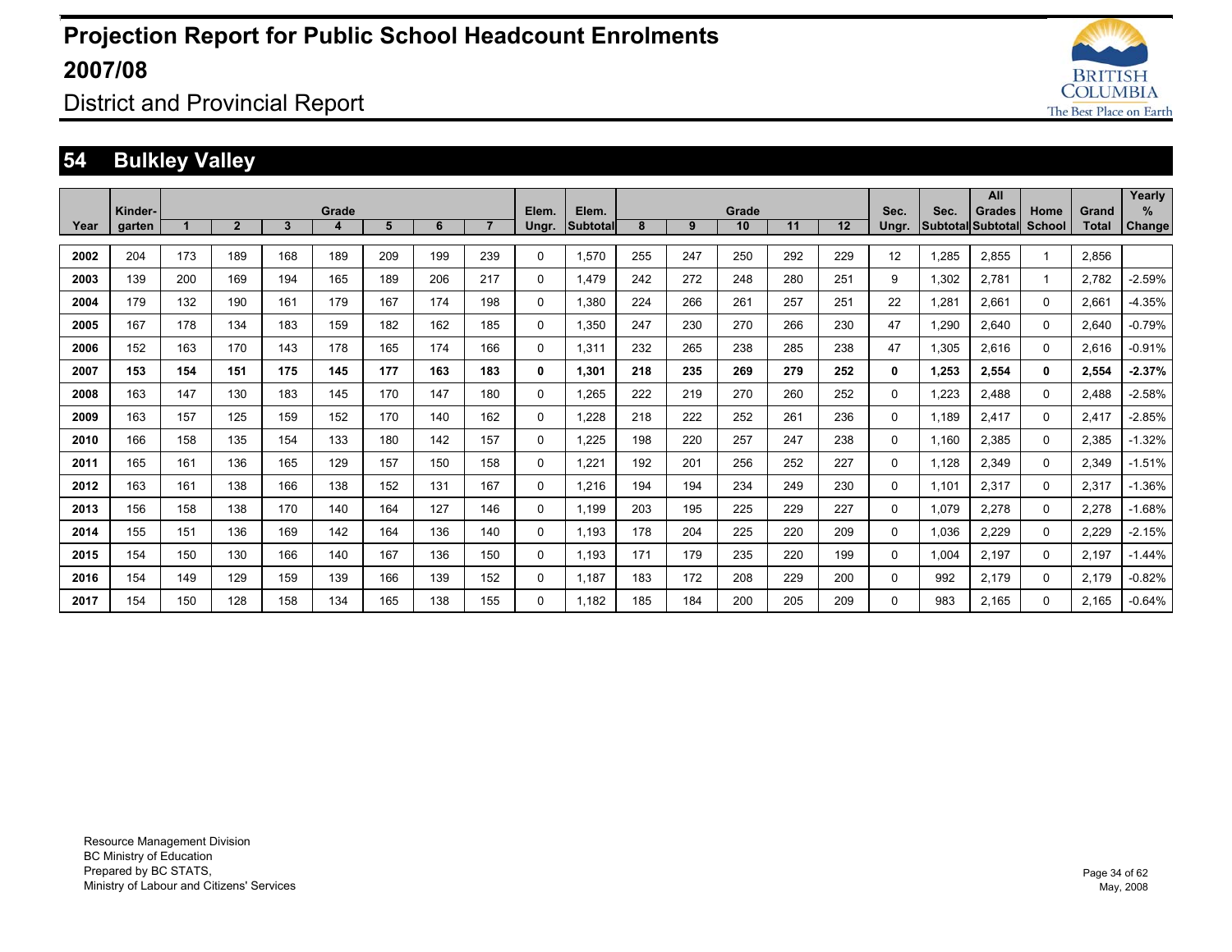# Projection Report for Public School Headcount Enrolments 2007/08

## District and Provincial Report

## 54 Bulkley Valley

| Year | Kinder-garten | Grade 1 | 2 | 3 | 4 | 5 | 6 | 7 | Elem. Ungr. | Elem. Subtotal | Grade 8 | 9 | 10 | 11 | 12 | Sec. Ungr. | Sec. Subtotal | All Grades Subtotal | Home School | Grand Total | Yearly % Change |
|---|---|---|---|---|---|---|---|---|---|---|---|---|---|---|---|---|---|---|---|---|---|
| **2002** | 204 | 173 | 189 | 168 | 189 | 209 | 199 | 239 | 0 | 1,570 | 255 | 247 | 250 | 292 | 229 | 12 | 1,285 | 2,855 | 1 | 2,856 | |
| **2003** | 139 | 200 | 169 | 194 | 165 | 189 | 206 | 217 | 0 | 1,479 | 242 | 272 | 248 | 280 | 251 | 9 | 1,302 | 2,781 | 1 | 2,782 | -2.59% |
| **2004** | 179 | 132 | 190 | 161 | 179 | 167 | 174 | 198 | 0 | 1,380 | 224 | 266 | 261 | 257 | 251 | 22 | 1,281 | 2,661 | 0 | 2,661 | -4.35% |
| **2005** | 167 | 178 | 134 | 183 | 159 | 182 | 162 | 185 | 0 | 1,350 | 247 | 230 | 270 | 266 | 230 | 47 | 1,290 | 2,640 | 0 | 2,640 | -0.79% |
| **2006** | 152 | 163 | 170 | 143 | 178 | 165 | 174 | 166 | 0 | 1,311 | 232 | 265 | 238 | 285 | 238 | 47 | 1,305 | 2,616 | 0 | 2,616 | -0.91% |
| **2007** | **153** | **154** | **151** | **175** | **145** | **177** | **163** | **183** | **0** | **1,301** | **218** | **235** | **269** | **279** | **252** | **0** | **1,253** | **2,554** | **0** | **2,554** | **-2.37%** |
| **2008** | 163 | 147 | 130 | 183 | 145 | 170 | 147 | 180 | 0 | 1,265 | 222 | 219 | 270 | 260 | 252 | 0 | 1,223 | 2,488 | 0 | 2,488 | -2.58% |
| **2009** | 163 | 157 | 125 | 159 | 152 | 170 | 140 | 162 | 0 | 1,228 | 218 | 222 | 252 | 261 | 236 | 0 | 1,189 | 2,417 | 0 | 2,417 | -2.85% |
| **2010** | 166 | 158 | 135 | 154 | 133 | 180 | 142 | 157 | 0 | 1,225 | 198 | 220 | 257 | 247 | 238 | 0 | 1,160 | 2,385 | 0 | 2,385 | -1.32% |
| **2011** | 165 | 161 | 136 | 165 | 129 | 157 | 150 | 158 | 0 | 1,221 | 192 | 201 | 256 | 252 | 227 | 0 | 1,128 | 2,349 | 0 | 2,349 | -1.51% |
| **2012** | 163 | 161 | 138 | 166 | 138 | 152 | 131 | 167 | 0 | 1,216 | 194 | 194 | 234 | 249 | 230 | 0 | 1,101 | 2,317 | 0 | 2,317 | -1.36% |
| **2013** | 156 | 158 | 138 | 170 | 140 | 164 | 127 | 146 | 0 | 1,199 | 203 | 195 | 225 | 229 | 227 | 0 | 1,079 | 2,278 | 0 | 2,278 | -1.68% |
| **2014** | 155 | 151 | 136 | 169 | 142 | 164 | 136 | 140 | 0 | 1,193 | 178 | 204 | 225 | 220 | 209 | 0 | 1,036 | 2,229 | 0 | 2,229 | -2.15% |
| **2015** | 154 | 150 | 130 | 166 | 140 | 167 | 136 | 150 | 0 | 1,193 | 171 | 179 | 235 | 220 | 199 | 0 | 1,004 | 2,197 | 0 | 2,197 | -1.44% |
| **2016** | 154 | 149 | 129 | 159 | 139 | 166 | 139 | 152 | 0 | 1,187 | 183 | 172 | 208 | 229 | 200 | 0 | 992 | 2,179 | 0 | 2,179 | -0.82% |
| **2017** | 154 | 150 | 128 | 158 | 134 | 165 | 138 | 155 | 0 | 1,182 | 185 | 184 | 200 | 205 | 209 | 0 | 983 | 2,165 | 0 | 2,165 | -0.64% |

Resource Management Division
BC Ministry of Education
Prepared by BC STATS,
Ministry of Labour and Citizens' Services

May, 2008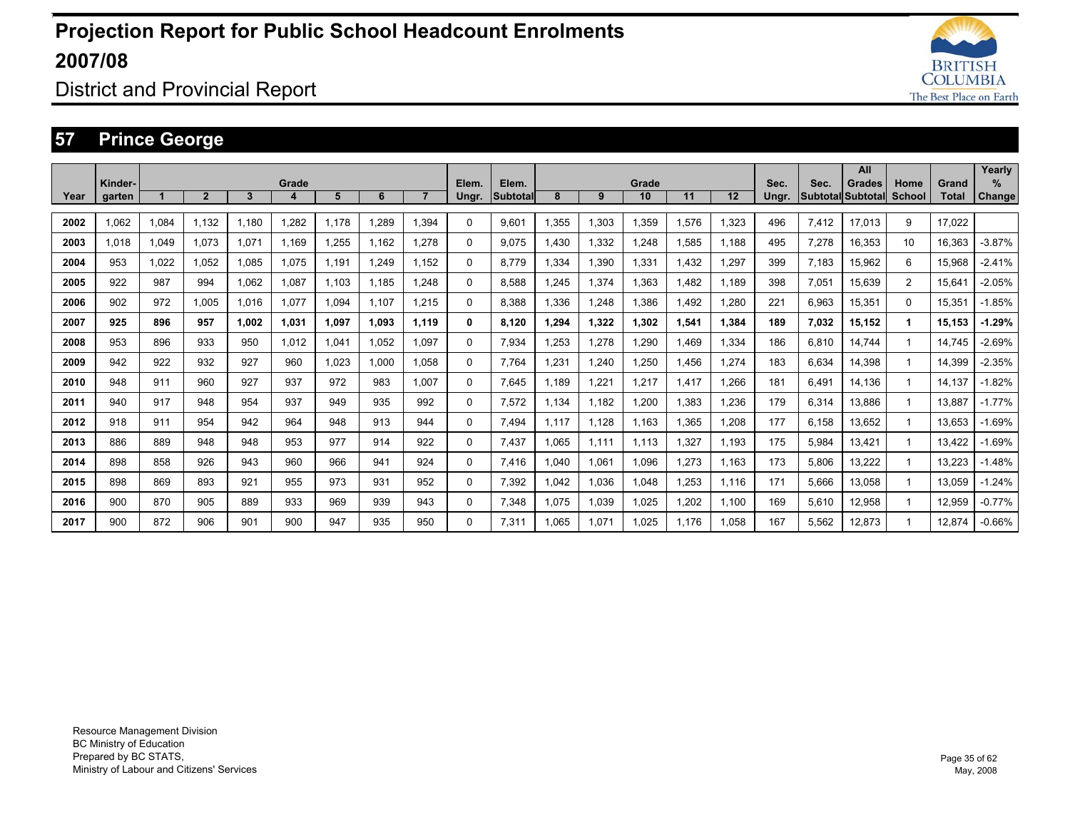# Projection Report for Public School Headcount Enrolments 2007/08

## District and Provincial Report

## 57 Prince George

| Year | Kinder-garten | Grade 1 | 2 | 3 | 4 | 5 | 6 | 7 | Elem. Ungr. | Elem. Subtotal | Grade 8 | 9 | 10 | 11 | 12 | Sec. Ungr. | Sec. Subtotal | All Grades Subtotal | Home School | Grand Total | Yearly % Change |
|---|---|---|---|---|---|---|---|---|---|---|---|---|---|---|---|---|---|---|---|---|---|
| 2002 | 1,062 | 1,084 | 1,132 | 1,180 | 1,282 | 1,178 | 1,289 | 1,394 | 0 | 9,601 | 1,355 | 1,303 | 1,359 | 1,576 | 1,323 | 496 | 7,412 | 17,013 | 9 | 17,022 | |
| 2003 | 1,018 | 1,049 | 1,073 | 1,071 | 1,169 | 1,255 | 1,162 | 1,278 | 0 | 9,075 | 1,430 | 1,332 | 1,248 | 1,585 | 1,188 | 495 | 7,278 | 16,353 | 10 | 16,363 | -3.87% |
| 2004 | 953 | 1,022 | 1,052 | 1,085 | 1,075 | 1,191 | 1,249 | 1,152 | 0 | 8,779 | 1,334 | 1,390 | 1,331 | 1,432 | 1,297 | 399 | 7,183 | 15,962 | 6 | 15,968 | -2.41% |
| 2005 | 922 | 987 | 994 | 1,062 | 1,087 | 1,103 | 1,185 | 1,248 | 0 | 8,588 | 1,245 | 1,374 | 1,363 | 1,482 | 1,189 | 398 | 7,051 | 15,639 | 2 | 15,641 | -2.05% |
| 2006 | 902 | 972 | 1,005 | 1,016 | 1,077 | 1,094 | 1,107 | 1,215 | 0 | 8,388 | 1,336 | 1,248 | 1,386 | 1,492 | 1,280 | 221 | 6,963 | 15,351 | 0 | 15,351 | -1.85% |
| **2007** | **925** | **896** | **957** | **1,002** | **1,031** | **1,097** | **1,093** | **1,119** | **0** | **8,120** | **1,294** | **1,322** | **1,302** | **1,541** | **1,384** | **189** | **7,032** | **15,152** | **1** | **15,153** | **-1.29%** |
| 2008 | 953 | 896 | 933 | 950 | 1,012 | 1,041 | 1,052 | 1,097 | 0 | 7,934 | 1,253 | 1,278 | 1,290 | 1,469 | 1,334 | 186 | 6,810 | 14,744 | 1 | 14,745 | -2.69% |
| 2009 | 942 | 922 | 932 | 927 | 960 | 1,023 | 1,000 | 1,058 | 0 | 7,764 | 1,231 | 1,240 | 1,250 | 1,456 | 1,274 | 183 | 6,634 | 14,398 | 1 | 14,399 | -2.35% |
| 2010 | 948 | 911 | 960 | 927 | 937 | 972 | 983 | 1,007 | 0 | 7,645 | 1,189 | 1,221 | 1,217 | 1,417 | 1,266 | 181 | 6,491 | 14,136 | 1 | 14,137 | -1.82% |
| 2011 | 940 | 917 | 948 | 954 | 937 | 949 | 935 | 992 | 0 | 7,572 | 1,134 | 1,182 | 1,200 | 1,383 | 1,236 | 179 | 6,314 | 13,886 | 1 | 13,887 | -1.77% |
| 2012 | 918 | 911 | 954 | 942 | 964 | 948 | 913 | 944 | 0 | 7,494 | 1,117 | 1,128 | 1,163 | 1,365 | 1,208 | 177 | 6,158 | 13,652 | 1 | 13,653 | -1.69% |
| 2013 | 886 | 889 | 948 | 948 | 953 | 977 | 914 | 922 | 0 | 7,437 | 1,065 | 1,111 | 1,113 | 1,327 | 1,193 | 175 | 5,984 | 13,421 | 1 | 13,422 | -1.69% |
| 2014 | 898 | 858 | 926 | 943 | 960 | 966 | 941 | 924 | 0 | 7,416 | 1,040 | 1,061 | 1,096 | 1,273 | 1,163 | 173 | 5,806 | 13,222 | 1 | 13,223 | -1.48% |
| 2015 | 898 | 869 | 893 | 921 | 955 | 973 | 931 | 952 | 0 | 7,392 | 1,042 | 1,036 | 1,048 | 1,253 | 1,116 | 171 | 5,666 | 13,058 | 1 | 13,059 | -1.24% |
| 2016 | 900 | 870 | 905 | 889 | 933 | 969 | 939 | 943 | 0 | 7,348 | 1,075 | 1,039 | 1,025 | 1,202 | 1,100 | 169 | 5,610 | 12,958 | 1 | 12,959 | -0.77% |
| 2017 | 900 | 872 | 906 | 901 | 900 | 947 | 935 | 950 | 0 | 7,311 | 1,065 | 1,071 | 1,025 | 1,176 | 1,058 | 167 | 5,562 | 12,873 | 1 | 12,874 | -0.66% |

Resource Management Division
BC Ministry of Education
Prepared by BC STATS,
Ministry of Labour and Citizens' Services

May, 2008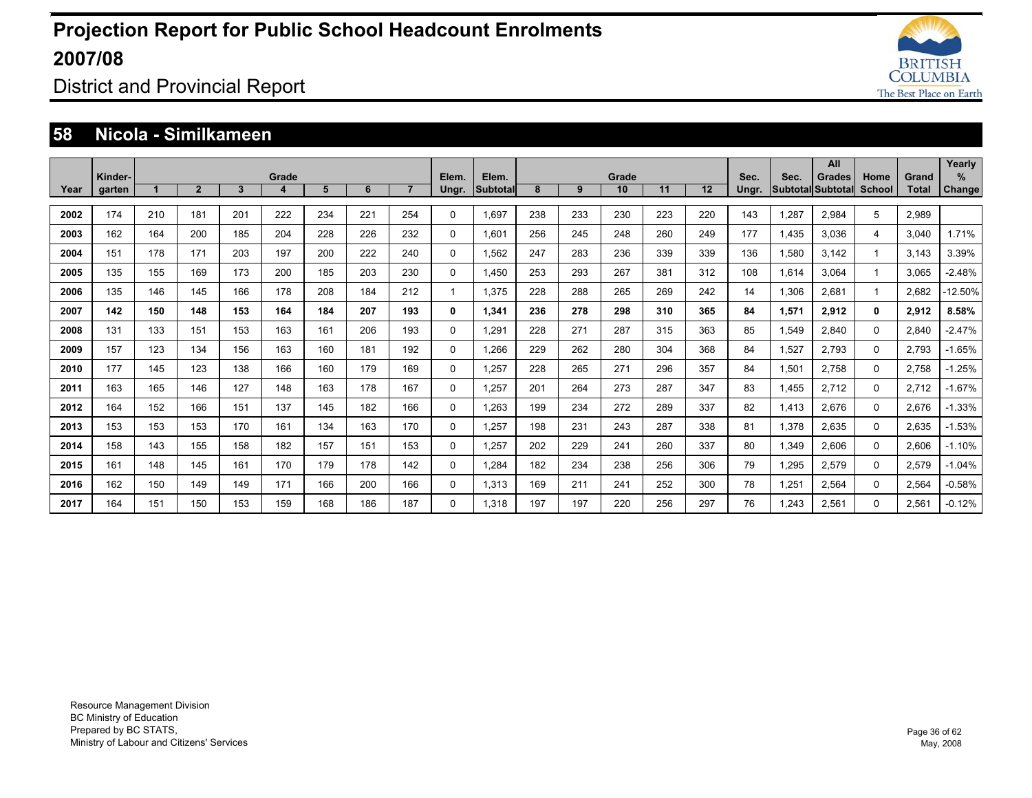# Projection Report for Public School Headcount Enrolments 2007/08

District and Provincial Report

## 58 Nicola - Similkameen

| Year | Kinder-garten | Grade 1 | 2 | 3 | 4 | 5 | 6 | 7 | Elem. Ungr. | Elem. Subtotal | Grade 8 | 9 | 10 | 11 | 12 | Sec. Ungr. | Sec. Subtotal | All Grades Subtotal | Home School | Grand Total | Yearly % Change |
|---|---|---|---|---|---|---|---|---|---|---|---|---|---|---|---|---|---|---|---|---|---|
| 2002 | 174 | 210 | 181 | 201 | 222 | 234 | 221 | 254 | 0 | 1,697 | 238 | 233 | 230 | 223 | 220 | 143 | 1,287 | 2,984 | 5 | 2,989 | |
| 2003 | 162 | 164 | 200 | 185 | 204 | 228 | 226 | 232 | 0 | 1,601 | 256 | 245 | 248 | 260 | 249 | 177 | 1,435 | 3,036 | 4 | 3,040 | 1.71% |
| 2004 | 151 | 178 | 171 | 203 | 197 | 200 | 222 | 240 | 0 | 1,562 | 247 | 283 | 236 | 339 | 339 | 136 | 1,580 | 3,142 | 1 | 3,143 | 3.39% |
| 2005 | 135 | 155 | 169 | 173 | 200 | 185 | 203 | 230 | 0 | 1,450 | 253 | 293 | 267 | 381 | 312 | 108 | 1,614 | 3,064 | 1 | 3,065 | -2.48% |
| 2006 | 135 | 146 | 145 | 166 | 178 | 208 | 184 | 212 | 1 | 1,375 | 228 | 288 | 265 | 269 | 242 | 14 | 1,306 | 2,681 | 1 | 2,682 | -12.50% |
| **2007** | **142** | **150** | **148** | **153** | **164** | **184** | **207** | **193** | **0** | **1,341** | **236** | **278** | **298** | **310** | **365** | **84** | **1,571** | **2,912** | **0** | **2,912** | **8.58%** |
| 2008 | 131 | 133 | 151 | 153 | 163 | 161 | 206 | 193 | 0 | 1,291 | 228 | 271 | 287 | 315 | 363 | 85 | 1,549 | 2,840 | 0 | 2,840 | -2.47% |
| 2009 | 157 | 123 | 134 | 156 | 163 | 160 | 181 | 192 | 0 | 1,266 | 229 | 262 | 280 | 304 | 368 | 84 | 1,527 | 2,793 | 0 | 2,793 | -1.65% |
| 2010 | 177 | 145 | 123 | 138 | 166 | 160 | 179 | 169 | 0 | 1,257 | 228 | 265 | 271 | 296 | 357 | 84 | 1,501 | 2,758 | 0 | 2,758 | -1.25% |
| 2011 | 163 | 165 | 146 | 127 | 148 | 163 | 178 | 167 | 0 | 1,257 | 201 | 264 | 273 | 287 | 347 | 83 | 1,455 | 2,712 | 0 | 2,712 | -1.67% |
| 2012 | 164 | 152 | 166 | 151 | 137 | 145 | 182 | 166 | 0 | 1,263 | 199 | 234 | 272 | 289 | 337 | 82 | 1,413 | 2,676 | 0 | 2,676 | -1.33% |
| 2013 | 153 | 153 | 153 | 170 | 161 | 134 | 163 | 170 | 0 | 1,257 | 198 | 231 | 243 | 287 | 338 | 81 | 1,378 | 2,635 | 0 | 2,635 | -1.53% |
| 2014 | 158 | 143 | 155 | 158 | 182 | 157 | 151 | 153 | 0 | 1,257 | 202 | 229 | 241 | 260 | 337 | 80 | 1,349 | 2,606 | 0 | 2,606 | -1.10% |
| 2015 | 161 | 148 | 145 | 161 | 170 | 179 | 178 | 142 | 0 | 1,284 | 182 | 234 | 238 | 256 | 306 | 79 | 1,295 | 2,579 | 0 | 2,579 | -1.04% |
| 2016 | 162 | 150 | 149 | 149 | 171 | 166 | 200 | 166 | 0 | 1,313 | 169 | 211 | 241 | 252 | 300 | 78 | 1,251 | 2,564 | 0 | 2,564 | -0.58% |
| 2017 | 164 | 151 | 150 | 153 | 159 | 168 | 186 | 187 | 0 | 1,318 | 197 | 197 | 220 | 256 | 297 | 76 | 1,243 | 2,561 | 0 | 2,561 | -0.12% |

Resource Management Division
BC Ministry of Education
Prepared by BC STATS,
Ministry of Labour and Citizens' Services

May, 2008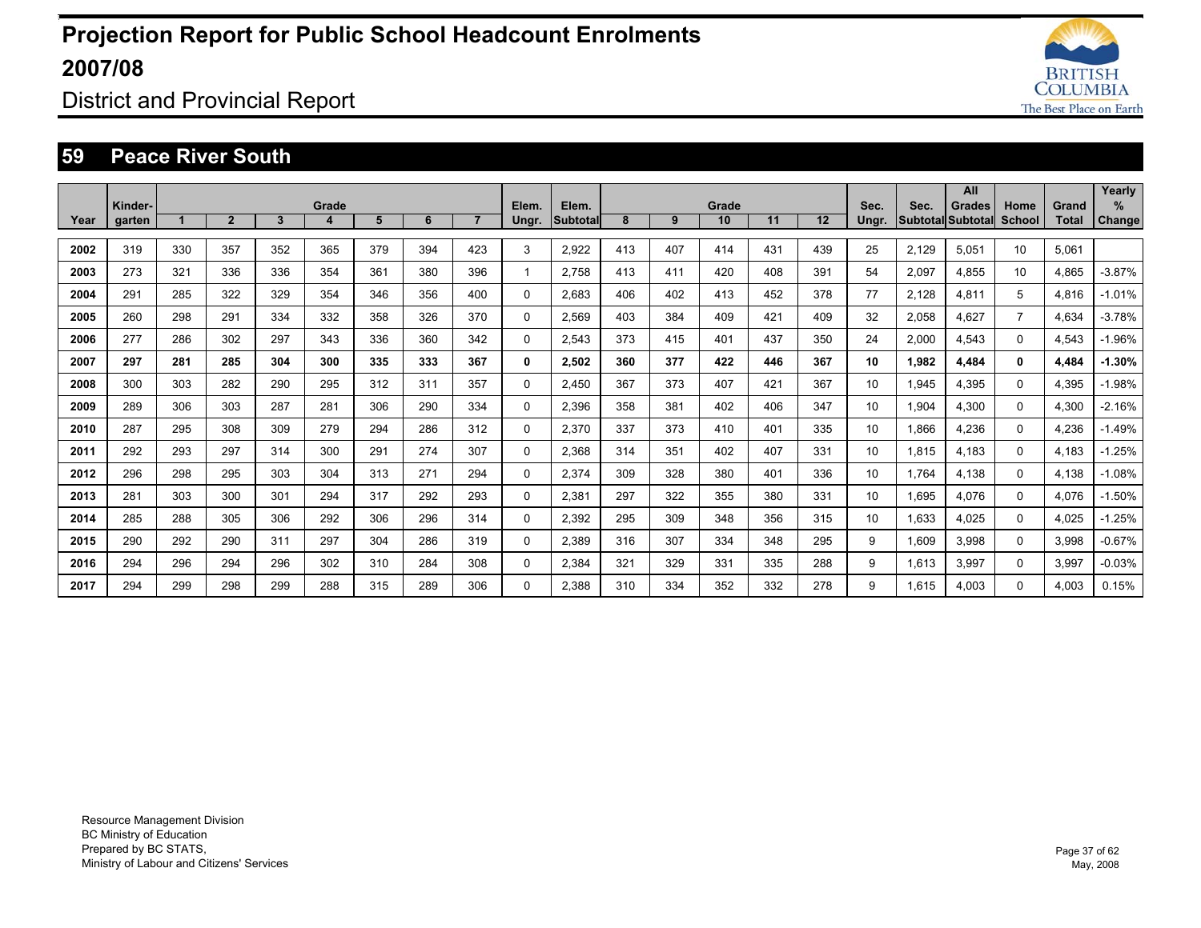# Projection Report for Public School Headcount Enrolments 2007/08

## District and Provincial Report

## 59 Peace River South

| Year | Kinder-garten | Grade 1 | 2 | 3 | 4 | 5 | 6 | 7 | Elem. Ungr. | Elem. Subtotal | Grade 8 | 9 | 10 | 11 | 12 | Sec. Ungr. | Sec. Subtotal | All Grades Subtotal | Home School | Grand Total | Yearly % Change |
|---|---|---|---|---|---|---|---|---|---|---|---|---|---|---|---|---|---|---|---|---|---|
| 2002 | 319 | 330 | 357 | 352 | 365 | 379 | 394 | 423 | 3 | 2,922 | 413 | 407 | 414 | 431 | 439 | 25 | 2,129 | 5,051 | 10 | 5,061 | |
| 2003 | 273 | 321 | 336 | 336 | 354 | 361 | 380 | 396 | 1 | 2,758 | 413 | 411 | 420 | 408 | 391 | 54 | 2,097 | 4,855 | 10 | 4,865 | -3.87% |
| 2004 | 291 | 285 | 322 | 329 | 354 | 346 | 356 | 400 | 0 | 2,683 | 406 | 402 | 413 | 452 | 378 | 77 | 2,128 | 4,811 | 5 | 4,816 | -1.01% |
| 2005 | 260 | 298 | 291 | 334 | 332 | 358 | 326 | 370 | 0 | 2,569 | 403 | 384 | 409 | 421 | 409 | 32 | 2,058 | 4,627 | 7 | 4,634 | -3.78% |
| 2006 | 277 | 286 | 302 | 297 | 343 | 336 | 360 | 342 | 0 | 2,543 | 373 | 415 | 401 | 437 | 350 | 24 | 2,000 | 4,543 | 0 | 4,543 | -1.96% |
| **2007** | **297** | **281** | **285** | **304** | **300** | **335** | **333** | **367** | **0** | **2,502** | **360** | **377** | **422** | **446** | **367** | **10** | **1,982** | **4,484** | **0** | **4,484** | **-1.30%** |
| 2008 | 300 | 303 | 282 | 290 | 295 | 312 | 311 | 357 | 0 | 2,450 | 367 | 373 | 407 | 421 | 367 | 10 | 1,945 | 4,395 | 0 | 4,395 | -1.98% |
| 2009 | 289 | 306 | 303 | 287 | 281 | 306 | 290 | 334 | 0 | 2,396 | 358 | 381 | 402 | 406 | 347 | 10 | 1,904 | 4,300 | 0 | 4,300 | -2.16% |
| 2010 | 287 | 295 | 308 | 309 | 279 | 294 | 286 | 312 | 0 | 2,370 | 337 | 373 | 410 | 401 | 335 | 10 | 1,866 | 4,236 | 0 | 4,236 | -1.49% |
| 2011 | 292 | 293 | 297 | 314 | 300 | 291 | 274 | 307 | 0 | 2,368 | 314 | 351 | 402 | 407 | 331 | 10 | 1,815 | 4,183 | 0 | 4,183 | -1.25% |
| 2012 | 296 | 298 | 295 | 303 | 304 | 313 | 271 | 294 | 0 | 2,374 | 309 | 328 | 380 | 401 | 336 | 10 | 1,764 | 4,138 | 0 | 4,138 | -1.08% |
| 2013 | 281 | 303 | 300 | 301 | 294 | 317 | 292 | 293 | 0 | 2,381 | 297 | 322 | 355 | 380 | 331 | 10 | 1,695 | 4,076 | 0 | 4,076 | -1.50% |
| 2014 | 285 | 288 | 305 | 306 | 292 | 306 | 296 | 314 | 0 | 2,392 | 295 | 309 | 348 | 356 | 315 | 10 | 1,633 | 4,025 | 0 | 4,025 | -1.25% |
| 2015 | 290 | 292 | 290 | 311 | 297 | 304 | 286 | 319 | 0 | 2,389 | 316 | 307 | 334 | 348 | 295 | 9 | 1,609 | 3,998 | 0 | 3,998 | -0.67% |
| 2016 | 294 | 296 | 294 | 296 | 302 | 310 | 284 | 308 | 0 | 2,384 | 321 | 329 | 331 | 335 | 288 | 9 | 1,613 | 3,997 | 0 | 3,997 | -0.03% |
| 2017 | 294 | 299 | 298 | 299 | 288 | 315 | 289 | 306 | 0 | 2,388 | 310 | 334 | 352 | 332 | 278 | 9 | 1,615 | 4,003 | 0 | 4,003 | 0.15% |

Resource Management Division
BC Ministry of Education
Prepared by BC STATS,
Ministry of Labour and Citizens' Services

May, 2008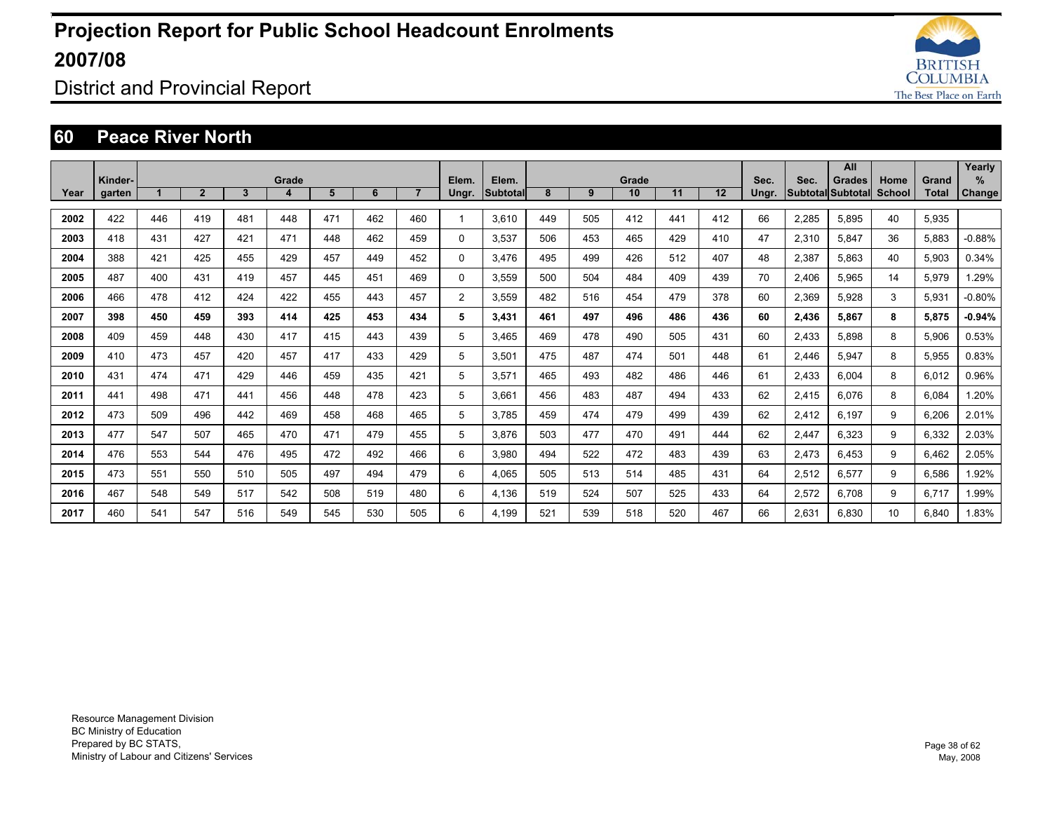# Projection Report for Public School Headcount Enrolments 2007/08

## District and Provincial Report

## 60 Peace River North

| Year | Kinder-garten | Grade 1 | 2 | 3 | 4 | 5 | 6 | 7 | Elem. Ungr. | Elem. Subtotal | Grade 8 | 9 | 10 | 11 | 12 | Sec. Ungr. | Sec. Subtotal | All Grades Subtotal | Home School | Grand Total | Yearly % Change |
|---|---|---|---|---|---|---|---|---|---|---|---|---|---|---|---|---|---|---|---|---|---|
| **2002** | 422 | 446 | 419 | 481 | 448 | 471 | 462 | 460 | 1 | 3,610 | 449 | 505 | 412 | 441 | 412 | 66 | 2,285 | 5,895 | 40 | 5,935 | |
| **2003** | 418 | 431 | 427 | 421 | 471 | 448 | 462 | 459 | 0 | 3,537 | 506 | 453 | 465 | 429 | 410 | 47 | 2,310 | 5,847 | 36 | 5,883 | -0.88% |
| **2004** | 388 | 421 | 425 | 455 | 429 | 457 | 449 | 452 | 0 | 3,476 | 495 | 499 | 426 | 512 | 407 | 48 | 2,387 | 5,863 | 40 | 5,903 | 0.34% |
| **2005** | 487 | 400 | 431 | 419 | 457 | 445 | 451 | 469 | 0 | 3,559 | 500 | 504 | 484 | 409 | 439 | 70 | 2,406 | 5,965 | 14 | 5,979 | 1.29% |
| **2006** | 466 | 478 | 412 | 424 | 422 | 455 | 443 | 457 | 2 | 3,559 | 482 | 516 | 454 | 479 | 378 | 60 | 2,369 | 5,928 | 3 | 5,931 | -0.80% |
| **2007** | **398** | **450** | **459** | **393** | **414** | **425** | **453** | **434** | **5** | **3,431** | **461** | **497** | **496** | **486** | **436** | **60** | **2,436** | **5,867** | **8** | **5,875** | **-0.94%** |
| **2008** | 409 | 459 | 448 | 430 | 417 | 415 | 443 | 439 | 5 | 3,465 | 469 | 478 | 490 | 505 | 431 | 60 | 2,433 | 5,898 | 8 | 5,906 | 0.53% |
| **2009** | 410 | 473 | 457 | 420 | 457 | 417 | 433 | 429 | 5 | 3,501 | 475 | 487 | 474 | 501 | 448 | 61 | 2,446 | 5,947 | 8 | 5,955 | 0.83% |
| **2010** | 431 | 474 | 471 | 429 | 446 | 459 | 435 | 421 | 5 | 3,571 | 465 | 493 | 482 | 486 | 446 | 61 | 2,433 | 6,004 | 8 | 6,012 | 0.96% |
| **2011** | 441 | 498 | 471 | 441 | 456 | 448 | 478 | 423 | 5 | 3,661 | 456 | 483 | 487 | 494 | 433 | 62 | 2,415 | 6,076 | 8 | 6,084 | 1.20% |
| **2012** | 473 | 509 | 496 | 442 | 469 | 458 | 468 | 465 | 5 | 3,785 | 459 | 474 | 479 | 499 | 439 | 62 | 2,412 | 6,197 | 9 | 6,206 | 2.01% |
| **2013** | 477 | 547 | 507 | 465 | 470 | 471 | 479 | 455 | 5 | 3,876 | 503 | 477 | 470 | 491 | 444 | 62 | 2,447 | 6,323 | 9 | 6,332 | 2.03% |
| **2014** | 476 | 553 | 544 | 476 | 495 | 472 | 492 | 466 | 6 | 3,980 | 494 | 522 | 472 | 483 | 439 | 63 | 2,473 | 6,453 | 9 | 6,462 | 2.05% |
| **2015** | 473 | 551 | 550 | 510 | 505 | 497 | 494 | 479 | 6 | 4,065 | 505 | 513 | 514 | 485 | 431 | 64 | 2,512 | 6,577 | 9 | 6,586 | 1.92% |
| **2016** | 467 | 548 | 549 | 517 | 542 | 508 | 519 | 480 | 6 | 4,136 | 519 | 524 | 507 | 525 | 433 | 64 | 2,572 | 6,708 | 9 | 6,717 | 1.99% |
| **2017** | 460 | 541 | 547 | 516 | 549 | 545 | 530 | 505 | 6 | 4,199 | 521 | 539 | 518 | 520 | 467 | 66 | 2,631 | 6,830 | 10 | 6,840 | 1.83% |

Resource Management Division
BC Ministry of Education
Prepared by BC STATS,
Ministry of Labour and Citizens' Services

May, 2008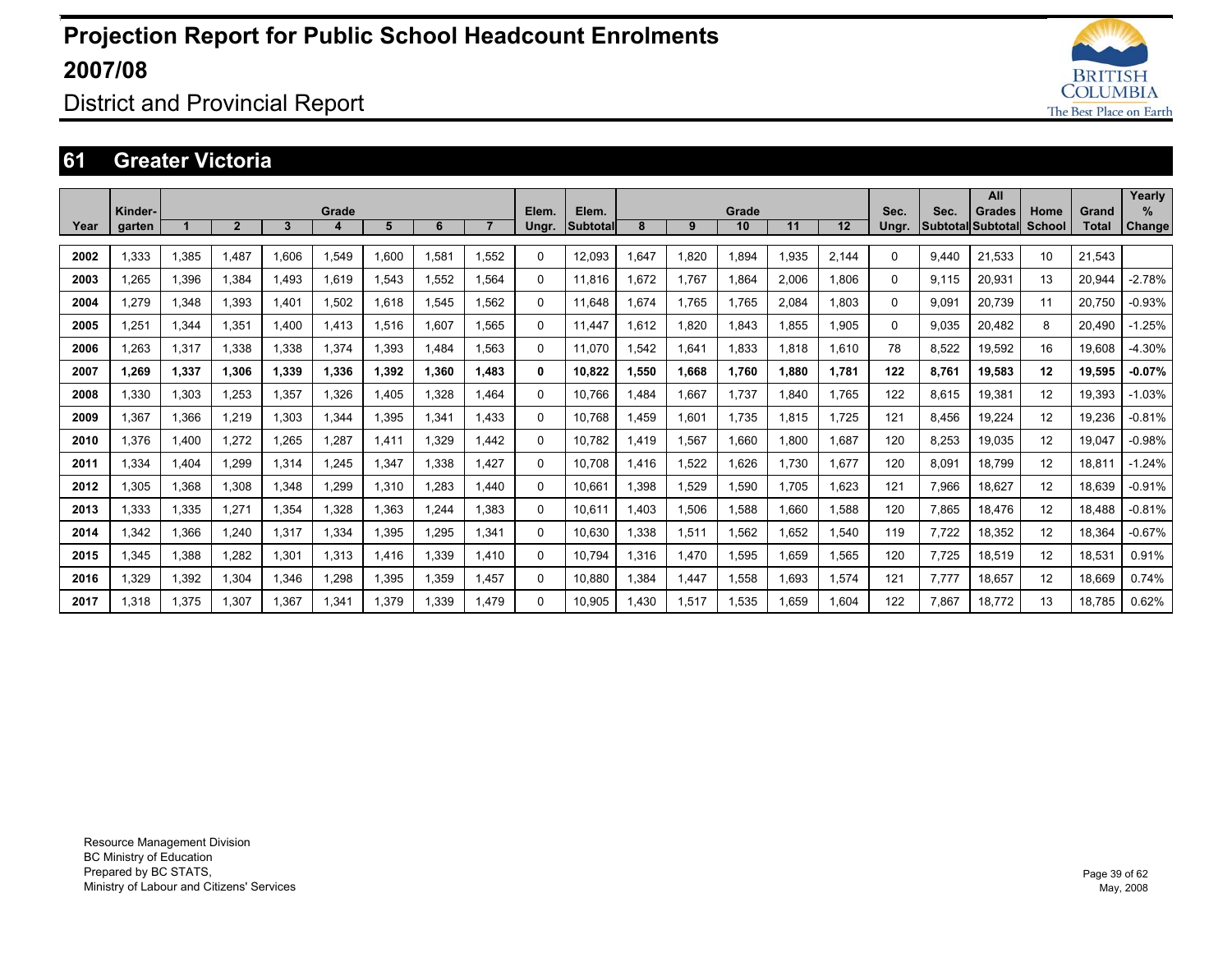# Projection Report for Public School Headcount Enrolments 2007/08

District and Provincial Report

## 61 Greater Victoria

| Year | Kinder-garten | Grade 1 | 2 | 3 | 4 | 5 | 6 | 7 | Elem. Ungr. | Elem. Subtotal | Grade 8 | 9 | 10 | 11 | 12 | Sec. Ungr. | Sec. Subtotal | All Grades Subtotal | Home School | Grand Total | Yearly % Change |
|---|---|---|---|---|---|---|---|---|---|---|---|---|---|---|---|---|---|---|---|---|---|
| 2002 | 1,333 | 1,385 | 1,487 | 1,606 | 1,549 | 1,600 | 1,581 | 1,552 | 0 | 12,093 | 1,647 | 1,820 | 1,894 | 1,935 | 2,144 | 0 | 9,440 | 21,533 | 10 | 21,543 | |
| 2003 | 1,265 | 1,396 | 1,384 | 1,493 | 1,619 | 1,543 | 1,552 | 1,564 | 0 | 11,816 | 1,672 | 1,767 | 1,864 | 2,006 | 1,806 | 0 | 9,115 | 20,931 | 13 | 20,944 | -2.78% |
| 2004 | 1,279 | 1,348 | 1,393 | 1,401 | 1,502 | 1,618 | 1,545 | 1,562 | 0 | 11,648 | 1,674 | 1,765 | 1,765 | 2,084 | 1,803 | 0 | 9,091 | 20,739 | 11 | 20,750 | -0.93% |
| 2005 | 1,251 | 1,344 | 1,351 | 1,400 | 1,413 | 1,516 | 1,607 | 1,565 | 0 | 11,447 | 1,612 | 1,820 | 1,843 | 1,855 | 1,905 | 0 | 9,035 | 20,482 | 8 | 20,490 | -1.25% |
| 2006 | 1,263 | 1,317 | 1,338 | 1,338 | 1,374 | 1,393 | 1,484 | 1,563 | 0 | 11,070 | 1,542 | 1,641 | 1,833 | 1,818 | 1,610 | 78 | 8,522 | 19,592 | 16 | 19,608 | -4.30% |
| **2007** | **1,269** | **1,337** | **1,306** | **1,339** | **1,336** | **1,392** | **1,360** | **1,483** | **0** | **10,822** | **1,550** | **1,668** | **1,760** | **1,880** | **1,781** | **122** | **8,761** | **19,583** | **12** | **19,595** | **-0.07%** |
| 2008 | 1,330 | 1,303 | 1,253 | 1,357 | 1,326 | 1,405 | 1,328 | 1,464 | 0 | 10,766 | 1,484 | 1,667 | 1,737 | 1,840 | 1,765 | 122 | 8,615 | 19,381 | 12 | 19,393 | -1.03% |
| 2009 | 1,367 | 1,366 | 1,219 | 1,303 | 1,344 | 1,395 | 1,341 | 1,433 | 0 | 10,768 | 1,459 | 1,601 | 1,735 | 1,815 | 1,725 | 121 | 8,456 | 19,224 | 12 | 19,236 | -0.81% |
| 2010 | 1,376 | 1,400 | 1,272 | 1,265 | 1,287 | 1,411 | 1,329 | 1,442 | 0 | 10,782 | 1,419 | 1,567 | 1,660 | 1,800 | 1,687 | 120 | 8,253 | 19,035 | 12 | 19,047 | -0.98% |
| 2011 | 1,334 | 1,404 | 1,299 | 1,314 | 1,245 | 1,347 | 1,338 | 1,427 | 0 | 10,708 | 1,416 | 1,522 | 1,626 | 1,730 | 1,677 | 120 | 8,091 | 18,799 | 12 | 18,811 | -1.24% |
| 2012 | 1,305 | 1,368 | 1,308 | 1,348 | 1,299 | 1,310 | 1,283 | 1,440 | 0 | 10,661 | 1,398 | 1,529 | 1,590 | 1,705 | 1,623 | 121 | 7,966 | 18,627 | 12 | 18,639 | -0.91% |
| 2013 | 1,333 | 1,335 | 1,271 | 1,354 | 1,328 | 1,363 | 1,244 | 1,383 | 0 | 10,611 | 1,403 | 1,506 | 1,588 | 1,660 | 1,588 | 120 | 7,865 | 18,476 | 12 | 18,488 | -0.81% |
| 2014 | 1,342 | 1,366 | 1,240 | 1,317 | 1,334 | 1,395 | 1,295 | 1,341 | 0 | 10,630 | 1,338 | 1,511 | 1,562 | 1,652 | 1,540 | 119 | 7,722 | 18,352 | 12 | 18,364 | -0.67% |
| 2015 | 1,345 | 1,388 | 1,282 | 1,301 | 1,313 | 1,416 | 1,339 | 1,410 | 0 | 10,794 | 1,316 | 1,470 | 1,595 | 1,659 | 1,565 | 120 | 7,725 | 18,519 | 12 | 18,531 | 0.91% |
| 2016 | 1,329 | 1,392 | 1,304 | 1,346 | 1,298 | 1,395 | 1,359 | 1,457 | 0 | 10,880 | 1,384 | 1,447 | 1,558 | 1,693 | 1,574 | 121 | 7,777 | 18,657 | 12 | 18,669 | 0.74% |
| 2017 | 1,318 | 1,375 | 1,307 | 1,367 | 1,341 | 1,379 | 1,339 | 1,479 | 0 | 10,905 | 1,430 | 1,517 | 1,535 | 1,659 | 1,604 | 122 | 7,867 | 18,772 | 13 | 18,785 | 0.62% |

Resource Management Division
BC Ministry of Education
Prepared by BC STATS,
Ministry of Labour and Citizens' Services

May, 2008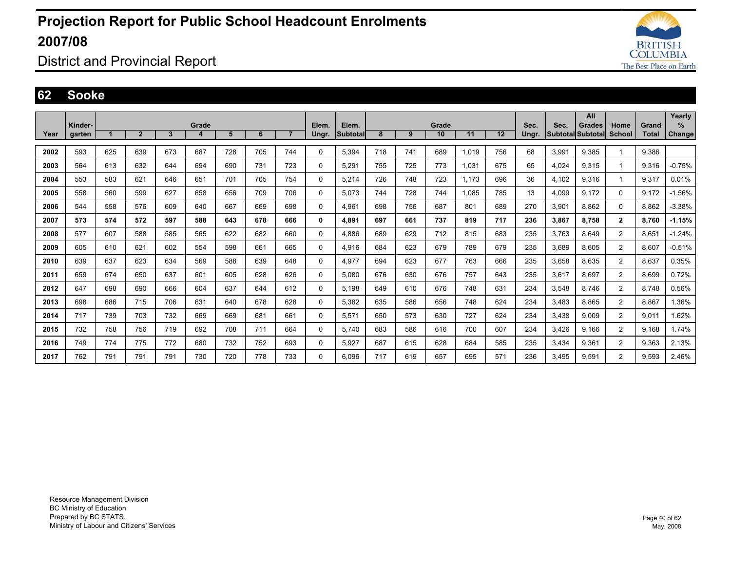# Projection Report for Public School Headcount Enrolments 2007/08

## District and Provincial Report

## 62 Sooke

| Year | Kindergarten | Grade 1 | 2 | 3 | 4 | 5 | 6 | 7 | Elem. Ungr. | Elem. Subtotal | Grade 8 | 9 | 10 | 11 | 12 | Sec. Ungr. | Sec. Subtotal | All Grades Subtotal | Home School | Grand Total | Yearly % Change |
|---|---|---|---|---|---|---|---|---|---|---|---|---|---|---|---|---|---|---|---|---|---|
| 2002 | 593 | 625 | 639 | 673 | 687 | 728 | 705 | 744 | 0 | 5,394 | 718 | 741 | 689 | 1,019 | 756 | 68 | 3,991 | 9,385 | 1 | 9,386 | |
| 2003 | 564 | 613 | 632 | 644 | 694 | 690 | 731 | 723 | 0 | 5,291 | 755 | 725 | 773 | 1,031 | 675 | 65 | 4,024 | 9,315 | 1 | 9,316 | -0.75% |
| 2004 | 553 | 583 | 621 | 646 | 651 | 701 | 705 | 754 | 0 | 5,214 | 726 | 748 | 723 | 1,173 | 696 | 36 | 4,102 | 9,316 | 1 | 9,317 | 0.01% |
| 2005 | 558 | 560 | 599 | 627 | 658 | 656 | 709 | 706 | 0 | 5,073 | 744 | 728 | 744 | 1,085 | 785 | 13 | 4,099 | 9,172 | 0 | 9,172 | -1.56% |
| 2006 | 544 | 558 | 576 | 609 | 640 | 667 | 669 | 698 | 0 | 4,961 | 698 | 756 | 687 | 801 | 689 | 270 | 3,901 | 8,862 | 0 | 8,862 | -3.38% |
| **2007** | **573** | **574** | **572** | **597** | **588** | **643** | **678** | **666** | **0** | **4,891** | **697** | **661** | **737** | **819** | **717** | **236** | **3,867** | **8,758** | **2** | **8,760** | **-1.15%** |
| 2008 | 577 | 607 | 588 | 585 | 565 | 622 | 682 | 660 | 0 | 4,886 | 689 | 629 | 712 | 815 | 683 | 235 | 3,763 | 8,649 | 2 | 8,651 | -1.24% |
| 2009 | 605 | 610 | 621 | 602 | 554 | 598 | 661 | 665 | 0 | 4,916 | 684 | 623 | 679 | 789 | 679 | 235 | 3,689 | 8,605 | 2 | 8,607 | -0.51% |
| 2010 | 639 | 637 | 623 | 634 | 569 | 588 | 639 | 648 | 0 | 4,977 | 694 | 623 | 677 | 763 | 666 | 235 | 3,658 | 8,635 | 2 | 8,637 | 0.35% |
| 2011 | 659 | 674 | 650 | 637 | 601 | 605 | 628 | 626 | 0 | 5,080 | 676 | 630 | 676 | 757 | 643 | 235 | 3,617 | 8,697 | 2 | 8,699 | 0.72% |
| 2012 | 647 | 698 | 690 | 666 | 604 | 637 | 644 | 612 | 0 | 5,198 | 649 | 610 | 676 | 748 | 631 | 234 | 3,548 | 8,746 | 2 | 8,748 | 0.56% |
| 2013 | 698 | 686 | 715 | 706 | 631 | 640 | 678 | 628 | 0 | 5,382 | 635 | 586 | 656 | 748 | 624 | 234 | 3,483 | 8,865 | 2 | 8,867 | 1.36% |
| 2014 | 717 | 739 | 703 | 732 | 669 | 669 | 681 | 661 | 0 | 5,571 | 650 | 573 | 630 | 727 | 624 | 234 | 3,438 | 9,009 | 2 | 9,011 | 1.62% |
| 2015 | 732 | 758 | 756 | 719 | 692 | 708 | 711 | 664 | 0 | 5,740 | 683 | 586 | 616 | 700 | 607 | 234 | 3,426 | 9,166 | 2 | 9,168 | 1.74% |
| 2016 | 749 | 774 | 775 | 772 | 680 | 732 | 752 | 693 | 0 | 5,927 | 687 | 615 | 628 | 684 | 585 | 235 | 3,434 | 9,361 | 2 | 9,363 | 2.13% |
| 2017 | 762 | 791 | 791 | 791 | 730 | 720 | 778 | 733 | 0 | 6,096 | 717 | 619 | 657 | 695 | 571 | 236 | 3,495 | 9,591 | 2 | 9,593 | 2.46% |

Resource Management Division
BC Ministry of Education
Prepared by BC STATS,
Ministry of Labour and Citizens' Services

May, 2008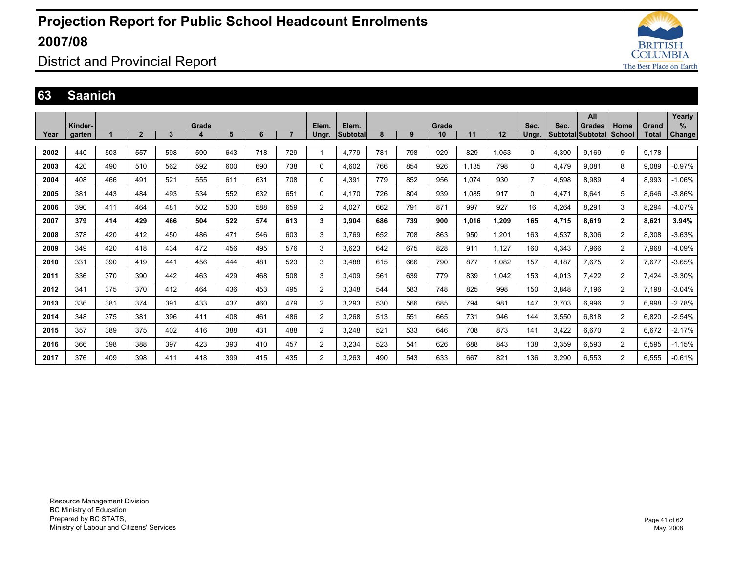# Projection Report for Public School Headcount Enrolments 2007/08

## District and Provincial Report

## 63 Saanich

| Year | Kinder-garten | Grade 1 | 2 | 3 | 4 | 5 | 6 | 7 | Elem. Ungr. | Elem. Subtotal | Grade 8 | 9 | 10 | 11 | 12 | Sec. Ungr. | Sec. Subtotal | All Grades Subtotal | Home School | Grand Total | Yearly % Change |
|---|---|---|---|---|---|---|---|---|---|---|---|---|---|---|---|---|---|---|---|---|---|
| 2002 | 440 | 503 | 557 | 598 | 590 | 643 | 718 | 729 | 1 | 4,779 | 781 | 798 | 929 | 829 | 1,053 | 0 | 4,390 | 9,169 | 9 | 9,178 | |
| 2003 | 420 | 490 | 510 | 562 | 592 | 600 | 690 | 738 | 0 | 4,602 | 766 | 854 | 926 | 1,135 | 798 | 0 | 4,479 | 9,081 | 8 | 9,089 | -0.97% |
| 2004 | 408 | 466 | 491 | 521 | 555 | 611 | 631 | 708 | 0 | 4,391 | 779 | 852 | 956 | 1,074 | 930 | 7 | 4,598 | 8,989 | 4 | 8,993 | -1.06% |
| 2005 | 381 | 443 | 484 | 493 | 534 | 552 | 632 | 651 | 0 | 4,170 | 726 | 804 | 939 | 1,085 | 917 | 0 | 4,471 | 8,641 | 5 | 8,646 | -3.86% |
| 2006 | 390 | 411 | 464 | 481 | 502 | 530 | 588 | 659 | 2 | 4,027 | 662 | 791 | 871 | 997 | 927 | 16 | 4,264 | 8,291 | 3 | 8,294 | -4.07% |
| **2007** | **379** | **414** | **429** | **466** | **504** | **522** | **574** | **613** | **3** | **3,904** | **686** | **739** | **900** | **1,016** | **1,209** | **165** | **4,715** | **8,619** | **2** | **8,621** | **3.94%** |
| 2008 | 378 | 420 | 412 | 450 | 486 | 471 | 546 | 603 | 3 | 3,769 | 652 | 708 | 863 | 950 | 1,201 | 163 | 4,537 | 8,306 | 2 | 8,308 | -3.63% |
| 2009 | 349 | 420 | 418 | 434 | 472 | 456 | 495 | 576 | 3 | 3,623 | 642 | 675 | 828 | 911 | 1,127 | 160 | 4,343 | 7,966 | 2 | 7,968 | -4.09% |
| 2010 | 331 | 390 | 419 | 441 | 456 | 444 | 481 | 523 | 3 | 3,488 | 615 | 666 | 790 | 877 | 1,082 | 157 | 4,187 | 7,675 | 2 | 7,677 | -3.65% |
| 2011 | 336 | 370 | 390 | 442 | 463 | 429 | 468 | 508 | 3 | 3,409 | 561 | 639 | 779 | 839 | 1,042 | 153 | 4,013 | 7,422 | 2 | 7,424 | -3.30% |
| 2012 | 341 | 375 | 370 | 412 | 464 | 436 | 453 | 495 | 2 | 3,348 | 544 | 583 | 748 | 825 | 998 | 150 | 3,848 | 7,196 | 2 | 7,198 | -3.04% |
| 2013 | 336 | 381 | 374 | 391 | 433 | 437 | 460 | 479 | 2 | 3,293 | 530 | 566 | 685 | 794 | 981 | 147 | 3,703 | 6,996 | 2 | 6,998 | -2.78% |
| 2014 | 348 | 375 | 381 | 396 | 411 | 408 | 461 | 486 | 2 | 3,268 | 513 | 551 | 665 | 731 | 946 | 144 | 3,550 | 6,818 | 2 | 6,820 | -2.54% |
| 2015 | 357 | 389 | 375 | 402 | 416 | 388 | 431 | 488 | 2 | 3,248 | 521 | 533 | 646 | 708 | 873 | 141 | 3,422 | 6,670 | 2 | 6,672 | -2.17% |
| 2016 | 366 | 398 | 388 | 397 | 423 | 393 | 410 | 457 | 2 | 3,234 | 523 | 541 | 626 | 688 | 843 | 138 | 3,359 | 6,593 | 2 | 6,595 | -1.15% |
| 2017 | 376 | 409 | 398 | 411 | 418 | 399 | 415 | 435 | 2 | 3,263 | 490 | 543 | 633 | 667 | 821 | 136 | 3,290 | 6,553 | 2 | 6,555 | -0.61% |

Resource Management Division
BC Ministry of Education
Prepared by BC STATS,
Ministry of Labour and Citizens' Services

May, 2008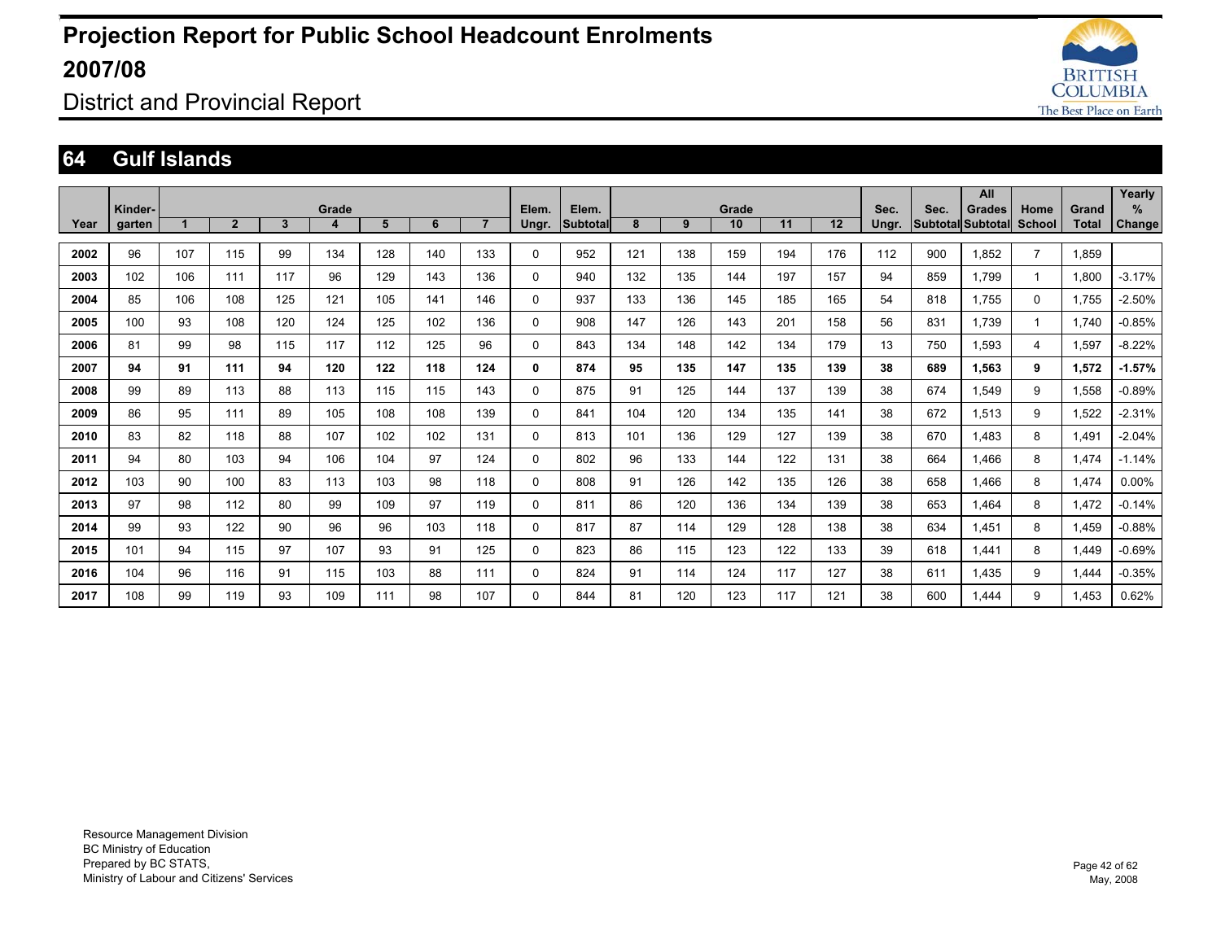# Projection Report for Public School Headcount Enrolments 2007/08

## District and Provincial Report

## 64 Gulf Islands

| Year | Kinder-garten | Grade 1 | 2 | 3 | 4 | 5 | 6 | 7 | Elem. Ungr. | Elem. Subtotal | Grade 8 | 9 | 10 | 11 | 12 | Sec. Ungr. | Sec. Subtotal | All Grades Subtotal | Home School | Grand Total | Yearly % Change |
|---|---|---|---|---|---|---|---|---|---|---|---|---|---|---|---|---|---|---|---|---|---|
| **2002** | 96 | 107 | 115 | 99 | 134 | 128 | 140 | 133 | 0 | 952 | 121 | 138 | 159 | 194 | 176 | 112 | 900 | 1,852 | 7 | 1,859 | |
| **2003** | 102 | 106 | 111 | 117 | 96 | 129 | 143 | 136 | 0 | 940 | 132 | 135 | 144 | 197 | 157 | 94 | 859 | 1,799 | 1 | 1,800 | -3.17% |
| **2004** | 85 | 106 | 108 | 125 | 121 | 105 | 141 | 146 | 0 | 937 | 133 | 136 | 145 | 185 | 165 | 54 | 818 | 1,755 | 0 | 1,755 | -2.50% |
| **2005** | 100 | 93 | 108 | 120 | 124 | 125 | 102 | 136 | 0 | 908 | 147 | 126 | 143 | 201 | 158 | 56 | 831 | 1,739 | 1 | 1,740 | -0.85% |
| **2006** | 81 | 99 | 98 | 115 | 117 | 112 | 125 | 96 | 0 | 843 | 134 | 148 | 142 | 134 | 179 | 13 | 750 | 1,593 | 4 | 1,597 | -8.22% |
| **2007** | **94** | **91** | **111** | **94** | **120** | **122** | **118** | **124** | **0** | **874** | **95** | **135** | **147** | **135** | **139** | **38** | **689** | **1,563** | **9** | **1,572** | **-1.57%** |
| **2008** | 99 | 89 | 113 | 88 | 113 | 115 | 115 | 143 | 0 | 875 | 91 | 125 | 144 | 137 | 139 | 38 | 674 | 1,549 | 9 | 1,558 | -0.89% |
| **2009** | 86 | 95 | 111 | 89 | 105 | 108 | 108 | 139 | 0 | 841 | 104 | 120 | 134 | 135 | 141 | 38 | 672 | 1,513 | 9 | 1,522 | -2.31% |
| **2010** | 83 | 82 | 118 | 88 | 107 | 102 | 102 | 131 | 0 | 813 | 101 | 136 | 129 | 127 | 139 | 38 | 670 | 1,483 | 8 | 1,491 | -2.04% |
| **2011** | 94 | 80 | 103 | 94 | 106 | 104 | 97 | 124 | 0 | 802 | 96 | 133 | 144 | 122 | 131 | 38 | 664 | 1,466 | 8 | 1,474 | -1.14% |
| **2012** | 103 | 90 | 100 | 83 | 113 | 103 | 98 | 118 | 0 | 808 | 91 | 126 | 142 | 135 | 126 | 38 | 658 | 1,466 | 8 | 1,474 | 0.00% |
| **2013** | 97 | 98 | 112 | 80 | 99 | 109 | 97 | 119 | 0 | 811 | 86 | 120 | 136 | 134 | 139 | 38 | 653 | 1,464 | 8 | 1,472 | -0.14% |
| **2014** | 99 | 93 | 122 | 90 | 96 | 96 | 103 | 118 | 0 | 817 | 87 | 114 | 129 | 128 | 138 | 38 | 634 | 1,451 | 8 | 1,459 | -0.88% |
| **2015** | 101 | 94 | 115 | 97 | 107 | 93 | 91 | 125 | 0 | 823 | 86 | 115 | 123 | 122 | 133 | 39 | 618 | 1,441 | 8 | 1,449 | -0.69% |
| **2016** | 104 | 96 | 116 | 91 | 115 | 103 | 88 | 111 | 0 | 824 | 91 | 114 | 124 | 117 | 127 | 38 | 611 | 1,435 | 9 | 1,444 | -0.35% |
| **2017** | 108 | 99 | 119 | 93 | 109 | 111 | 98 | 107 | 0 | 844 | 81 | 120 | 123 | 117 | 121 | 38 | 600 | 1,444 | 9 | 1,453 | 0.62% |

Resource Management Division
BC Ministry of Education
Prepared by BC STATS,
Ministry of Labour and Citizens' Services

May, 2008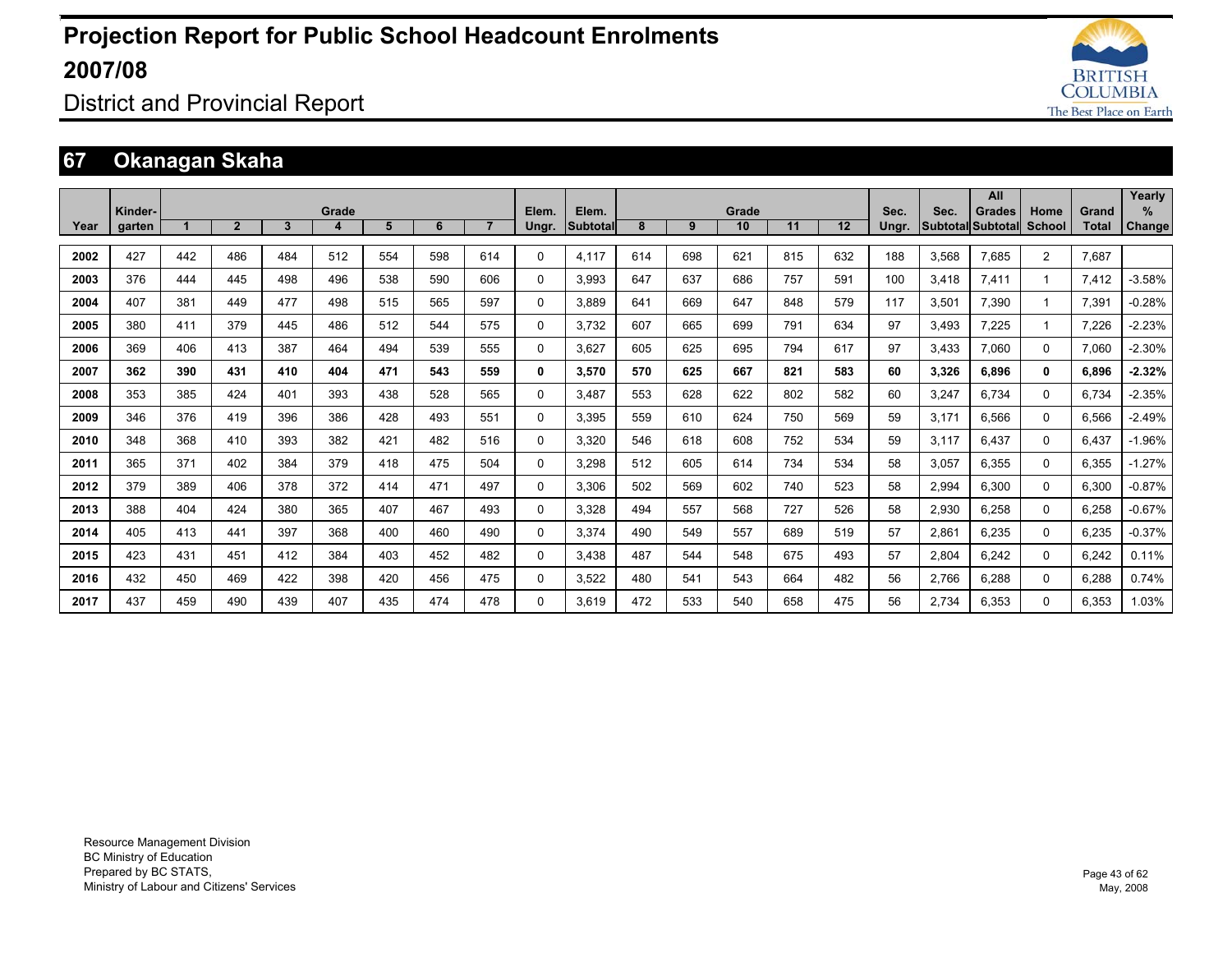# Projection Report for Public School Headcount Enrolments 2007/08

District and Provincial Report

## 67 Okanagan Skaha

| Year | Kinder-garten | Grade 1 | 2 | 3 | 4 | 5 | 6 | 7 | Elem. Ungr. | Elem. Subtotal | Grade 8 | 9 | 10 | 11 | 12 | Sec. Ungr. | Sec. Subtotal | All Grades Subtotal | Home School | Grand Total | Yearly % Change |
|---|---|---|---|---|---|---|---|---|---|---|---|---|---|---|---|---|---|---|---|---|---|
| 2002 | 427 | 442 | 486 | 484 | 512 | 554 | 598 | 614 | 0 | 4,117 | 614 | 698 | 621 | 815 | 632 | 188 | 3,568 | 7,685 | 2 | 7,687 | |
| 2003 | 376 | 444 | 445 | 498 | 496 | 538 | 590 | 606 | 0 | 3,993 | 647 | 637 | 686 | 757 | 591 | 100 | 3,418 | 7,411 | 1 | 7,412 | -3.58% |
| 2004 | 407 | 381 | 449 | 477 | 498 | 515 | 565 | 597 | 0 | 3,889 | 641 | 669 | 647 | 848 | 579 | 117 | 3,501 | 7,390 | 1 | 7,391 | -0.28% |
| 2005 | 380 | 411 | 379 | 445 | 486 | 512 | 544 | 575 | 0 | 3,732 | 607 | 665 | 699 | 791 | 634 | 97 | 3,493 | 7,225 | 1 | 7,226 | -2.23% |
| 2006 | 369 | 406 | 413 | 387 | 464 | 494 | 539 | 555 | 0 | 3,627 | 605 | 625 | 695 | 794 | 617 | 97 | 3,433 | 7,060 | 0 | 7,060 | -2.30% |
| **2007** | **362** | **390** | **431** | **410** | **404** | **471** | **543** | **559** | **0** | **3,570** | **570** | **625** | **667** | **821** | **583** | **60** | **3,326** | **6,896** | **0** | **6,896** | **-2.32%** |
| 2008 | 353 | 385 | 424 | 401 | 393 | 438 | 528 | 565 | 0 | 3,487 | 553 | 628 | 622 | 802 | 582 | 60 | 3,247 | 6,734 | 0 | 6,734 | -2.35% |
| 2009 | 346 | 376 | 419 | 396 | 386 | 428 | 493 | 551 | 0 | 3,395 | 559 | 610 | 624 | 750 | 569 | 59 | 3,171 | 6,566 | 0 | 6,566 | -2.49% |
| 2010 | 348 | 368 | 410 | 393 | 382 | 421 | 482 | 516 | 0 | 3,320 | 546 | 618 | 608 | 752 | 534 | 59 | 3,117 | 6,437 | 0 | 6,437 | -1.96% |
| 2011 | 365 | 371 | 402 | 384 | 379 | 418 | 475 | 504 | 0 | 3,298 | 512 | 605 | 614 | 734 | 534 | 58 | 3,057 | 6,355 | 0 | 6,355 | -1.27% |
| 2012 | 379 | 389 | 406 | 378 | 372 | 414 | 471 | 497 | 0 | 3,306 | 502 | 569 | 602 | 740 | 523 | 58 | 2,994 | 6,300 | 0 | 6,300 | -0.87% |
| 2013 | 388 | 404 | 424 | 380 | 365 | 407 | 467 | 493 | 0 | 3,328 | 494 | 557 | 568 | 727 | 526 | 58 | 2,930 | 6,258 | 0 | 6,258 | -0.67% |
| 2014 | 405 | 413 | 441 | 397 | 368 | 400 | 460 | 490 | 0 | 3,374 | 490 | 549 | 557 | 689 | 519 | 57 | 2,861 | 6,235 | 0 | 6,235 | -0.37% |
| 2015 | 423 | 431 | 451 | 412 | 384 | 403 | 452 | 482 | 0 | 3,438 | 487 | 544 | 548 | 675 | 493 | 57 | 2,804 | 6,242 | 0 | 6,242 | 0.11% |
| 2016 | 432 | 450 | 469 | 422 | 398 | 420 | 456 | 475 | 0 | 3,522 | 480 | 541 | 543 | 664 | 482 | 56 | 2,766 | 6,288 | 0 | 6,288 | 0.74% |
| 2017 | 437 | 459 | 490 | 439 | 407 | 435 | 474 | 478 | 0 | 3,619 | 472 | 533 | 540 | 658 | 475 | 56 | 2,734 | 6,353 | 0 | 6,353 | 1.03% |

Resource Management Division
BC Ministry of Education
Prepared by BC STATS,
Ministry of Labour and Citizens' Services

May, 2008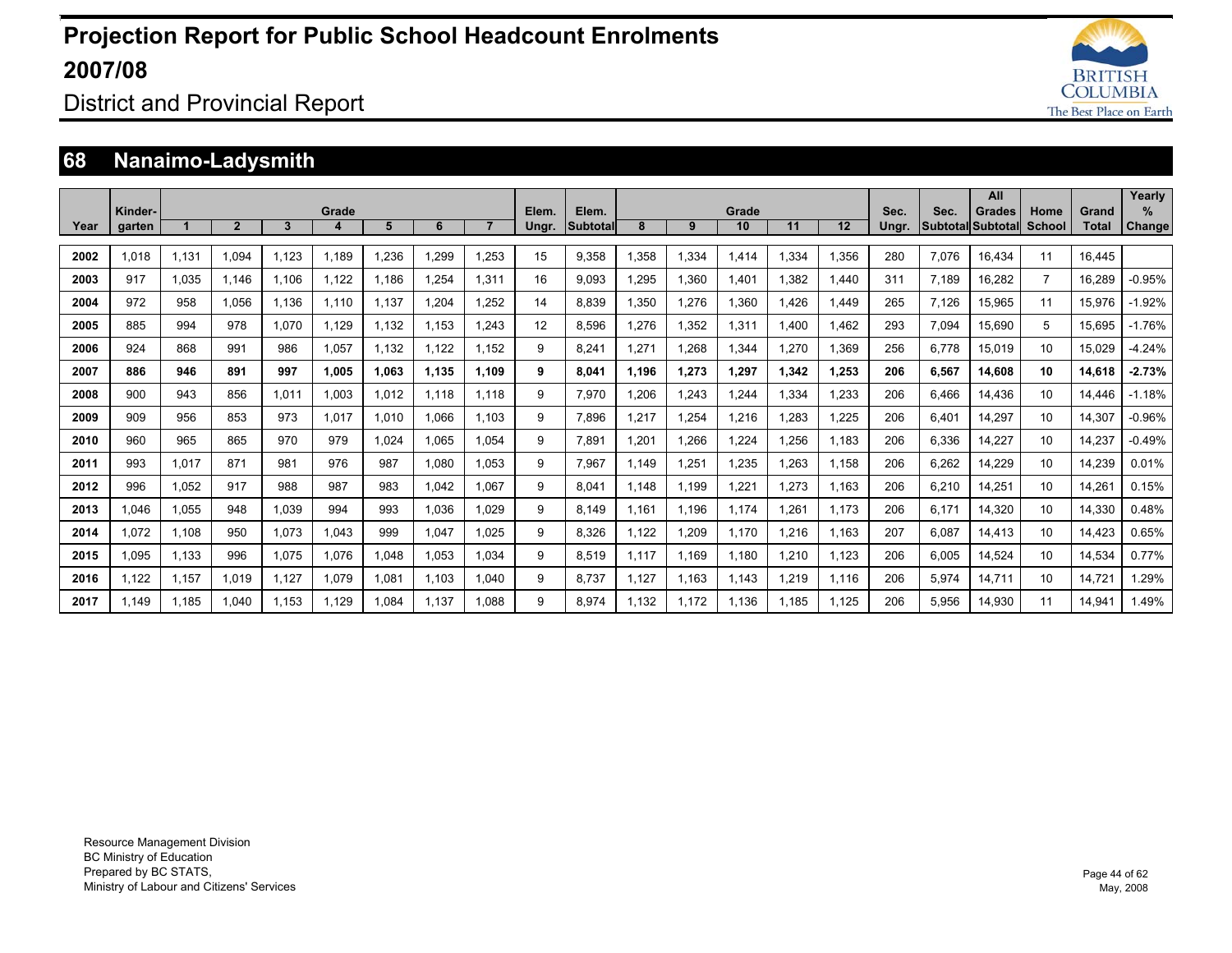# Projection Report for Public School Headcount Enrolments 2007/08

District and Provincial Report

## 68 Nanaimo-Ladysmith

| Year | Kinder-garten | Grade 1 | 2 | 3 | 4 | 5 | 6 | 7 | Elem. Ungr. | Elem. Subtotal | Grade 8 | 9 | 10 | 11 | 12 | Sec. Ungr. | Sec. Subtotal | All Grades Subtotal | Home School | Grand Total | Yearly % Change |
|---|---|---|---|---|---|---|---|---|---|---|---|---|---|---|---|---|---|---|---|---|---|
| 2002 | 1,018 | 1,131 | 1,094 | 1,123 | 1,189 | 1,236 | 1,299 | 1,253 | 15 | 9,358 | 1,358 | 1,334 | 1,414 | 1,334 | 1,356 | 280 | 7,076 | 16,434 | 11 | 16,445 | |
| 2003 | 917 | 1,035 | 1,146 | 1,106 | 1,122 | 1,186 | 1,254 | 1,311 | 16 | 9,093 | 1,295 | 1,360 | 1,401 | 1,382 | 1,440 | 311 | 7,189 | 16,282 | 7 | 16,289 | -0.95% |
| 2004 | 972 | 958 | 1,056 | 1,136 | 1,110 | 1,137 | 1,204 | 1,252 | 14 | 8,839 | 1,350 | 1,276 | 1,360 | 1,426 | 1,449 | 265 | 7,126 | 15,965 | 11 | 15,976 | -1.92% |
| 2005 | 885 | 994 | 978 | 1,070 | 1,129 | 1,132 | 1,153 | 1,243 | 12 | 8,596 | 1,276 | 1,352 | 1,311 | 1,400 | 1,462 | 293 | 7,094 | 15,690 | 5 | 15,695 | -1.76% |
| 2006 | 924 | 868 | 991 | 986 | 1,057 | 1,132 | 1,122 | 1,152 | 9 | 8,241 | 1,271 | 1,268 | 1,344 | 1,270 | 1,369 | 256 | 6,778 | 15,019 | 10 | 15,029 | -4.24% |
| **2007** | **886** | **946** | **891** | **997** | **1,005** | **1,063** | **1,135** | **1,109** | **9** | **8,041** | **1,196** | **1,273** | **1,297** | **1,342** | **1,253** | **206** | **6,567** | **14,608** | **10** | **14,618** | **-2.73%** |
| 2008 | 900 | 943 | 856 | 1,011 | 1,003 | 1,012 | 1,118 | 1,118 | 9 | 7,970 | 1,206 | 1,243 | 1,244 | 1,334 | 1,233 | 206 | 6,466 | 14,436 | 10 | 14,446 | -1.18% |
| 2009 | 909 | 956 | 853 | 973 | 1,017 | 1,010 | 1,066 | 1,103 | 9 | 7,896 | 1,217 | 1,254 | 1,216 | 1,283 | 1,225 | 206 | 6,401 | 14,297 | 10 | 14,307 | -0.96% |
| 2010 | 960 | 965 | 865 | 970 | 979 | 1,024 | 1,065 | 1,054 | 9 | 7,891 | 1,201 | 1,266 | 1,224 | 1,256 | 1,183 | 206 | 6,336 | 14,227 | 10 | 14,237 | -0.49% |
| 2011 | 993 | 1,017 | 871 | 981 | 976 | 987 | 1,080 | 1,053 | 9 | 7,967 | 1,149 | 1,251 | 1,235 | 1,263 | 1,158 | 206 | 6,262 | 14,229 | 10 | 14,239 | 0.01% |
| 2012 | 996 | 1,052 | 917 | 988 | 987 | 983 | 1,042 | 1,067 | 9 | 8,041 | 1,148 | 1,199 | 1,221 | 1,273 | 1,163 | 206 | 6,210 | 14,251 | 10 | 14,261 | 0.15% |
| 2013 | 1,046 | 1,055 | 948 | 1,039 | 994 | 993 | 1,036 | 1,029 | 9 | 8,149 | 1,161 | 1,196 | 1,174 | 1,261 | 1,173 | 206 | 6,171 | 14,320 | 10 | 14,330 | 0.48% |
| 2014 | 1,072 | 1,108 | 950 | 1,073 | 1,043 | 999 | 1,047 | 1,025 | 9 | 8,326 | 1,122 | 1,209 | 1,170 | 1,216 | 1,163 | 207 | 6,087 | 14,413 | 10 | 14,423 | 0.65% |
| 2015 | 1,095 | 1,133 | 996 | 1,075 | 1,076 | 1,048 | 1,053 | 1,034 | 9 | 8,519 | 1,117 | 1,169 | 1,180 | 1,210 | 1,123 | 206 | 6,005 | 14,524 | 10 | 14,534 | 0.77% |
| 2016 | 1,122 | 1,157 | 1,019 | 1,127 | 1,079 | 1,081 | 1,103 | 1,040 | 9 | 8,737 | 1,127 | 1,163 | 1,143 | 1,219 | 1,116 | 206 | 5,974 | 14,711 | 10 | 14,721 | 1.29% |
| 2017 | 1,149 | 1,185 | 1,040 | 1,153 | 1,129 | 1,084 | 1,137 | 1,088 | 9 | 8,974 | 1,132 | 1,172 | 1,136 | 1,185 | 1,125 | 206 | 5,956 | 14,930 | 11 | 14,941 | 1.49% |

Resource Management Division
BC Ministry of Education
Prepared by BC STATS,
Ministry of Labour and Citizens' Services

May, 2008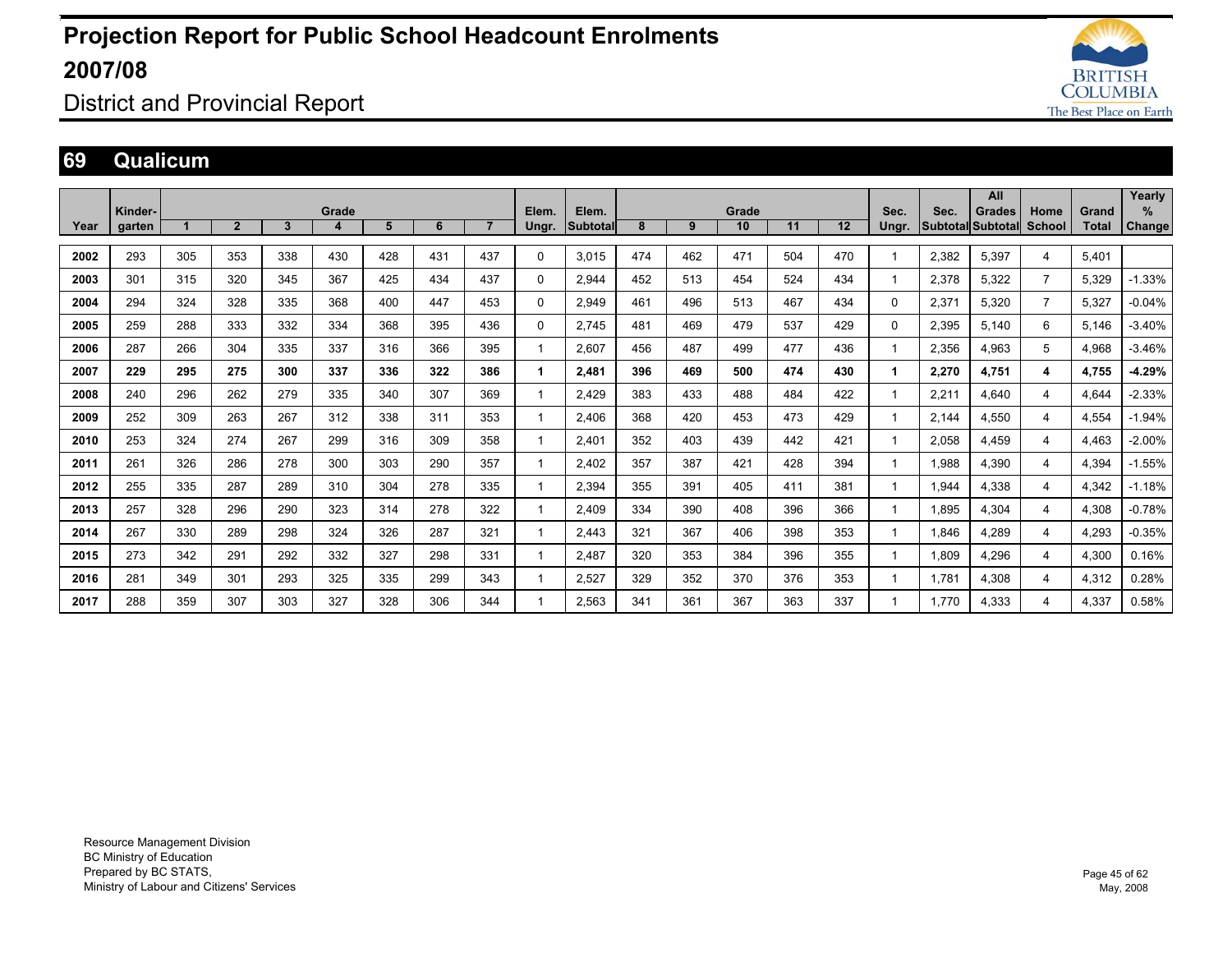# Projection Report for Public School Headcount Enrolments 2007/08

## District and Provincial Report

## 69 Qualicum

| Year | Kinder-garten | Grade 1 | 2 | 3 | 4 | 5 | 6 | 7 | Elem. Ungr. | Elem. Subtotal | Grade 8 | 9 | 10 | 11 | 12 | Sec. Ungr. | Sec. Subtotal | All Grades Subtotal | Home School | Grand Total | Yearly % Change |
|---|---|---|---|---|---|---|---|---|---|---|---|---|---|---|---|---|---|---|---|---|---|
| 2002 | 293 | 305 | 353 | 338 | 430 | 428 | 431 | 437 | 0 | 3,015 | 474 | 462 | 471 | 504 | 470 | 1 | 2,382 | 5,397 | 4 | 5,401 | |
| 2003 | 301 | 315 | 320 | 345 | 367 | 425 | 434 | 437 | 0 | 2,944 | 452 | 513 | 454 | 524 | 434 | 1 | 2,378 | 5,322 | 7 | 5,329 | -1.33% |
| 2004 | 294 | 324 | 328 | 335 | 368 | 400 | 447 | 453 | 0 | 2,949 | 461 | 496 | 513 | 467 | 434 | 0 | 2,371 | 5,320 | 7 | 5,327 | -0.04% |
| 2005 | 259 | 288 | 333 | 332 | 334 | 368 | 395 | 436 | 0 | 2,745 | 481 | 469 | 479 | 537 | 429 | 0 | 2,395 | 5,140 | 6 | 5,146 | -3.40% |
| 2006 | 287 | 266 | 304 | 335 | 337 | 316 | 366 | 395 | 1 | 2,607 | 456 | 487 | 499 | 477 | 436 | 1 | 2,356 | 4,963 | 5 | 4,968 | -3.46% |
| **2007** | **229** | **295** | **275** | **300** | **337** | **336** | **322** | **386** | **1** | **2,481** | **396** | **469** | **500** | **474** | **430** | **1** | **2,270** | **4,751** | **4** | **4,755** | **-4.29%** |
| 2008 | 240 | 296 | 262 | 279 | 335 | 340 | 307 | 369 | 1 | 2,429 | 383 | 433 | 488 | 484 | 422 | 1 | 2,211 | 4,640 | 4 | 4,644 | -2.33% |
| 2009 | 252 | 309 | 263 | 267 | 312 | 338 | 311 | 353 | 1 | 2,406 | 368 | 420 | 453 | 473 | 429 | 1 | 2,144 | 4,550 | 4 | 4,554 | -1.94% |
| 2010 | 253 | 324 | 274 | 267 | 299 | 316 | 309 | 358 | 1 | 2,401 | 352 | 403 | 439 | 442 | 421 | 1 | 2,058 | 4,459 | 4 | 4,463 | -2.00% |
| 2011 | 261 | 326 | 286 | 278 | 300 | 303 | 290 | 357 | 1 | 2,402 | 357 | 387 | 421 | 428 | 394 | 1 | 1,988 | 4,390 | 4 | 4,394 | -1.55% |
| 2012 | 255 | 335 | 287 | 289 | 310 | 304 | 278 | 335 | 1 | 2,394 | 355 | 391 | 405 | 411 | 381 | 1 | 1,944 | 4,338 | 4 | 4,342 | -1.18% |
| 2013 | 257 | 328 | 296 | 290 | 323 | 314 | 278 | 322 | 1 | 2,409 | 334 | 390 | 408 | 396 | 366 | 1 | 1,895 | 4,304 | 4 | 4,308 | -0.78% |
| 2014 | 267 | 330 | 289 | 298 | 324 | 326 | 287 | 321 | 1 | 2,443 | 321 | 367 | 406 | 398 | 353 | 1 | 1,846 | 4,289 | 4 | 4,293 | -0.35% |
| 2015 | 273 | 342 | 291 | 292 | 332 | 327 | 298 | 331 | 1 | 2,487 | 320 | 353 | 384 | 396 | 355 | 1 | 1,809 | 4,296 | 4 | 4,300 | 0.16% |
| 2016 | 281 | 349 | 301 | 293 | 325 | 335 | 299 | 343 | 1 | 2,527 | 329 | 352 | 370 | 376 | 353 | 1 | 1,781 | 4,308 | 4 | 4,312 | 0.28% |
| 2017 | 288 | 359 | 307 | 303 | 327 | 328 | 306 | 344 | 1 | 2,563 | 341 | 361 | 367 | 363 | 337 | 1 | 1,770 | 4,333 | 4 | 4,337 | 0.58% |

Resource Management Division
BC Ministry of Education
Prepared by BC STATS,
Ministry of Labour and Citizens' Services

May, 2008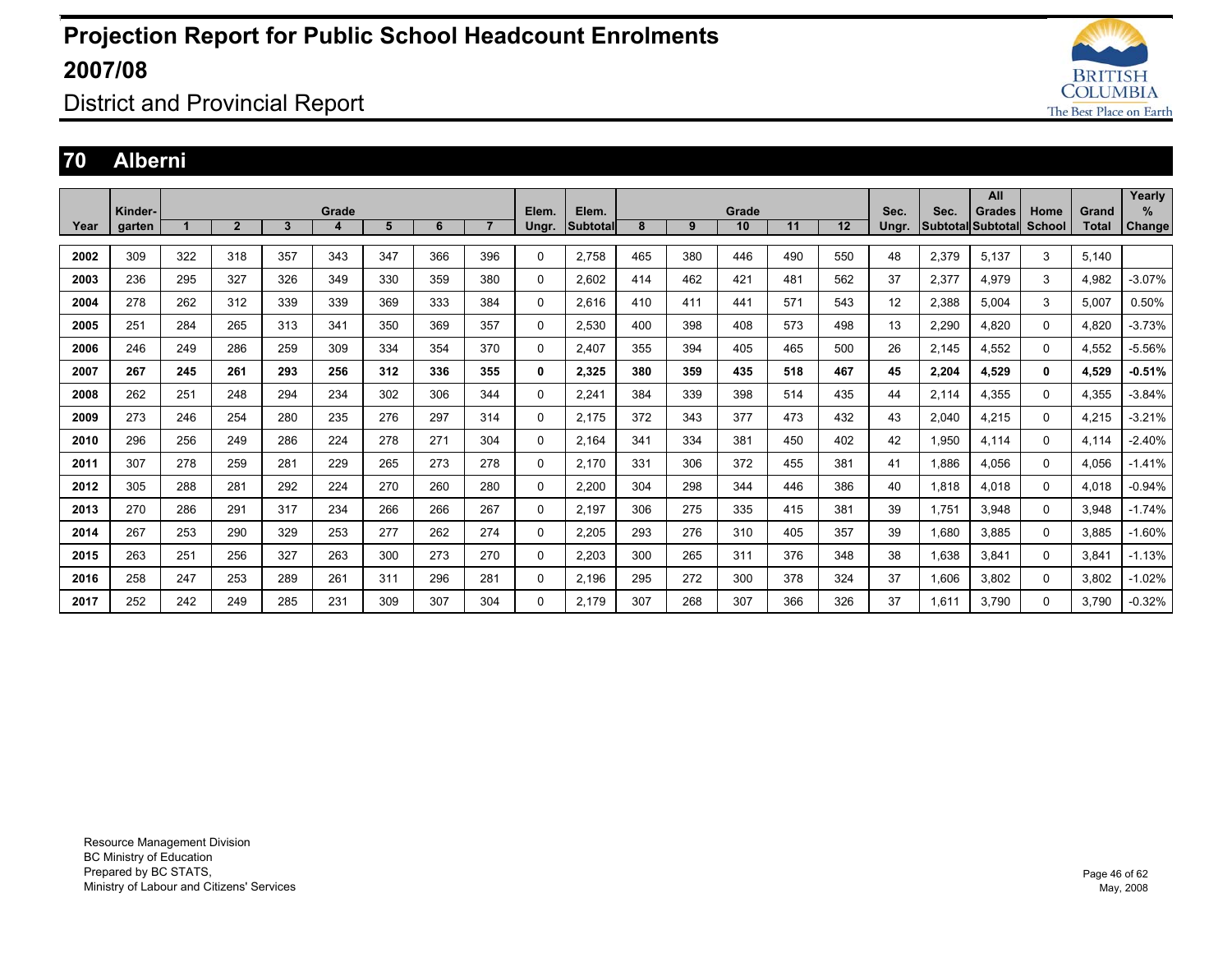# Projection Report for Public School Headcount Enrolments 2007/08

District and Provincial Report

## 70 Alberni

| Year | Kinder-garten | Grade 1 | 2 | 3 | 4 | 5 | 6 | 7 | Elem. Ungr. | Elem. Subtotal | Grade 8 | 9 | 10 | 11 | 12 | Sec. Ungr. | Sec. Subtotal | All Grades Subtotal | Home School | Grand Total | Yearly % Change |
|---|---|---|---|---|---|---|---|---|---|---|---|---|---|---|---|---|---|---|---|---|---|
| 2002 | 309 | 322 | 318 | 357 | 343 | 347 | 366 | 396 | 0 | 2,758 | 465 | 380 | 446 | 490 | 550 | 48 | 2,379 | 5,137 | 3 | 5,140 | |
| 2003 | 236 | 295 | 327 | 326 | 349 | 330 | 359 | 380 | 0 | 2,602 | 414 | 462 | 421 | 481 | 562 | 37 | 2,377 | 4,979 | 3 | 4,982 | -3.07% |
| 2004 | 278 | 262 | 312 | 339 | 339 | 369 | 333 | 384 | 0 | 2,616 | 410 | 411 | 441 | 571 | 543 | 12 | 2,388 | 5,004 | 3 | 5,007 | 0.50% |
| 2005 | 251 | 284 | 265 | 313 | 341 | 350 | 369 | 357 | 0 | 2,530 | 400 | 398 | 408 | 573 | 498 | 13 | 2,290 | 4,820 | 0 | 4,820 | -3.73% |
| 2006 | 246 | 249 | 286 | 259 | 309 | 334 | 354 | 370 | 0 | 2,407 | 355 | 394 | 405 | 465 | 500 | 26 | 2,145 | 4,552 | 0 | 4,552 | -5.56% |
| **2007** | **267** | **245** | **261** | **293** | **256** | **312** | **336** | **355** | **0** | **2,325** | **380** | **359** | **435** | **518** | **467** | **45** | **2,204** | **4,529** | **0** | **4,529** | **-0.51%** |
| 2008 | 262 | 251 | 248 | 294 | 234 | 302 | 306 | 344 | 0 | 2,241 | 384 | 339 | 398 | 514 | 435 | 44 | 2,114 | 4,355 | 0 | 4,355 | -3.84% |
| 2009 | 273 | 246 | 254 | 280 | 235 | 276 | 297 | 314 | 0 | 2,175 | 372 | 343 | 377 | 473 | 432 | 43 | 2,040 | 4,215 | 0 | 4,215 | -3.21% |
| 2010 | 296 | 256 | 249 | 286 | 224 | 278 | 271 | 304 | 0 | 2,164 | 341 | 334 | 381 | 450 | 402 | 42 | 1,950 | 4,114 | 0 | 4,114 | -2.40% |
| 2011 | 307 | 278 | 259 | 281 | 229 | 265 | 273 | 278 | 0 | 2,170 | 331 | 306 | 372 | 455 | 381 | 41 | 1,886 | 4,056 | 0 | 4,056 | -1.41% |
| 2012 | 305 | 288 | 281 | 292 | 224 | 270 | 260 | 280 | 0 | 2,200 | 304 | 298 | 344 | 446 | 386 | 40 | 1,818 | 4,018 | 0 | 4,018 | -0.94% |
| 2013 | 270 | 286 | 291 | 317 | 234 | 266 | 266 | 267 | 0 | 2,197 | 306 | 275 | 335 | 415 | 381 | 39 | 1,751 | 3,948 | 0 | 3,948 | -1.74% |
| 2014 | 267 | 253 | 290 | 329 | 253 | 277 | 262 | 274 | 0 | 2,205 | 293 | 276 | 310 | 405 | 357 | 39 | 1,680 | 3,885 | 0 | 3,885 | -1.60% |
| 2015 | 263 | 251 | 256 | 327 | 263 | 300 | 273 | 270 | 0 | 2,203 | 300 | 265 | 311 | 376 | 348 | 38 | 1,638 | 3,841 | 0 | 3,841 | -1.13% |
| 2016 | 258 | 247 | 253 | 289 | 261 | 311 | 296 | 281 | 0 | 2,196 | 295 | 272 | 300 | 378 | 324 | 37 | 1,606 | 3,802 | 0 | 3,802 | -1.02% |
| 2017 | 252 | 242 | 249 | 285 | 231 | 309 | 307 | 304 | 0 | 2,179 | 307 | 268 | 307 | 366 | 326 | 37 | 1,611 | 3,790 | 0 | 3,790 | -0.32% |

Resource Management Division
BC Ministry of Education
Prepared by BC STATS,
Ministry of Labour and Citizens' Services

May, 2008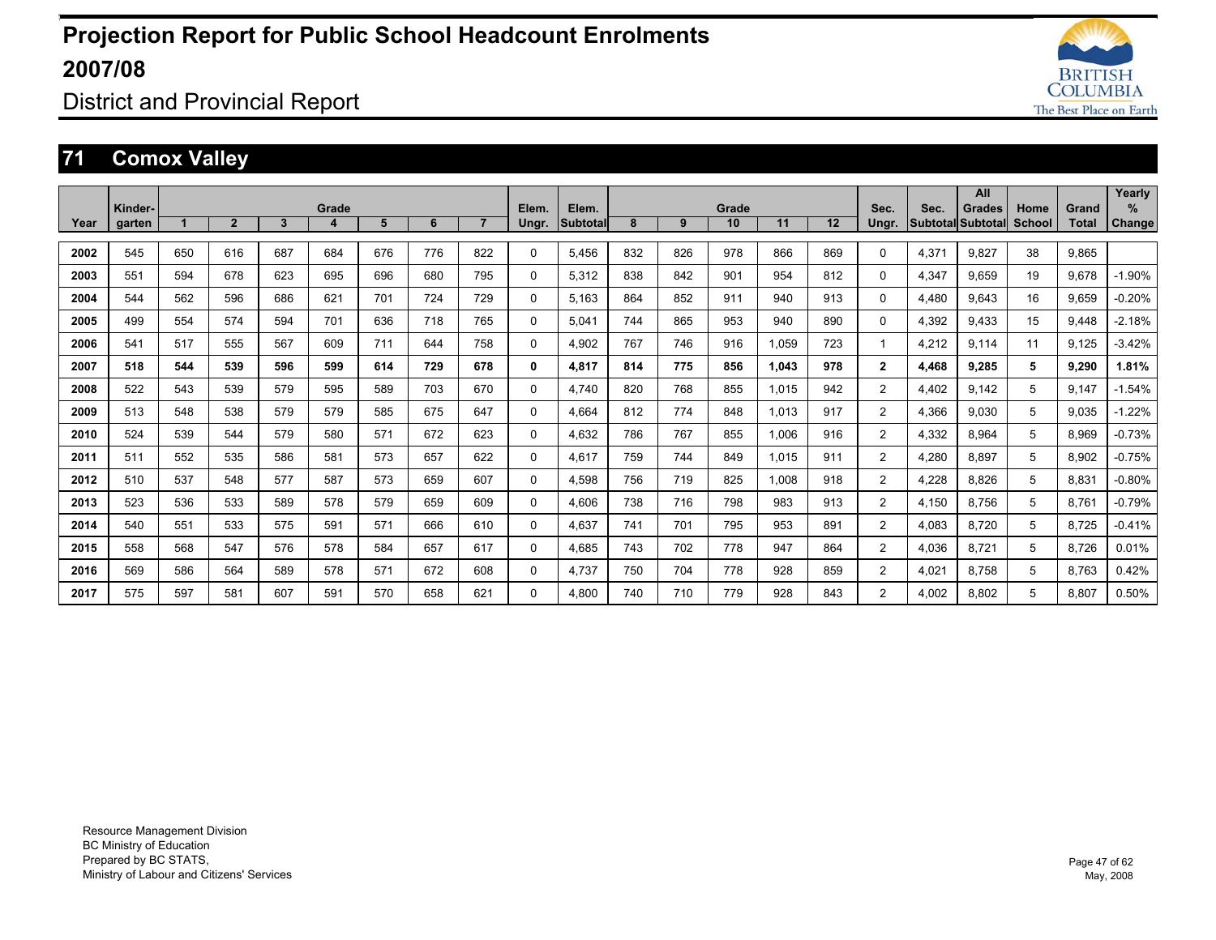# Projection Report for Public School Headcount Enrolments 2007/08

District and Provincial Report

## 71 Comox Valley

| Year | Kinder-garten | Grade 1 | 2 | 3 | 4 | 5 | 6 | 7 | Elem. Ungr. | Elem. Subtotal | Grade 8 | 9 | 10 | 11 | 12 | Sec. Ungr. | Sec. Subtotal | All Grades Subtotal | Home School | Grand Total | Yearly % Change |
|---|---|---|---|---|---|---|---|---|---|---|---|---|---|---|---|---|---|---|---|---|---|
| **2002** | 545 | 650 | 616 | 687 | 684 | 676 | 776 | 822 | 0 | 5,456 | 832 | 826 | 978 | 866 | 869 | 0 | 4,371 | 9,827 | 38 | 9,865 | |
| **2003** | 551 | 594 | 678 | 623 | 695 | 696 | 680 | 795 | 0 | 5,312 | 838 | 842 | 901 | 954 | 812 | 0 | 4,347 | 9,659 | 19 | 9,678 | -1.90% |
| **2004** | 544 | 562 | 596 | 686 | 621 | 701 | 724 | 729 | 0 | 5,163 | 864 | 852 | 911 | 940 | 913 | 0 | 4,480 | 9,643 | 16 | 9,659 | -0.20% |
| **2005** | 499 | 554 | 574 | 594 | 701 | 636 | 718 | 765 | 0 | 5,041 | 744 | 865 | 953 | 940 | 890 | 0 | 4,392 | 9,433 | 15 | 9,448 | -2.18% |
| **2006** | 541 | 517 | 555 | 567 | 609 | 711 | 644 | 758 | 0 | 4,902 | 767 | 746 | 916 | 1,059 | 723 | 1 | 4,212 | 9,114 | 11 | 9,125 | -3.42% |
| **2007** | **518** | **544** | **539** | **596** | **599** | **614** | **729** | **678** | **0** | **4,817** | **814** | **775** | **856** | **1,043** | **978** | **2** | **4,468** | **9,285** | **5** | **9,290** | **1.81%** |
| **2008** | 522 | 543 | 539 | 579 | 595 | 589 | 703 | 670 | 0 | 4,740 | 820 | 768 | 855 | 1,015 | 942 | 2 | 4,402 | 9,142 | 5 | 9,147 | -1.54% |
| **2009** | 513 | 548 | 538 | 579 | 579 | 585 | 675 | 647 | 0 | 4,664 | 812 | 774 | 848 | 1,013 | 917 | 2 | 4,366 | 9,030 | 5 | 9,035 | -1.22% |
| **2010** | 524 | 539 | 544 | 579 | 580 | 571 | 672 | 623 | 0 | 4,632 | 786 | 767 | 855 | 1,006 | 916 | 2 | 4,332 | 8,964 | 5 | 8,969 | -0.73% |
| **2011** | 511 | 552 | 535 | 586 | 581 | 573 | 657 | 622 | 0 | 4,617 | 759 | 744 | 849 | 1,015 | 911 | 2 | 4,280 | 8,897 | 5 | 8,902 | -0.75% |
| **2012** | 510 | 537 | 548 | 577 | 587 | 573 | 659 | 607 | 0 | 4,598 | 756 | 719 | 825 | 1,008 | 918 | 2 | 4,228 | 8,826 | 5 | 8,831 | -0.80% |
| **2013** | 523 | 536 | 533 | 589 | 578 | 579 | 659 | 609 | 0 | 4,606 | 738 | 716 | 798 | 983 | 913 | 2 | 4,150 | 8,756 | 5 | 8,761 | -0.79% |
| **2014** | 540 | 551 | 533 | 575 | 591 | 571 | 666 | 610 | 0 | 4,637 | 741 | 701 | 795 | 953 | 891 | 2 | 4,083 | 8,720 | 5 | 8,725 | -0.41% |
| **2015** | 558 | 568 | 547 | 576 | 578 | 584 | 657 | 617 | 0 | 4,685 | 743 | 702 | 778 | 947 | 864 | 2 | 4,036 | 8,721 | 5 | 8,726 | 0.01% |
| **2016** | 569 | 586 | 564 | 589 | 578 | 571 | 672 | 608 | 0 | 4,737 | 750 | 704 | 778 | 928 | 859 | 2 | 4,021 | 8,758 | 5 | 8,763 | 0.42% |
| **2017** | 575 | 597 | 581 | 607 | 591 | 570 | 658 | 621 | 0 | 4,800 | 740 | 710 | 779 | 928 | 843 | 2 | 4,002 | 8,802 | 5 | 8,807 | 0.50% |

Resource Management Division
BC Ministry of Education
Prepared by BC STATS,
Ministry of Labour and Citizens' Services

May, 2008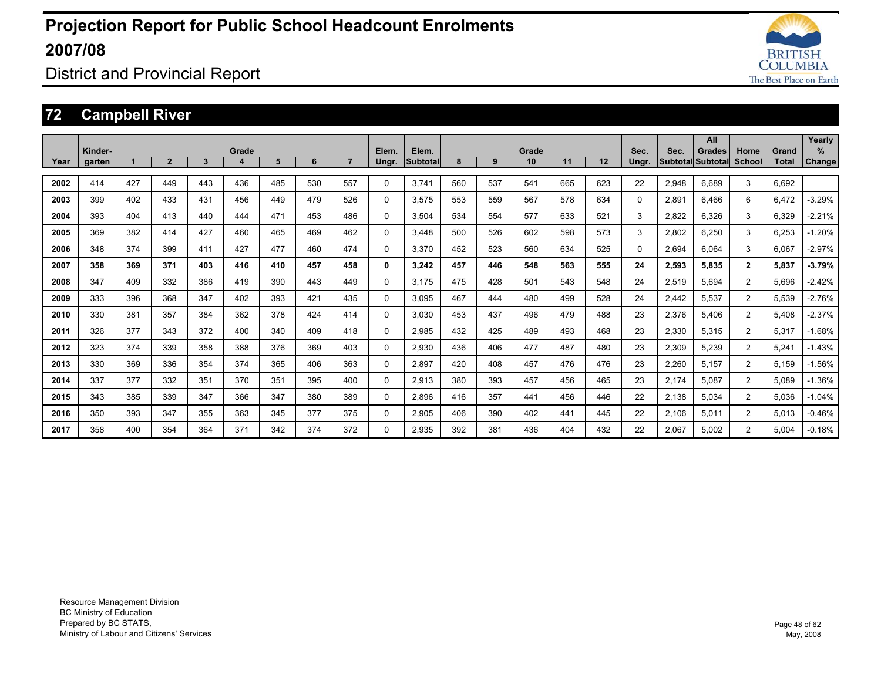# Projection Report for Public School Headcount Enrolments 2007/08

District and Provincial Report

## 72 Campbell River

| Year | Kinder-garten | Grade 1 | 2 | 3 | 4 | 5 | 6 | 7 | Elem. Ungr. | Elem. Subtotal | Grade 8 | 9 | 10 | 11 | 12 | Sec. Ungr. | Sec. Subtotal | All Grades Subtotal | Home School | Grand Total | Yearly % Change |
|---|---|---|---|---|---|---|---|---|---|---|---|---|---|---|---|---|---|---|---|---|---|
| **2002** | 414 | 427 | 449 | 443 | 436 | 485 | 530 | 557 | 0 | 3,741 | 560 | 537 | 541 | 665 | 623 | 22 | 2,948 | 6,689 | 3 | 6,692 | |
| **2003** | 399 | 402 | 433 | 431 | 456 | 449 | 479 | 526 | 0 | 3,575 | 553 | 559 | 567 | 578 | 634 | 0 | 2,891 | 6,466 | 6 | 6,472 | -3.29% |
| **2004** | 393 | 404 | 413 | 440 | 444 | 471 | 453 | 486 | 0 | 3,504 | 534 | 554 | 577 | 633 | 521 | 3 | 2,822 | 6,326 | 3 | 6,329 | -2.21% |
| **2005** | 369 | 382 | 414 | 427 | 460 | 465 | 469 | 462 | 0 | 3,448 | 500 | 526 | 602 | 598 | 573 | 3 | 2,802 | 6,250 | 3 | 6,253 | -1.20% |
| **2006** | 348 | 374 | 399 | 411 | 427 | 477 | 460 | 474 | 0 | 3,370 | 452 | 523 | 560 | 634 | 525 | 0 | 2,694 | 6,064 | 3 | 6,067 | -2.97% |
| **2007** | **358** | **369** | **371** | **403** | **416** | **410** | **457** | **458** | **0** | **3,242** | **457** | **446** | **548** | **563** | **555** | **24** | **2,593** | **5,835** | **2** | **5,837** | **-3.79%** |
| **2008** | 347 | 409 | 332 | 386 | 419 | 390 | 443 | 449 | 0 | 3,175 | 475 | 428 | 501 | 543 | 548 | 24 | 2,519 | 5,694 | 2 | 5,696 | -2.42% |
| **2009** | 333 | 396 | 368 | 347 | 402 | 393 | 421 | 435 | 0 | 3,095 | 467 | 444 | 480 | 499 | 528 | 24 | 2,442 | 5,537 | 2 | 5,539 | -2.76% |
| **2010** | 330 | 381 | 357 | 384 | 362 | 378 | 424 | 414 | 0 | 3,030 | 453 | 437 | 496 | 479 | 488 | 23 | 2,376 | 5,406 | 2 | 5,408 | -2.37% |
| **2011** | 326 | 377 | 343 | 372 | 400 | 340 | 409 | 418 | 0 | 2,985 | 432 | 425 | 489 | 493 | 468 | 23 | 2,330 | 5,315 | 2 | 5,317 | -1.68% |
| **2012** | 323 | 374 | 339 | 358 | 388 | 376 | 369 | 403 | 0 | 2,930 | 436 | 406 | 477 | 487 | 480 | 23 | 2,309 | 5,239 | 2 | 5,241 | -1.43% |
| **2013** | 330 | 369 | 336 | 354 | 374 | 365 | 406 | 363 | 0 | 2,897 | 420 | 408 | 457 | 476 | 476 | 23 | 2,260 | 5,157 | 2 | 5,159 | -1.56% |
| **2014** | 337 | 377 | 332 | 351 | 370 | 351 | 395 | 400 | 0 | 2,913 | 380 | 393 | 457 | 456 | 465 | 23 | 2,174 | 5,087 | 2 | 5,089 | -1.36% |
| **2015** | 343 | 385 | 339 | 347 | 366 | 347 | 380 | 389 | 0 | 2,896 | 416 | 357 | 441 | 456 | 446 | 22 | 2,138 | 5,034 | 2 | 5,036 | -1.04% |
| **2016** | 350 | 393 | 347 | 355 | 363 | 345 | 377 | 375 | 0 | 2,905 | 406 | 390 | 402 | 441 | 445 | 22 | 2,106 | 5,011 | 2 | 5,013 | -0.46% |
| **2017** | 358 | 400 | 354 | 364 | 371 | 342 | 374 | 372 | 0 | 2,935 | 392 | 381 | 436 | 404 | 432 | 22 | 2,067 | 5,002 | 2 | 5,004 | -0.18% |

Resource Management Division
BC Ministry of Education
Prepared by BC STATS,
Ministry of Labour and Citizens' Services

May, 2008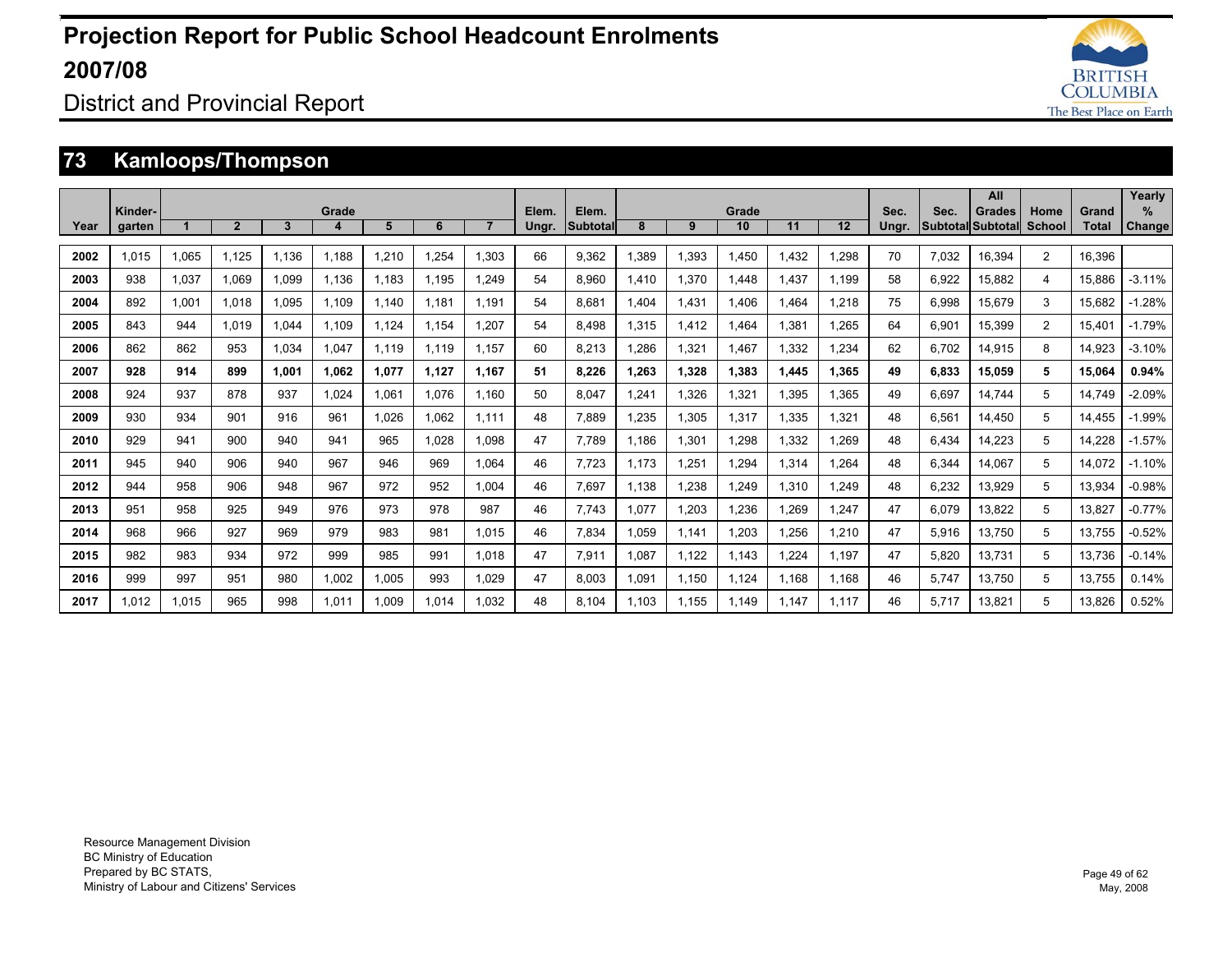# Projection Report for Public School Headcount Enrolments 2007/08

District and Provincial Report

## 73 Kamloops/Thompson

| Year | Kinder-garten | Grade 1 | 2 | 3 | 4 | 5 | 6 | 7 | Elem. Ungr. | Elem. Subtotal | Grade 8 | 9 | 10 | 11 | 12 | Sec. Ungr. | Sec. Subtotal | All Grades Subtotal | Home School | Grand Total | Yearly % Change |
|---|---|---|---|---|---|---|---|---|---|---|---|---|---|---|---|---|---|---|---|---|---|
| 2002 | 1,015 | 1,065 | 1,125 | 1,136 | 1,188 | 1,210 | 1,254 | 1,303 | 66 | 9,362 | 1,389 | 1,393 | 1,450 | 1,432 | 1,298 | 70 | 7,032 | 16,394 | 2 | 16,396 | |
| 2003 | 938 | 1,037 | 1,069 | 1,099 | 1,136 | 1,183 | 1,195 | 1,249 | 54 | 8,960 | 1,410 | 1,370 | 1,448 | 1,437 | 1,199 | 58 | 6,922 | 15,882 | 4 | 15,886 | -3.11% |
| 2004 | 892 | 1,001 | 1,018 | 1,095 | 1,109 | 1,140 | 1,181 | 1,191 | 54 | 8,681 | 1,404 | 1,431 | 1,406 | 1,464 | 1,218 | 75 | 6,998 | 15,679 | 3 | 15,682 | -1.28% |
| 2005 | 843 | 944 | 1,019 | 1,044 | 1,109 | 1,124 | 1,154 | 1,207 | 54 | 8,498 | 1,315 | 1,412 | 1,464 | 1,381 | 1,265 | 64 | 6,901 | 15,399 | 2 | 15,401 | -1.79% |
| 2006 | 862 | 862 | 953 | 1,034 | 1,047 | 1,119 | 1,119 | 1,157 | 60 | 8,213 | 1,286 | 1,321 | 1,467 | 1,332 | 1,234 | 62 | 6,702 | 14,915 | 8 | 14,923 | -3.10% |
| **2007** | **928** | **914** | **899** | **1,001** | **1,062** | **1,077** | **1,127** | **1,167** | **51** | **8,226** | **1,263** | **1,328** | **1,383** | **1,445** | **1,365** | **49** | **6,833** | **15,059** | **5** | **15,064** | **0.94%** |
| 2008 | 924 | 937 | 878 | 937 | 1,024 | 1,061 | 1,076 | 1,160 | 50 | 8,047 | 1,241 | 1,326 | 1,321 | 1,395 | 1,365 | 49 | 6,697 | 14,744 | 5 | 14,749 | -2.09% |
| 2009 | 930 | 934 | 901 | 916 | 961 | 1,026 | 1,062 | 1,111 | 48 | 7,889 | 1,235 | 1,305 | 1,317 | 1,335 | 1,321 | 48 | 6,561 | 14,450 | 5 | 14,455 | -1.99% |
| 2010 | 929 | 941 | 900 | 940 | 941 | 965 | 1,028 | 1,098 | 47 | 7,789 | 1,186 | 1,301 | 1,298 | 1,332 | 1,269 | 48 | 6,434 | 14,223 | 5 | 14,228 | -1.57% |
| 2011 | 945 | 940 | 906 | 940 | 967 | 946 | 969 | 1,064 | 46 | 7,723 | 1,173 | 1,251 | 1,294 | 1,314 | 1,264 | 48 | 6,344 | 14,067 | 5 | 14,072 | -1.10% |
| 2012 | 944 | 958 | 906 | 948 | 967 | 972 | 952 | 1,004 | 46 | 7,697 | 1,138 | 1,238 | 1,249 | 1,310 | 1,249 | 48 | 6,232 | 13,929 | 5 | 13,934 | -0.98% |
| 2013 | 951 | 958 | 925 | 949 | 976 | 973 | 978 | 987 | 46 | 7,743 | 1,077 | 1,203 | 1,236 | 1,269 | 1,247 | 47 | 6,079 | 13,822 | 5 | 13,827 | -0.77% |
| 2014 | 968 | 966 | 927 | 969 | 979 | 983 | 981 | 1,015 | 46 | 7,834 | 1,059 | 1,141 | 1,203 | 1,256 | 1,210 | 47 | 5,916 | 13,750 | 5 | 13,755 | -0.52% |
| 2015 | 982 | 983 | 934 | 972 | 999 | 985 | 991 | 1,018 | 47 | 7,911 | 1,087 | 1,122 | 1,143 | 1,224 | 1,197 | 47 | 5,820 | 13,731 | 5 | 13,736 | -0.14% |
| 2016 | 999 | 997 | 951 | 980 | 1,002 | 1,005 | 993 | 1,029 | 47 | 8,003 | 1,091 | 1,150 | 1,124 | 1,168 | 1,168 | 46 | 5,747 | 13,750 | 5 | 13,755 | 0.14% |
| 2017 | 1,012 | 1,015 | 965 | 998 | 1,011 | 1,009 | 1,014 | 1,032 | 48 | 8,104 | 1,103 | 1,155 | 1,149 | 1,147 | 1,117 | 46 | 5,717 | 13,821 | 5 | 13,826 | 0.52% |

Resource Management Division
BC Ministry of Education
Prepared by BC STATS,
Ministry of Labour and Citizens' Services

May, 2008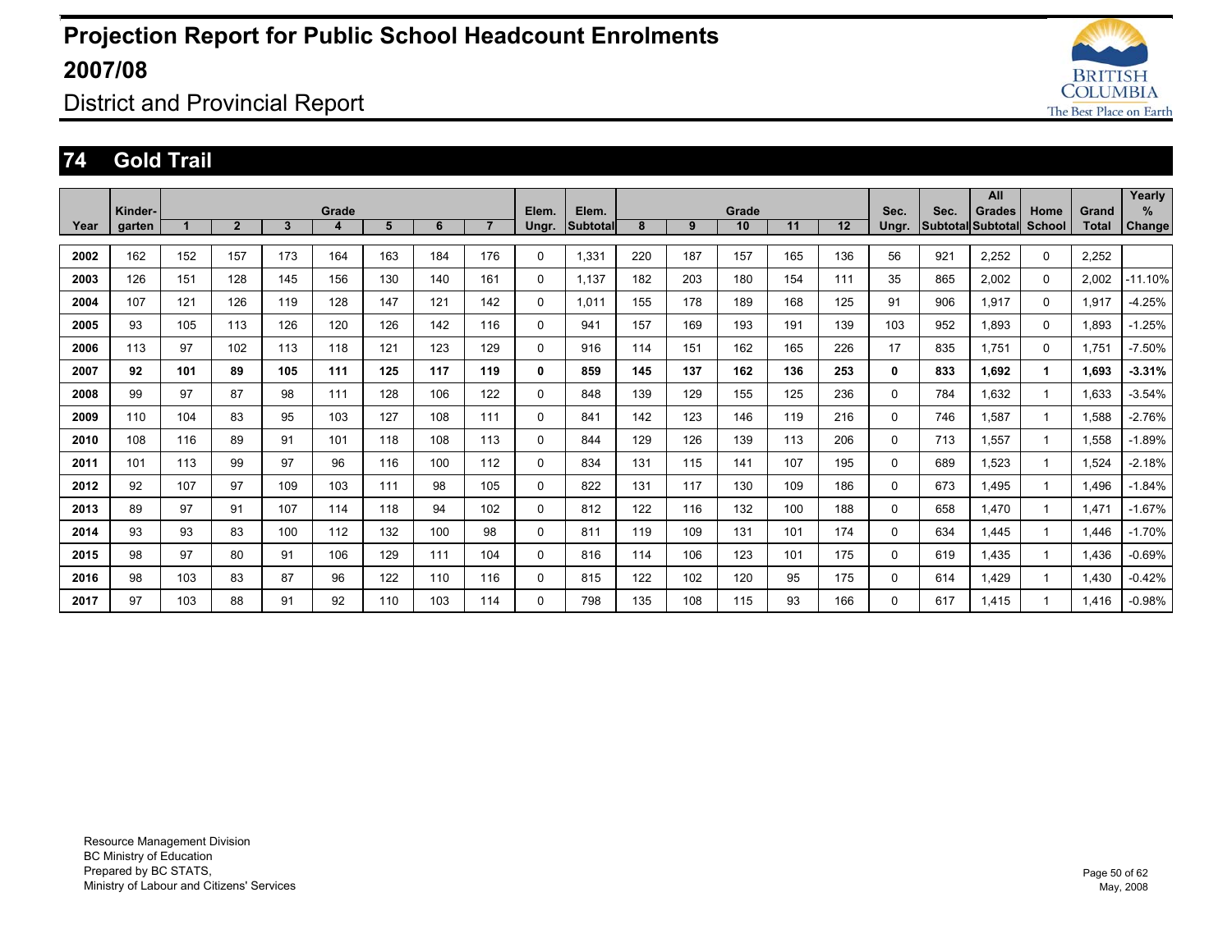# Projection Report for Public School Headcount Enrolments 2007/08

## District and Provincial Report

## 74 Gold Trail

| Year | Kinder-garten | Grade 1 | 2 | 3 | 4 | 5 | 6 | 7 | Elem. Ungr. | Elem. Subtotal | Grade 8 | 9 | 10 | 11 | 12 | Sec. Ungr. | Sec. Subtotal | All Grades Subtotal | Home School | Grand Total | Yearly % Change |
|---|---|---|---|---|---|---|---|---|---|---|---|---|---|---|---|---|---|---|---|---|---|
| 2002 | 162 | 152 | 157 | 173 | 164 | 163 | 184 | 176 | 0 | 1,331 | 220 | 187 | 157 | 165 | 136 | 56 | 921 | 2,252 | 0 | 2,252 | |
| 2003 | 126 | 151 | 128 | 145 | 156 | 130 | 140 | 161 | 0 | 1,137 | 182 | 203 | 180 | 154 | 111 | 35 | 865 | 2,002 | 0 | 2,002 | -11.10% |
| 2004 | 107 | 121 | 126 | 119 | 128 | 147 | 121 | 142 | 0 | 1,011 | 155 | 178 | 189 | 168 | 125 | 91 | 906 | 1,917 | 0 | 1,917 | -4.25% |
| 2005 | 93 | 105 | 113 | 126 | 120 | 126 | 142 | 116 | 0 | 941 | 157 | 169 | 193 | 191 | 139 | 103 | 952 | 1,893 | 0 | 1,893 | -1.25% |
| 2006 | 113 | 97 | 102 | 113 | 118 | 121 | 123 | 129 | 0 | 916 | 114 | 151 | 162 | 165 | 226 | 17 | 835 | 1,751 | 0 | 1,751 | -7.50% |
| **2007** | **92** | **101** | **89** | **105** | **111** | **125** | **117** | **119** | **0** | **859** | **145** | **137** | **162** | **136** | **253** | **0** | **833** | **1,692** | **1** | **1,693** | **-3.31%** |
| 2008 | 99 | 97 | 87 | 98 | 111 | 128 | 106 | 122 | 0 | 848 | 139 | 129 | 155 | 125 | 236 | 0 | 784 | 1,632 | 1 | 1,633 | -3.54% |
| 2009 | 110 | 104 | 83 | 95 | 103 | 127 | 108 | 111 | 0 | 841 | 142 | 123 | 146 | 119 | 216 | 0 | 746 | 1,587 | 1 | 1,588 | -2.76% |
| 2010 | 108 | 116 | 89 | 91 | 101 | 118 | 108 | 113 | 0 | 844 | 129 | 126 | 139 | 113 | 206 | 0 | 713 | 1,557 | 1 | 1,558 | -1.89% |
| 2011 | 101 | 113 | 99 | 97 | 96 | 116 | 100 | 112 | 0 | 834 | 131 | 115 | 141 | 107 | 195 | 0 | 689 | 1,523 | 1 | 1,524 | -2.18% |
| 2012 | 92 | 107 | 97 | 109 | 103 | 111 | 98 | 105 | 0 | 822 | 131 | 117 | 130 | 109 | 186 | 0 | 673 | 1,495 | 1 | 1,496 | -1.84% |
| 2013 | 89 | 97 | 91 | 107 | 114 | 118 | 94 | 102 | 0 | 812 | 122 | 116 | 132 | 100 | 188 | 0 | 658 | 1,470 | 1 | 1,471 | -1.67% |
| 2014 | 93 | 93 | 83 | 100 | 112 | 132 | 100 | 98 | 0 | 811 | 119 | 109 | 131 | 101 | 174 | 0 | 634 | 1,445 | 1 | 1,446 | -1.70% |
| 2015 | 98 | 97 | 80 | 91 | 106 | 129 | 111 | 104 | 0 | 816 | 114 | 106 | 123 | 101 | 175 | 0 | 619 | 1,435 | 1 | 1,436 | -0.69% |
| 2016 | 98 | 103 | 83 | 87 | 96 | 122 | 110 | 116 | 0 | 815 | 122 | 102 | 120 | 95 | 175 | 0 | 614 | 1,429 | 1 | 1,430 | -0.42% |
| 2017 | 97 | 103 | 88 | 91 | 92 | 110 | 103 | 114 | 0 | 798 | 135 | 108 | 115 | 93 | 166 | 0 | 617 | 1,415 | 1 | 1,416 | -0.98% |

Resource Management Division
BC Ministry of Education
Prepared by BC STATS,
Ministry of Labour and Citizens' Services

May, 2008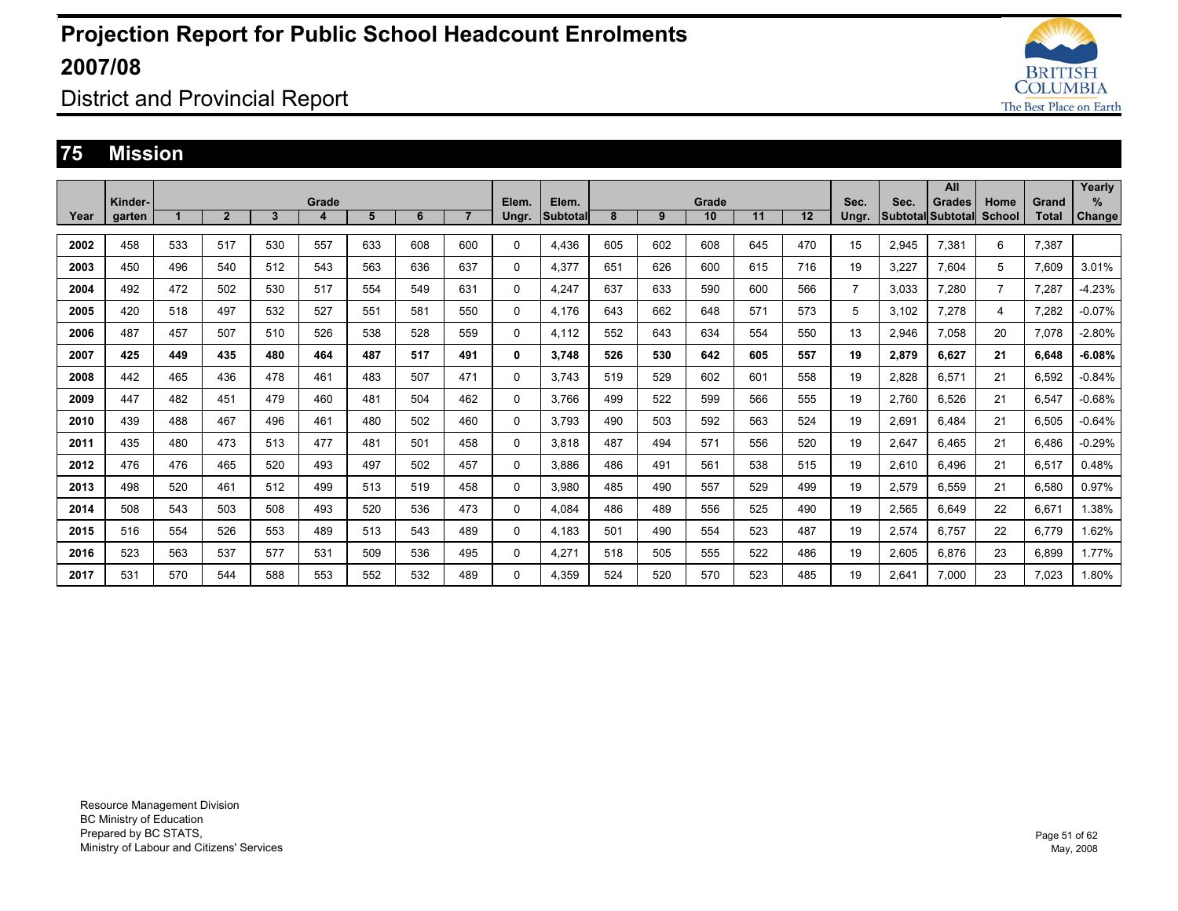# Projection Report for Public School Headcount Enrolments 2007/08

## District and Provincial Report

## 75 Mission

| Year | Kinder-garten | Grade 1 | 2 | 3 | 4 | 5 | 6 | 7 | Elem. Ungr. | Elem. Subtotal | Grade 8 | 9 | 10 | 11 | 12 | Sec. Ungr. | Sec. Subtotal | All Grades Subtotal | Home School | Grand Total | Yearly % Change |
|---|---|---|---|---|---|---|---|---|---|---|---|---|---|---|---|---|---|---|---|---|---|
| 2002 | 458 | 533 | 517 | 530 | 557 | 633 | 608 | 600 | 0 | 4,436 | 605 | 602 | 608 | 645 | 470 | 15 | 2,945 | 7,381 | 6 | 7,387 | |
| 2003 | 450 | 496 | 540 | 512 | 543 | 563 | 636 | 637 | 0 | 4,377 | 651 | 626 | 600 | 615 | 716 | 19 | 3,227 | 7,604 | 5 | 7,609 | 3.01% |
| 2004 | 492 | 472 | 502 | 530 | 517 | 554 | 549 | 631 | 0 | 4,247 | 637 | 633 | 590 | 600 | 566 | 7 | 3,033 | 7,280 | 7 | 7,287 | -4.23% |
| 2005 | 420 | 518 | 497 | 532 | 527 | 551 | 581 | 550 | 0 | 4,176 | 643 | 662 | 648 | 571 | 573 | 5 | 3,102 | 7,278 | 4 | 7,282 | -0.07% |
| 2006 | 487 | 457 | 507 | 510 | 526 | 538 | 528 | 559 | 0 | 4,112 | 552 | 643 | 634 | 554 | 550 | 13 | 2,946 | 7,058 | 20 | 7,078 | -2.80% |
| **2007** | **425** | **449** | **435** | **480** | **464** | **487** | **517** | **491** | **0** | **3,748** | **526** | **530** | **642** | **605** | **557** | **19** | **2,879** | **6,627** | **21** | **6,648** | **-6.08%** |
| 2008 | 442 | 465 | 436 | 478 | 461 | 483 | 507 | 471 | 0 | 3,743 | 519 | 529 | 602 | 601 | 558 | 19 | 2,828 | 6,571 | 21 | 6,592 | -0.84% |
| 2009 | 447 | 482 | 451 | 479 | 460 | 481 | 504 | 462 | 0 | 3,766 | 499 | 522 | 599 | 566 | 555 | 19 | 2,760 | 6,526 | 21 | 6,547 | -0.68% |
| 2010 | 439 | 488 | 467 | 496 | 461 | 480 | 502 | 460 | 0 | 3,793 | 490 | 503 | 592 | 563 | 524 | 19 | 2,691 | 6,484 | 21 | 6,505 | -0.64% |
| 2011 | 435 | 480 | 473 | 513 | 477 | 481 | 501 | 458 | 0 | 3,818 | 487 | 494 | 571 | 556 | 520 | 19 | 2,647 | 6,465 | 21 | 6,486 | -0.29% |
| 2012 | 476 | 476 | 465 | 520 | 493 | 497 | 502 | 457 | 0 | 3,886 | 486 | 491 | 561 | 538 | 515 | 19 | 2,610 | 6,496 | 21 | 6,517 | 0.48% |
| 2013 | 498 | 520 | 461 | 512 | 499 | 513 | 519 | 458 | 0 | 3,980 | 485 | 490 | 557 | 529 | 499 | 19 | 2,579 | 6,559 | 21 | 6,580 | 0.97% |
| 2014 | 508 | 543 | 503 | 508 | 493 | 520 | 536 | 473 | 0 | 4,084 | 486 | 489 | 556 | 525 | 490 | 19 | 2,565 | 6,649 | 22 | 6,671 | 1.38% |
| 2015 | 516 | 554 | 526 | 553 | 489 | 513 | 543 | 489 | 0 | 4,183 | 501 | 490 | 554 | 523 | 487 | 19 | 2,574 | 6,757 | 22 | 6,779 | 1.62% |
| 2016 | 523 | 563 | 537 | 577 | 531 | 509 | 536 | 495 | 0 | 4,271 | 518 | 505 | 555 | 522 | 486 | 19 | 2,605 | 6,876 | 23 | 6,899 | 1.77% |
| 2017 | 531 | 570 | 544 | 588 | 553 | 552 | 532 | 489 | 0 | 4,359 | 524 | 520 | 570 | 523 | 485 | 19 | 2,641 | 7,000 | 23 | 7,023 | 1.80% |

Resource Management Division
BC Ministry of Education
Prepared by BC STATS,
Ministry of Labour and Citizens' Services

May, 2008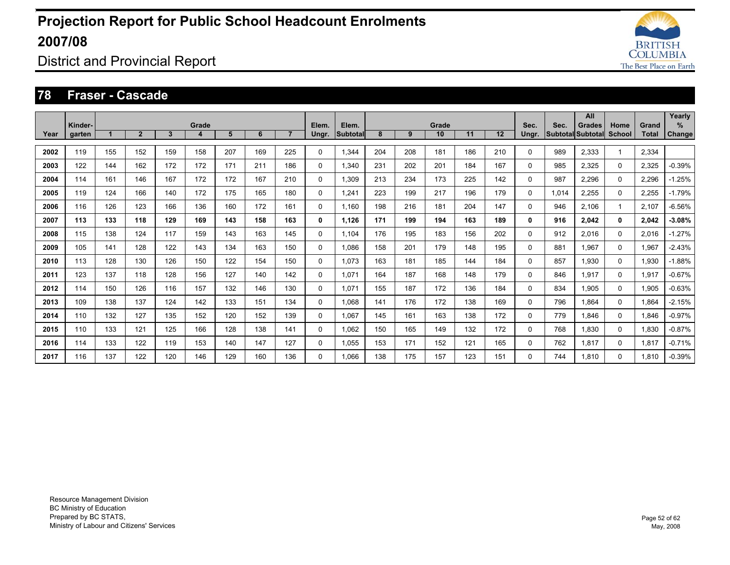# Projection Report for Public School Headcount Enrolments 2007/08

District and Provincial Report

## 78 Fraser - Cascade

| Year | Kinder-garten | Grade 1 | 2 | 3 | 4 | 5 | 6 | 7 | Elem. Ungr. | Elem. Subtotal | Grade 8 | 9 | 10 | 11 | 12 | Sec. Ungr. | Sec. Subtotal | All Grades Subtotal | Home School | Grand Total | Yearly % Change |
|---|---|---|---|---|---|---|---|---|---|---|---|---|---|---|---|---|---|---|---|---|---|
| 2002 | 119 | 155 | 152 | 159 | 158 | 207 | 169 | 225 | 0 | 1,344 | 204 | 208 | 181 | 186 | 210 | 0 | 989 | 2,333 | 1 | 2,334 | |
| 2003 | 122 | 144 | 162 | 172 | 172 | 171 | 211 | 186 | 0 | 1,340 | 231 | 202 | 201 | 184 | 167 | 0 | 985 | 2,325 | 0 | 2,325 | -0.39% |
| 2004 | 114 | 161 | 146 | 167 | 172 | 172 | 167 | 210 | 0 | 1,309 | 213 | 234 | 173 | 225 | 142 | 0 | 987 | 2,296 | 0 | 2,296 | -1.25% |
| 2005 | 119 | 124 | 166 | 140 | 172 | 175 | 165 | 180 | 0 | 1,241 | 223 | 199 | 217 | 196 | 179 | 0 | 1,014 | 2,255 | 0 | 2,255 | -1.79% |
| 2006 | 116 | 126 | 123 | 166 | 136 | 160 | 172 | 161 | 0 | 1,160 | 198 | 216 | 181 | 204 | 147 | 0 | 946 | 2,106 | 1 | 2,107 | -6.56% |
| **2007** | **113** | **133** | **118** | **129** | **169** | **143** | **158** | **163** | **0** | **1,126** | **171** | **199** | **194** | **163** | **189** | **0** | **916** | **2,042** | **0** | **2,042** | **-3.08%** |
| 2008 | 115 | 138 | 124 | 117 | 159 | 143 | 163 | 145 | 0 | 1,104 | 176 | 195 | 183 | 156 | 202 | 0 | 912 | 2,016 | 0 | 2,016 | -1.27% |
| 2009 | 105 | 141 | 128 | 122 | 143 | 134 | 163 | 150 | 0 | 1,086 | 158 | 201 | 179 | 148 | 195 | 0 | 881 | 1,967 | 0 | 1,967 | -2.43% |
| 2010 | 113 | 128 | 130 | 126 | 150 | 122 | 154 | 150 | 0 | 1,073 | 163 | 181 | 185 | 144 | 184 | 0 | 857 | 1,930 | 0 | 1,930 | -1.88% |
| 2011 | 123 | 137 | 118 | 128 | 156 | 127 | 140 | 142 | 0 | 1,071 | 164 | 187 | 168 | 148 | 179 | 0 | 846 | 1,917 | 0 | 1,917 | -0.67% |
| 2012 | 114 | 150 | 126 | 116 | 157 | 132 | 146 | 130 | 0 | 1,071 | 155 | 187 | 172 | 136 | 184 | 0 | 834 | 1,905 | 0 | 1,905 | -0.63% |
| 2013 | 109 | 138 | 137 | 124 | 142 | 133 | 151 | 134 | 0 | 1,068 | 141 | 176 | 172 | 138 | 169 | 0 | 796 | 1,864 | 0 | 1,864 | -2.15% |
| 2014 | 110 | 132 | 127 | 135 | 152 | 120 | 152 | 139 | 0 | 1,067 | 145 | 161 | 163 | 138 | 172 | 0 | 779 | 1,846 | 0 | 1,846 | -0.97% |
| 2015 | 110 | 133 | 121 | 125 | 166 | 128 | 138 | 141 | 0 | 1,062 | 150 | 165 | 149 | 132 | 172 | 0 | 768 | 1,830 | 0 | 1,830 | -0.87% |
| 2016 | 114 | 133 | 122 | 119 | 153 | 140 | 147 | 127 | 0 | 1,055 | 153 | 171 | 152 | 121 | 165 | 0 | 762 | 1,817 | 0 | 1,817 | -0.71% |
| 2017 | 116 | 137 | 122 | 120 | 146 | 129 | 160 | 136 | 0 | 1,066 | 138 | 175 | 157 | 123 | 151 | 0 | 744 | 1,810 | 0 | 1,810 | -0.39% |

Resource Management Division
BC Ministry of Education
Prepared by BC STATS,
Ministry of Labour and Citizens' Services

May, 2008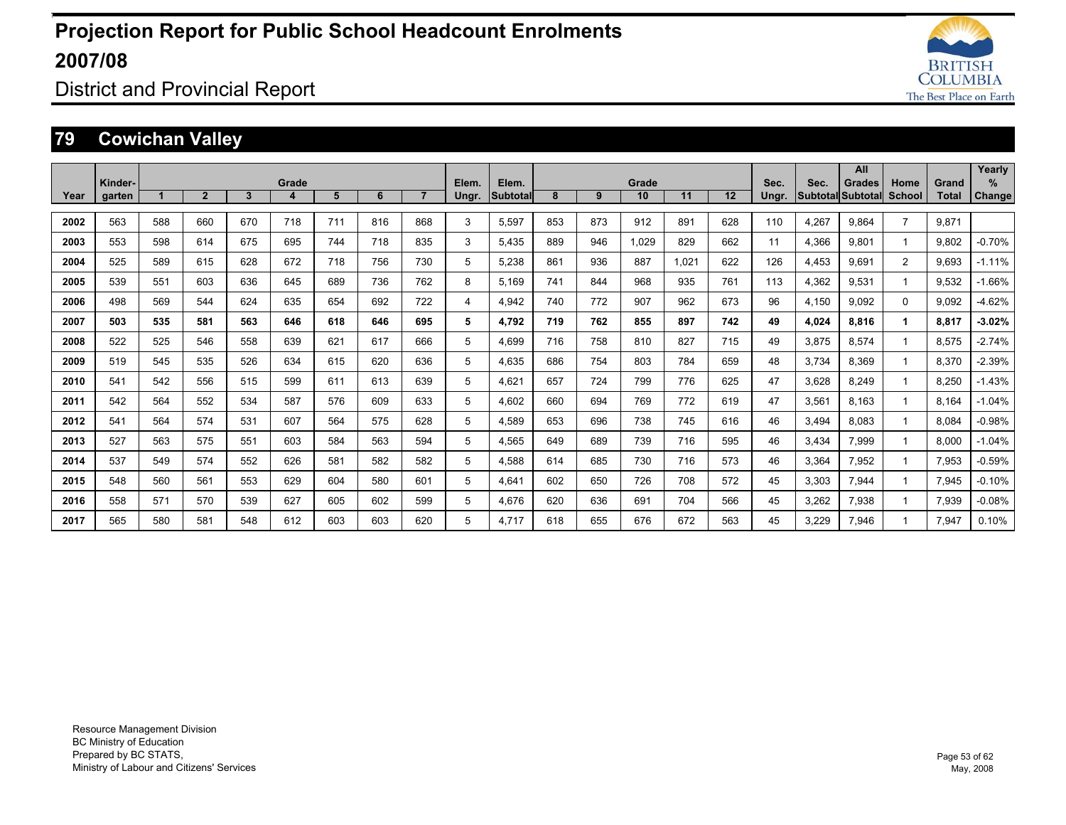# Projection Report for Public School Headcount Enrolments 2007/08

District and Provincial Report

## 79 Cowichan Valley

| Year | Kinder-garten | Grade 1 | 2 | 3 | 4 | 5 | 6 | 7 | Elem. Ungr. | Elem. Subtotal | Grade 8 | 9 | 10 | 11 | 12 | Sec. Ungr. | Sec. Subtotal | All Grades Subtotal | Home School | Grand Total | Yearly % Change |
|---|---|---|---|---|---|---|---|---|---|---|---|---|---|---|---|---|---|---|---|---|---|
| 2002 | 563 | 588 | 660 | 670 | 718 | 711 | 816 | 868 | 3 | 5,597 | 853 | 873 | 912 | 891 | 628 | 110 | 4,267 | 9,864 | 7 | 9,871 | |
| 2003 | 553 | 598 | 614 | 675 | 695 | 744 | 718 | 835 | 3 | 5,435 | 889 | 946 | 1,029 | 829 | 662 | 11 | 4,366 | 9,801 | 1 | 9,802 | -0.70% |
| 2004 | 525 | 589 | 615 | 628 | 672 | 718 | 756 | 730 | 5 | 5,238 | 861 | 936 | 887 | 1,021 | 622 | 126 | 4,453 | 9,691 | 2 | 9,693 | -1.11% |
| 2005 | 539 | 551 | 603 | 636 | 645 | 689 | 736 | 762 | 8 | 5,169 | 741 | 844 | 968 | 935 | 761 | 113 | 4,362 | 9,531 | 1 | 9,532 | -1.66% |
| 2006 | 498 | 569 | 544 | 624 | 635 | 654 | 692 | 722 | 4 | 4,942 | 740 | 772 | 907 | 962 | 673 | 96 | 4,150 | 9,092 | 0 | 9,092 | -4.62% |
| **2007** | **503** | **535** | **581** | **563** | **646** | **618** | **646** | **695** | **5** | **4,792** | **719** | **762** | **855** | **897** | **742** | **49** | **4,024** | **8,816** | **1** | **8,817** | **-3.02%** |
| 2008 | 522 | 525 | 546 | 558 | 639 | 621 | 617 | 666 | 5 | 4,699 | 716 | 758 | 810 | 827 | 715 | 49 | 3,875 | 8,574 | 1 | 8,575 | -2.74% |
| 2009 | 519 | 545 | 535 | 526 | 634 | 615 | 620 | 636 | 5 | 4,635 | 686 | 754 | 803 | 784 | 659 | 48 | 3,734 | 8,369 | 1 | 8,370 | -2.39% |
| 2010 | 541 | 542 | 556 | 515 | 599 | 611 | 613 | 639 | 5 | 4,621 | 657 | 724 | 799 | 776 | 625 | 47 | 3,628 | 8,249 | 1 | 8,250 | -1.43% |
| 2011 | 542 | 564 | 552 | 534 | 587 | 576 | 609 | 633 | 5 | 4,602 | 660 | 694 | 769 | 772 | 619 | 47 | 3,561 | 8,163 | 1 | 8,164 | -1.04% |
| 2012 | 541 | 564 | 574 | 531 | 607 | 564 | 575 | 628 | 5 | 4,589 | 653 | 696 | 738 | 745 | 616 | 46 | 3,494 | 8,083 | 1 | 8,084 | -0.98% |
| 2013 | 527 | 563 | 575 | 551 | 603 | 584 | 563 | 594 | 5 | 4,565 | 649 | 689 | 739 | 716 | 595 | 46 | 3,434 | 7,999 | 1 | 8,000 | -1.04% |
| 2014 | 537 | 549 | 574 | 552 | 626 | 581 | 582 | 582 | 5 | 4,588 | 614 | 685 | 730 | 716 | 573 | 46 | 3,364 | 7,952 | 1 | 7,953 | -0.59% |
| 2015 | 548 | 560 | 561 | 553 | 629 | 604 | 580 | 601 | 5 | 4,641 | 602 | 650 | 726 | 708 | 572 | 45 | 3,303 | 7,944 | 1 | 7,945 | -0.10% |
| 2016 | 558 | 571 | 570 | 539 | 627 | 605 | 602 | 599 | 5 | 4,676 | 620 | 636 | 691 | 704 | 566 | 45 | 3,262 | 7,938 | 1 | 7,939 | -0.08% |
| 2017 | 565 | 580 | 581 | 548 | 612 | 603 | 603 | 620 | 5 | 4,717 | 618 | 655 | 676 | 672 | 563 | 45 | 3,229 | 7,946 | 1 | 7,947 | 0.10% |

Resource Management Division
BC Ministry of Education
Prepared by BC STATS,
Ministry of Labour and Citizens' Services

May, 2008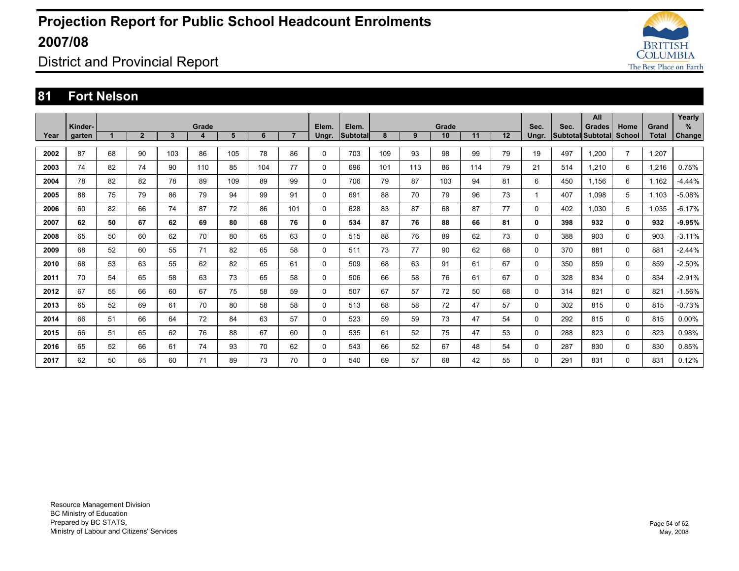# Projection Report for Public School Headcount Enrolments 2007/08

District and Provincial Report

## 81 Fort Nelson

| Year | Kinder-garten | Grade 1 | 2 | 3 | 4 | 5 | 6 | 7 | Elem. Ungr. | Elem. Subtotal | Grade 8 | 9 | 10 | 11 | 12 | Sec. Ungr. | Sec. Subtotal | All Grades Subtotal | Home School | Grand Total | Yearly % Change |
|---|---|---|---|---|---|---|---|---|---|---|---|---|---|---|---|---|---|---|---|---|---|
| **2002** | 87 | 68 | 90 | 103 | 86 | 105 | 78 | 86 | 0 | 703 | 109 | 93 | 98 | 99 | 79 | 19 | 497 | 1,200 | 7 | 1,207 | |
| **2003** | 74 | 82 | 74 | 90 | 110 | 85 | 104 | 77 | 0 | 696 | 101 | 113 | 86 | 114 | 79 | 21 | 514 | 1,210 | 6 | 1,216 | 0.75% |
| **2004** | 78 | 82 | 82 | 78 | 89 | 109 | 89 | 99 | 0 | 706 | 79 | 87 | 103 | 94 | 81 | 6 | 450 | 1,156 | 6 | 1,162 | -4.44% |
| **2005** | 88 | 75 | 79 | 86 | 79 | 94 | 99 | 91 | 0 | 691 | 88 | 70 | 79 | 96 | 73 | 1 | 407 | 1,098 | 5 | 1,103 | -5.08% |
| **2006** | 60 | 82 | 66 | 74 | 87 | 72 | 86 | 101 | 0 | 628 | 83 | 87 | 68 | 87 | 77 | 0 | 402 | 1,030 | 5 | 1,035 | -6.17% |
| **2007** | **62** | **50** | **67** | **62** | **69** | **80** | **68** | **76** | **0** | **534** | **87** | **76** | **88** | **66** | **81** | **0** | **398** | **932** | **0** | **932** | **-9.95%** |
| **2008** | 65 | 50 | 60 | 62 | 70 | 80 | 65 | 63 | 0 | 515 | 88 | 76 | 89 | 62 | 73 | 0 | 388 | 903 | 0 | 903 | -3.11% |
| **2009** | 68 | 52 | 60 | 55 | 71 | 82 | 65 | 58 | 0 | 511 | 73 | 77 | 90 | 62 | 68 | 0 | 370 | 881 | 0 | 881 | -2.44% |
| **2010** | 68 | 53 | 63 | 55 | 62 | 82 | 65 | 61 | 0 | 509 | 68 | 63 | 91 | 61 | 67 | 0 | 350 | 859 | 0 | 859 | -2.50% |
| **2011** | 70 | 54 | 65 | 58 | 63 | 73 | 65 | 58 | 0 | 506 | 66 | 58 | 76 | 61 | 67 | 0 | 328 | 834 | 0 | 834 | -2.91% |
| **2012** | 67 | 55 | 66 | 60 | 67 | 75 | 58 | 59 | 0 | 507 | 67 | 57 | 72 | 50 | 68 | 0 | 314 | 821 | 0 | 821 | -1.56% |
| **2013** | 65 | 52 | 69 | 61 | 70 | 80 | 58 | 58 | 0 | 513 | 68 | 58 | 72 | 47 | 57 | 0 | 302 | 815 | 0 | 815 | -0.73% |
| **2014** | 66 | 51 | 66 | 64 | 72 | 84 | 63 | 57 | 0 | 523 | 59 | 59 | 73 | 47 | 54 | 0 | 292 | 815 | 0 | 815 | 0.00% |
| **2015** | 66 | 51 | 65 | 62 | 76 | 88 | 67 | 60 | 0 | 535 | 61 | 52 | 75 | 47 | 53 | 0 | 288 | 823 | 0 | 823 | 0.98% |
| **2016** | 65 | 52 | 66 | 61 | 74 | 93 | 70 | 62 | 0 | 543 | 66 | 52 | 67 | 48 | 54 | 0 | 287 | 830 | 0 | 830 | 0.85% |
| **2017** | 62 | 50 | 65 | 60 | 71 | 89 | 73 | 70 | 0 | 540 | 69 | 57 | 68 | 42 | 55 | 0 | 291 | 831 | 0 | 831 | 0.12% |

Resource Management Division
BC Ministry of Education
Prepared by BC STATS,
Ministry of Labour and Citizens' Services

May, 2008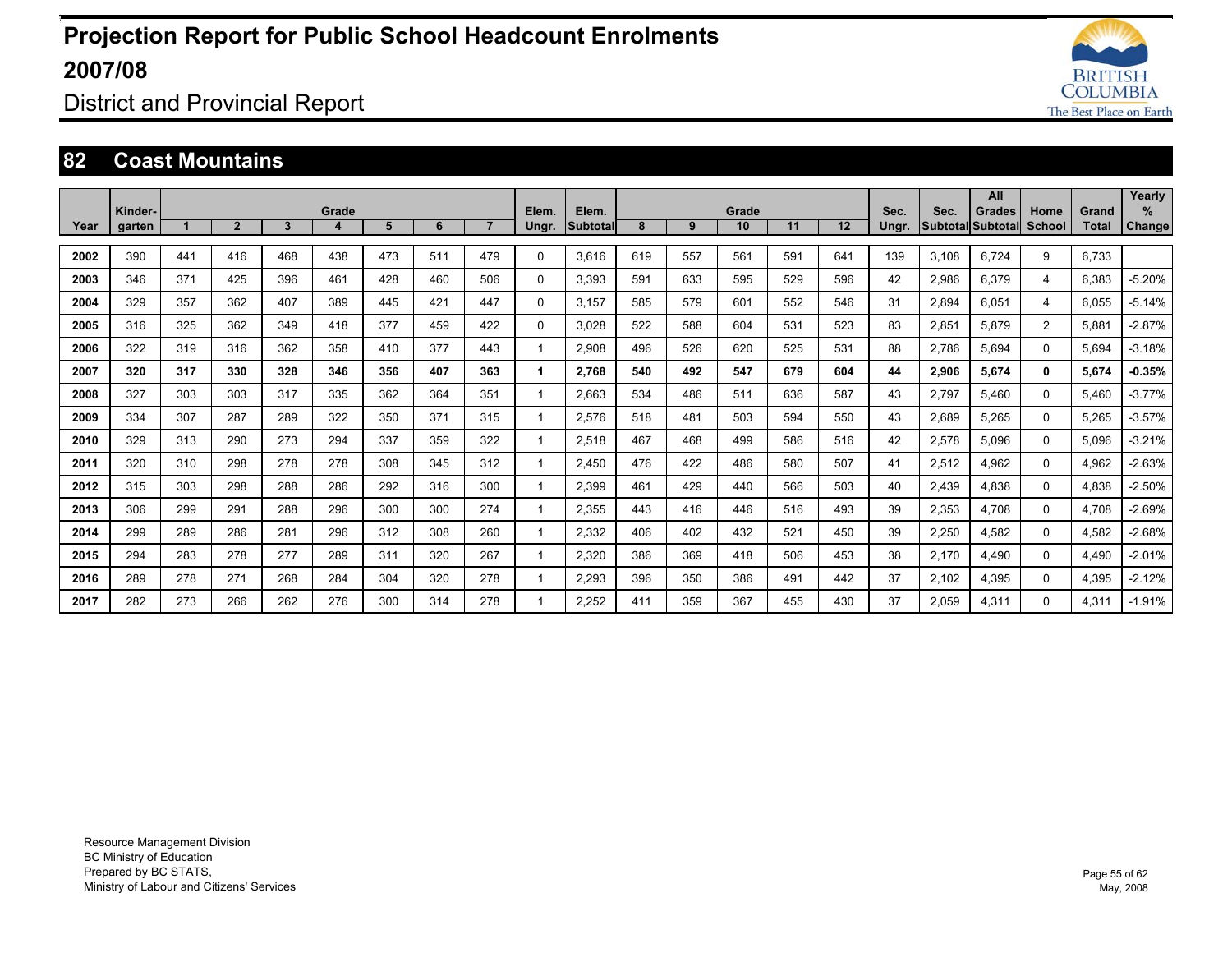# Projection Report for Public School Headcount Enrolments 2007/08

District and Provincial Report

## 82 Coast Mountains

| Year | Kinder-garten | Grade 1 | 2 | 3 | 4 | 5 | 6 | 7 | Elem. Ungr. | Elem. Subtotal | Grade 8 | 9 | 10 | 11 | 12 | Sec. Ungr. | Sec. Subtotal | All Grades Subtotal | Home School | Grand Total | Yearly % Change |
|---|---|---|---|---|---|---|---|---|---|---|---|---|---|---|---|---|---|---|---|---|---|
| 2002 | 390 | 441 | 416 | 468 | 438 | 473 | 511 | 479 | 0 | 3,616 | 619 | 557 | 561 | 591 | 641 | 139 | 3,108 | 6,724 | 9 | 6,733 | |
| 2003 | 346 | 371 | 425 | 396 | 461 | 428 | 460 | 506 | 0 | 3,393 | 591 | 633 | 595 | 529 | 596 | 42 | 2,986 | 6,379 | 4 | 6,383 | -5.20% |
| 2004 | 329 | 357 | 362 | 407 | 389 | 445 | 421 | 447 | 0 | 3,157 | 585 | 579 | 601 | 552 | 546 | 31 | 2,894 | 6,051 | 4 | 6,055 | -5.14% |
| 2005 | 316 | 325 | 362 | 349 | 418 | 377 | 459 | 422 | 0 | 3,028 | 522 | 588 | 604 | 531 | 523 | 83 | 2,851 | 5,879 | 2 | 5,881 | -2.87% |
| 2006 | 322 | 319 | 316 | 362 | 358 | 410 | 377 | 443 | 1 | 2,908 | 496 | 526 | 620 | 525 | 531 | 88 | 2,786 | 5,694 | 0 | 5,694 | -3.18% |
| **2007** | **320** | **317** | **330** | **328** | **346** | **356** | **407** | **363** | **1** | **2,768** | **540** | **492** | **547** | **679** | **604** | **44** | **2,906** | **5,674** | **0** | **5,674** | **-0.35%** |
| 2008 | 327 | 303 | 303 | 317 | 335 | 362 | 364 | 351 | 1 | 2,663 | 534 | 486 | 511 | 636 | 587 | 43 | 2,797 | 5,460 | 0 | 5,460 | -3.77% |
| 2009 | 334 | 307 | 287 | 289 | 322 | 350 | 371 | 315 | 1 | 2,576 | 518 | 481 | 503 | 594 | 550 | 43 | 2,689 | 5,265 | 0 | 5,265 | -3.57% |
| 2010 | 329 | 313 | 290 | 273 | 294 | 337 | 359 | 322 | 1 | 2,518 | 467 | 468 | 499 | 586 | 516 | 42 | 2,578 | 5,096 | 0 | 5,096 | -3.21% |
| 2011 | 320 | 310 | 298 | 278 | 278 | 308 | 345 | 312 | 1 | 2,450 | 476 | 422 | 486 | 580 | 507 | 41 | 2,512 | 4,962 | 0 | 4,962 | -2.63% |
| 2012 | 315 | 303 | 298 | 288 | 286 | 292 | 316 | 300 | 1 | 2,399 | 461 | 429 | 440 | 566 | 503 | 40 | 2,439 | 4,838 | 0 | 4,838 | -2.50% |
| 2013 | 306 | 299 | 291 | 288 | 296 | 300 | 300 | 274 | 1 | 2,355 | 443 | 416 | 446 | 516 | 493 | 39 | 2,353 | 4,708 | 0 | 4,708 | -2.69% |
| 2014 | 299 | 289 | 286 | 281 | 296 | 312 | 308 | 260 | 1 | 2,332 | 406 | 402 | 432 | 521 | 450 | 39 | 2,250 | 4,582 | 0 | 4,582 | -2.68% |
| 2015 | 294 | 283 | 278 | 277 | 289 | 311 | 320 | 267 | 1 | 2,320 | 386 | 369 | 418 | 506 | 453 | 38 | 2,170 | 4,490 | 0 | 4,490 | -2.01% |
| 2016 | 289 | 278 | 271 | 268 | 284 | 304 | 320 | 278 | 1 | 2,293 | 396 | 350 | 386 | 491 | 442 | 37 | 2,102 | 4,395 | 0 | 4,395 | -2.12% |
| 2017 | 282 | 273 | 266 | 262 | 276 | 300 | 314 | 278 | 1 | 2,252 | 411 | 359 | 367 | 455 | 430 | 37 | 2,059 | 4,311 | 0 | 4,311 | -1.91% |

Resource Management Division
BC Ministry of Education
Prepared by BC STATS,
Ministry of Labour and Citizens' Services

May, 2008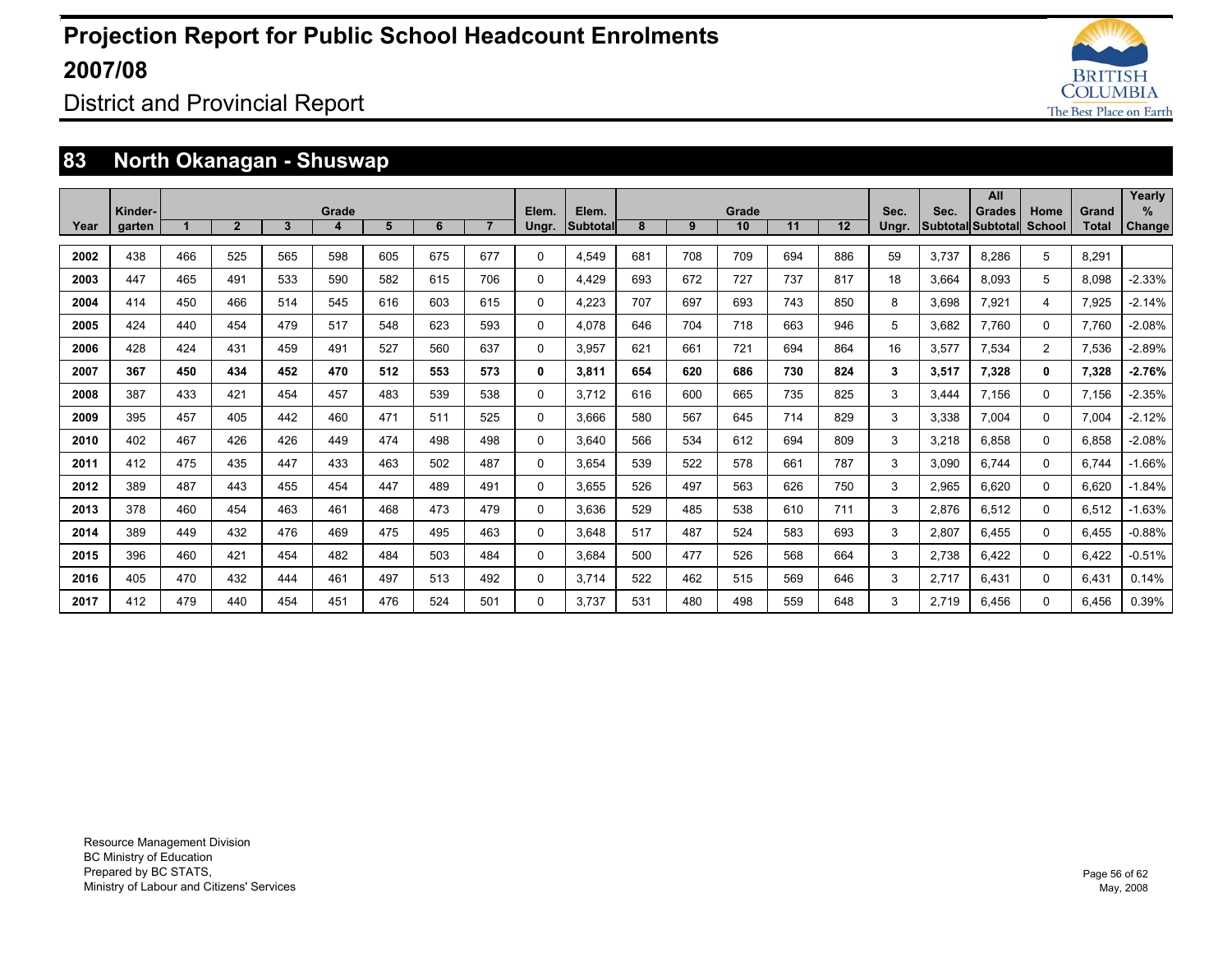# Projection Report for Public School Headcount Enrolments 2007/08

District and Provincial Report

## 83 North Okanagan - Shuswap

| Year | Kinder-garten | Grade 1 | 2 | 3 | 4 | 5 | 6 | 7 | Elem. Ungr. | Elem. Subtotal | Grade 8 | 9 | 10 | 11 | 12 | Sec. Ungr. | Sec. Subtotal | All Grades Subtotal | Home School | Grand Total | Yearly % Change |
|---|---|---|---|---|---|---|---|---|---|---|---|---|---|---|---|---|---|---|---|---|---|
| 2002 | 438 | 466 | 525 | 565 | 598 | 605 | 675 | 677 | 0 | 4,549 | 681 | 708 | 709 | 694 | 886 | 59 | 3,737 | 8,286 | 5 | 8,291 | |
| 2003 | 447 | 465 | 491 | 533 | 590 | 582 | 615 | 706 | 0 | 4,429 | 693 | 672 | 727 | 737 | 817 | 18 | 3,664 | 8,093 | 5 | 8,098 | -2.33% |
| 2004 | 414 | 450 | 466 | 514 | 545 | 616 | 603 | 615 | 0 | 4,223 | 707 | 697 | 693 | 743 | 850 | 8 | 3,698 | 7,921 | 4 | 7,925 | -2.14% |
| 2005 | 424 | 440 | 454 | 479 | 517 | 548 | 623 | 593 | 0 | 4,078 | 646 | 704 | 718 | 663 | 946 | 5 | 3,682 | 7,760 | 0 | 7,760 | -2.08% |
| 2006 | 428 | 424 | 431 | 459 | 491 | 527 | 560 | 637 | 0 | 3,957 | 621 | 661 | 721 | 694 | 864 | 16 | 3,577 | 7,534 | 2 | 7,536 | -2.89% |
| **2007** | **367** | **450** | **434** | **452** | **470** | **512** | **553** | **573** | **0** | **3,811** | **654** | **620** | **686** | **730** | **824** | **3** | **3,517** | **7,328** | **0** | **7,328** | **-2.76%** |
| 2008 | 387 | 433 | 421 | 454 | 457 | 483 | 539 | 538 | 0 | 3,712 | 616 | 600 | 665 | 735 | 825 | 3 | 3,444 | 7,156 | 0 | 7,156 | -2.35% |
| 2009 | 395 | 457 | 405 | 442 | 460 | 471 | 511 | 525 | 0 | 3,666 | 580 | 567 | 645 | 714 | 829 | 3 | 3,338 | 7,004 | 0 | 7,004 | -2.12% |
| 2010 | 402 | 467 | 426 | 426 | 449 | 474 | 498 | 498 | 0 | 3,640 | 566 | 534 | 612 | 694 | 809 | 3 | 3,218 | 6,858 | 0 | 6,858 | -2.08% |
| 2011 | 412 | 475 | 435 | 447 | 433 | 463 | 502 | 487 | 0 | 3,654 | 539 | 522 | 578 | 661 | 787 | 3 | 3,090 | 6,744 | 0 | 6,744 | -1.66% |
| 2012 | 389 | 487 | 443 | 455 | 454 | 447 | 489 | 491 | 0 | 3,655 | 526 | 497 | 563 | 626 | 750 | 3 | 2,965 | 6,620 | 0 | 6,620 | -1.84% |
| 2013 | 378 | 460 | 454 | 463 | 461 | 468 | 473 | 479 | 0 | 3,636 | 529 | 485 | 538 | 610 | 711 | 3 | 2,876 | 6,512 | 0 | 6,512 | -1.63% |
| 2014 | 389 | 449 | 432 | 476 | 469 | 475 | 495 | 463 | 0 | 3,648 | 517 | 487 | 524 | 583 | 693 | 3 | 2,807 | 6,455 | 0 | 6,455 | -0.88% |
| 2015 | 396 | 460 | 421 | 454 | 482 | 484 | 503 | 484 | 0 | 3,684 | 500 | 477 | 526 | 568 | 664 | 3 | 2,738 | 6,422 | 0 | 6,422 | -0.51% |
| 2016 | 405 | 470 | 432 | 444 | 461 | 497 | 513 | 492 | 0 | 3,714 | 522 | 462 | 515 | 569 | 646 | 3 | 2,717 | 6,431 | 0 | 6,431 | 0.14% |
| 2017 | 412 | 479 | 440 | 454 | 451 | 476 | 524 | 501 | 0 | 3,737 | 531 | 480 | 498 | 559 | 648 | 3 | 2,719 | 6,456 | 0 | 6,456 | 0.39% |

Resource Management Division
BC Ministry of Education
Prepared by BC STATS,
Ministry of Labour and Citizens' Services

May, 2008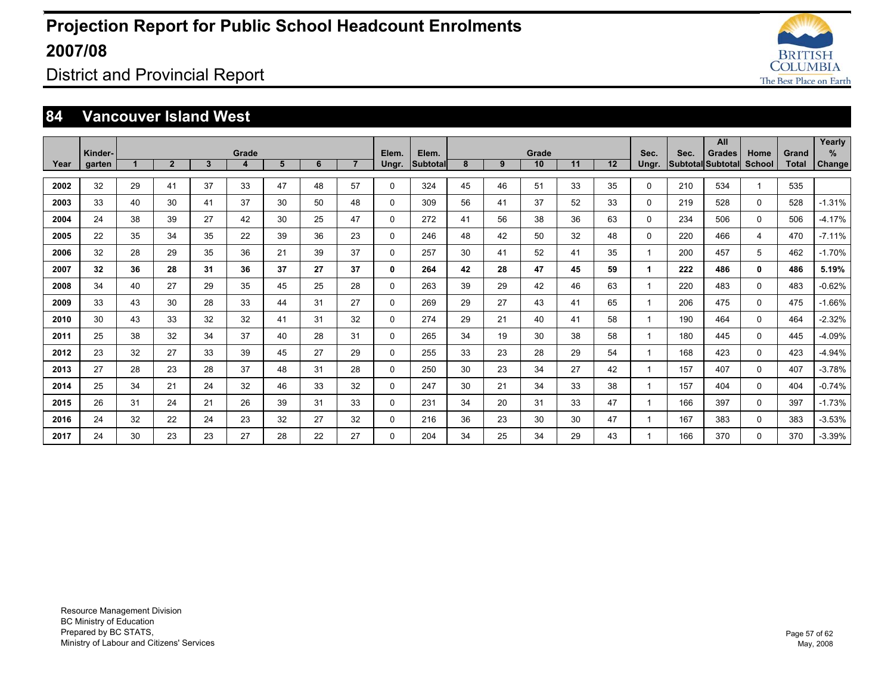# Projection Report for Public School Headcount Enrolments 2007/08

District and Provincial Report

## 84 Vancouver Island West

| Year | Kinder-garten | Grade 1 | 2 | 3 | 4 | 5 | 6 | 7 | Elem. Ungr. | Elem. Subtotal | Grade 8 | 9 | 10 | 11 | 12 | Sec. Ungr. | Sec. Subtotal | All Grades Subtotal | Home School | Grand Total | Yearly % Change |
|---|---|---|---|---|---|---|---|---|---|---|---|---|---|---|---|---|---|---|---|---|---|
| **2002** | 32 | 29 | 41 | 37 | 33 | 47 | 48 | 57 | 0 | 324 | 45 | 46 | 51 | 33 | 35 | 0 | 210 | 534 | 1 | 535 | |
| **2003** | 33 | 40 | 30 | 41 | 37 | 30 | 50 | 48 | 0 | 309 | 56 | 41 | 37 | 52 | 33 | 0 | 219 | 528 | 0 | 528 | -1.31% |
| **2004** | 24 | 38 | 39 | 27 | 42 | 30 | 25 | 47 | 0 | 272 | 41 | 56 | 38 | 36 | 63 | 0 | 234 | 506 | 0 | 506 | -4.17% |
| **2005** | 22 | 35 | 34 | 35 | 22 | 39 | 36 | 23 | 0 | 246 | 48 | 42 | 50 | 32 | 48 | 0 | 220 | 466 | 4 | 470 | -7.11% |
| **2006** | 32 | 28 | 29 | 35 | 36 | 21 | 39 | 37 | 0 | 257 | 30 | 41 | 52 | 41 | 35 | 1 | 200 | 457 | 5 | 462 | -1.70% |
| **2007** | **32** | **36** | **28** | **31** | **36** | **37** | **27** | **37** | **0** | **264** | **42** | **28** | **47** | **45** | **59** | **1** | **222** | **486** | **0** | **486** | **5.19%** |
| **2008** | 34 | 40 | 27 | 29 | 35 | 45 | 25 | 28 | 0 | 263 | 39 | 29 | 42 | 46 | 63 | 1 | 220 | 483 | 0 | 483 | -0.62% |
| **2009** | 33 | 43 | 30 | 28 | 33 | 44 | 31 | 27 | 0 | 269 | 29 | 27 | 43 | 41 | 65 | 1 | 206 | 475 | 0 | 475 | -1.66% |
| **2010** | 30 | 43 | 33 | 32 | 32 | 41 | 31 | 32 | 0 | 274 | 29 | 21 | 40 | 41 | 58 | 1 | 190 | 464 | 0 | 464 | -2.32% |
| **2011** | 25 | 38 | 32 | 34 | 37 | 40 | 28 | 31 | 0 | 265 | 34 | 19 | 30 | 38 | 58 | 1 | 180 | 445 | 0 | 445 | -4.09% |
| **2012** | 23 | 32 | 27 | 33 | 39 | 45 | 27 | 29 | 0 | 255 | 33 | 23 | 28 | 29 | 54 | 1 | 168 | 423 | 0 | 423 | -4.94% |
| **2013** | 27 | 28 | 23 | 28 | 37 | 48 | 31 | 28 | 0 | 250 | 30 | 23 | 34 | 27 | 42 | 1 | 157 | 407 | 0 | 407 | -3.78% |
| **2014** | 25 | 34 | 21 | 24 | 32 | 46 | 33 | 32 | 0 | 247 | 30 | 21 | 34 | 33 | 38 | 1 | 157 | 404 | 0 | 404 | -0.74% |
| **2015** | 26 | 31 | 24 | 21 | 26 | 39 | 31 | 33 | 0 | 231 | 34 | 20 | 31 | 33 | 47 | 1 | 166 | 397 | 0 | 397 | -1.73% |
| **2016** | 24 | 32 | 22 | 24 | 23 | 32 | 27 | 32 | 0 | 216 | 36 | 23 | 30 | 30 | 47 | 1 | 167 | 383 | 0 | 383 | -3.53% |
| **2017** | 24 | 30 | 23 | 23 | 27 | 28 | 22 | 27 | 0 | 204 | 34 | 25 | 34 | 29 | 43 | 1 | 166 | 370 | 0 | 370 | -3.39% |

Resource Management Division
BC Ministry of Education
Prepared by BC STATS,
Ministry of Labour and Citizens' Services

May, 2008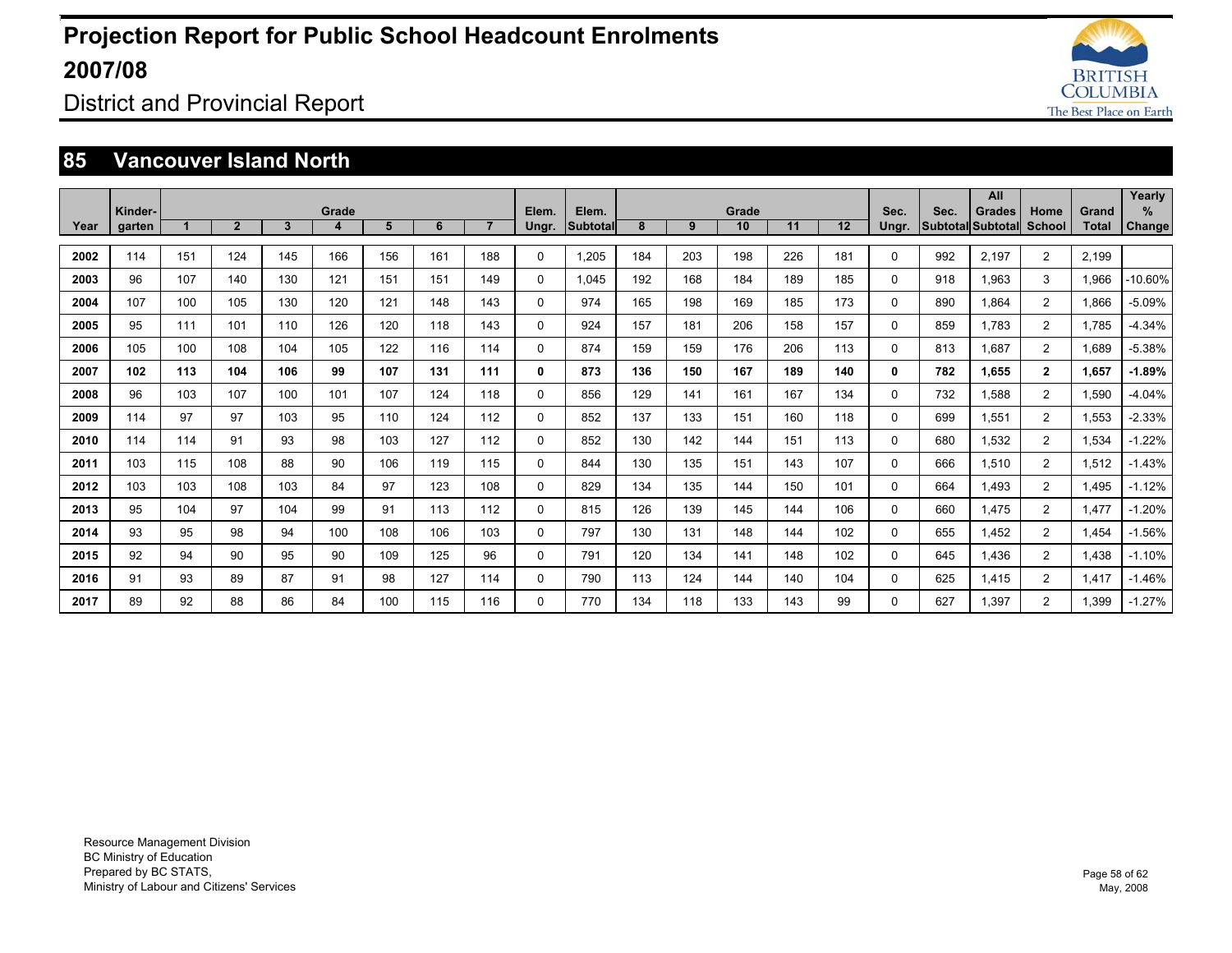# Projection Report for Public School Headcount Enrolments 2007/08

District and Provincial Report

## 85 Vancouver Island North

| Year | Kinder-garten | Grade 1 | 2 | 3 | 4 | 5 | 6 | 7 | Elem. Ungr. | Elem. Subtotal | Grade 8 | 9 | 10 | 11 | 12 | Sec. Ungr. | Sec. Subtotal | All Grades Subtotal | Home School | Grand Total | Yearly % Change |
|---|---|---|---|---|---|---|---|---|---|---|---|---|---|---|---|---|---|---|---|---|---|
| 2002 | 114 | 151 | 124 | 145 | 166 | 156 | 161 | 188 | 0 | 1,205 | 184 | 203 | 198 | 226 | 181 | 0 | 992 | 2,197 | 2 | 2,199 | |
| 2003 | 96 | 107 | 140 | 130 | 121 | 151 | 151 | 149 | 0 | 1,045 | 192 | 168 | 184 | 189 | 185 | 0 | 918 | 1,963 | 3 | 1,966 | -10.60% |
| 2004 | 107 | 100 | 105 | 130 | 120 | 121 | 148 | 143 | 0 | 974 | 165 | 198 | 169 | 185 | 173 | 0 | 890 | 1,864 | 2 | 1,866 | -5.09% |
| 2005 | 95 | 111 | 101 | 110 | 126 | 120 | 118 | 143 | 0 | 924 | 157 | 181 | 206 | 158 | 157 | 0 | 859 | 1,783 | 2 | 1,785 | -4.34% |
| 2006 | 105 | 100 | 108 | 104 | 105 | 122 | 116 | 114 | 0 | 874 | 159 | 159 | 176 | 206 | 113 | 0 | 813 | 1,687 | 2 | 1,689 | -5.38% |
| **2007** | **102** | **113** | **104** | **106** | **99** | **107** | **131** | **111** | **0** | **873** | **136** | **150** | **167** | **189** | **140** | **0** | **782** | **1,655** | **2** | **1,657** | **-1.89%** |
| 2008 | 96 | 103 | 107 | 100 | 101 | 107 | 124 | 118 | 0 | 856 | 129 | 141 | 161 | 167 | 134 | 0 | 732 | 1,588 | 2 | 1,590 | -4.04% |
| 2009 | 114 | 97 | 97 | 103 | 95 | 110 | 124 | 112 | 0 | 852 | 137 | 133 | 151 | 160 | 118 | 0 | 699 | 1,551 | 2 | 1,553 | -2.33% |
| 2010 | 114 | 114 | 91 | 93 | 98 | 103 | 127 | 112 | 0 | 852 | 130 | 142 | 144 | 151 | 113 | 0 | 680 | 1,532 | 2 | 1,534 | -1.22% |
| 2011 | 103 | 115 | 108 | 88 | 90 | 106 | 119 | 115 | 0 | 844 | 130 | 135 | 151 | 143 | 107 | 0 | 666 | 1,510 | 2 | 1,512 | -1.43% |
| 2012 | 103 | 103 | 108 | 103 | 84 | 97 | 123 | 108 | 0 | 829 | 134 | 135 | 144 | 150 | 101 | 0 | 664 | 1,493 | 2 | 1,495 | -1.12% |
| 2013 | 95 | 104 | 97 | 104 | 99 | 91 | 113 | 112 | 0 | 815 | 126 | 139 | 145 | 144 | 106 | 0 | 660 | 1,475 | 2 | 1,477 | -1.20% |
| 2014 | 93 | 95 | 98 | 94 | 100 | 108 | 106 | 103 | 0 | 797 | 130 | 131 | 148 | 144 | 102 | 0 | 655 | 1,452 | 2 | 1,454 | -1.56% |
| 2015 | 92 | 94 | 90 | 95 | 90 | 109 | 125 | 96 | 0 | 791 | 120 | 134 | 141 | 148 | 102 | 0 | 645 | 1,436 | 2 | 1,438 | -1.10% |
| 2016 | 91 | 93 | 89 | 87 | 91 | 98 | 127 | 114 | 0 | 790 | 113 | 124 | 144 | 140 | 104 | 0 | 625 | 1,415 | 2 | 1,417 | -1.46% |
| 2017 | 89 | 92 | 88 | 86 | 84 | 100 | 115 | 116 | 0 | 770 | 134 | 118 | 133 | 143 | 99 | 0 | 627 | 1,397 | 2 | 1,399 | -1.27% |

Resource Management Division
BC Ministry of Education
Prepared by BC STATS,
Ministry of Labour and Citizens' Services

May, 2008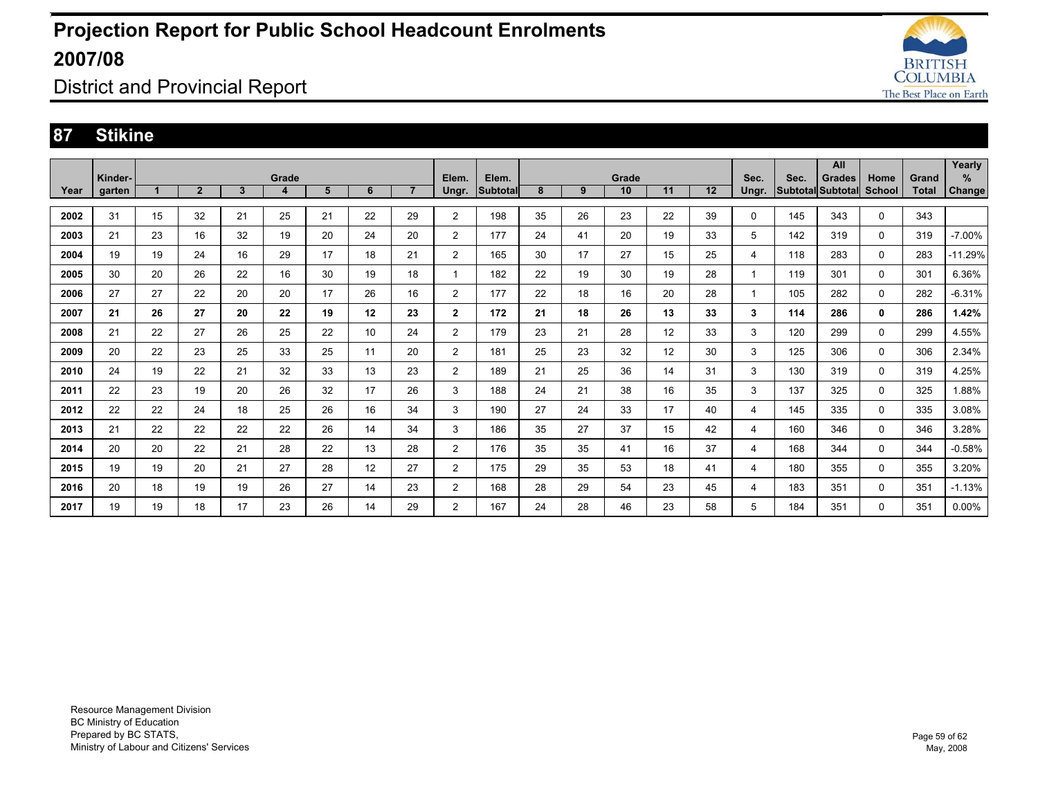# Projection Report for Public School Headcount Enrolments 2007/08

District and Provincial Report

## 87 Stikine

| Year | Kinder-garten | Grade 1 | 2 | 3 | 4 | 5 | 6 | 7 | Elem. Ungr. | Elem. Subtotal | Grade 8 | 9 | 10 | 11 | 12 | Sec. Ungr. | Sec. Subtotal | All Grades Subtotal | Home School | Grand Total | Yearly % Change |
|---|---|---|---|---|---|---|---|---|---|---|---|---|---|---|---|---|---|---|---|---|---|
| **2002** | 31 | 15 | 32 | 21 | 25 | 21 | 22 | 29 | 2 | 198 | 35 | 26 | 23 | 22 | 39 | 0 | 145 | 343 | 0 | 343 | |
| **2003** | 21 | 23 | 16 | 32 | 19 | 20 | 24 | 20 | 2 | 177 | 24 | 41 | 20 | 19 | 33 | 5 | 142 | 319 | 0 | 319 | -7.00% |
| **2004** | 19 | 19 | 24 | 16 | 29 | 17 | 18 | 21 | 2 | 165 | 30 | 17 | 27 | 15 | 25 | 4 | 118 | 283 | 0 | 283 | -11.29% |
| **2005** | 30 | 20 | 26 | 22 | 16 | 30 | 19 | 18 | 1 | 182 | 22 | 19 | 30 | 19 | 28 | 1 | 119 | 301 | 0 | 301 | 6.36% |
| **2006** | 27 | 27 | 22 | 20 | 20 | 17 | 26 | 16 | 2 | 177 | 22 | 18 | 16 | 20 | 28 | 1 | 105 | 282 | 0 | 282 | -6.31% |
| **2007** | **21** | **26** | **27** | **20** | **22** | **19** | **12** | **23** | **2** | **172** | **21** | **18** | **26** | **13** | **33** | **3** | **114** | **286** | **0** | **286** | **1.42%** |
| **2008** | 21 | 22 | 27 | 26 | 25 | 22 | 10 | 24 | 2 | 179 | 23 | 21 | 28 | 12 | 33 | 3 | 120 | 299 | 0 | 299 | 4.55% |
| **2009** | 20 | 22 | 23 | 25 | 33 | 25 | 11 | 20 | 2 | 181 | 25 | 23 | 32 | 12 | 30 | 3 | 125 | 306 | 0 | 306 | 2.34% |
| **2010** | 24 | 19 | 22 | 21 | 32 | 33 | 13 | 23 | 2 | 189 | 21 | 25 | 36 | 14 | 31 | 3 | 130 | 319 | 0 | 319 | 4.25% |
| **2011** | 22 | 23 | 19 | 20 | 26 | 32 | 17 | 26 | 3 | 188 | 24 | 21 | 38 | 16 | 35 | 3 | 137 | 325 | 0 | 325 | 1.88% |
| **2012** | 22 | 22 | 24 | 18 | 25 | 26 | 16 | 34 | 3 | 190 | 27 | 24 | 33 | 17 | 40 | 4 | 145 | 335 | 0 | 335 | 3.08% |
| **2013** | 21 | 22 | 22 | 22 | 22 | 26 | 14 | 34 | 3 | 186 | 35 | 27 | 37 | 15 | 42 | 4 | 160 | 346 | 0 | 346 | 3.28% |
| **2014** | 20 | 20 | 22 | 21 | 28 | 22 | 13 | 28 | 2 | 176 | 35 | 35 | 41 | 16 | 37 | 4 | 168 | 344 | 0 | 344 | -0.58% |
| **2015** | 19 | 19 | 20 | 21 | 27 | 28 | 12 | 27 | 2 | 175 | 29 | 35 | 53 | 18 | 41 | 4 | 180 | 355 | 0 | 355 | 3.20% |
| **2016** | 20 | 18 | 19 | 19 | 26 | 27 | 14 | 23 | 2 | 168 | 28 | 29 | 54 | 23 | 45 | 4 | 183 | 351 | 0 | 351 | -1.13% |
| **2017** | 19 | 19 | 18 | 17 | 23 | 26 | 14 | 29 | 2 | 167 | 24 | 28 | 46 | 23 | 58 | 5 | 184 | 351 | 0 | 351 | 0.00% |

Resource Management Division
BC Ministry of Education
Prepared by BC STATS,
Ministry of Labour and Citizens' Services

May, 2008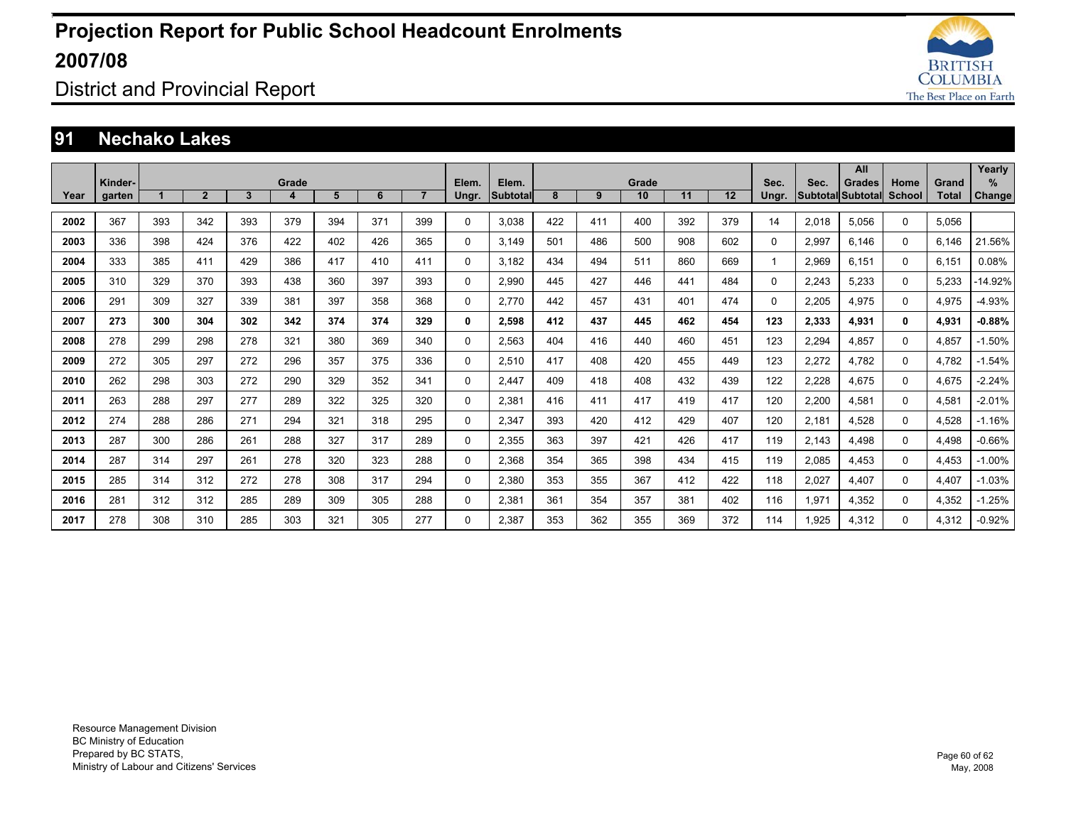# Projection Report for Public School Headcount Enrolments 2007/08

District and Provincial Report

## 91 Nechako Lakes

| Year | Kinder-garten | Grade 1 | 2 | 3 | 4 | 5 | 6 | 7 | Elem. Ungr. | Elem. Subtotal | Grade 8 | 9 | 10 | 11 | 12 | Sec. Ungr. | Sec. Subtotal | All Grades Subtotal | Home School | Grand Total | Yearly % Change |
|---|---|---|---|---|---|---|---|---|---|---|---|---|---|---|---|---|---|---|---|---|---|
| 2002 | 367 | 393 | 342 | 393 | 379 | 394 | 371 | 399 | 0 | 3,038 | 422 | 411 | 400 | 392 | 379 | 14 | 2,018 | 5,056 | 0 | 5,056 | |
| 2003 | 336 | 398 | 424 | 376 | 422 | 402 | 426 | 365 | 0 | 3,149 | 501 | 486 | 500 | 908 | 602 | 0 | 2,997 | 6,146 | 0 | 6,146 | 21.56% |
| 2004 | 333 | 385 | 411 | 429 | 386 | 417 | 410 | 411 | 0 | 3,182 | 434 | 494 | 511 | 860 | 669 | 1 | 2,969 | 6,151 | 0 | 6,151 | 0.08% |
| 2005 | 310 | 329 | 370 | 393 | 438 | 360 | 397 | 393 | 0 | 2,990 | 445 | 427 | 446 | 441 | 484 | 0 | 2,243 | 5,233 | 0 | 5,233 | -14.92% |
| 2006 | 291 | 309 | 327 | 339 | 381 | 397 | 358 | 368 | 0 | 2,770 | 442 | 457 | 431 | 401 | 474 | 0 | 2,205 | 4,975 | 0 | 4,975 | -4.93% |
| **2007** | **273** | **300** | **304** | **302** | **342** | **374** | **374** | **329** | **0** | **2,598** | **412** | **437** | **445** | **462** | **454** | **123** | **2,333** | **4,931** | **0** | **4,931** | **-0.88%** |
| 2008 | 278 | 299 | 298 | 278 | 321 | 380 | 369 | 340 | 0 | 2,563 | 404 | 416 | 440 | 460 | 451 | 123 | 2,294 | 4,857 | 0 | 4,857 | -1.50% |
| 2009 | 272 | 305 | 297 | 272 | 296 | 357 | 375 | 336 | 0 | 2,510 | 417 | 408 | 420 | 455 | 449 | 123 | 2,272 | 4,782 | 0 | 4,782 | -1.54% |
| 2010 | 262 | 298 | 303 | 272 | 290 | 329 | 352 | 341 | 0 | 2,447 | 409 | 418 | 408 | 432 | 439 | 122 | 2,228 | 4,675 | 0 | 4,675 | -2.24% |
| 2011 | 263 | 288 | 297 | 277 | 289 | 322 | 325 | 320 | 0 | 2,381 | 416 | 411 | 417 | 419 | 417 | 120 | 2,200 | 4,581 | 0 | 4,581 | -2.01% |
| 2012 | 274 | 288 | 286 | 271 | 294 | 321 | 318 | 295 | 0 | 2,347 | 393 | 420 | 412 | 429 | 407 | 120 | 2,181 | 4,528 | 0 | 4,528 | -1.16% |
| 2013 | 287 | 300 | 286 | 261 | 288 | 327 | 317 | 289 | 0 | 2,355 | 363 | 397 | 421 | 426 | 417 | 119 | 2,143 | 4,498 | 0 | 4,498 | -0.66% |
| 2014 | 287 | 314 | 297 | 261 | 278 | 320 | 323 | 288 | 0 | 2,368 | 354 | 365 | 398 | 434 | 415 | 119 | 2,085 | 4,453 | 0 | 4,453 | -1.00% |
| 2015 | 285 | 314 | 312 | 272 | 278 | 308 | 317 | 294 | 0 | 2,380 | 353 | 355 | 367 | 412 | 422 | 118 | 2,027 | 4,407 | 0 | 4,407 | -1.03% |
| 2016 | 281 | 312 | 312 | 285 | 289 | 309 | 305 | 288 | 0 | 2,381 | 361 | 354 | 357 | 381 | 402 | 116 | 1,971 | 4,352 | 0 | 4,352 | -1.25% |
| 2017 | 278 | 308 | 310 | 285 | 303 | 321 | 305 | 277 | 0 | 2,387 | 353 | 362 | 355 | 369 | 372 | 114 | 1,925 | 4,312 | 0 | 4,312 | -0.92% |

Resource Management Division
BC Ministry of Education
Prepared by BC STATS,
Ministry of Labour and Citizens' Services

May, 2008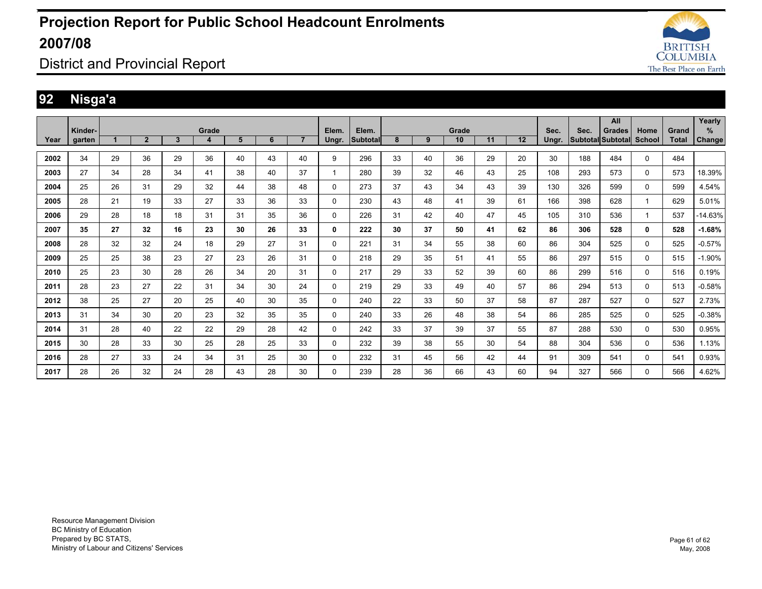# Projection Report for Public School Headcount Enrolments 2007/08

## District and Provincial Report

## 92 Nisga'a

| Year | Kinder-garten | Grade 1 | 2 | 3 | 4 | 5 | 6 | 7 | Elem. Ungr. | Elem. Subtotal | Grade 8 | 9 | 10 | 11 | 12 | Sec. Ungr. | Sec. Subtotal | All Grades Subtotal | Home School | Grand Total | Yearly % Change |
|---|---|---|---|---|---|---|---|---|---|---|---|---|---|---|---|---|---|---|---|---|---|
| 2002 | 34 | 29 | 36 | 29 | 36 | 40 | 43 | 40 | 9 | 296 | 33 | 40 | 36 | 29 | 20 | 30 | 188 | 484 | 0 | 484 | |
| 2003 | 27 | 34 | 28 | 34 | 41 | 38 | 40 | 37 | 1 | 280 | 39 | 32 | 46 | 43 | 25 | 108 | 293 | 573 | 0 | 573 | 18.39% |
| 2004 | 25 | 26 | 31 | 29 | 32 | 44 | 38 | 48 | 0 | 273 | 37 | 43 | 34 | 43 | 39 | 130 | 326 | 599 | 0 | 599 | 4.54% |
| 2005 | 28 | 21 | 19 | 33 | 27 | 33 | 36 | 33 | 0 | 230 | 43 | 48 | 41 | 39 | 61 | 166 | 398 | 628 | 1 | 629 | 5.01% |
| 2006 | 29 | 28 | 18 | 18 | 31 | 31 | 35 | 36 | 0 | 226 | 31 | 42 | 40 | 47 | 45 | 105 | 310 | 536 | 1 | 537 | -14.63% |
| **2007** | **35** | **27** | **32** | **16** | **23** | **30** | **26** | **33** | **0** | **222** | **30** | **37** | **50** | **41** | **62** | **86** | **306** | **528** | **0** | **528** | **-1.68%** |
| 2008 | 28 | 32 | 32 | 24 | 18 | 29 | 27 | 31 | 0 | 221 | 31 | 34 | 55 | 38 | 60 | 86 | 304 | 525 | 0 | 525 | -0.57% |
| 2009 | 25 | 25 | 38 | 23 | 27 | 23 | 26 | 31 | 0 | 218 | 29 | 35 | 51 | 41 | 55 | 86 | 297 | 515 | 0 | 515 | -1.90% |
| 2010 | 25 | 23 | 30 | 28 | 26 | 34 | 20 | 31 | 0 | 217 | 29 | 33 | 52 | 39 | 60 | 86 | 299 | 516 | 0 | 516 | 0.19% |
| 2011 | 28 | 23 | 27 | 22 | 31 | 34 | 30 | 24 | 0 | 219 | 29 | 33 | 49 | 40 | 57 | 86 | 294 | 513 | 0 | 513 | -0.58% |
| 2012 | 38 | 25 | 27 | 20 | 25 | 40 | 30 | 35 | 0 | 240 | 22 | 33 | 50 | 37 | 58 | 87 | 287 | 527 | 0 | 527 | 2.73% |
| 2013 | 31 | 34 | 30 | 20 | 23 | 32 | 35 | 35 | 0 | 240 | 33 | 26 | 48 | 38 | 54 | 86 | 285 | 525 | 0 | 525 | -0.38% |
| 2014 | 31 | 28 | 40 | 22 | 22 | 29 | 28 | 42 | 0 | 242 | 33 | 37 | 39 | 37 | 55 | 87 | 288 | 530 | 0 | 530 | 0.95% |
| 2015 | 30 | 28 | 33 | 30 | 25 | 28 | 25 | 33 | 0 | 232 | 39 | 38 | 55 | 30 | 54 | 88 | 304 | 536 | 0 | 536 | 1.13% |
| 2016 | 28 | 27 | 33 | 24 | 34 | 31 | 25 | 30 | 0 | 232 | 31 | 45 | 56 | 42 | 44 | 91 | 309 | 541 | 0 | 541 | 0.93% |
| 2017 | 28 | 26 | 32 | 24 | 28 | 43 | 28 | 30 | 0 | 239 | 28 | 36 | 66 | 43 | 60 | 94 | 327 | 566 | 0 | 566 | 4.62% |

Resource Management Division
BC Ministry of Education
Prepared by BC STATS,
Ministry of Labour and Citizens' Services

May, 2008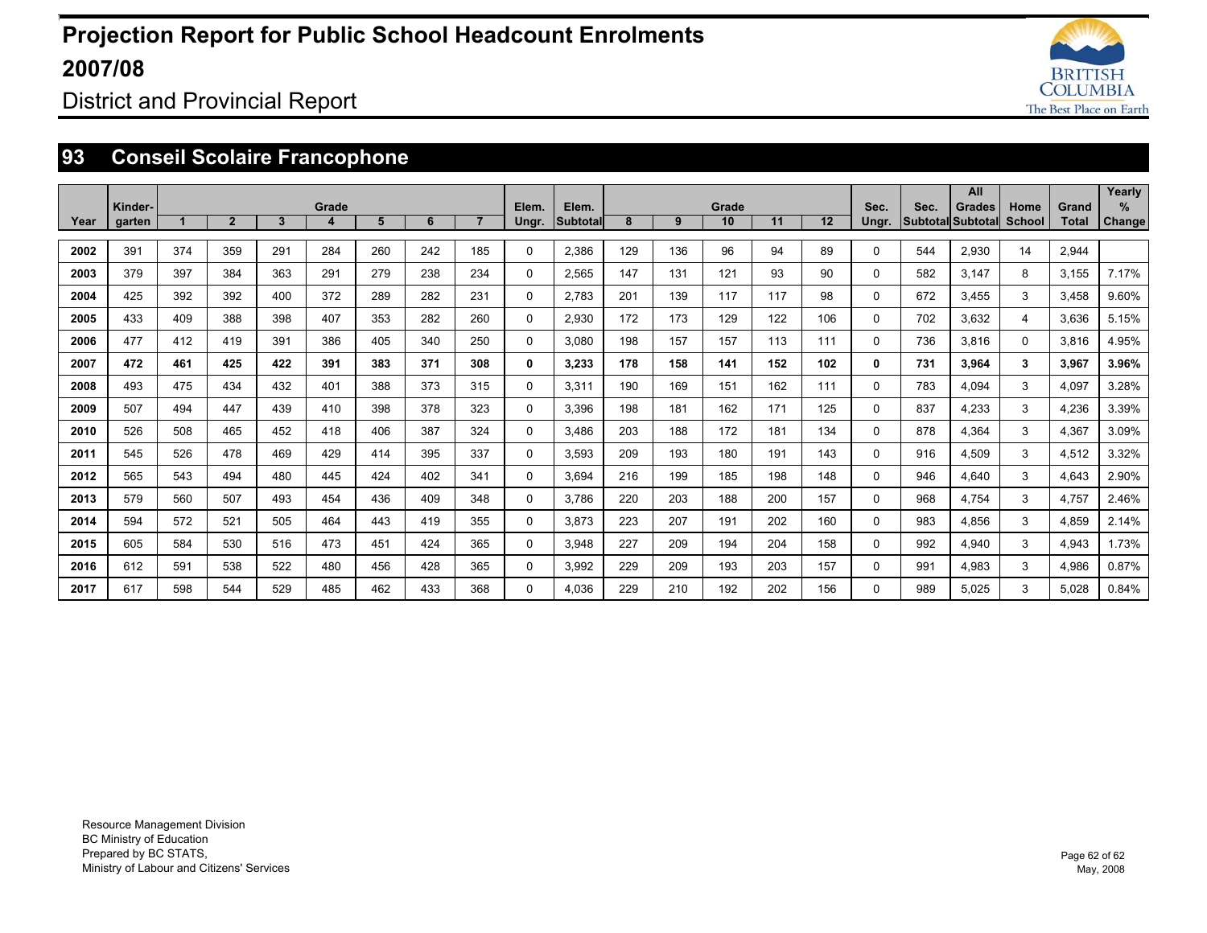# Projection Report for Public School Headcount Enrolments 2007/08

District and Provincial Report

## 93 Conseil Scolaire Francophone

| Year | Kinder-garten | Grade 1 | 2 | 3 | 4 | 5 | 6 | 7 | Elem. Ungr. | Elem. Subtotal | Grade 8 | 9 | 10 | 11 | 12 | Sec. Ungr. | Sec. Subtotal | All Grades Subtotal | Home School | Grand Total | Yearly % Change |
|---|---|---|---|---|---|---|---|---|---|---|---|---|---|---|---|---|---|---|---|---|---|
| 2002 | 391 | 374 | 359 | 291 | 284 | 260 | 242 | 185 | 0 | 2,386 | 129 | 136 | 96 | 94 | 89 | 0 | 544 | 2,930 | 14 | 2,944 | |
| 2003 | 379 | 397 | 384 | 363 | 291 | 279 | 238 | 234 | 0 | 2,565 | 147 | 131 | 121 | 93 | 90 | 0 | 582 | 3,147 | 8 | 3,155 | 7.17% |
| 2004 | 425 | 392 | 392 | 400 | 372 | 289 | 282 | 231 | 0 | 2,783 | 201 | 139 | 117 | 117 | 98 | 0 | 672 | 3,455 | 3 | 3,458 | 9.60% |
| 2005 | 433 | 409 | 388 | 398 | 407 | 353 | 282 | 260 | 0 | 2,930 | 172 | 173 | 129 | 122 | 106 | 0 | 702 | 3,632 | 4 | 3,636 | 5.15% |
| 2006 | 477 | 412 | 419 | 391 | 386 | 405 | 340 | 250 | 0 | 3,080 | 198 | 157 | 157 | 113 | 111 | 0 | 736 | 3,816 | 0 | 3,816 | 4.95% |
| **2007** | **472** | **461** | **425** | **422** | **391** | **383** | **371** | **308** | **0** | **3,233** | **178** | **158** | **141** | **152** | **102** | **0** | **731** | **3,964** | **3** | **3,967** | **3.96%** |
| 2008 | 493 | 475 | 434 | 432 | 401 | 388 | 373 | 315 | 0 | 3,311 | 190 | 169 | 151 | 162 | 111 | 0 | 783 | 4,094 | 3 | 4,097 | 3.28% |
| 2009 | 507 | 494 | 447 | 439 | 410 | 398 | 378 | 323 | 0 | 3,396 | 198 | 181 | 162 | 171 | 125 | 0 | 837 | 4,233 | 3 | 4,236 | 3.39% |
| 2010 | 526 | 508 | 465 | 452 | 418 | 406 | 387 | 324 | 0 | 3,486 | 203 | 188 | 172 | 181 | 134 | 0 | 878 | 4,364 | 3 | 4,367 | 3.09% |
| 2011 | 545 | 526 | 478 | 469 | 429 | 414 | 395 | 337 | 0 | 3,593 | 209 | 193 | 180 | 191 | 143 | 0 | 916 | 4,509 | 3 | 4,512 | 3.32% |
| 2012 | 565 | 543 | 494 | 480 | 445 | 424 | 402 | 341 | 0 | 3,694 | 216 | 199 | 185 | 198 | 148 | 0 | 946 | 4,640 | 3 | 4,643 | 2.90% |
| 2013 | 579 | 560 | 507 | 493 | 454 | 436 | 409 | 348 | 0 | 3,786 | 220 | 203 | 188 | 200 | 157 | 0 | 968 | 4,754 | 3 | 4,757 | 2.46% |
| 2014 | 594 | 572 | 521 | 505 | 464 | 443 | 419 | 355 | 0 | 3,873 | 223 | 207 | 191 | 202 | 160 | 0 | 983 | 4,856 | 3 | 4,859 | 2.14% |
| 2015 | 605 | 584 | 530 | 516 | 473 | 451 | 424 | 365 | 0 | 3,948 | 227 | 209 | 194 | 204 | 158 | 0 | 992 | 4,940 | 3 | 4,943 | 1.73% |
| 2016 | 612 | 591 | 538 | 522 | 480 | 456 | 428 | 365 | 0 | 3,992 | 229 | 209 | 193 | 203 | 157 | 0 | 991 | 4,983 | 3 | 4,986 | 0.87% |
| 2017 | 617 | 598 | 544 | 529 | 485 | 462 | 433 | 368 | 0 | 4,036 | 229 | 210 | 192 | 202 | 156 | 0 | 989 | 5,025 | 3 | 5,028 | 0.84% |

Resource Management Division
BC Ministry of Education
Prepared by BC STATS,
Ministry of Labour and Citizens' Services

May, 2008